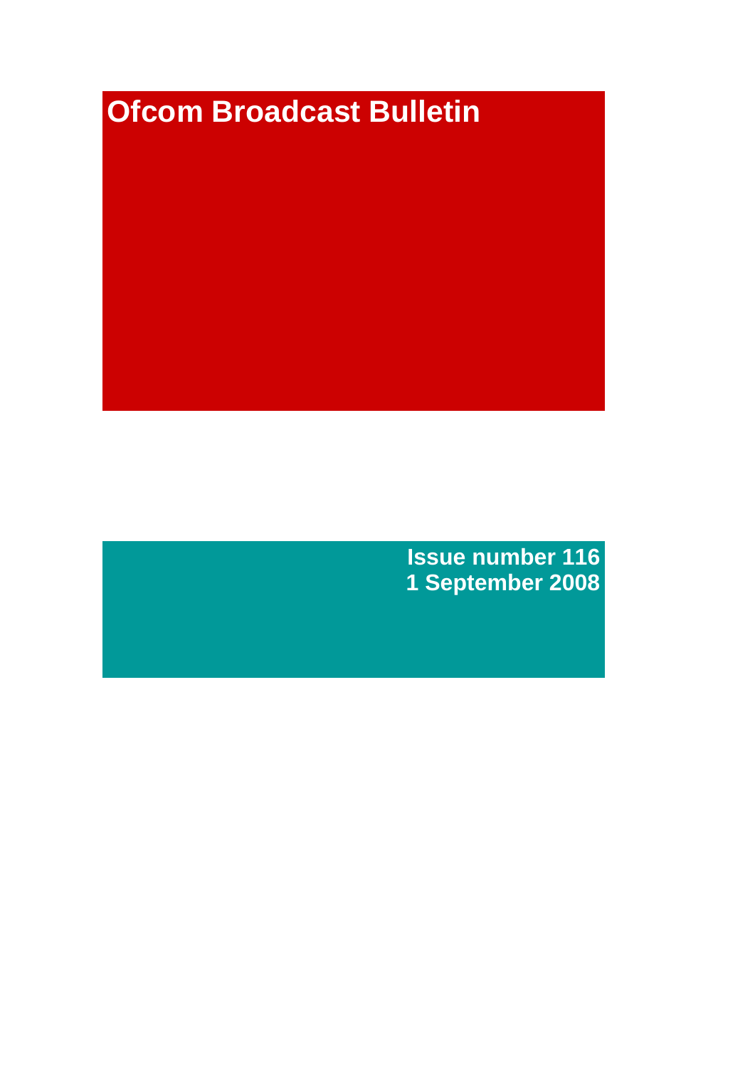# Ofcom Broadcast Bulletin

**Issue number 116**
**1 September 2008**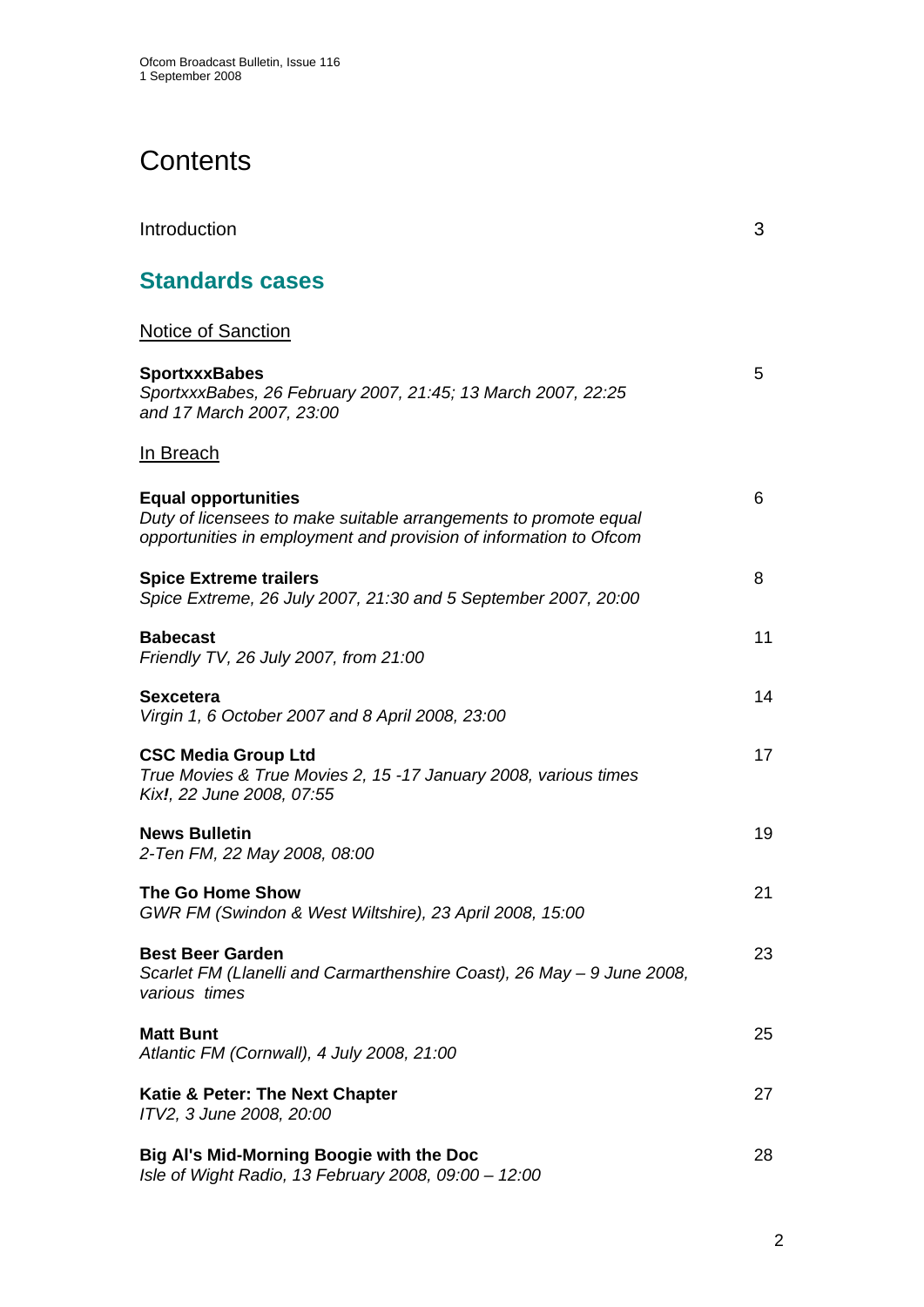# Contents

Introduction 3

## Standards cases

Notice of Sanction

**SportxxxBabes**
*SportxxxBabes, 26 February 2007, 21:45; 13 March 2007, 22:25 and 17 March 2007, 23:00* 5

In Breach

**Equal opportunities**
*Duty of licensees to make suitable arrangements to promote equal opportunities in employment and provision of information to Ofcom* 6

**Spice Extreme trailers**
*Spice Extreme, 26 July 2007, 21:30 and 5 September 2007, 20:00* 8

**Babecast**
*Friendly TV, 26 July 2007, from 21:00* 11

**Sexcetera**
*Virgin 1, 6 October 2007 and 8 April 2008, 23:00* 14

**CSC Media Group Ltd**
*True Movies & True Movies 2, 15 -17 January 2008, various times*
*Kix!, 22 June 2008, 07:55* 17

**News Bulletin**
*2-Ten FM, 22 May 2008, 08:00* 19

**The Go Home Show**
*GWR FM (Swindon & West Wiltshire), 23 April 2008, 15:00* 21

**Best Beer Garden**
*Scarlet FM (Llanelli and Carmarthenshire Coast), 26 May – 9 June 2008, various times* 23

**Matt Bunt**
*Atlantic FM (Cornwall), 4 July 2008, 21:00* 25

**Katie & Peter: The Next Chapter**
*ITV2, 3 June 2008, 20:00* 27

**Big Al's Mid-Morning Boogie with the Doc**
*Isle of Wight Radio, 13 February 2008, 09:00 – 12:00* 28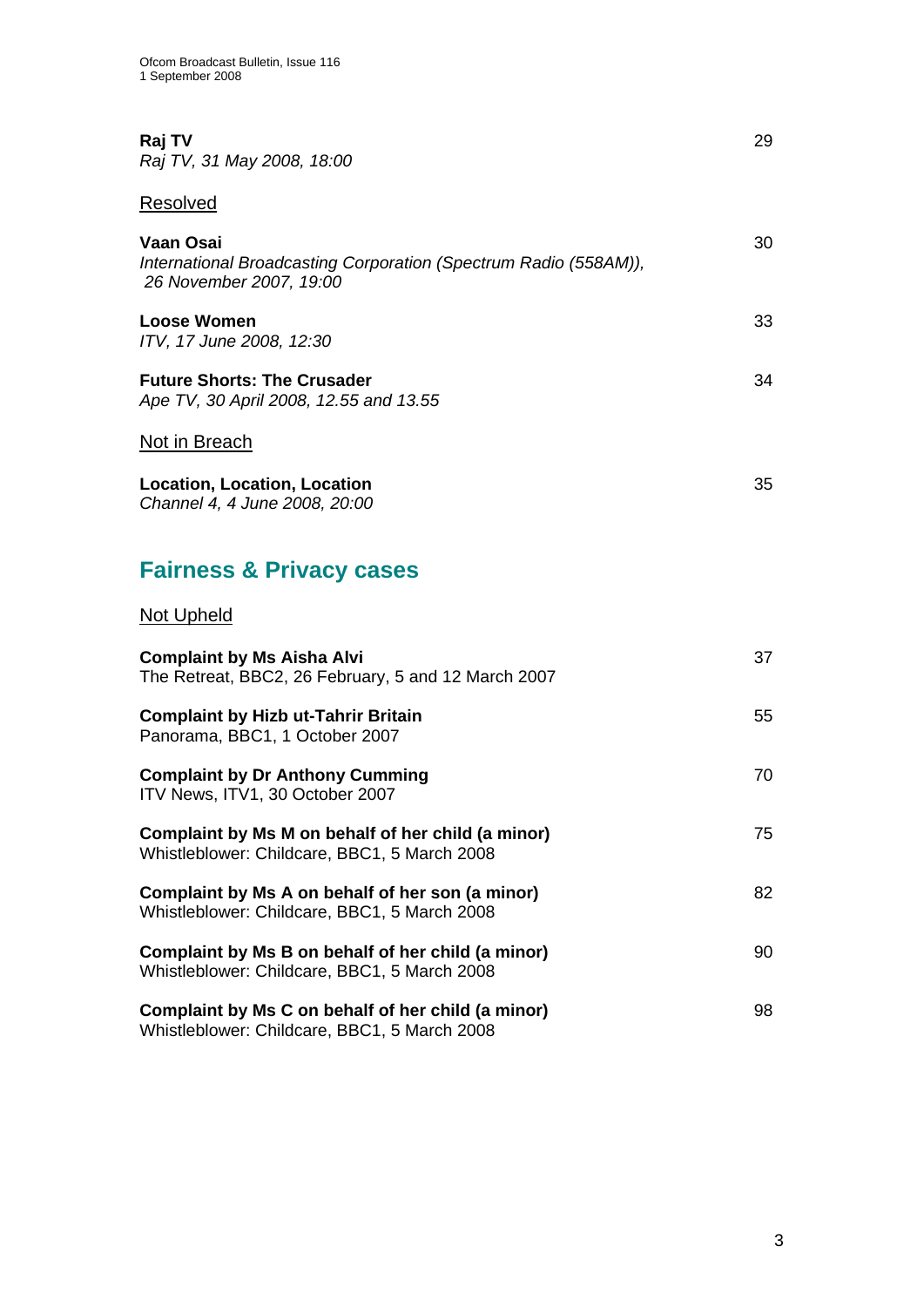**Raj TV** 29
*Raj TV, 31 May 2008, 18:00*

Resolved

**Vaan Osai** 30
*International Broadcasting Corporation (Spectrum Radio (558AM)), 26 November 2007, 19:00*

**Loose Women** 33
*ITV, 17 June 2008, 12:30*

**Future Shorts: The Crusader** 34
*Ape TV, 30 April 2008, 12.55 and 13.55*

Not in Breach

**Location, Location, Location** 35
*Channel 4, 4 June 2008, 20:00*

## Fairness & Privacy cases

Not Upheld

**Complaint by Ms Aisha Alvi** 37
The Retreat, BBC2, 26 February, 5 and 12 March 2007

**Complaint by Hizb ut-Tahrir Britain** 55
Panorama, BBC1, 1 October 2007

**Complaint by Dr Anthony Cumming** 70
ITV News, ITV1, 30 October 2007

**Complaint by Ms M on behalf of her child (a minor)** 75
Whistleblower: Childcare, BBC1, 5 March 2008

**Complaint by Ms A on behalf of her son (a minor)** 82
Whistleblower: Childcare, BBC1, 5 March 2008

**Complaint by Ms B on behalf of her child (a minor)** 90
Whistleblower: Childcare, BBC1, 5 March 2008

**Complaint by Ms C on behalf of her child (a minor)** 98
Whistleblower: Childcare, BBC1, 5 March 2008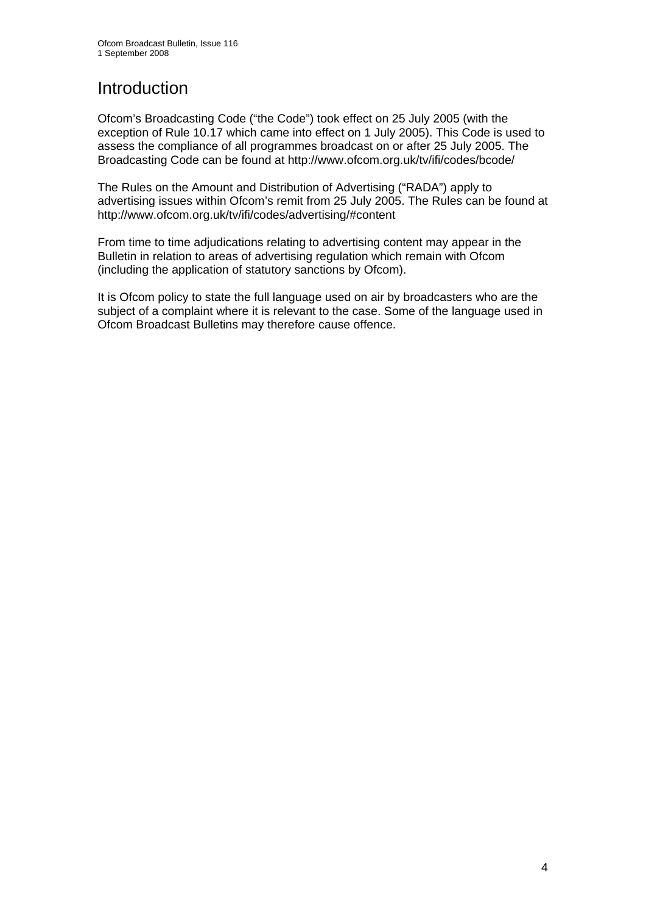# Introduction

Ofcom's Broadcasting Code ("the Code") took effect on 25 July 2005 (with the exception of Rule 10.17 which came into effect on 1 July 2005). This Code is used to assess the compliance of all programmes broadcast on or after 25 July 2005. The Broadcasting Code can be found at http://www.ofcom.org.uk/tv/ifi/codes/bcode/

The Rules on the Amount and Distribution of Advertising ("RADA") apply to advertising issues within Ofcom's remit from 25 July 2005. The Rules can be found at http://www.ofcom.org.uk/tv/ifi/codes/advertising/#content

From time to time adjudications relating to advertising content may appear in the Bulletin in relation to areas of advertising regulation which remain with Ofcom (including the application of statutory sanctions by Ofcom).

It is Ofcom policy to state the full language used on air by broadcasters who are the subject of a complaint where it is relevant to the case. Some of the language used in Ofcom Broadcast Bulletins may therefore cause offence.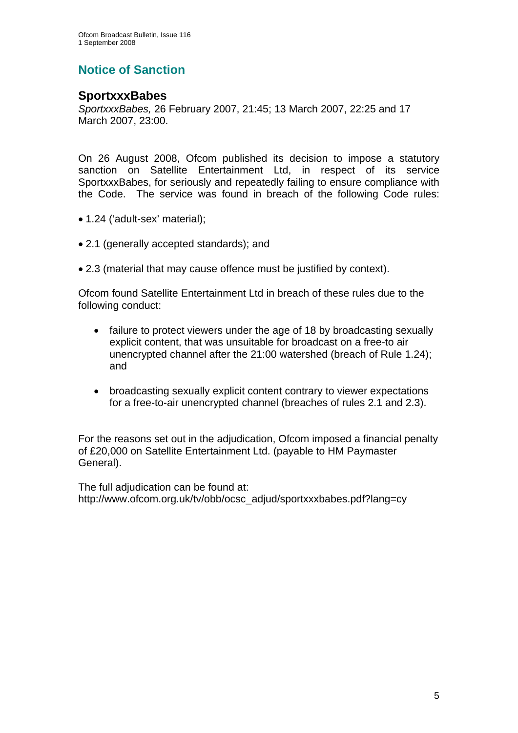## Notice of Sanction

### SportxxxBabes

*SportxxxBabes,* 26 February 2007, 21:45; 13 March 2007, 22:25 and 17 March 2007, 23:00.

---

On 26 August 2008, Ofcom published its decision to impose a statutory sanction on Satellite Entertainment Ltd, in respect of its service SportxxxBabes, for seriously and repeatedly failing to ensure compliance with the Code. The service was found in breach of the following Code rules:

- 1.24 ('adult-sex' material);
- 2.1 (generally accepted standards); and
- 2.3 (material that may cause offence must be justified by context).

Ofcom found Satellite Entertainment Ltd in breach of these rules due to the following conduct:

- failure to protect viewers under the age of 18 by broadcasting sexually explicit content, that was unsuitable for broadcast on a free-to air unencrypted channel after the 21:00 watershed (breach of Rule 1.24); and
- broadcasting sexually explicit content contrary to viewer expectations for a free-to-air unencrypted channel (breaches of rules 2.1 and 2.3).

For the reasons set out in the adjudication, Ofcom imposed a financial penalty of £20,000 on Satellite Entertainment Ltd. (payable to HM Paymaster General).

The full adjudication can be found at:
http://www.ofcom.org.uk/tv/obb/ocsc_adjud/sportxxxbabes.pdf?lang=cy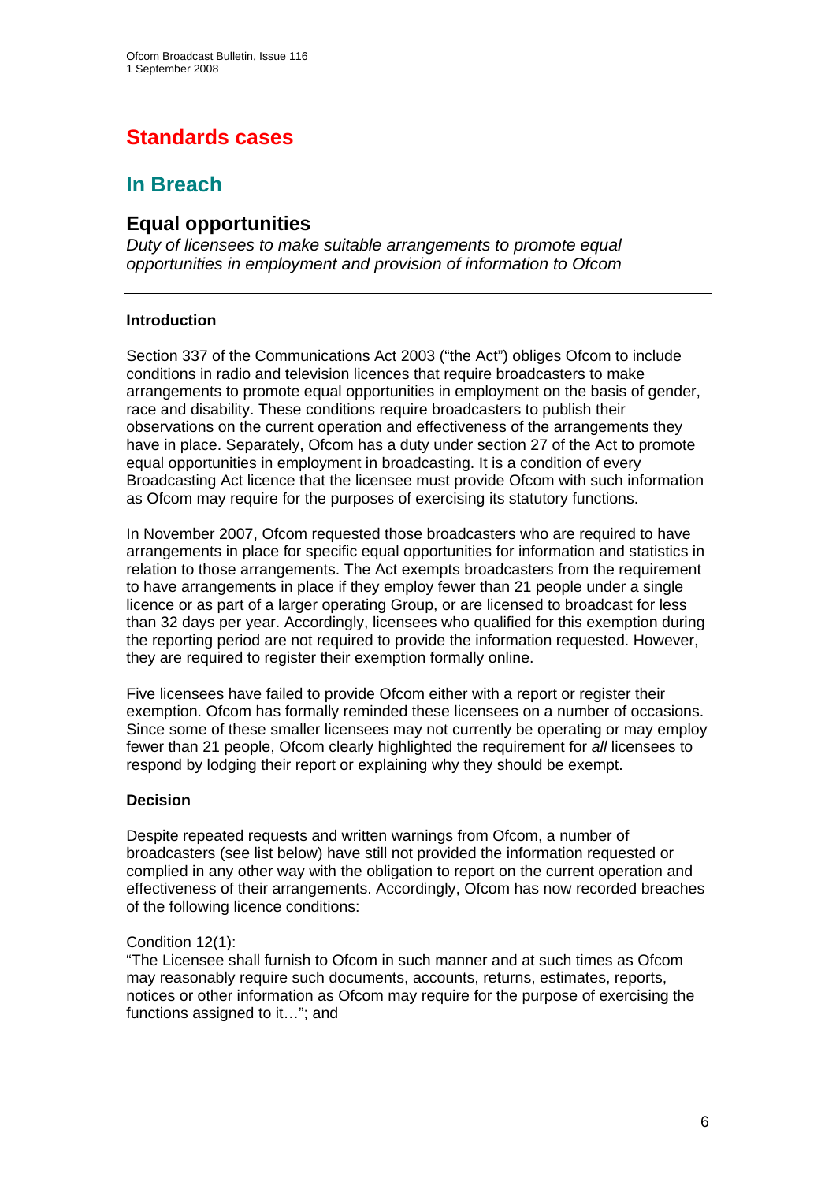# Standards cases

## In Breach

### Equal opportunities

*Duty of licensees to make suitable arrangements to promote equal opportunities in employment and provision of information to Ofcom*

---

**Introduction**

Section 337 of the Communications Act 2003 ("the Act") obliges Ofcom to include conditions in radio and television licences that require broadcasters to make arrangements to promote equal opportunities in employment on the basis of gender, race and disability. These conditions require broadcasters to publish their observations on the current operation and effectiveness of the arrangements they have in place. Separately, Ofcom has a duty under section 27 of the Act to promote equal opportunities in employment in broadcasting. It is a condition of every Broadcasting Act licence that the licensee must provide Ofcom with such information as Ofcom may require for the purposes of exercising its statutory functions.

In November 2007, Ofcom requested those broadcasters who are required to have arrangements in place for specific equal opportunities for information and statistics in relation to those arrangements. The Act exempts broadcasters from the requirement to have arrangements in place if they employ fewer than 21 people under a single licence or as part of a larger operating Group, or are licensed to broadcast for less than 32 days per year. Accordingly, licensees who qualified for this exemption during the reporting period are not required to provide the information requested. However, they are required to register their exemption formally online.

Five licensees have failed to provide Ofcom either with a report or register their exemption. Ofcom has formally reminded these licensees on a number of occasions. Since some of these smaller licensees may not currently be operating or may employ fewer than 21 people, Ofcom clearly highlighted the requirement for *all* licensees to respond by lodging their report or explaining why they should be exempt.

**Decision**

Despite repeated requests and written warnings from Ofcom, a number of broadcasters (see list below) have still not provided the information requested or complied in any other way with the obligation to report on the current operation and effectiveness of their arrangements. Accordingly, Ofcom has now recorded breaches of the following licence conditions:

Condition 12(1):
"The Licensee shall furnish to Ofcom in such manner and at such times as Ofcom may reasonably require such documents, accounts, returns, estimates, reports, notices or other information as Ofcom may require for the purpose of exercising the functions assigned to it…"; and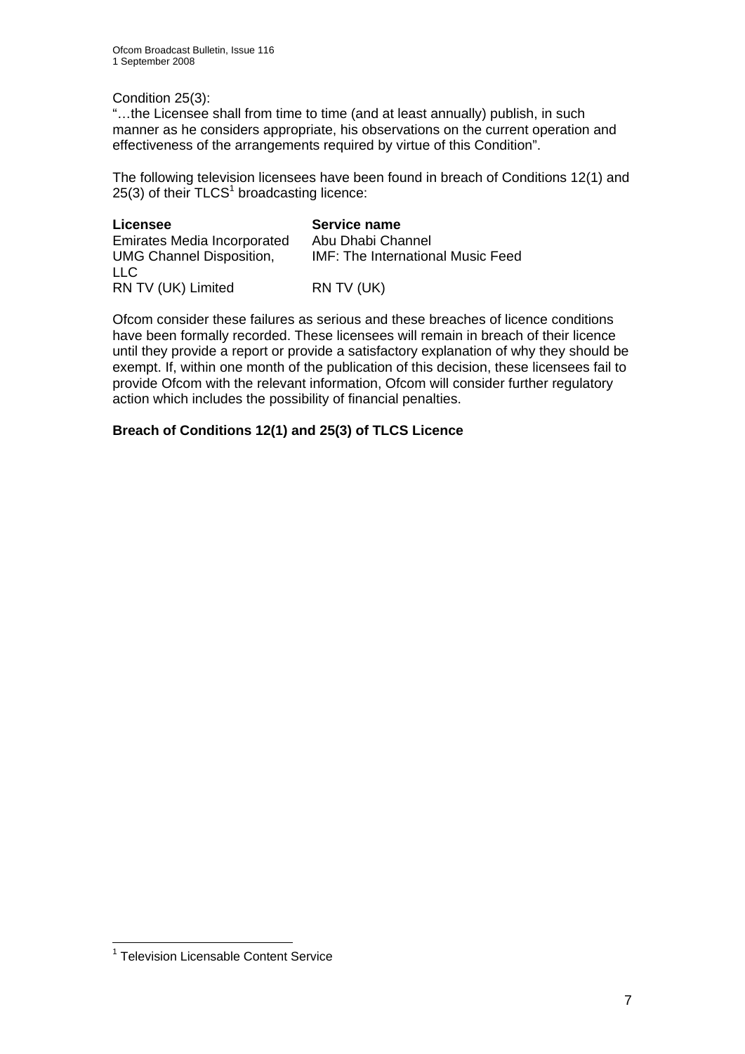Condition 25(3):
"…the Licensee shall from time to time (and at least annually) publish, in such manner as he considers appropriate, his observations on the current operation and effectiveness of the arrangements required by virtue of this Condition".

The following television licensees have been found in breach of Conditions 12(1) and 25(3) of their TLCS[1] broadcasting licence:

| **Licensee** | **Service name** |
|---|---|
| Emirates Media Incorporated | Abu Dhabi Channel |
| UMG Channel Disposition, LLC | IMF: The International Music Feed |
| RN TV (UK) Limited | RN TV (UK) |

Ofcom consider these failures as serious and these breaches of licence conditions have been formally recorded. These licensees will remain in breach of their licence until they provide a report or provide a satisfactory explanation of why they should be exempt. If, within one month of the publication of this decision, these licensees fail to provide Ofcom with the relevant information, Ofcom will consider further regulatory action which includes the possibility of financial penalties.

**Breach of Conditions 12(1) and 25(3) of TLCS Licence**

[1] Television Licensable Content Service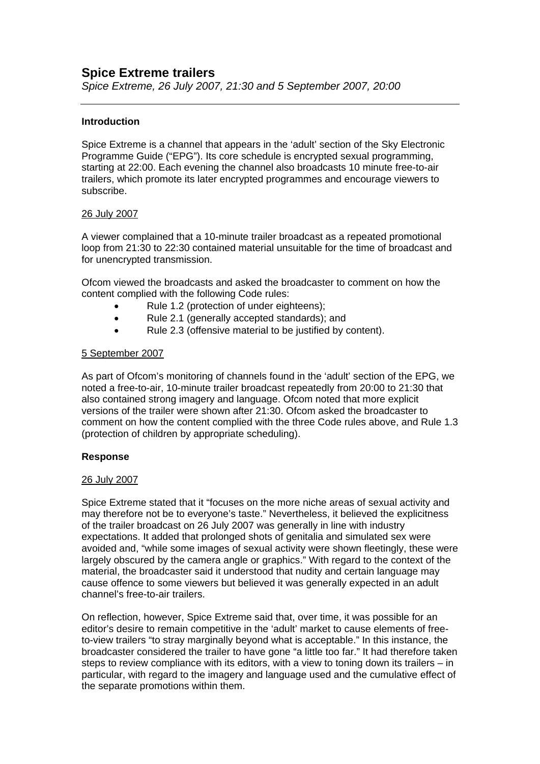## Spice Extreme trailers

*Spice Extreme, 26 July 2007, 21:30 and 5 September 2007, 20:00*

---

### Introduction

Spice Extreme is a channel that appears in the 'adult' section of the Sky Electronic Programme Guide ("EPG"). Its core schedule is encrypted sexual programming, starting at 22:00. Each evening the channel also broadcasts 10 minute free-to-air trailers, which promote its later encrypted programmes and encourage viewers to subscribe.

<u>26 July 2007</u>

A viewer complained that a 10-minute trailer broadcast as a repeated promotional loop from 21:30 to 22:30 contained material unsuitable for the time of broadcast and for unencrypted transmission.

Ofcom viewed the broadcasts and asked the broadcaster to comment on how the content complied with the following Code rules:

- Rule 1.2 (protection of under eighteens);
- Rule 2.1 (generally accepted standards); and
- Rule 2.3 (offensive material to be justified by content).

<u>5 September 2007</u>

As part of Ofcom's monitoring of channels found in the 'adult' section of the EPG, we noted a free-to-air, 10-minute trailer broadcast repeatedly from 20:00 to 21:30 that also contained strong imagery and language. Ofcom noted that more explicit versions of the trailer were shown after 21:30. Ofcom asked the broadcaster to comment on how the content complied with the three Code rules above, and Rule 1.3 (protection of children by appropriate scheduling).

### Response

<u>26 July 2007</u>

Spice Extreme stated that it "focuses on the more niche areas of sexual activity and may therefore not be to everyone's taste." Nevertheless, it believed the explicitness of the trailer broadcast on 26 July 2007 was generally in line with industry expectations. It added that prolonged shots of genitalia and simulated sex were avoided and, "while some images of sexual activity were shown fleetingly, these were largely obscured by the camera angle or graphics." With regard to the context of the material, the broadcaster said it understood that nudity and certain language may cause offence to some viewers but believed it was generally expected in an adult channel's free-to-air trailers.

On reflection, however, Spice Extreme said that, over time, it was possible for an editor's desire to remain competitive in the 'adult' market to cause elements of free-to-view trailers "to stray marginally beyond what is acceptable." In this instance, the broadcaster considered the trailer to have gone "a little too far." It had therefore taken steps to review compliance with its editors, with a view to toning down its trailers – in particular, with regard to the imagery and language used and the cumulative effect of the separate promotions within them.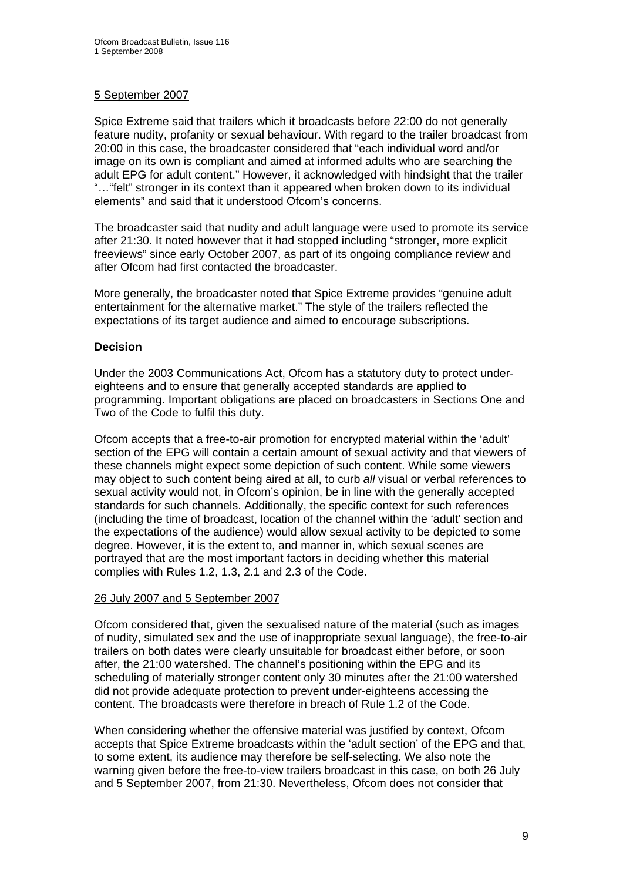5 September 2007

Spice Extreme said that trailers which it broadcasts before 22:00 do not generally feature nudity, profanity or sexual behaviour. With regard to the trailer broadcast from 20:00 in this case, the broadcaster considered that "each individual word and/or image on its own is compliant and aimed at informed adults who are searching the adult EPG for adult content." However, it acknowledged with hindsight that the trailer "…"felt" stronger in its context than it appeared when broken down to its individual elements" and said that it understood Ofcom's concerns.

The broadcaster said that nudity and adult language were used to promote its service after 21:30. It noted however that it had stopped including "stronger, more explicit freeviews" since early October 2007, as part of its ongoing compliance review and after Ofcom had first contacted the broadcaster.

More generally, the broadcaster noted that Spice Extreme provides "genuine adult entertainment for the alternative market." The style of the trailers reflected the expectations of its target audience and aimed to encourage subscriptions.

**Decision**

Under the 2003 Communications Act, Ofcom has a statutory duty to protect under-eighteens and to ensure that generally accepted standards are applied to programming. Important obligations are placed on broadcasters in Sections One and Two of the Code to fulfil this duty.

Ofcom accepts that a free-to-air promotion for encrypted material within the 'adult' section of the EPG will contain a certain amount of sexual activity and that viewers of these channels might expect some depiction of such content. While some viewers may object to such content being aired at all, to curb *all* visual or verbal references to sexual activity would not, in Ofcom's opinion, be in line with the generally accepted standards for such channels. Additionally, the specific context for such references (including the time of broadcast, location of the channel within the 'adult' section and the expectations of the audience) would allow sexual activity to be depicted to some degree. However, it is the extent to, and manner in, which sexual scenes are portrayed that are the most important factors in deciding whether this material complies with Rules 1.2, 1.3, 2.1 and 2.3 of the Code.

26 July 2007 and 5 September 2007

Ofcom considered that, given the sexualised nature of the material (such as images of nudity, simulated sex and the use of inappropriate sexual language), the free-to-air trailers on both dates were clearly unsuitable for broadcast either before, or soon after, the 21:00 watershed. The channel's positioning within the EPG and its scheduling of materially stronger content only 30 minutes after the 21:00 watershed did not provide adequate protection to prevent under-eighteens accessing the content. The broadcasts were therefore in breach of Rule 1.2 of the Code.

When considering whether the offensive material was justified by context, Ofcom accepts that Spice Extreme broadcasts within the 'adult section' of the EPG and that, to some extent, its audience may therefore be self-selecting. We also note the warning given before the free-to-view trailers broadcast in this case, on both 26 July and 5 September 2007, from 21:30. Nevertheless, Ofcom does not consider that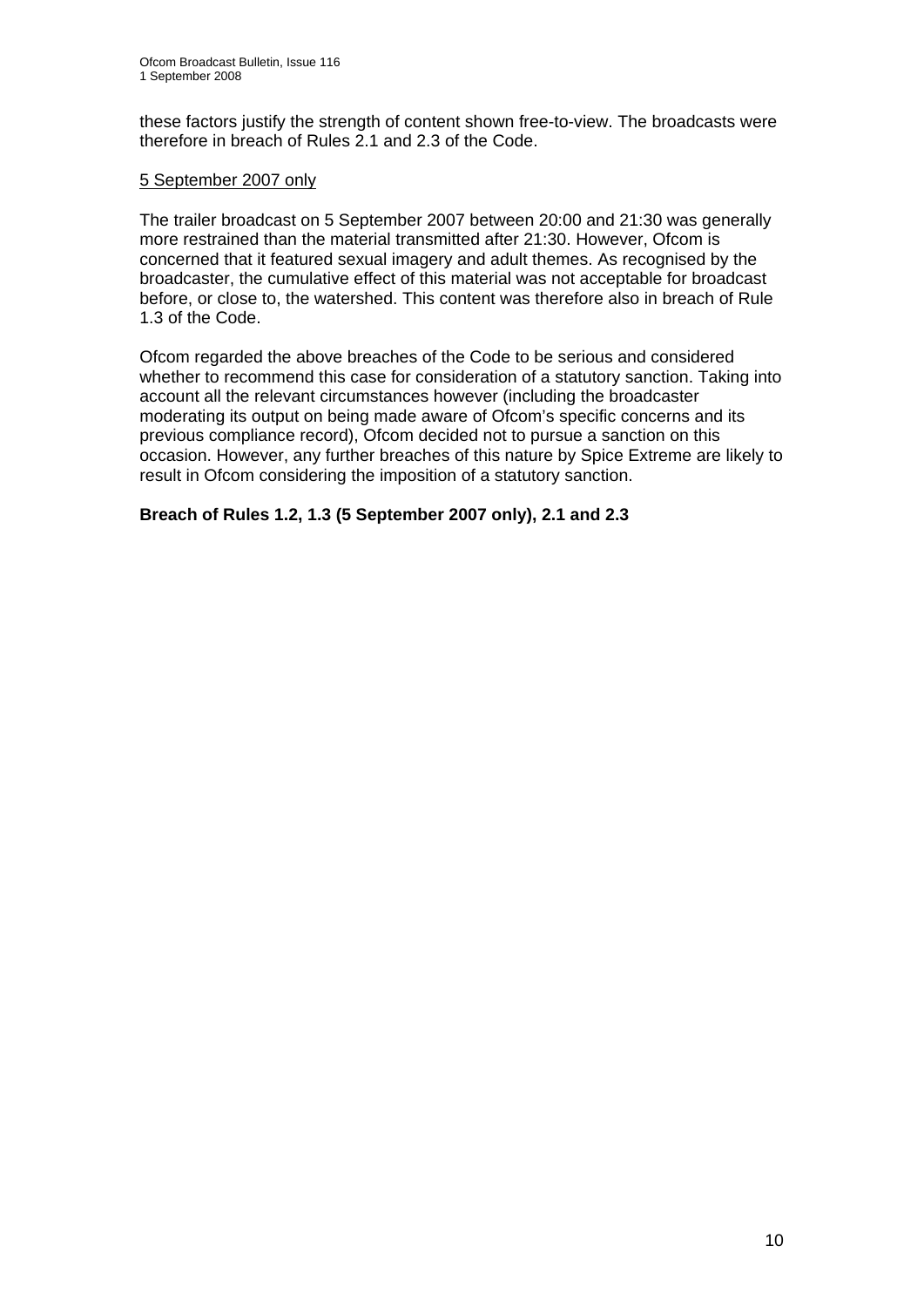these factors justify the strength of content shown free-to-view. The broadcasts were therefore in breach of Rules 2.1 and 2.3 of the Code.

5 September 2007 only

The trailer broadcast on 5 September 2007 between 20:00 and 21:30 was generally more restrained than the material transmitted after 21:30. However, Ofcom is concerned that it featured sexual imagery and adult themes. As recognised by the broadcaster, the cumulative effect of this material was not acceptable for broadcast before, or close to, the watershed. This content was therefore also in breach of Rule 1.3 of the Code.

Ofcom regarded the above breaches of the Code to be serious and considered whether to recommend this case for consideration of a statutory sanction. Taking into account all the relevant circumstances however (including the broadcaster moderating its output on being made aware of Ofcom's specific concerns and its previous compliance record), Ofcom decided not to pursue a sanction on this occasion. However, any further breaches of this nature by Spice Extreme are likely to result in Ofcom considering the imposition of a statutory sanction.

**Breach of Rules 1.2, 1.3 (5 September 2007 only), 2.1 and 2.3**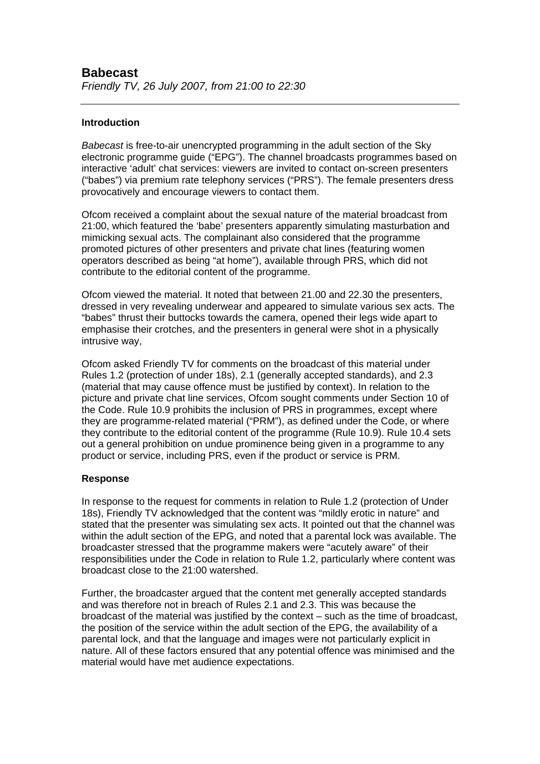## Babecast

*Friendly TV, 26 July 2007, from 21:00 to 22:30*

---

### Introduction

*Babecast* is free-to-air unencrypted programming in the adult section of the Sky electronic programme guide ("EPG"). The channel broadcasts programmes based on interactive 'adult' chat services: viewers are invited to contact on-screen presenters ("babes") via premium rate telephony services ("PRS"). The female presenters dress provocatively and encourage viewers to contact them.

Ofcom received a complaint about the sexual nature of the material broadcast from 21:00, which featured the 'babe' presenters apparently simulating masturbation and mimicking sexual acts. The complainant also considered that the programme promoted pictures of other presenters and private chat lines (featuring women operators described as being "at home"), available through PRS, which did not contribute to the editorial content of the programme.

Ofcom viewed the material. It noted that between 21.00 and 22.30 the presenters, dressed in very revealing underwear and appeared to simulate various sex acts. The "babes" thrust their buttocks towards the camera, opened their legs wide apart to emphasise their crotches, and the presenters in general were shot in a physically intrusive way,

Ofcom asked Friendly TV for comments on the broadcast of this material under Rules 1.2 (protection of under 18s), 2.1 (generally accepted standards), and 2.3 (material that may cause offence must be justified by context). In relation to the picture and private chat line services, Ofcom sought comments under Section 10 of the Code. Rule 10.9 prohibits the inclusion of PRS in programmes, except where they are programme-related material ("PRM"), as defined under the Code, or where they contribute to the editorial content of the programme (Rule 10.9). Rule 10.4 sets out a general prohibition on undue prominence being given in a programme to any product or service, including PRS, even if the product or service is PRM.

### Response

In response to the request for comments in relation to Rule 1.2 (protection of Under 18s), Friendly TV acknowledged that the content was "mildly erotic in nature" and stated that the presenter was simulating sex acts. It pointed out that the channel was within the adult section of the EPG, and noted that a parental lock was available. The broadcaster stressed that the programme makers were "acutely aware" of their responsibilities under the Code in relation to Rule 1.2, particularly where content was broadcast close to the 21:00 watershed.

Further, the broadcaster argued that the content met generally accepted standards and was therefore not in breach of Rules 2.1 and 2.3. This was because the broadcast of the material was justified by the context – such as the time of broadcast, the position of the service within the adult section of the EPG, the availability of a parental lock, and that the language and images were not particularly explicit in nature. All of these factors ensured that any potential offence was minimised and the material would have met audience expectations.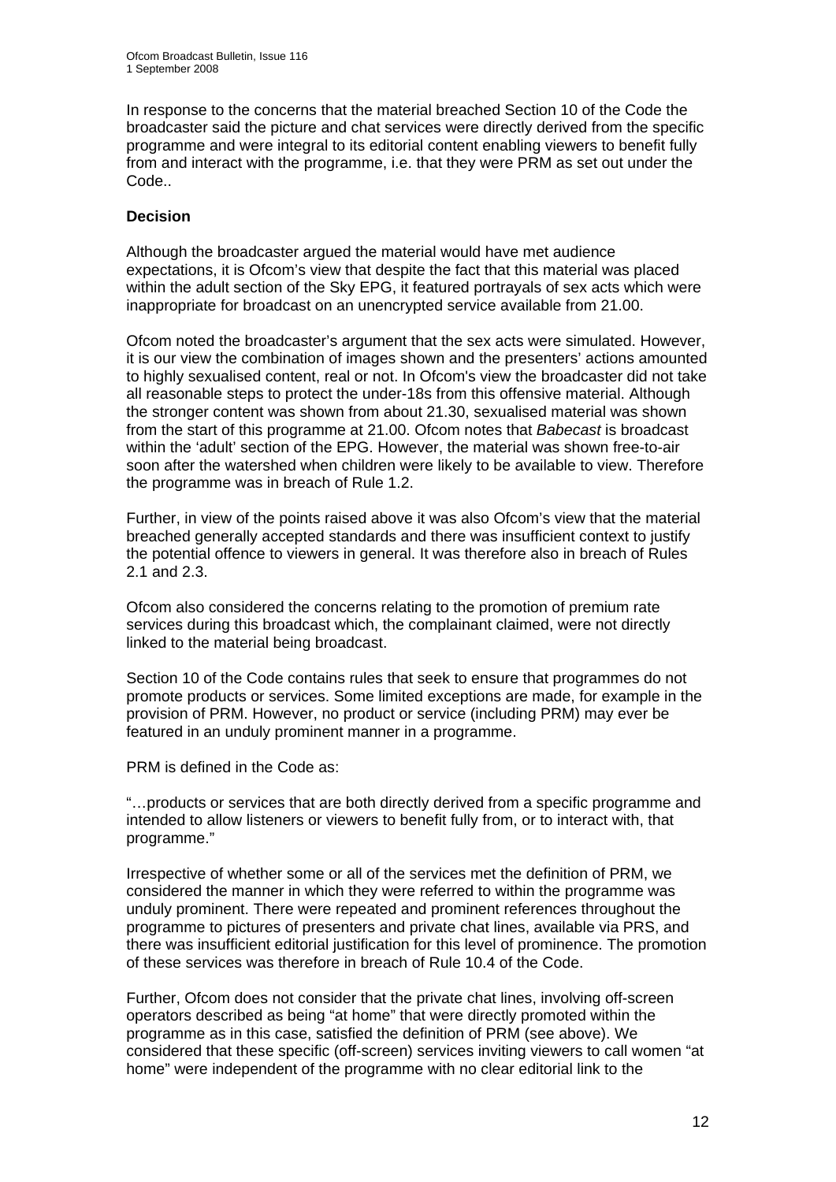In response to the concerns that the material breached Section 10 of the Code the broadcaster said the picture and chat services were directly derived from the specific programme and were integral to its editorial content enabling viewers to benefit fully from and interact with the programme, i.e. that they were PRM as set out under the Code..

**Decision**

Although the broadcaster argued the material would have met audience expectations, it is Ofcom's view that despite the fact that this material was placed within the adult section of the Sky EPG, it featured portrayals of sex acts which were inappropriate for broadcast on an unencrypted service available from 21.00.

Ofcom noted the broadcaster's argument that the sex acts were simulated. However, it is our view the combination of images shown and the presenters' actions amounted to highly sexualised content, real or not. In Ofcom's view the broadcaster did not take all reasonable steps to protect the under-18s from this offensive material. Although the stronger content was shown from about 21.30, sexualised material was shown from the start of this programme at 21.00. Ofcom notes that *Babecast* is broadcast within the 'adult' section of the EPG. However, the material was shown free-to-air soon after the watershed when children were likely to be available to view. Therefore the programme was in breach of Rule 1.2.

Further, in view of the points raised above it was also Ofcom's view that the material breached generally accepted standards and there was insufficient context to justify the potential offence to viewers in general. It was therefore also in breach of Rules 2.1 and 2.3.

Ofcom also considered the concerns relating to the promotion of premium rate services during this broadcast which, the complainant claimed, were not directly linked to the material being broadcast.

Section 10 of the Code contains rules that seek to ensure that programmes do not promote products or services. Some limited exceptions are made, for example in the provision of PRM. However, no product or service (including PRM) may ever be featured in an unduly prominent manner in a programme.

PRM is defined in the Code as:

"…products or services that are both directly derived from a specific programme and intended to allow listeners or viewers to benefit fully from, or to interact with, that programme."

Irrespective of whether some or all of the services met the definition of PRM, we considered the manner in which they were referred to within the programme was unduly prominent. There were repeated and prominent references throughout the programme to pictures of presenters and private chat lines, available via PRS, and there was insufficient editorial justification for this level of prominence. The promotion of these services was therefore in breach of Rule 10.4 of the Code.

Further, Ofcom does not consider that the private chat lines, involving off-screen operators described as being "at home" that were directly promoted within the programme as in this case, satisfied the definition of PRM (see above). We considered that these specific (off-screen) services inviting viewers to call women "at home" were independent of the programme with no clear editorial link to the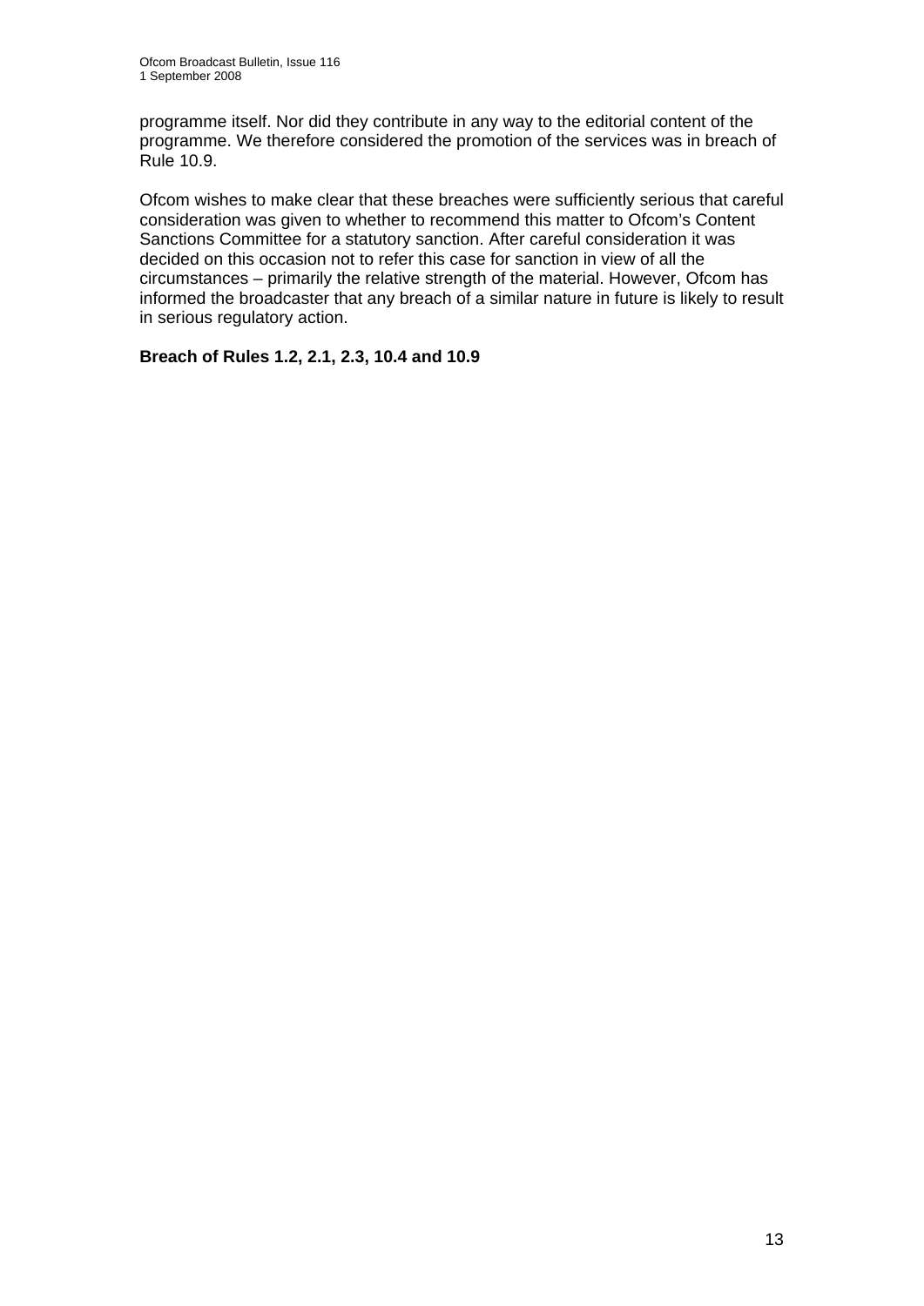programme itself. Nor did they contribute in any way to the editorial content of the programme. We therefore considered the promotion of the services was in breach of Rule 10.9.

Ofcom wishes to make clear that these breaches were sufficiently serious that careful consideration was given to whether to recommend this matter to Ofcom's Content Sanctions Committee for a statutory sanction. After careful consideration it was decided on this occasion not to refer this case for sanction in view of all the circumstances – primarily the relative strength of the material. However, Ofcom has informed the broadcaster that any breach of a similar nature in future is likely to result in serious regulatory action.

**Breach of Rules 1.2, 2.1, 2.3, 10.4 and 10.9**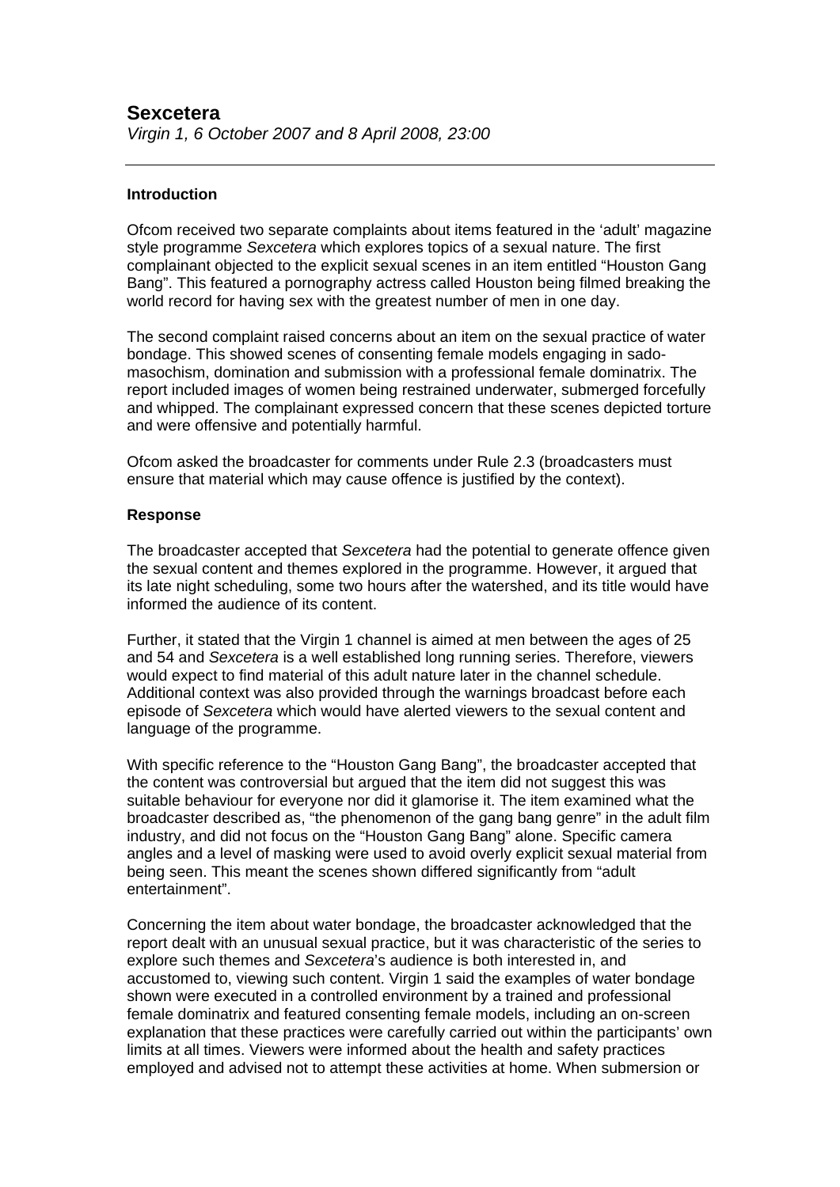## Sexcetera

*Virgin 1, 6 October 2007 and 8 April 2008, 23:00*

---

### Introduction

Ofcom received two separate complaints about items featured in the 'adult' magazine style programme *Sexcetera* which explores topics of a sexual nature. The first complainant objected to the explicit sexual scenes in an item entitled "Houston Gang Bang". This featured a pornography actress called Houston being filmed breaking the world record for having sex with the greatest number of men in one day.

The second complaint raised concerns about an item on the sexual practice of water bondage. This showed scenes of consenting female models engaging in sado-masochism, domination and submission with a professional female dominatrix. The report included images of women being restrained underwater, submerged forcefully and whipped. The complainant expressed concern that these scenes depicted torture and were offensive and potentially harmful.

Ofcom asked the broadcaster for comments under Rule 2.3 (broadcasters must ensure that material which may cause offence is justified by the context).

### Response

The broadcaster accepted that *Sexcetera* had the potential to generate offence given the sexual content and themes explored in the programme. However, it argued that its late night scheduling, some two hours after the watershed, and its title would have informed the audience of its content.

Further, it stated that the Virgin 1 channel is aimed at men between the ages of 25 and 54 and *Sexcetera* is a well established long running series. Therefore, viewers would expect to find material of this adult nature later in the channel schedule. Additional context was also provided through the warnings broadcast before each episode of *Sexcetera* which would have alerted viewers to the sexual content and language of the programme.

With specific reference to the "Houston Gang Bang", the broadcaster accepted that the content was controversial but argued that the item did not suggest this was suitable behaviour for everyone nor did it glamorise it. The item examined what the broadcaster described as, "the phenomenon of the gang bang genre" in the adult film industry, and did not focus on the "Houston Gang Bang" alone. Specific camera angles and a level of masking were used to avoid overly explicit sexual material from being seen. This meant the scenes shown differed significantly from "adult entertainment".

Concerning the item about water bondage, the broadcaster acknowledged that the report dealt with an unusual sexual practice, but it was characteristic of the series to explore such themes and *Sexcetera*'s audience is both interested in, and accustomed to, viewing such content. Virgin 1 said the examples of water bondage shown were executed in a controlled environment by a trained and professional female dominatrix and featured consenting female models, including an on-screen explanation that these practices were carefully carried out within the participants' own limits at all times. Viewers were informed about the health and safety practices employed and advised not to attempt these activities at home. When submersion or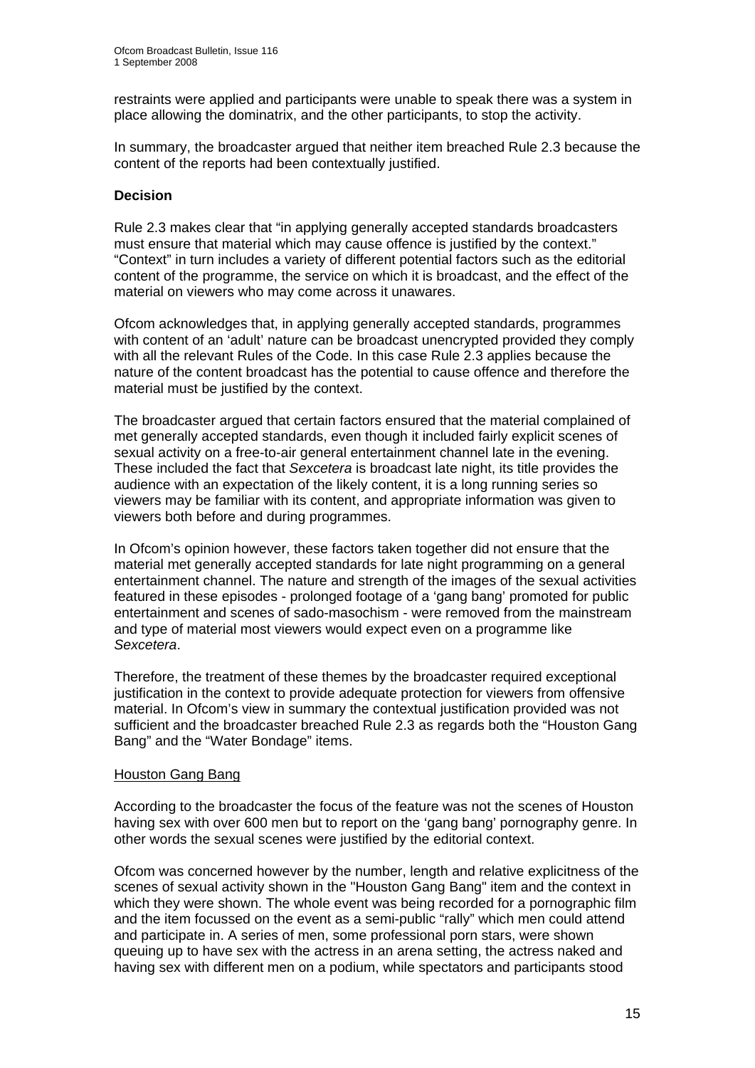restraints were applied and participants were unable to speak there was a system in place allowing the dominatrix, and the other participants, to stop the activity.

In summary, the broadcaster argued that neither item breached Rule 2.3 because the content of the reports had been contextually justified.

### Decision

Rule 2.3 makes clear that "in applying generally accepted standards broadcasters must ensure that material which may cause offence is justified by the context." "Context" in turn includes a variety of different potential factors such as the editorial content of the programme, the service on which it is broadcast, and the effect of the material on viewers who may come across it unawares.

Ofcom acknowledges that, in applying generally accepted standards, programmes with content of an 'adult' nature can be broadcast unencrypted provided they comply with all the relevant Rules of the Code. In this case Rule 2.3 applies because the nature of the content broadcast has the potential to cause offence and therefore the material must be justified by the context.

The broadcaster argued that certain factors ensured that the material complained of met generally accepted standards, even though it included fairly explicit scenes of sexual activity on a free-to-air general entertainment channel late in the evening. These included the fact that *Sexcetera* is broadcast late night, its title provides the audience with an expectation of the likely content, it is a long running series so viewers may be familiar with its content, and appropriate information was given to viewers both before and during programmes.

In Ofcom's opinion however, these factors taken together did not ensure that the material met generally accepted standards for late night programming on a general entertainment channel. The nature and strength of the images of the sexual activities featured in these episodes - prolonged footage of a 'gang bang' promoted for public entertainment and scenes of sado-masochism - were removed from the mainstream and type of material most viewers would expect even on a programme like *Sexcetera*.

Therefore, the treatment of these themes by the broadcaster required exceptional justification in the context to provide adequate protection for viewers from offensive material. In Ofcom's view in summary the contextual justification provided was not sufficient and the broadcaster breached Rule 2.3 as regards both the "Houston Gang Bang" and the "Water Bondage" items.

<u>Houston Gang Bang</u>

According to the broadcaster the focus of the feature was not the scenes of Houston having sex with over 600 men but to report on the 'gang bang' pornography genre. In other words the sexual scenes were justified by the editorial context.

Ofcom was concerned however by the number, length and relative explicitness of the scenes of sexual activity shown in the "Houston Gang Bang" item and the context in which they were shown. The whole event was being recorded for a pornographic film and the item focussed on the event as a semi-public "rally" which men could attend and participate in. A series of men, some professional porn stars, were shown queuing up to have sex with the actress in an arena setting, the actress naked and having sex with different men on a podium, while spectators and participants stood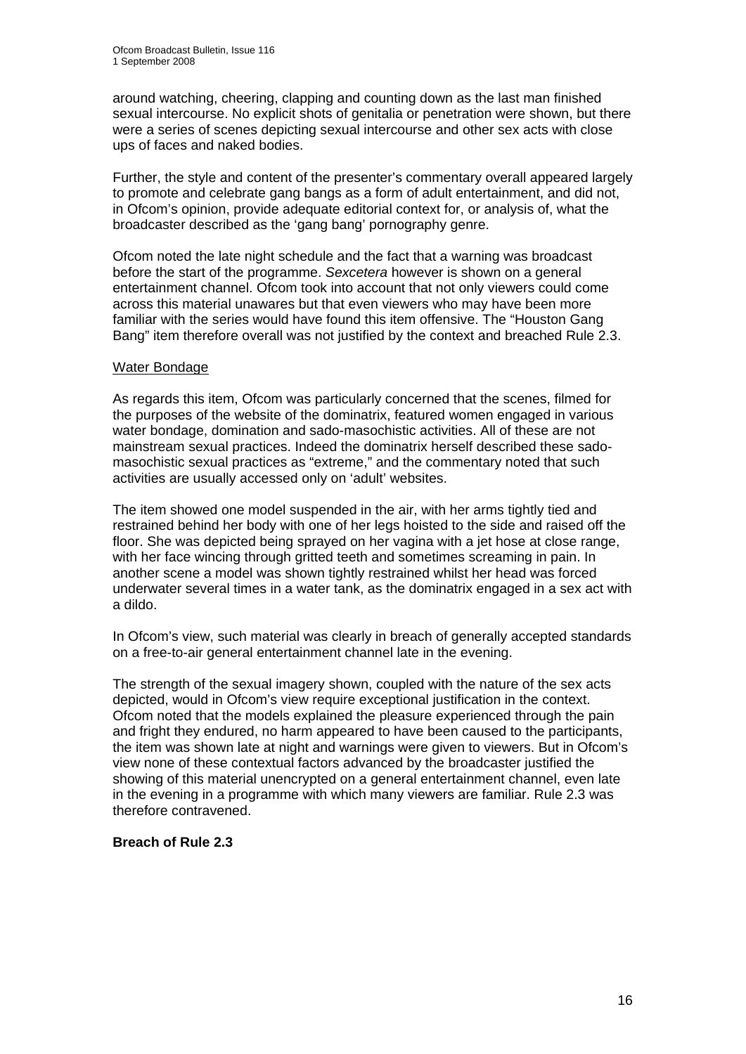around watching, cheering, clapping and counting down as the last man finished sexual intercourse. No explicit shots of genitalia or penetration were shown, but there were a series of scenes depicting sexual intercourse and other sex acts with close ups of faces and naked bodies.

Further, the style and content of the presenter's commentary overall appeared largely to promote and celebrate gang bangs as a form of adult entertainment, and did not, in Ofcom's opinion, provide adequate editorial context for, or analysis of, what the broadcaster described as the 'gang bang' pornography genre.

Ofcom noted the late night schedule and the fact that a warning was broadcast before the start of the programme. *Sexcetera* however is shown on a general entertainment channel. Ofcom took into account that not only viewers could come across this material unawares but that even viewers who may have been more familiar with the series would have found this item offensive. The "Houston Gang Bang" item therefore overall was not justified by the context and breached Rule 2.3.

<u>Water Bondage</u>

As regards this item, Ofcom was particularly concerned that the scenes, filmed for the purposes of the website of the dominatrix, featured women engaged in various water bondage, domination and sado-masochistic activities. All of these are not mainstream sexual practices. Indeed the dominatrix herself described these sado-masochistic sexual practices as "extreme," and the commentary noted that such activities are usually accessed only on 'adult' websites.

The item showed one model suspended in the air, with her arms tightly tied and restrained behind her body with one of her legs hoisted to the side and raised off the floor. She was depicted being sprayed on her vagina with a jet hose at close range, with her face wincing through gritted teeth and sometimes screaming in pain. In another scene a model was shown tightly restrained whilst her head was forced underwater several times in a water tank, as the dominatrix engaged in a sex act with a dildo.

In Ofcom's view, such material was clearly in breach of generally accepted standards on a free-to-air general entertainment channel late in the evening.

The strength of the sexual imagery shown, coupled with the nature of the sex acts depicted, would in Ofcom's view require exceptional justification in the context. Ofcom noted that the models explained the pleasure experienced through the pain and fright they endured, no harm appeared to have been caused to the participants, the item was shown late at night and warnings were given to viewers. But in Ofcom's view none of these contextual factors advanced by the broadcaster justified the showing of this material unencrypted on a general entertainment channel, even late in the evening in a programme with which many viewers are familiar. Rule 2.3 was therefore contravened.

**Breach of Rule 2.3**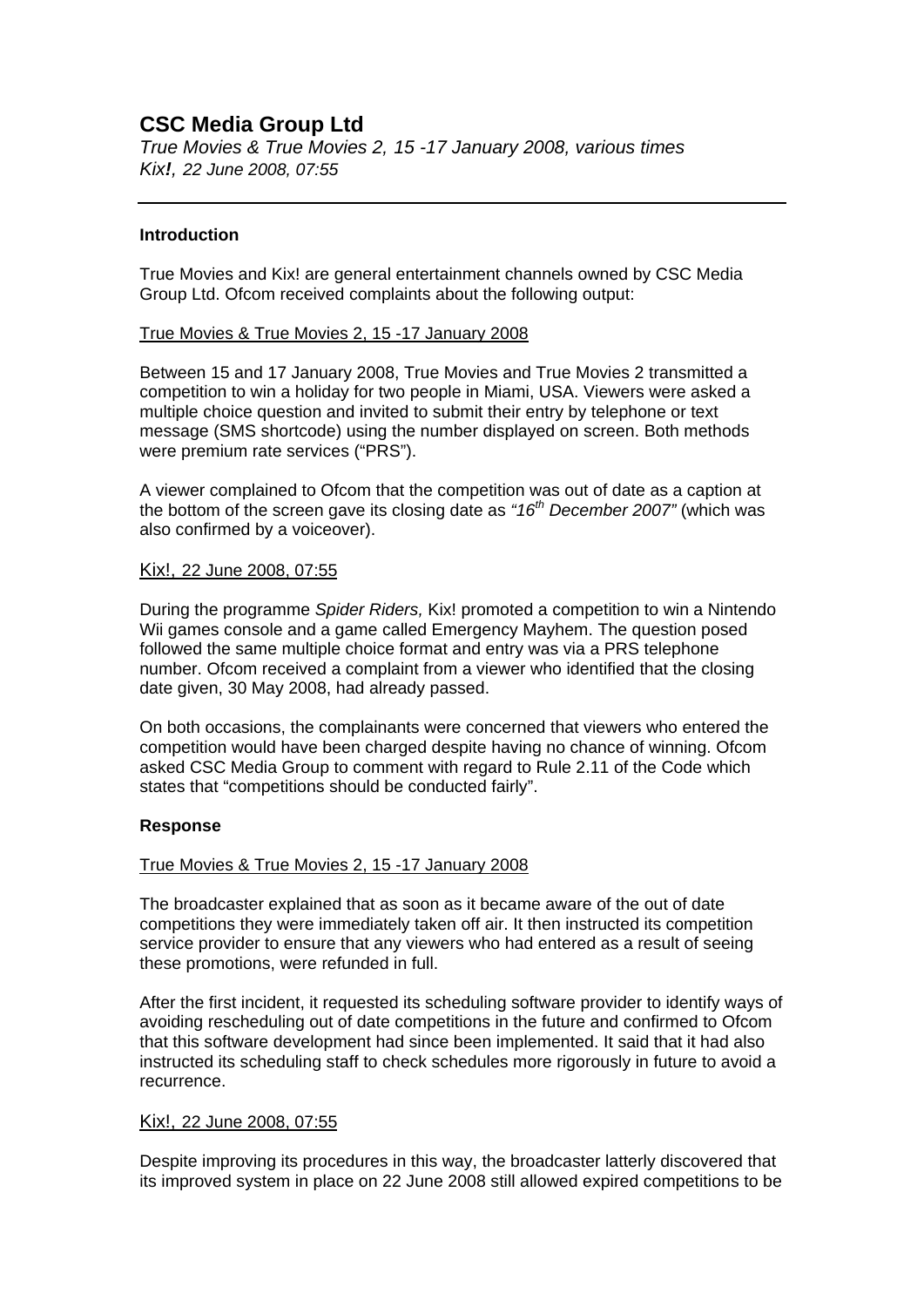## CSC Media Group Ltd

*True Movies & True Movies 2, 15 -17 January 2008, various times*
*Kix!, 22 June 2008, 07:55*

---

**Introduction**

True Movies and Kix! are general entertainment channels owned by CSC Media Group Ltd. Ofcom received complaints about the following output:

True Movies & True Movies 2, 15 -17 January 2008

Between 15 and 17 January 2008, True Movies and True Movies 2 transmitted a competition to win a holiday for two people in Miami, USA. Viewers were asked a multiple choice question and invited to submit their entry by telephone or text message (SMS shortcode) using the number displayed on screen. Both methods were premium rate services ("PRS").

A viewer complained to Ofcom that the competition was out of date as a caption at the bottom of the screen gave its closing date as *"16th December 2007"* (which was also confirmed by a voiceover).

Kix!, 22 June 2008, 07:55

During the programme *Spider Riders,* Kix! promoted a competition to win a Nintendo Wii games console and a game called Emergency Mayhem. The question posed followed the same multiple choice format and entry was via a PRS telephone number. Ofcom received a complaint from a viewer who identified that the closing date given, 30 May 2008, had already passed.

On both occasions, the complainants were concerned that viewers who entered the competition would have been charged despite having no chance of winning. Ofcom asked CSC Media Group to comment with regard to Rule 2.11 of the Code which states that "competitions should be conducted fairly".

**Response**

True Movies & True Movies 2, 15 -17 January 2008

The broadcaster explained that as soon as it became aware of the out of date competitions they were immediately taken off air. It then instructed its competition service provider to ensure that any viewers who had entered as a result of seeing these promotions, were refunded in full.

After the first incident, it requested its scheduling software provider to identify ways of avoiding rescheduling out of date competitions in the future and confirmed to Ofcom that this software development had since been implemented. It said that it had also instructed its scheduling staff to check schedules more rigorously in future to avoid a recurrence.

Kix!, 22 June 2008, 07:55

Despite improving its procedures in this way, the broadcaster latterly discovered that its improved system in place on 22 June 2008 still allowed expired competitions to be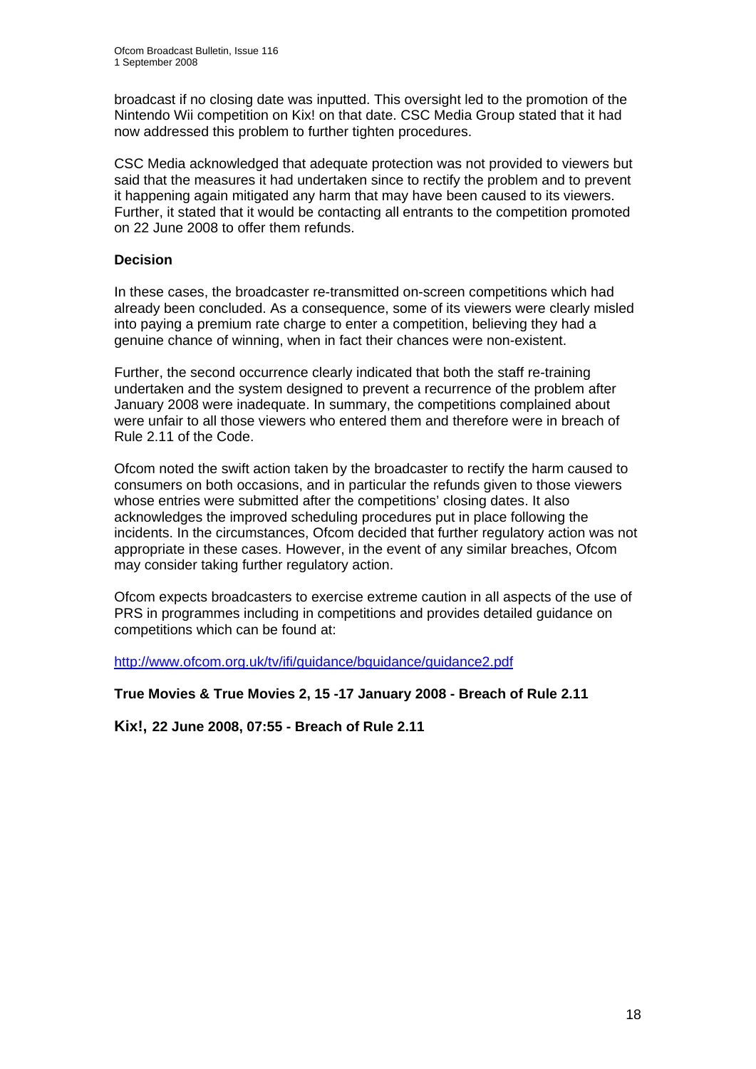broadcast if no closing date was inputted. This oversight led to the promotion of the Nintendo Wii competition on Kix! on that date. CSC Media Group stated that it had now addressed this problem to further tighten procedures.

CSC Media acknowledged that adequate protection was not provided to viewers but said that the measures it had undertaken since to rectify the problem and to prevent it happening again mitigated any harm that may have been caused to its viewers. Further, it stated that it would be contacting all entrants to the competition promoted on 22 June 2008 to offer them refunds.

**Decision**

In these cases, the broadcaster re-transmitted on-screen competitions which had already been concluded. As a consequence, some of its viewers were clearly misled into paying a premium rate charge to enter a competition, believing they had a genuine chance of winning, when in fact their chances were non-existent.

Further, the second occurrence clearly indicated that both the staff re-training undertaken and the system designed to prevent a recurrence of the problem after January 2008 were inadequate. In summary, the competitions complained about were unfair to all those viewers who entered them and therefore were in breach of Rule 2.11 of the Code.

Ofcom noted the swift action taken by the broadcaster to rectify the harm caused to consumers on both occasions, and in particular the refunds given to those viewers whose entries were submitted after the competitions' closing dates. It also acknowledges the improved scheduling procedures put in place following the incidents. In the circumstances, Ofcom decided that further regulatory action was not appropriate in these cases. However, in the event of any similar breaches, Ofcom may consider taking further regulatory action.

Ofcom expects broadcasters to exercise extreme caution in all aspects of the use of PRS in programmes including in competitions and provides detailed guidance on competitions which can be found at:

http://www.ofcom.org.uk/tv/ifi/guidance/bguidance/guidance2.pdf

**True Movies & True Movies 2, 15 -17 January 2008 - Breach of Rule 2.11**

**Kix!, 22 June 2008, 07:55 - Breach of Rule 2.11**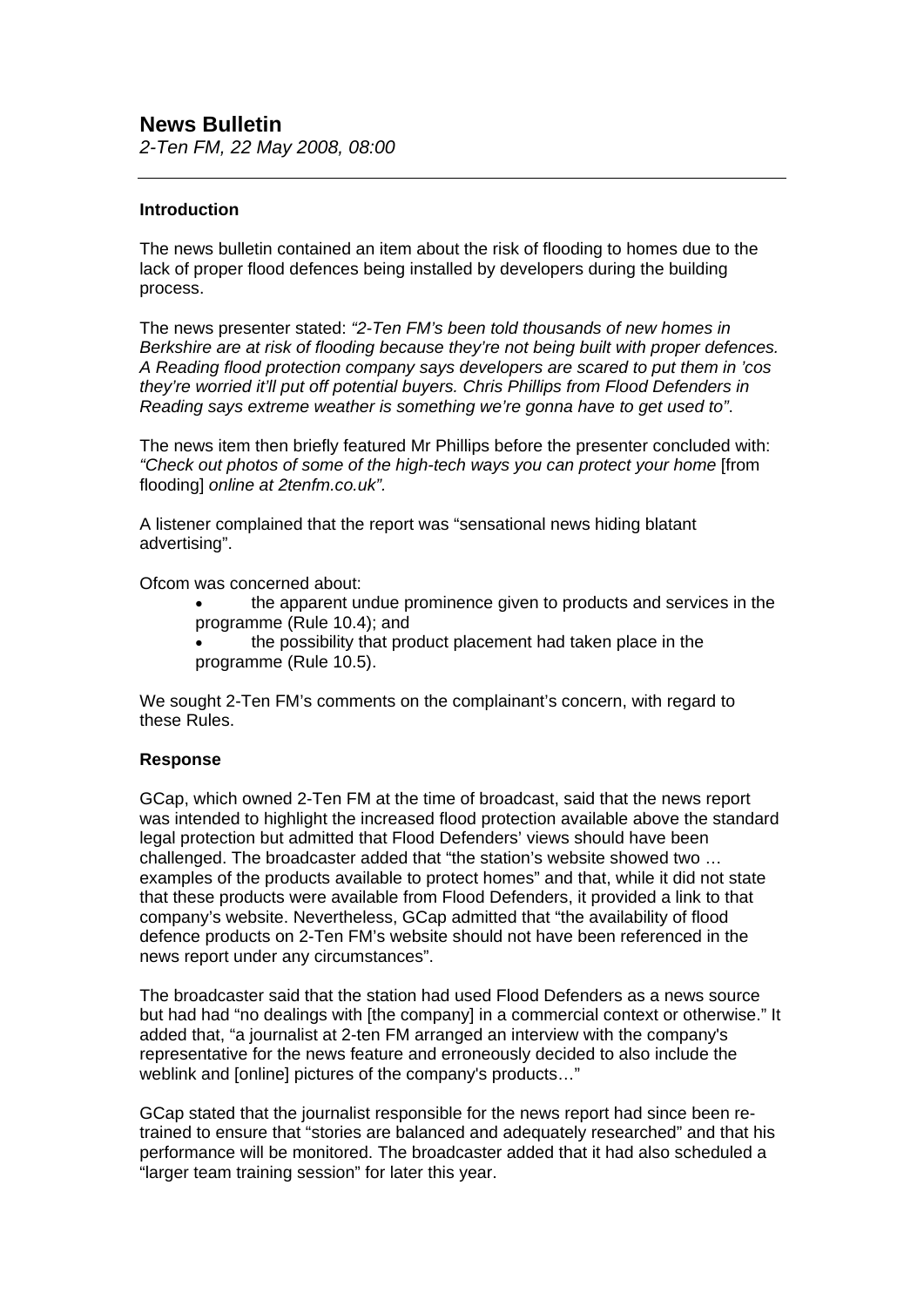## News Bulletin

*2-Ten FM, 22 May 2008, 08:00*

---

**Introduction**

The news bulletin contained an item about the risk of flooding to homes due to the lack of proper flood defences being installed by developers during the building process.

The news presenter stated: *"2-Ten FM's been told thousands of new homes in Berkshire are at risk of flooding because they're not being built with proper defences. A Reading flood protection company says developers are scared to put them in 'cos they're worried it'll put off potential buyers. Chris Phillips from Flood Defenders in Reading says extreme weather is something we're gonna have to get used to"*.

The news item then briefly featured Mr Phillips before the presenter concluded with: *"Check out photos of some of the high-tech ways you can protect your home* [from flooding] *online at 2tenfm.co.uk".*

A listener complained that the report was "sensational news hiding blatant advertising".

Ofcom was concerned about:

- the apparent undue prominence given to products and services in the programme (Rule 10.4); and
- the possibility that product placement had taken place in the programme (Rule 10.5).

We sought 2-Ten FM's comments on the complainant's concern, with regard to these Rules.

**Response**

GCap, which owned 2-Ten FM at the time of broadcast, said that the news report was intended to highlight the increased flood protection available above the standard legal protection but admitted that Flood Defenders' views should have been challenged. The broadcaster added that "the station's website showed two … examples of the products available to protect homes" and that, while it did not state that these products were available from Flood Defenders, it provided a link to that company's website. Nevertheless, GCap admitted that "the availability of flood defence products on 2-Ten FM's website should not have been referenced in the news report under any circumstances".

The broadcaster said that the station had used Flood Defenders as a news source but had had "no dealings with [the company] in a commercial context or otherwise." It added that, "a journalist at 2-ten FM arranged an interview with the company's representative for the news feature and erroneously decided to also include the weblink and [online] pictures of the company's products…"

GCap stated that the journalist responsible for the news report had since been re-trained to ensure that "stories are balanced and adequately researched" and that his performance will be monitored. The broadcaster added that it had also scheduled a "larger team training session" for later this year.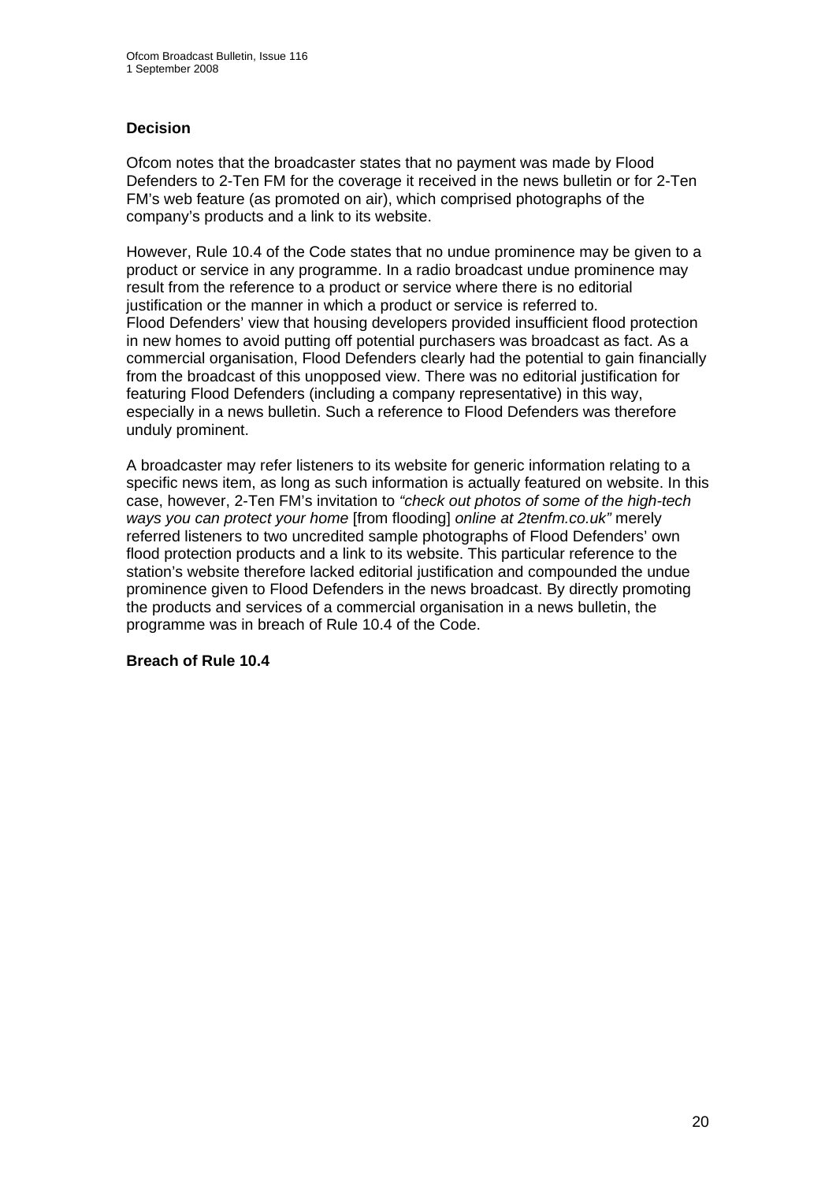### Decision

Ofcom notes that the broadcaster states that no payment was made by Flood Defenders to 2-Ten FM for the coverage it received in the news bulletin or for 2-Ten FM's web feature (as promoted on air), which comprised photographs of the company's products and a link to its website.

However, Rule 10.4 of the Code states that no undue prominence may be given to a product or service in any programme. In a radio broadcast undue prominence may result from the reference to a product or service where there is no editorial justification or the manner in which a product or service is referred to. Flood Defenders' view that housing developers provided insufficient flood protection in new homes to avoid putting off potential purchasers was broadcast as fact. As a commercial organisation, Flood Defenders clearly had the potential to gain financially from the broadcast of this unopposed view. There was no editorial justification for featuring Flood Defenders (including a company representative) in this way, especially in a news bulletin. Such a reference to Flood Defenders was therefore unduly prominent.

A broadcaster may refer listeners to its website for generic information relating to a specific news item, as long as such information is actually featured on website. In this case, however, 2-Ten FM's invitation to *"check out photos of some of the high-tech ways you can protect your home* [from flooding] *online at 2tenfm.co.uk"* merely referred listeners to two uncredited sample photographs of Flood Defenders' own flood protection products and a link to its website. This particular reference to the station's website therefore lacked editorial justification and compounded the undue prominence given to Flood Defenders in the news broadcast. By directly promoting the products and services of a commercial organisation in a news bulletin, the programme was in breach of Rule 10.4 of the Code.

**Breach of Rule 10.4**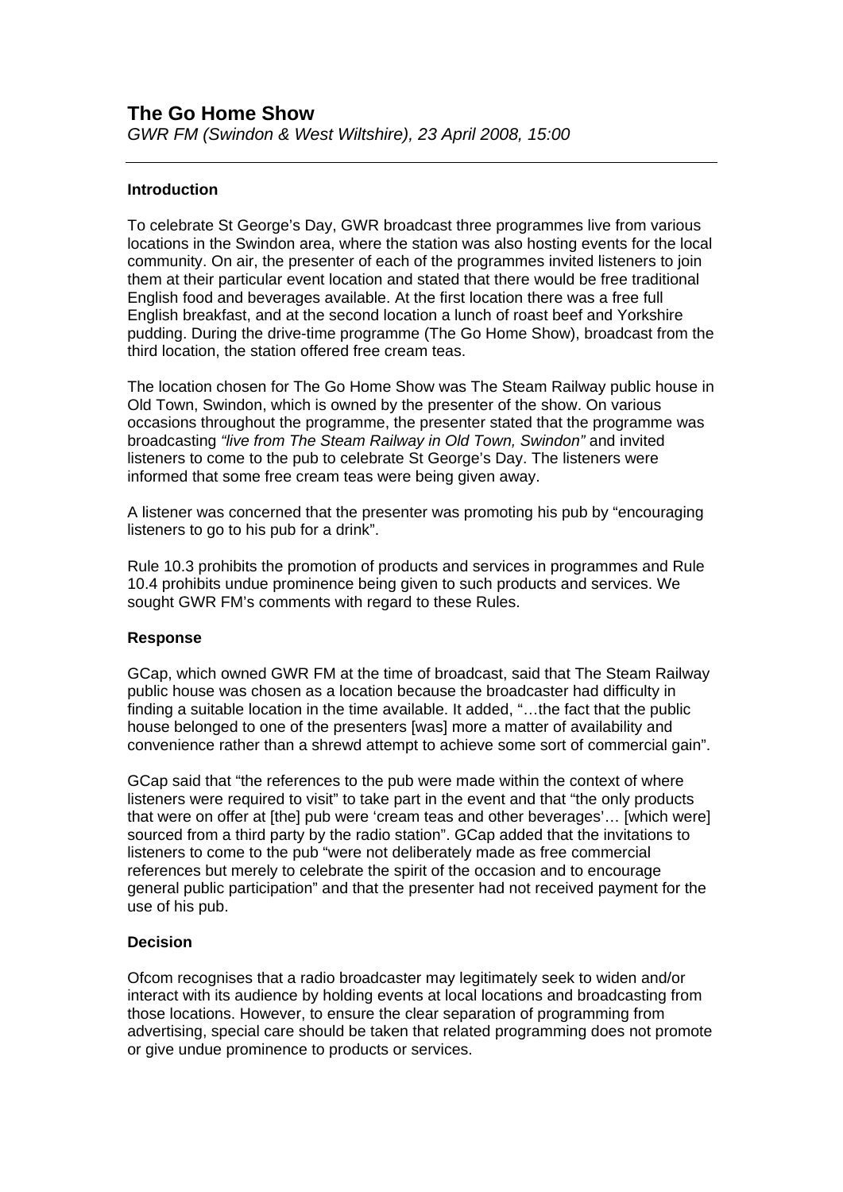## The Go Home Show

*GWR FM (Swindon & West Wiltshire), 23 April 2008, 15:00*

---

### Introduction

To celebrate St George's Day, GWR broadcast three programmes live from various locations in the Swindon area, where the station was also hosting events for the local community. On air, the presenter of each of the programmes invited listeners to join them at their particular event location and stated that there would be free traditional English food and beverages available. At the first location there was a free full English breakfast, and at the second location a lunch of roast beef and Yorkshire pudding. During the drive-time programme (The Go Home Show), broadcast from the third location, the station offered free cream teas.

The location chosen for The Go Home Show was The Steam Railway public house in Old Town, Swindon, which is owned by the presenter of the show. On various occasions throughout the programme, the presenter stated that the programme was broadcasting *"live from The Steam Railway in Old Town, Swindon"* and invited listeners to come to the pub to celebrate St George's Day. The listeners were informed that some free cream teas were being given away.

A listener was concerned that the presenter was promoting his pub by "encouraging listeners to go to his pub for a drink".

Rule 10.3 prohibits the promotion of products and services in programmes and Rule 10.4 prohibits undue prominence being given to such products and services. We sought GWR FM's comments with regard to these Rules.

### Response

GCap, which owned GWR FM at the time of broadcast, said that The Steam Railway public house was chosen as a location because the broadcaster had difficulty in finding a suitable location in the time available. It added, "…the fact that the public house belonged to one of the presenters [was] more a matter of availability and convenience rather than a shrewd attempt to achieve some sort of commercial gain".

GCap said that "the references to the pub were made within the context of where listeners were required to visit" to take part in the event and that "the only products that were on offer at [the] pub were 'cream teas and other beverages'… [which were] sourced from a third party by the radio station". GCap added that the invitations to listeners to come to the pub "were not deliberately made as free commercial references but merely to celebrate the spirit of the occasion and to encourage general public participation" and that the presenter had not received payment for the use of his pub.

### Decision

Ofcom recognises that a radio broadcaster may legitimately seek to widen and/or interact with its audience by holding events at local locations and broadcasting from those locations. However, to ensure the clear separation of programming from advertising, special care should be taken that related programming does not promote or give undue prominence to products or services.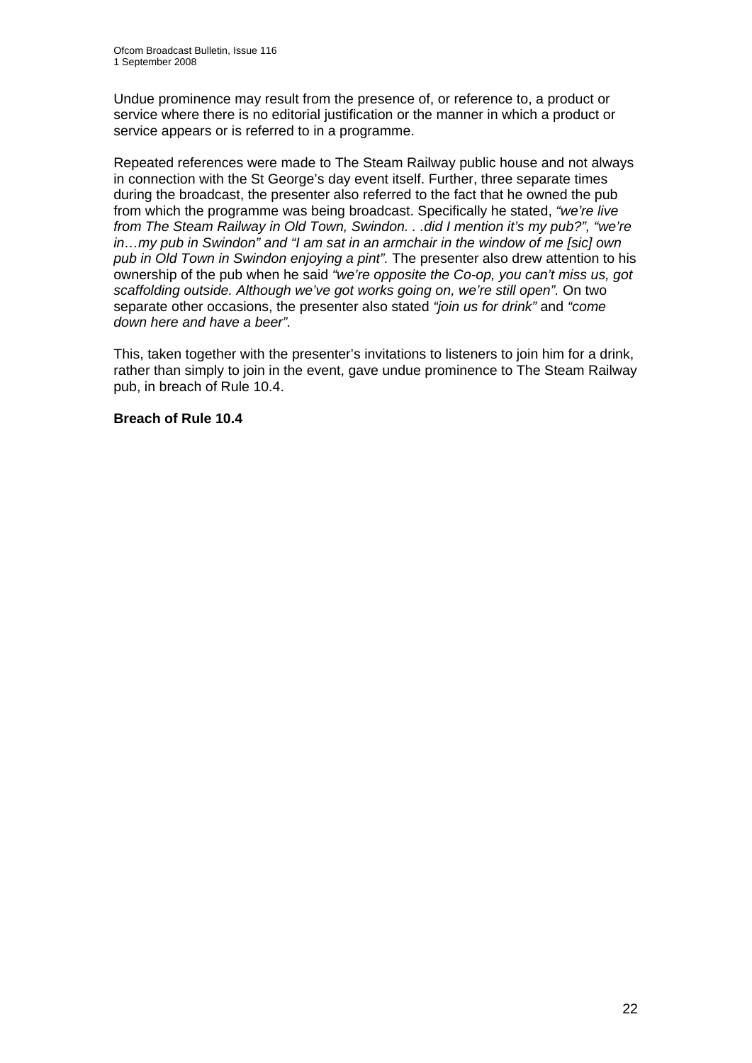Undue prominence may result from the presence of, or reference to, a product or service where there is no editorial justification or the manner in which a product or service appears or is referred to in a programme.

Repeated references were made to The Steam Railway public house and not always in connection with the St George's day event itself. Further, three separate times during the broadcast, the presenter also referred to the fact that he owned the pub from which the programme was being broadcast. Specifically he stated, *"we're live from The Steam Railway in Old Town, Swindon. . .did I mention it's my pub?", "we're in…my pub in Swindon" and "I am sat in an armchair in the window of me [sic] own pub in Old Town in Swindon enjoying a pint".* The presenter also drew attention to his ownership of the pub when he said *"we're opposite the Co-op, you can't miss us, got scaffolding outside. Although we've got works going on, we're still open".* On two separate other occasions, the presenter also stated *"join us for drink"* and *"come down here and have a beer".*

This, taken together with the presenter's invitations to listeners to join him for a drink, rather than simply to join in the event, gave undue prominence to The Steam Railway pub, in breach of Rule 10.4.

**Breach of Rule 10.4**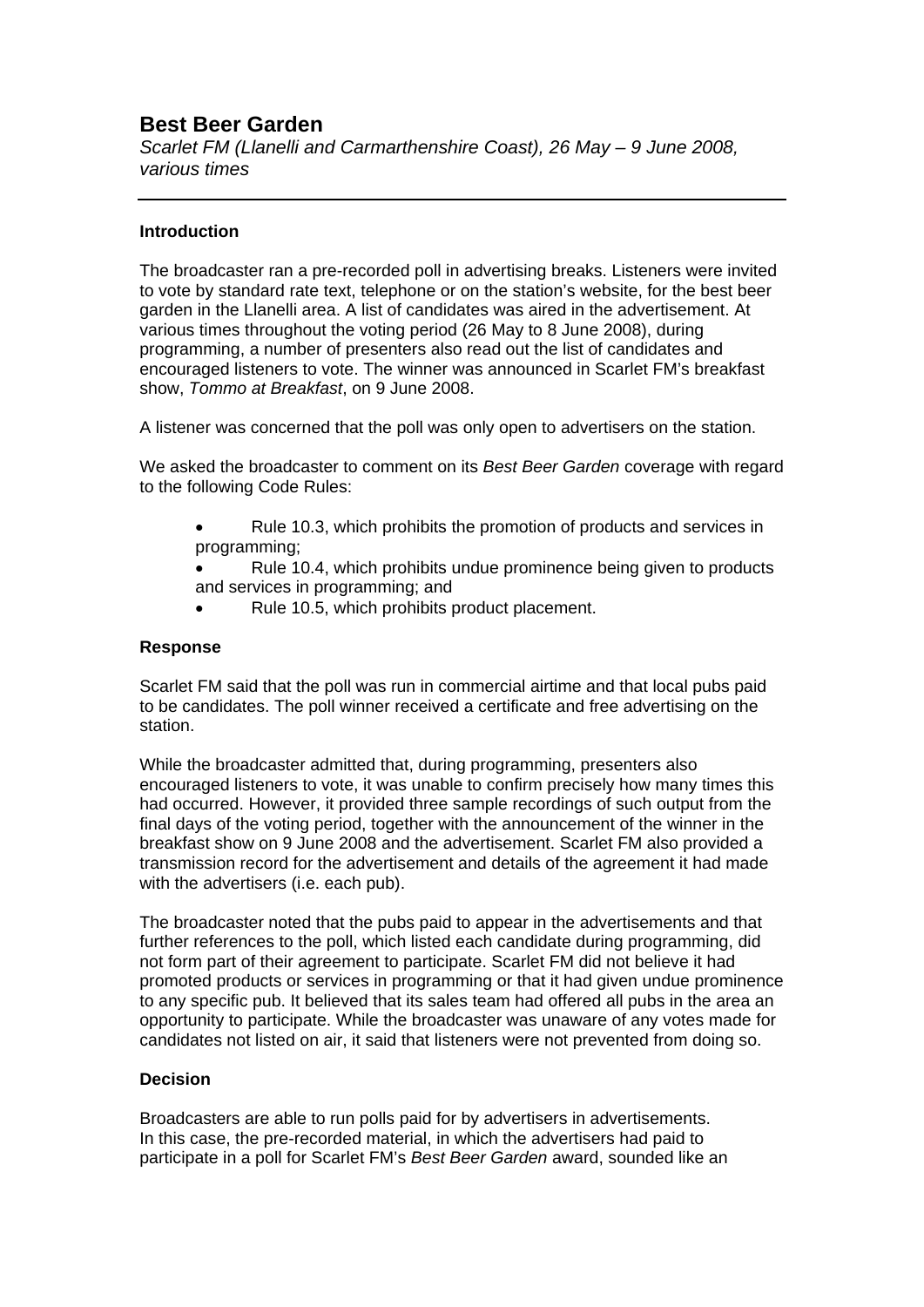## Best Beer Garden

*Scarlet FM (Llanelli and Carmarthenshire Coast), 26 May – 9 June 2008, various times*

---

### Introduction

The broadcaster ran a pre-recorded poll in advertising breaks. Listeners were invited to vote by standard rate text, telephone or on the station's website, for the best beer garden in the Llanelli area. A list of candidates was aired in the advertisement. At various times throughout the voting period (26 May to 8 June 2008), during programming, a number of presenters also read out the list of candidates and encouraged listeners to vote. The winner was announced in Scarlet FM's breakfast show, *Tommo at Breakfast*, on 9 June 2008.

A listener was concerned that the poll was only open to advertisers on the station.

We asked the broadcaster to comment on its *Best Beer Garden* coverage with regard to the following Code Rules:

- Rule 10.3, which prohibits the promotion of products and services in programming;
- Rule 10.4, which prohibits undue prominence being given to products and services in programming; and
- Rule 10.5, which prohibits product placement.

### Response

Scarlet FM said that the poll was run in commercial airtime and that local pubs paid to be candidates. The poll winner received a certificate and free advertising on the station.

While the broadcaster admitted that, during programming, presenters also encouraged listeners to vote, it was unable to confirm precisely how many times this had occurred. However, it provided three sample recordings of such output from the final days of the voting period, together with the announcement of the winner in the breakfast show on 9 June 2008 and the advertisement. Scarlet FM also provided a transmission record for the advertisement and details of the agreement it had made with the advertisers (i.e. each pub).

The broadcaster noted that the pubs paid to appear in the advertisements and that further references to the poll, which listed each candidate during programming, did not form part of their agreement to participate. Scarlet FM did not believe it had promoted products or services in programming or that it had given undue prominence to any specific pub. It believed that its sales team had offered all pubs in the area an opportunity to participate. While the broadcaster was unaware of any votes made for candidates not listed on air, it said that listeners were not prevented from doing so.

### Decision

Broadcasters are able to run polls paid for by advertisers in advertisements. In this case, the pre-recorded material, in which the advertisers had paid to participate in a poll for Scarlet FM's *Best Beer Garden* award, sounded like an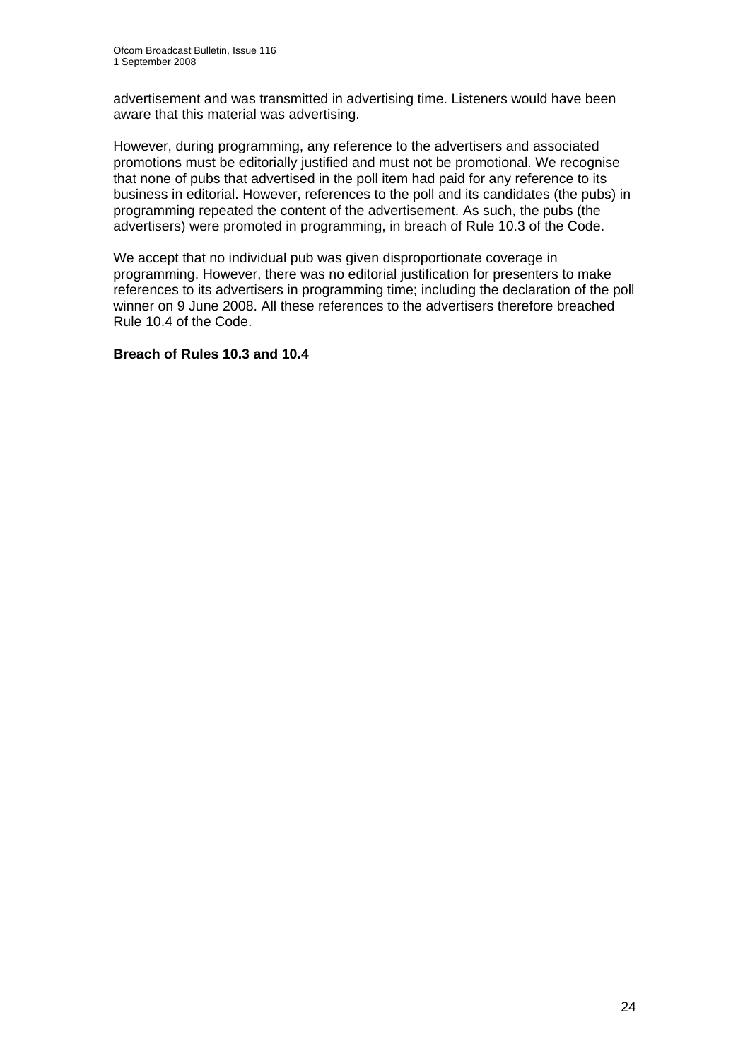advertisement and was transmitted in advertising time. Listeners would have been aware that this material was advertising.

However, during programming, any reference to the advertisers and associated promotions must be editorially justified and must not be promotional. We recognise that none of pubs that advertised in the poll item had paid for any reference to its business in editorial. However, references to the poll and its candidates (the pubs) in programming repeated the content of the advertisement. As such, the pubs (the advertisers) were promoted in programming, in breach of Rule 10.3 of the Code.

We accept that no individual pub was given disproportionate coverage in programming. However, there was no editorial justification for presenters to make references to its advertisers in programming time; including the declaration of the poll winner on 9 June 2008. All these references to the advertisers therefore breached Rule 10.4 of the Code.

**Breach of Rules 10.3 and 10.4**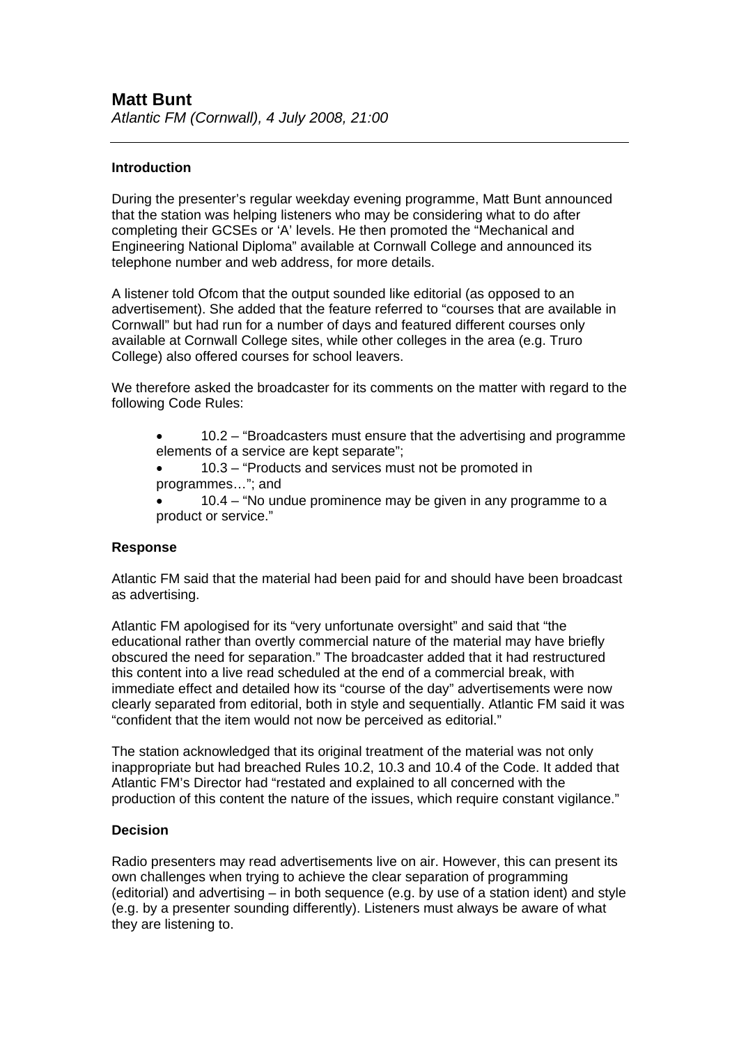## Matt Bunt

*Atlantic FM (Cornwall), 4 July 2008, 21:00*

---

### Introduction

During the presenter's regular weekday evening programme, Matt Bunt announced that the station was helping listeners who may be considering what to do after completing their GCSEs or 'A' levels. He then promoted the "Mechanical and Engineering National Diploma" available at Cornwall College and announced its telephone number and web address, for more details.

A listener told Ofcom that the output sounded like editorial (as opposed to an advertisement). She added that the feature referred to "courses that are available in Cornwall" but had run for a number of days and featured different courses only available at Cornwall College sites, while other colleges in the area (e.g. Truro College) also offered courses for school leavers.

We therefore asked the broadcaster for its comments on the matter with regard to the following Code Rules:

- 10.2 – "Broadcasters must ensure that the advertising and programme elements of a service are kept separate";
- 10.3 – "Products and services must not be promoted in programmes…"; and
- 10.4 – "No undue prominence may be given in any programme to a product or service."

### Response

Atlantic FM said that the material had been paid for and should have been broadcast as advertising.

Atlantic FM apologised for its "very unfortunate oversight" and said that "the educational rather than overtly commercial nature of the material may have briefly obscured the need for separation." The broadcaster added that it had restructured this content into a live read scheduled at the end of a commercial break, with immediate effect and detailed how its "course of the day" advertisements were now clearly separated from editorial, both in style and sequentially. Atlantic FM said it was "confident that the item would not now be perceived as editorial."

The station acknowledged that its original treatment of the material was not only inappropriate but had breached Rules 10.2, 10.3 and 10.4 of the Code. It added that Atlantic FM's Director had "restated and explained to all concerned with the production of this content the nature of the issues, which require constant vigilance."

### Decision

Radio presenters may read advertisements live on air. However, this can present its own challenges when trying to achieve the clear separation of programming (editorial) and advertising – in both sequence (e.g. by use of a station ident) and style (e.g. by a presenter sounding differently). Listeners must always be aware of what they are listening to.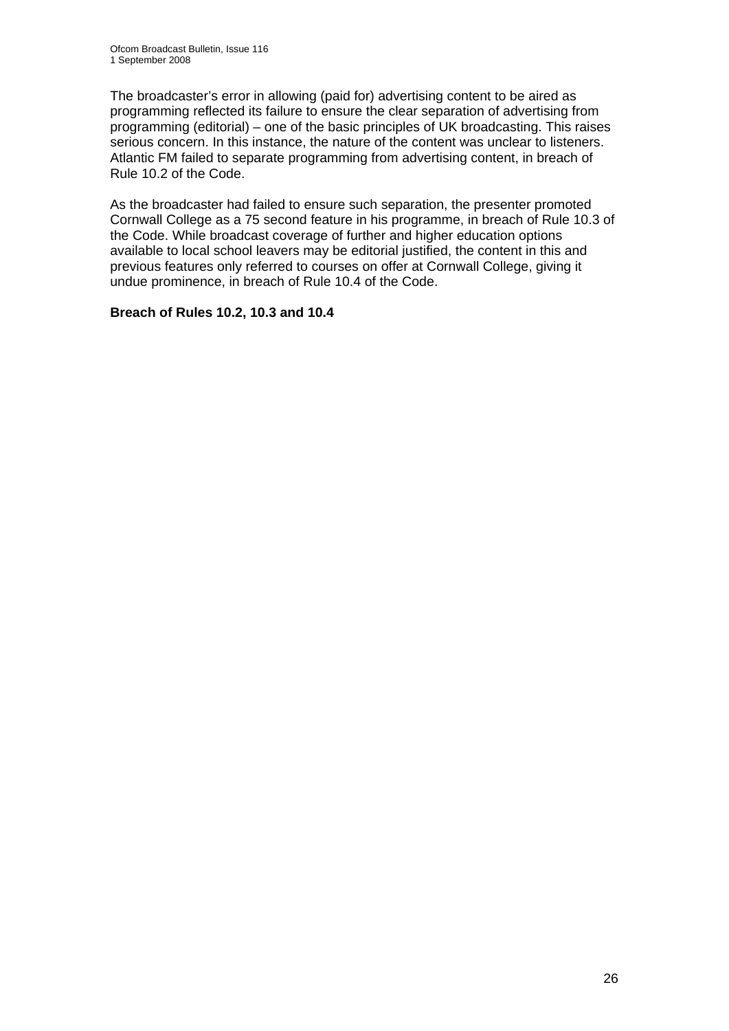The broadcaster's error in allowing (paid for) advertising content to be aired as programming reflected its failure to ensure the clear separation of advertising from programming (editorial) – one of the basic principles of UK broadcasting. This raises serious concern. In this instance, the nature of the content was unclear to listeners. Atlantic FM failed to separate programming from advertising content, in breach of Rule 10.2 of the Code.

As the broadcaster had failed to ensure such separation, the presenter promoted Cornwall College as a 75 second feature in his programme, in breach of Rule 10.3 of the Code. While broadcast coverage of further and higher education options available to local school leavers may be editorial justified, the content in this and previous features only referred to courses on offer at Cornwall College, giving it undue prominence, in breach of Rule 10.4 of the Code.

**Breach of Rules 10.2, 10.3 and 10.4**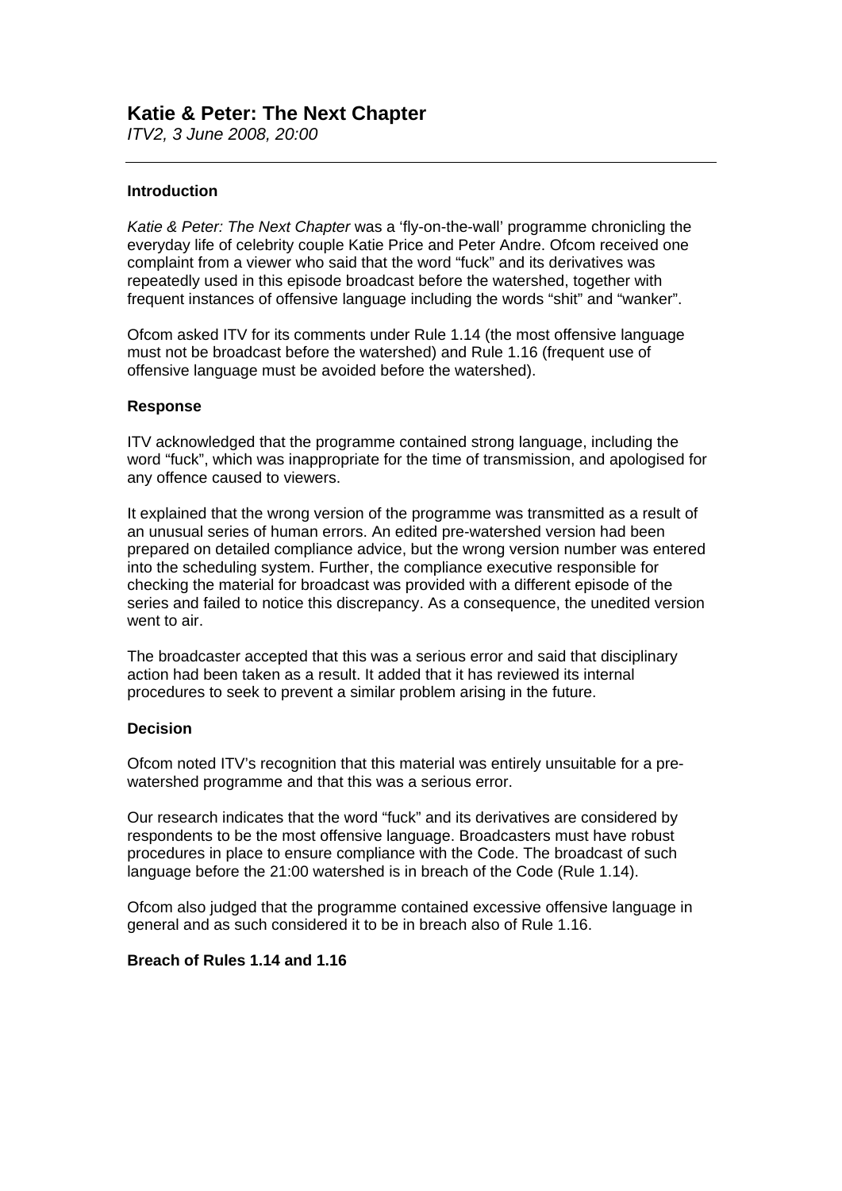## Katie & Peter: The Next Chapter

*ITV2, 3 June 2008, 20:00*

---

**Introduction**

*Katie & Peter: The Next Chapter* was a 'fly-on-the-wall' programme chronicling the everyday life of celebrity couple Katie Price and Peter Andre. Ofcom received one complaint from a viewer who said that the word "fuck" and its derivatives was repeatedly used in this episode broadcast before the watershed, together with frequent instances of offensive language including the words "shit" and "wanker".

Ofcom asked ITV for its comments under Rule 1.14 (the most offensive language must not be broadcast before the watershed) and Rule 1.16 (frequent use of offensive language must be avoided before the watershed).

**Response**

ITV acknowledged that the programme contained strong language, including the word "fuck", which was inappropriate for the time of transmission, and apologised for any offence caused to viewers.

It explained that the wrong version of the programme was transmitted as a result of an unusual series of human errors. An edited pre-watershed version had been prepared on detailed compliance advice, but the wrong version number was entered into the scheduling system. Further, the compliance executive responsible for checking the material for broadcast was provided with a different episode of the series and failed to notice this discrepancy. As a consequence, the unedited version went to air.

The broadcaster accepted that this was a serious error and said that disciplinary action had been taken as a result. It added that it has reviewed its internal procedures to seek to prevent a similar problem arising in the future.

**Decision**

Ofcom noted ITV's recognition that this material was entirely unsuitable for a pre-watershed programme and that this was a serious error.

Our research indicates that the word "fuck" and its derivatives are considered by respondents to be the most offensive language. Broadcasters must have robust procedures in place to ensure compliance with the Code. The broadcast of such language before the 21:00 watershed is in breach of the Code (Rule 1.14).

Ofcom also judged that the programme contained excessive offensive language in general and as such considered it to be in breach also of Rule 1.16.

**Breach of Rules 1.14 and 1.16**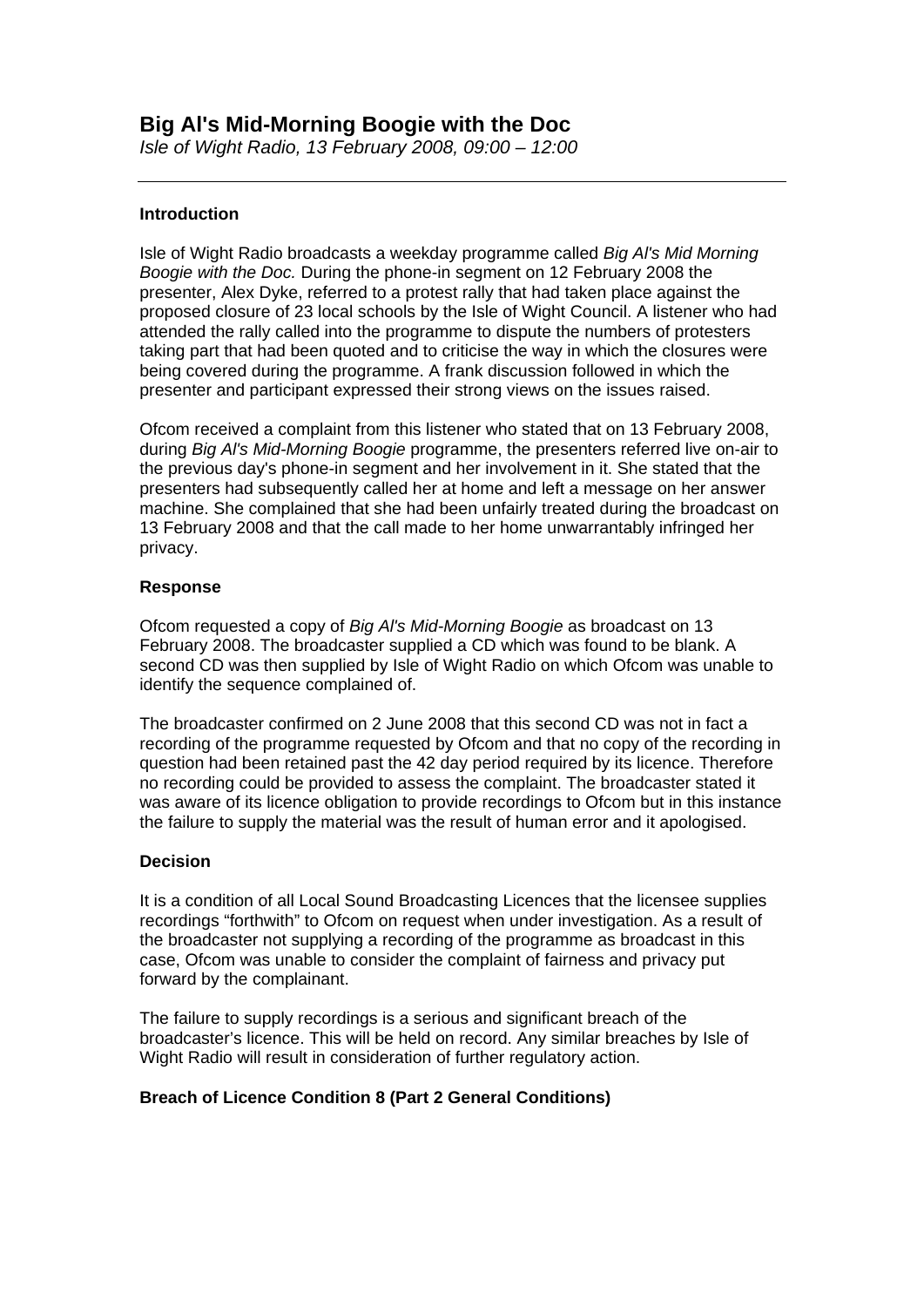## Big Al's Mid-Morning Boogie with the Doc

*Isle of Wight Radio, 13 February 2008, 09:00 – 12:00*

---

### Introduction

Isle of Wight Radio broadcasts a weekday programme called *Big Al's Mid Morning Boogie with the Doc.* During the phone-in segment on 12 February 2008 the presenter, Alex Dyke, referred to a protest rally that had taken place against the proposed closure of 23 local schools by the Isle of Wight Council. A listener who had attended the rally called into the programme to dispute the numbers of protesters taking part that had been quoted and to criticise the way in which the closures were being covered during the programme. A frank discussion followed in which the presenter and participant expressed their strong views on the issues raised.

Ofcom received a complaint from this listener who stated that on 13 February 2008, during *Big Al's Mid-Morning Boogie* programme, the presenters referred live on-air to the previous day's phone-in segment and her involvement in it. She stated that the presenters had subsequently called her at home and left a message on her answer machine. She complained that she had been unfairly treated during the broadcast on 13 February 2008 and that the call made to her home unwarrantably infringed her privacy.

### Response

Ofcom requested a copy of *Big Al's Mid-Morning Boogie* as broadcast on 13 February 2008. The broadcaster supplied a CD which was found to be blank. A second CD was then supplied by Isle of Wight Radio on which Ofcom was unable to identify the sequence complained of.

The broadcaster confirmed on 2 June 2008 that this second CD was not in fact a recording of the programme requested by Ofcom and that no copy of the recording in question had been retained past the 42 day period required by its licence. Therefore no recording could be provided to assess the complaint. The broadcaster stated it was aware of its licence obligation to provide recordings to Ofcom but in this instance the failure to supply the material was the result of human error and it apologised.

### Decision

It is a condition of all Local Sound Broadcasting Licences that the licensee supplies recordings "forthwith" to Ofcom on request when under investigation. As a result of the broadcaster not supplying a recording of the programme as broadcast in this case, Ofcom was unable to consider the complaint of fairness and privacy put forward by the complainant.

The failure to supply recordings is a serious and significant breach of the broadcaster's licence. This will be held on record. Any similar breaches by Isle of Wight Radio will result in consideration of further regulatory action.

**Breach of Licence Condition 8 (Part 2 General Conditions)**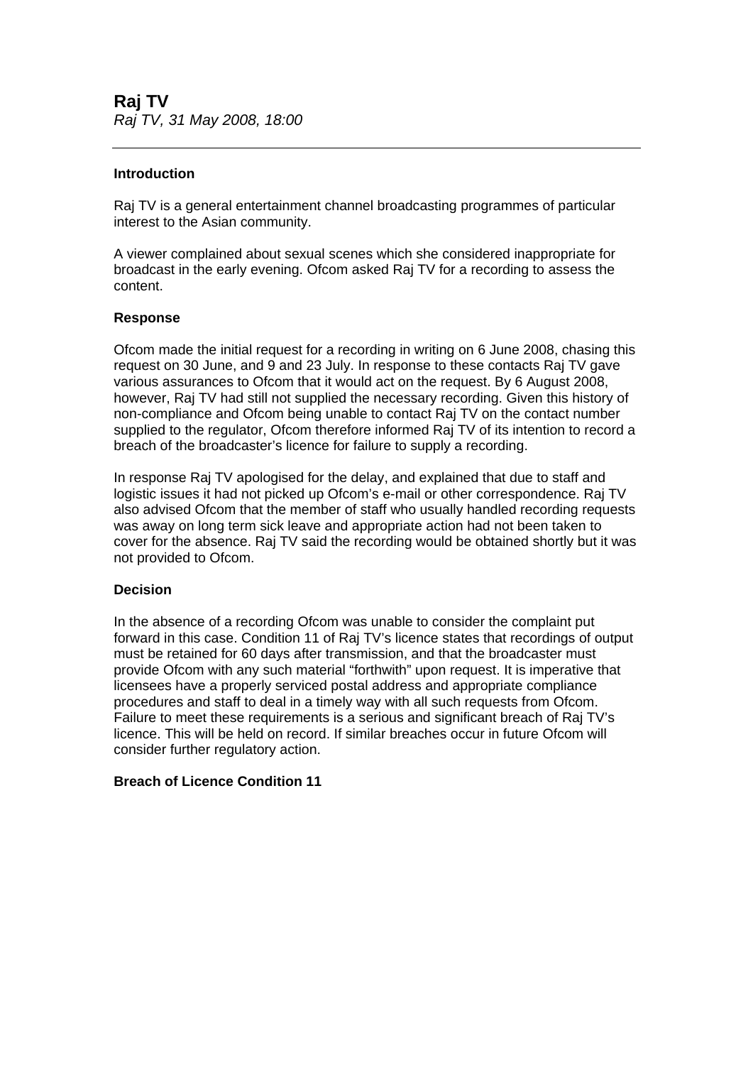## Raj TV

*Raj TV, 31 May 2008, 18:00*

---

### Introduction

Raj TV is a general entertainment channel broadcasting programmes of particular interest to the Asian community.

A viewer complained about sexual scenes which she considered inappropriate for broadcast in the early evening. Ofcom asked Raj TV for a recording to assess the content.

### Response

Ofcom made the initial request for a recording in writing on 6 June 2008, chasing this request on 30 June, and 9 and 23 July. In response to these contacts Raj TV gave various assurances to Ofcom that it would act on the request. By 6 August 2008, however, Raj TV had still not supplied the necessary recording. Given this history of non-compliance and Ofcom being unable to contact Raj TV on the contact number supplied to the regulator, Ofcom therefore informed Raj TV of its intention to record a breach of the broadcaster's licence for failure to supply a recording.

In response Raj TV apologised for the delay, and explained that due to staff and logistic issues it had not picked up Ofcom's e-mail or other correspondence. Raj TV also advised Ofcom that the member of staff who usually handled recording requests was away on long term sick leave and appropriate action had not been taken to cover for the absence. Raj TV said the recording would be obtained shortly but it was not provided to Ofcom.

### Decision

In the absence of a recording Ofcom was unable to consider the complaint put forward in this case. Condition 11 of Raj TV's licence states that recordings of output must be retained for 60 days after transmission, and that the broadcaster must provide Ofcom with any such material "forthwith" upon request. It is imperative that licensees have a properly serviced postal address and appropriate compliance procedures and staff to deal in a timely way with all such requests from Ofcom. Failure to meet these requirements is a serious and significant breach of Raj TV's licence. This will be held on record. If similar breaches occur in future Ofcom will consider further regulatory action.

**Breach of Licence Condition 11**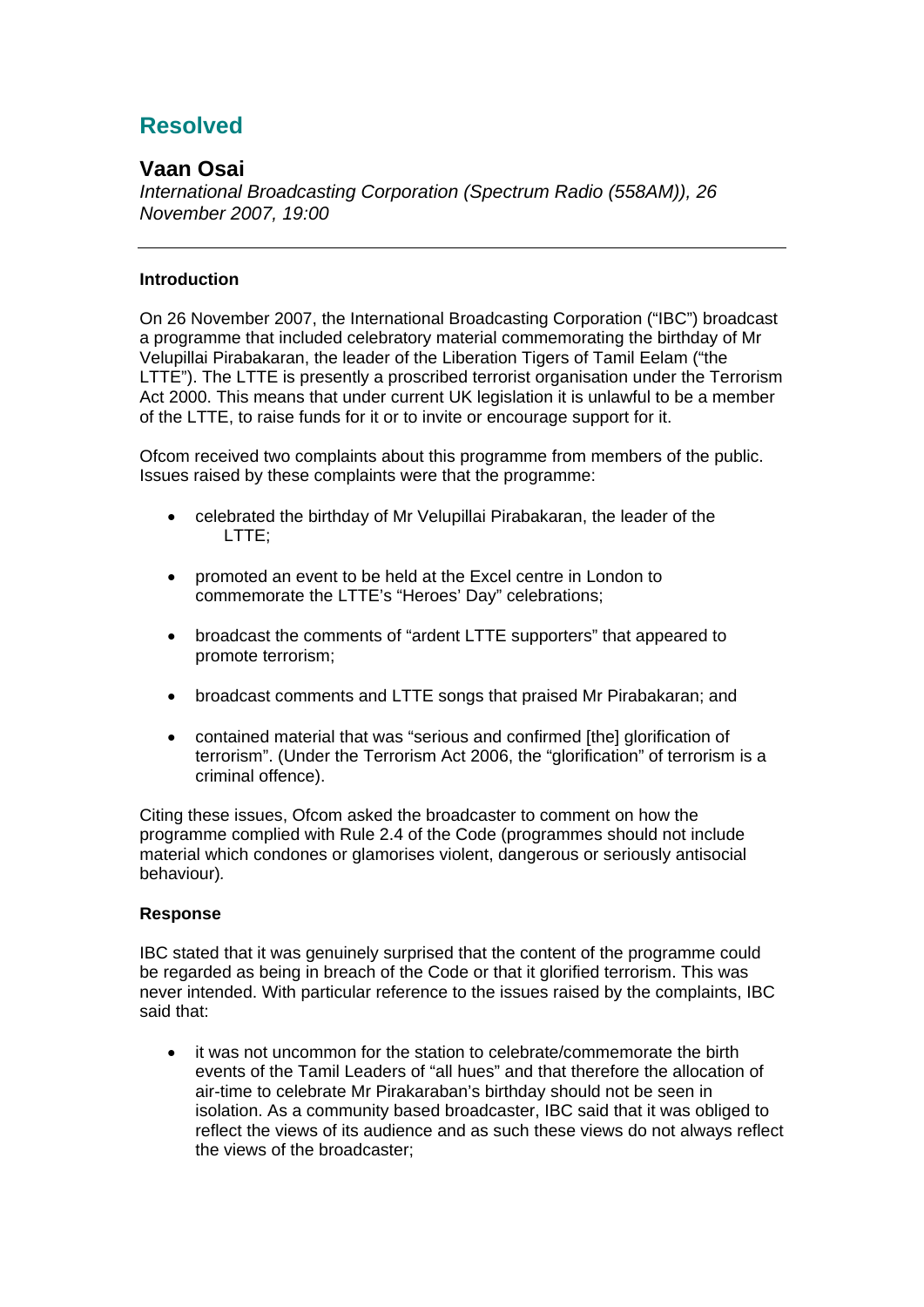# Resolved

## Vaan Osai

*International Broadcasting Corporation (Spectrum Radio (558AM)), 26 November 2007, 19:00*

---

**Introduction**

On 26 November 2007, the International Broadcasting Corporation ("IBC") broadcast a programme that included celebratory material commemorating the birthday of Mr Velupillai Pirabakaran, the leader of the Liberation Tigers of Tamil Eelam ("the LTTE"). The LTTE is presently a proscribed terrorist organisation under the Terrorism Act 2000. This means that under current UK legislation it is unlawful to be a member of the LTTE, to raise funds for it or to invite or encourage support for it.

Ofcom received two complaints about this programme from members of the public. Issues raised by these complaints were that the programme:

- celebrated the birthday of Mr Velupillai Pirabakaran, the leader of the LTTE;
- promoted an event to be held at the Excel centre in London to commemorate the LTTE's "Heroes' Day" celebrations;
- broadcast the comments of "ardent LTTE supporters" that appeared to promote terrorism;
- broadcast comments and LTTE songs that praised Mr Pirabakaran; and
- contained material that was "serious and confirmed [the] glorification of terrorism". (Under the Terrorism Act 2006, the "glorification" of terrorism is a criminal offence).

Citing these issues, Ofcom asked the broadcaster to comment on how the programme complied with Rule 2.4 of the Code (programmes should not include material which condones or glamorises violent, dangerous or seriously antisocial behaviour).

**Response**

IBC stated that it was genuinely surprised that the content of the programme could be regarded as being in breach of the Code or that it glorified terrorism. This was never intended. With particular reference to the issues raised by the complaints, IBC said that:

- it was not uncommon for the station to celebrate/commemorate the birth events of the Tamil Leaders of "all hues" and that therefore the allocation of air-time to celebrate Mr Pirakaraban's birthday should not be seen in isolation. As a community based broadcaster, IBC said that it was obliged to reflect the views of its audience and as such these views do not always reflect the views of the broadcaster;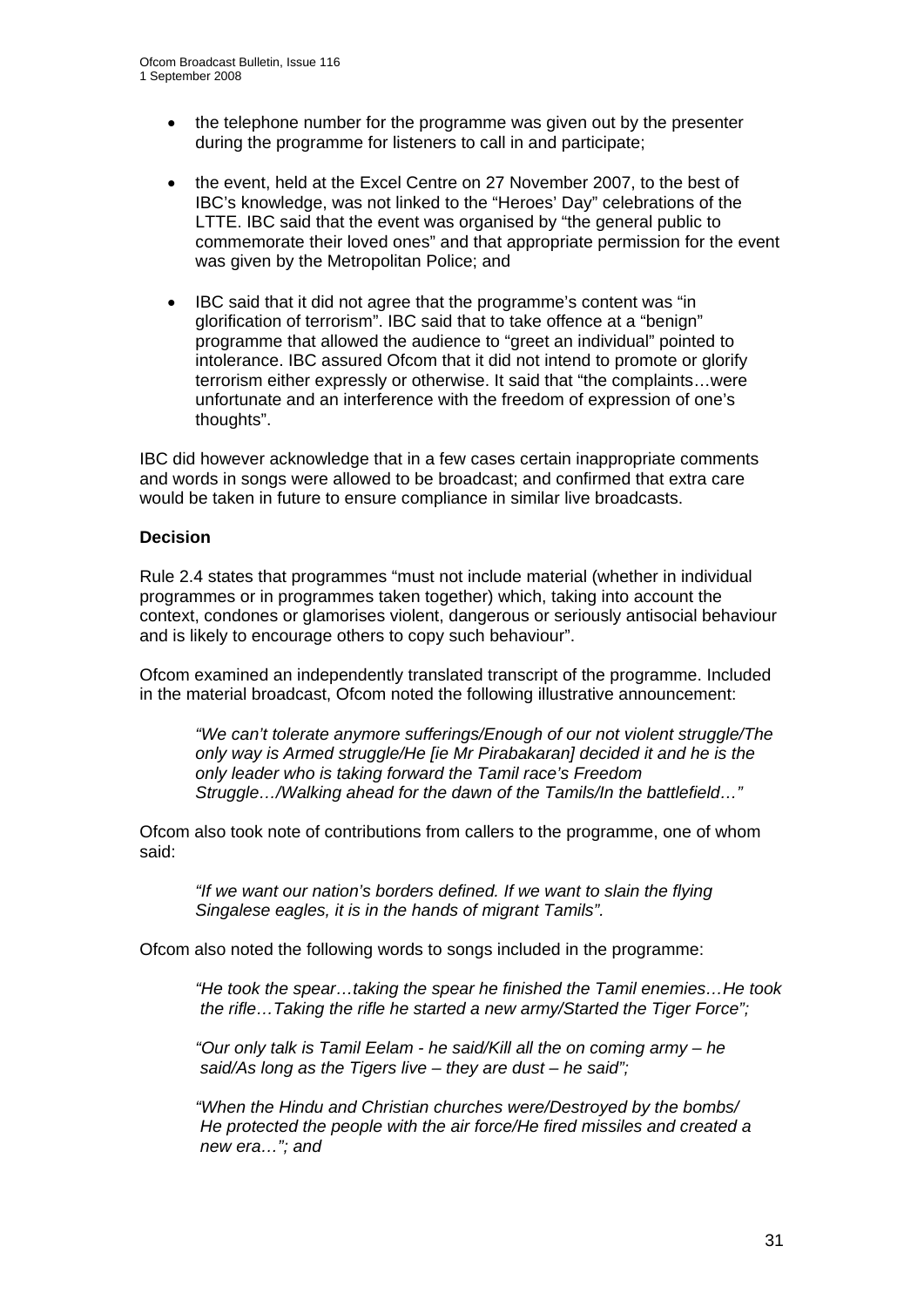- the telephone number for the programme was given out by the presenter during the programme for listeners to call in and participate;
- the event, held at the Excel Centre on 27 November 2007, to the best of IBC's knowledge, was not linked to the "Heroes' Day" celebrations of the LTTE. IBC said that the event was organised by "the general public to commemorate their loved ones" and that appropriate permission for the event was given by the Metropolitan Police; and
- IBC said that it did not agree that the programme's content was "in glorification of terrorism". IBC said that to take offence at a "benign" programme that allowed the audience to "greet an individual" pointed to intolerance. IBC assured Ofcom that it did not intend to promote or glorify terrorism either expressly or otherwise. It said that "the complaints…were unfortunate and an interference with the freedom of expression of one's thoughts".

IBC did however acknowledge that in a few cases certain inappropriate comments and words in songs were allowed to be broadcast; and confirmed that extra care would be taken in future to ensure compliance in similar live broadcasts.

**Decision**

Rule 2.4 states that programmes "must not include material (whether in individual programmes or in programmes taken together) which, taking into account the context, condones or glamorises violent, dangerous or seriously antisocial behaviour and is likely to encourage others to copy such behaviour".

Ofcom examined an independently translated transcript of the programme. Included in the material broadcast, Ofcom noted the following illustrative announcement:

> *"We can't tolerate anymore sufferings/Enough of our not violent struggle/The only way is Armed struggle/He [ie Mr Pirabakaran] decided it and he is the only leader who is taking forward the Tamil race's Freedom Struggle…/Walking ahead for the dawn of the Tamils/In the battlefield…"*

Ofcom also took note of contributions from callers to the programme, one of whom said:

> *"If we want our nation's borders defined. If we want to slain the flying Singalese eagles, it is in the hands of migrant Tamils".*

Ofcom also noted the following words to songs included in the programme:

> *"He took the spear…taking the spear he finished the Tamil enemies…He took the rifle…Taking the rifle he started a new army/Started the Tiger Force";*
>
> *"Our only talk is Tamil Eelam - he said/Kill all the on coming army – he said/As long as the Tigers live – they are dust – he said";*
>
> *"When the Hindu and Christian churches were/Destroyed by the bombs/ He protected the people with the air force/He fired missiles and created a new era…"; and*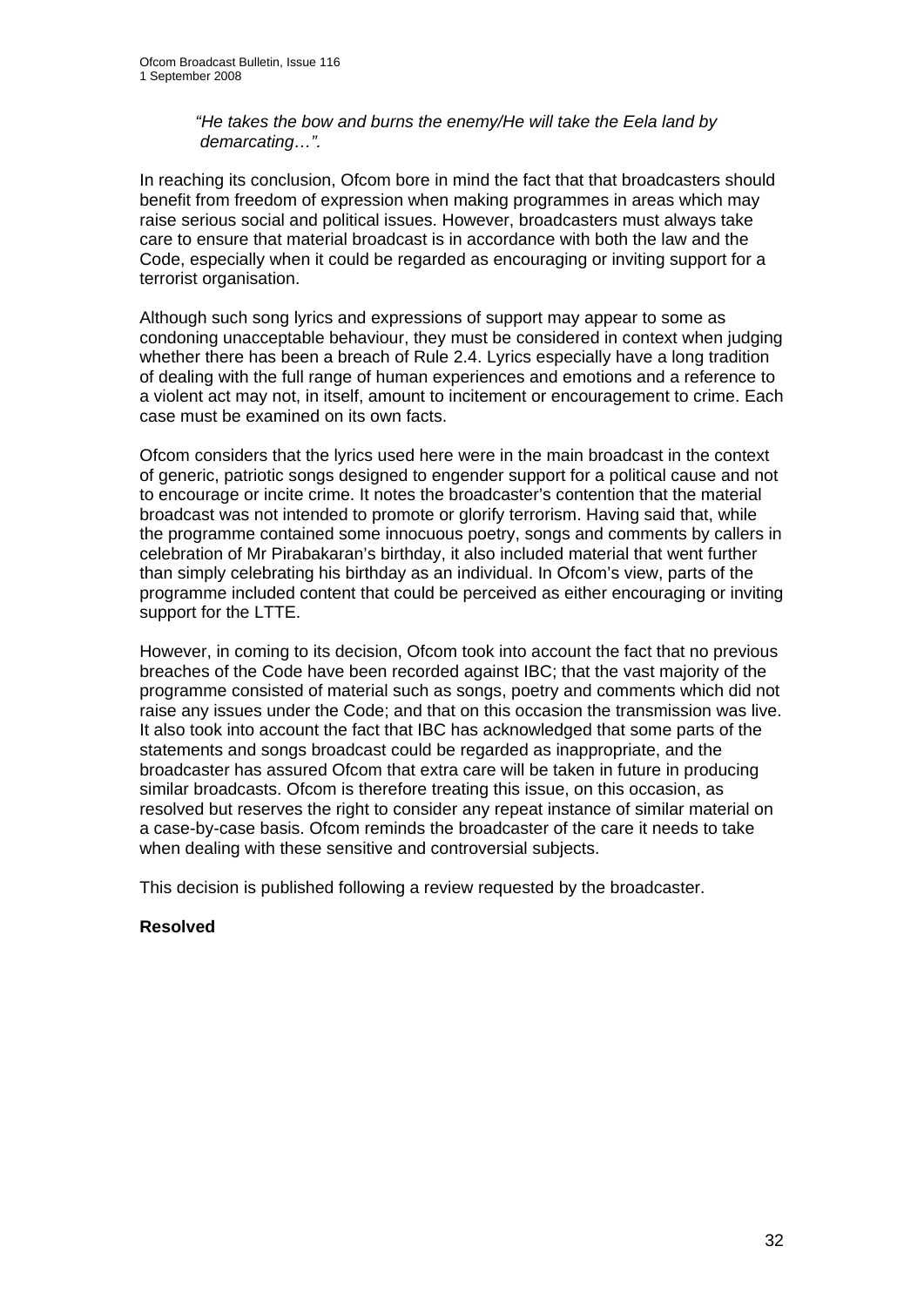*"He takes the bow and burns the enemy/He will take the Eela land by demarcating…".*

In reaching its conclusion, Ofcom bore in mind the fact that that broadcasters should benefit from freedom of expression when making programmes in areas which may raise serious social and political issues. However, broadcasters must always take care to ensure that material broadcast is in accordance with both the law and the Code, especially when it could be regarded as encouraging or inviting support for a terrorist organisation.

Although such song lyrics and expressions of support may appear to some as condoning unacceptable behaviour, they must be considered in context when judging whether there has been a breach of Rule 2.4. Lyrics especially have a long tradition of dealing with the full range of human experiences and emotions and a reference to a violent act may not, in itself, amount to incitement or encouragement to crime. Each case must be examined on its own facts.

Ofcom considers that the lyrics used here were in the main broadcast in the context of generic, patriotic songs designed to engender support for a political cause and not to encourage or incite crime. It notes the broadcaster's contention that the material broadcast was not intended to promote or glorify terrorism. Having said that, while the programme contained some innocuous poetry, songs and comments by callers in celebration of Mr Pirabakaran's birthday, it also included material that went further than simply celebrating his birthday as an individual. In Ofcom's view, parts of the programme included content that could be perceived as either encouraging or inviting support for the LTTE.

However, in coming to its decision, Ofcom took into account the fact that no previous breaches of the Code have been recorded against IBC; that the vast majority of the programme consisted of material such as songs, poetry and comments which did not raise any issues under the Code; and that on this occasion the transmission was live. It also took into account the fact that IBC has acknowledged that some parts of the statements and songs broadcast could be regarded as inappropriate, and the broadcaster has assured Ofcom that extra care will be taken in future in producing similar broadcasts. Ofcom is therefore treating this issue, on this occasion, as resolved but reserves the right to consider any repeat instance of similar material on a case-by-case basis. Ofcom reminds the broadcaster of the care it needs to take when dealing with these sensitive and controversial subjects.

This decision is published following a review requested by the broadcaster.

**Resolved**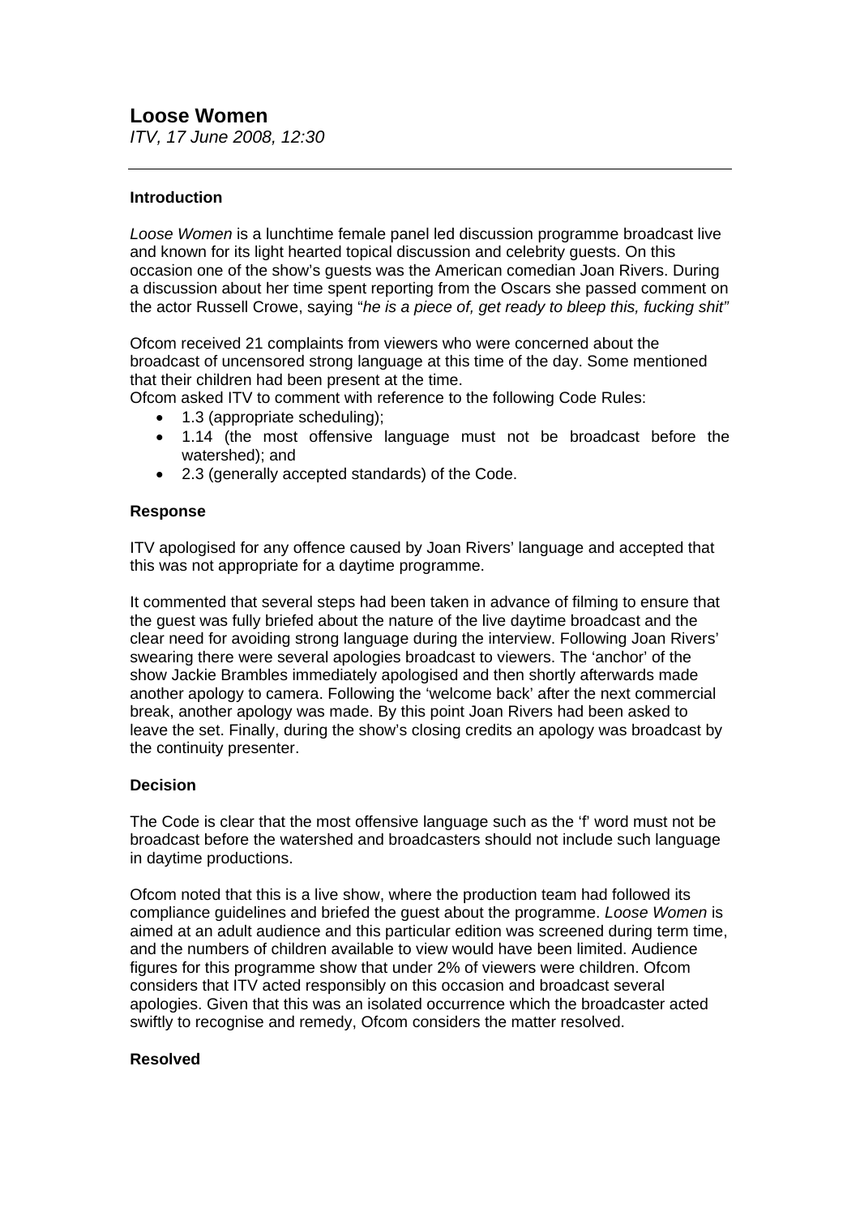## Loose Women

*ITV, 17 June 2008, 12:30*

---

### Introduction

*Loose Women* is a lunchtime female panel led discussion programme broadcast live and known for its light hearted topical discussion and celebrity guests. On this occasion one of the show's guests was the American comedian Joan Rivers. During a discussion about her time spent reporting from the Oscars she passed comment on the actor Russell Crowe, saying "*he is a piece of, get ready to bleep this, fucking shit"*

Ofcom received 21 complaints from viewers who were concerned about the broadcast of uncensored strong language at this time of the day. Some mentioned that their children had been present at the time.

Ofcom asked ITV to comment with reference to the following Code Rules:

- 1.3 (appropriate scheduling);
- 1.14 (the most offensive language must not be broadcast before the watershed); and
- 2.3 (generally accepted standards) of the Code.

### Response

ITV apologised for any offence caused by Joan Rivers' language and accepted that this was not appropriate for a daytime programme.

It commented that several steps had been taken in advance of filming to ensure that the guest was fully briefed about the nature of the live daytime broadcast and the clear need for avoiding strong language during the interview. Following Joan Rivers' swearing there were several apologies broadcast to viewers. The 'anchor' of the show Jackie Brambles immediately apologised and then shortly afterwards made another apology to camera. Following the 'welcome back' after the next commercial break, another apology was made. By this point Joan Rivers had been asked to leave the set. Finally, during the show's closing credits an apology was broadcast by the continuity presenter.

### Decision

The Code is clear that the most offensive language such as the 'f' word must not be broadcast before the watershed and broadcasters should not include such language in daytime productions.

Ofcom noted that this is a live show, where the production team had followed its compliance guidelines and briefed the guest about the programme. *Loose Women* is aimed at an adult audience and this particular edition was screened during term time, and the numbers of children available to view would have been limited. Audience figures for this programme show that under 2% of viewers were children. Ofcom considers that ITV acted responsibly on this occasion and broadcast several apologies. Given that this was an isolated occurrence which the broadcaster acted swiftly to recognise and remedy, Ofcom considers the matter resolved.

### Resolved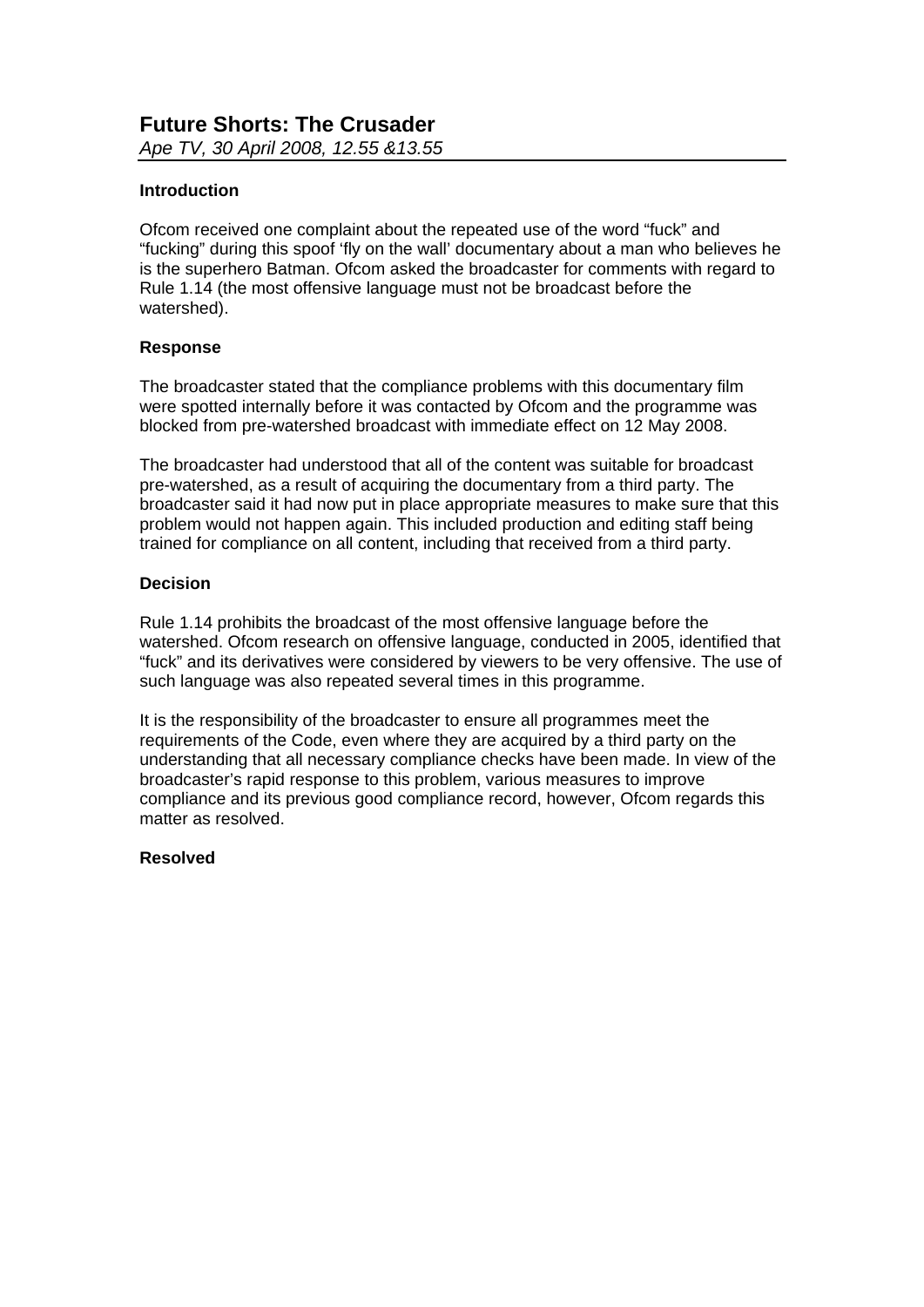## Future Shorts: The Crusader

*Ape TV, 30 April 2008, 12.55 &13.55*

**Introduction**

Ofcom received one complaint about the repeated use of the word "fuck" and "fucking" during this spoof 'fly on the wall' documentary about a man who believes he is the superhero Batman. Ofcom asked the broadcaster for comments with regard to Rule 1.14 (the most offensive language must not be broadcast before the watershed).

**Response**

The broadcaster stated that the compliance problems with this documentary film were spotted internally before it was contacted by Ofcom and the programme was blocked from pre-watershed broadcast with immediate effect on 12 May 2008.

The broadcaster had understood that all of the content was suitable for broadcast pre-watershed, as a result of acquiring the documentary from a third party. The broadcaster said it had now put in place appropriate measures to make sure that this problem would not happen again. This included production and editing staff being trained for compliance on all content, including that received from a third party.

**Decision**

Rule 1.14 prohibits the broadcast of the most offensive language before the watershed. Ofcom research on offensive language, conducted in 2005, identified that "fuck" and its derivatives were considered by viewers to be very offensive. The use of such language was also repeated several times in this programme.

It is the responsibility of the broadcaster to ensure all programmes meet the requirements of the Code, even where they are acquired by a third party on the understanding that all necessary compliance checks have been made. In view of the broadcaster's rapid response to this problem, various measures to improve compliance and its previous good compliance record, however, Ofcom regards this matter as resolved.

**Resolved**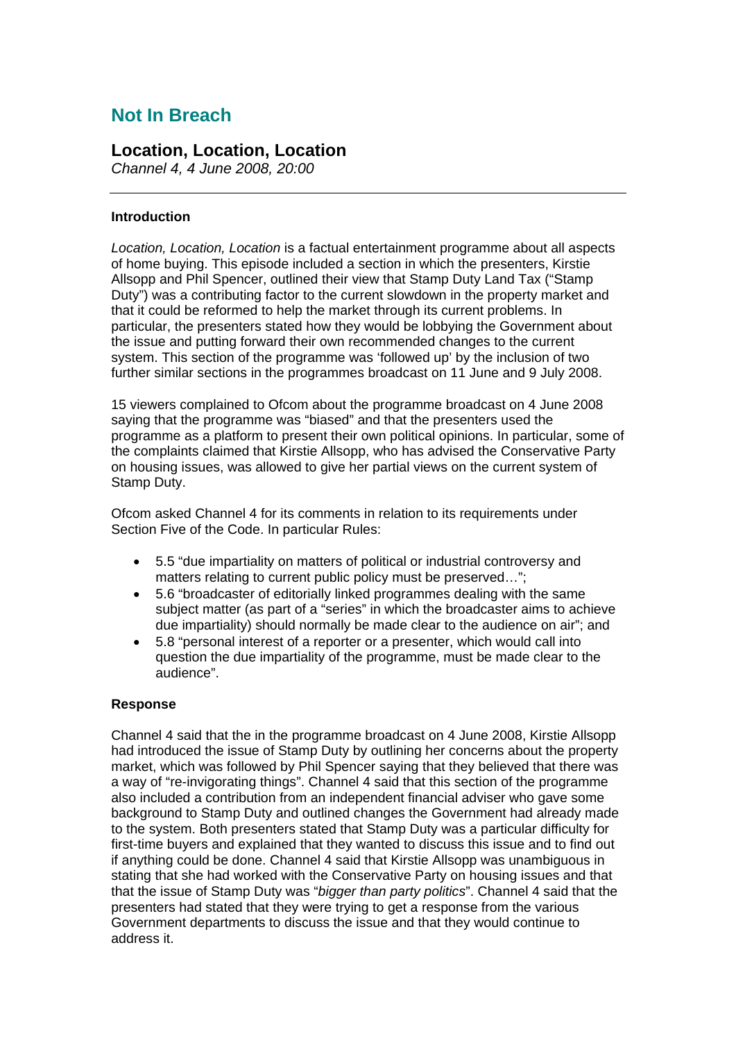# Not In Breach

## Location, Location, Location

*Channel 4, 4 June 2008, 20:00*

---

### Introduction

*Location, Location, Location* is a factual entertainment programme about all aspects of home buying. This episode included a section in which the presenters, Kirstie Allsopp and Phil Spencer, outlined their view that Stamp Duty Land Tax ("Stamp Duty") was a contributing factor to the current slowdown in the property market and that it could be reformed to help the market through its current problems. In particular, the presenters stated how they would be lobbying the Government about the issue and putting forward their own recommended changes to the current system. This section of the programme was 'followed up' by the inclusion of two further similar sections in the programmes broadcast on 11 June and 9 July 2008.

15 viewers complained to Ofcom about the programme broadcast on 4 June 2008 saying that the programme was "biased" and that the presenters used the programme as a platform to present their own political opinions. In particular, some of the complaints claimed that Kirstie Allsopp, who has advised the Conservative Party on housing issues, was allowed to give her partial views on the current system of Stamp Duty.

Ofcom asked Channel 4 for its comments in relation to its requirements under Section Five of the Code. In particular Rules:

- 5.5 "due impartiality on matters of political or industrial controversy and matters relating to current public policy must be preserved…";
- 5.6 "broadcaster of editorially linked programmes dealing with the same subject matter (as part of a "series" in which the broadcaster aims to achieve due impartiality) should normally be made clear to the audience on air"; and
- 5.8 "personal interest of a reporter or a presenter, which would call into question the due impartiality of the programme, must be made clear to the audience".

### Response

Channel 4 said that the in the programme broadcast on 4 June 2008, Kirstie Allsopp had introduced the issue of Stamp Duty by outlining her concerns about the property market, which was followed by Phil Spencer saying that they believed that there was a way of "re-invigorating things". Channel 4 said that this section of the programme also included a contribution from an independent financial adviser who gave some background to Stamp Duty and outlined changes the Government had already made to the system. Both presenters stated that Stamp Duty was a particular difficulty for first-time buyers and explained that they wanted to discuss this issue and to find out if anything could be done. Channel 4 said that Kirstie Allsopp was unambiguous in stating that she had worked with the Conservative Party on housing issues and that that the issue of Stamp Duty was "*bigger than party politics*". Channel 4 said that the presenters had stated that they were trying to get a response from the various Government departments to discuss the issue and that they would continue to address it.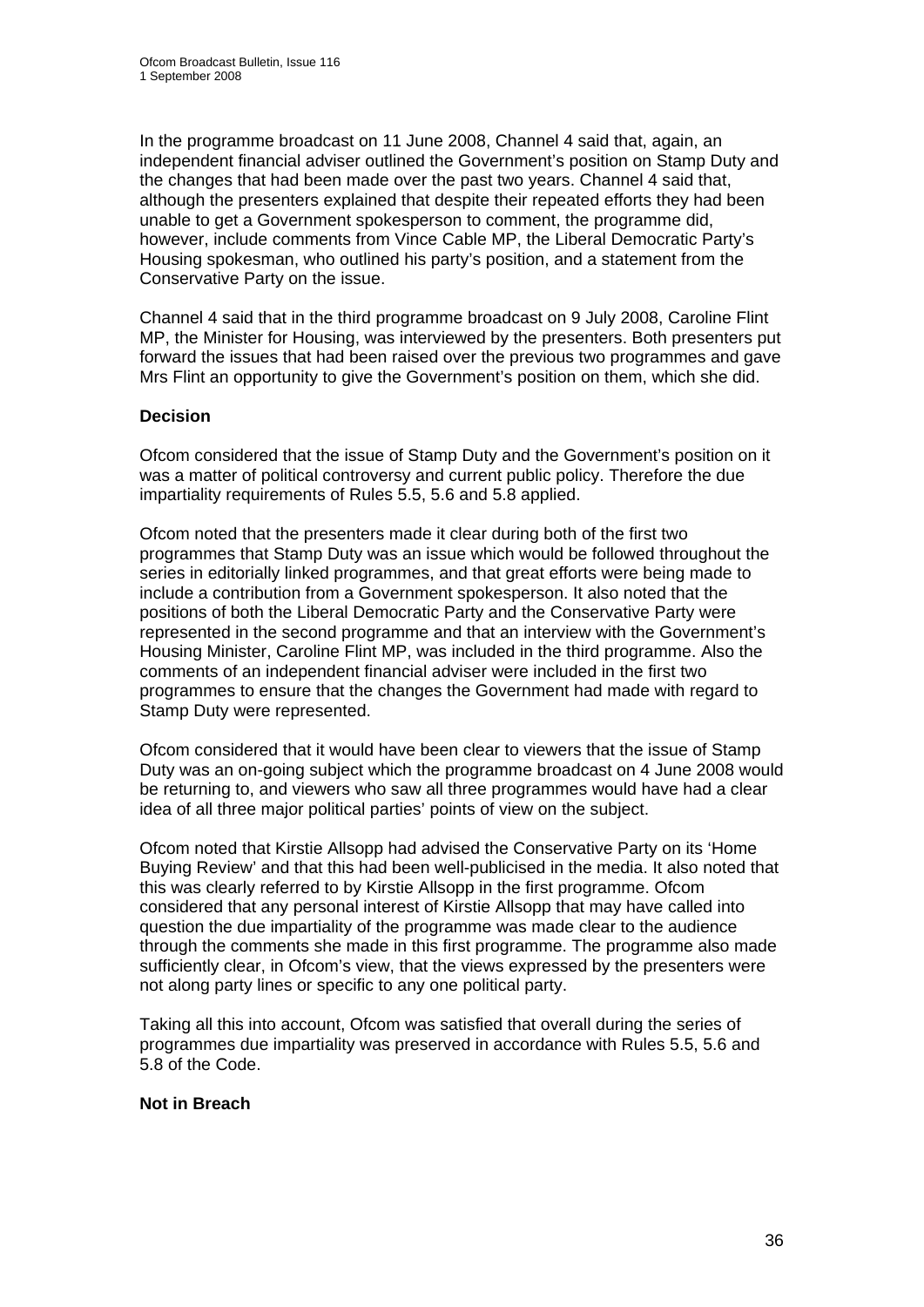In the programme broadcast on 11 June 2008, Channel 4 said that, again, an independent financial adviser outlined the Government's position on Stamp Duty and the changes that had been made over the past two years. Channel 4 said that, although the presenters explained that despite their repeated efforts they had been unable to get a Government spokesperson to comment, the programme did, however, include comments from Vince Cable MP, the Liberal Democratic Party's Housing spokesman, who outlined his party's position, and a statement from the Conservative Party on the issue.

Channel 4 said that in the third programme broadcast on 9 July 2008, Caroline Flint MP, the Minister for Housing, was interviewed by the presenters. Both presenters put forward the issues that had been raised over the previous two programmes and gave Mrs Flint an opportunity to give the Government's position on them, which she did.

**Decision**

Ofcom considered that the issue of Stamp Duty and the Government's position on it was a matter of political controversy and current public policy. Therefore the due impartiality requirements of Rules 5.5, 5.6 and 5.8 applied.

Ofcom noted that the presenters made it clear during both of the first two programmes that Stamp Duty was an issue which would be followed throughout the series in editorially linked programmes, and that great efforts were being made to include a contribution from a Government spokesperson. It also noted that the positions of both the Liberal Democratic Party and the Conservative Party were represented in the second programme and that an interview with the Government's Housing Minister, Caroline Flint MP, was included in the third programme. Also the comments of an independent financial adviser were included in the first two programmes to ensure that the changes the Government had made with regard to Stamp Duty were represented.

Ofcom considered that it would have been clear to viewers that the issue of Stamp Duty was an on-going subject which the programme broadcast on 4 June 2008 would be returning to, and viewers who saw all three programmes would have had a clear idea of all three major political parties' points of view on the subject.

Ofcom noted that Kirstie Allsopp had advised the Conservative Party on its 'Home Buying Review' and that this had been well-publicised in the media. It also noted that this was clearly referred to by Kirstie Allsopp in the first programme. Ofcom considered that any personal interest of Kirstie Allsopp that may have called into question the due impartiality of the programme was made clear to the audience through the comments she made in this first programme. The programme also made sufficiently clear, in Ofcom's view, that the views expressed by the presenters were not along party lines or specific to any one political party.

Taking all this into account, Ofcom was satisfied that overall during the series of programmes due impartiality was preserved in accordance with Rules 5.5, 5.6 and 5.8 of the Code.

**Not in Breach**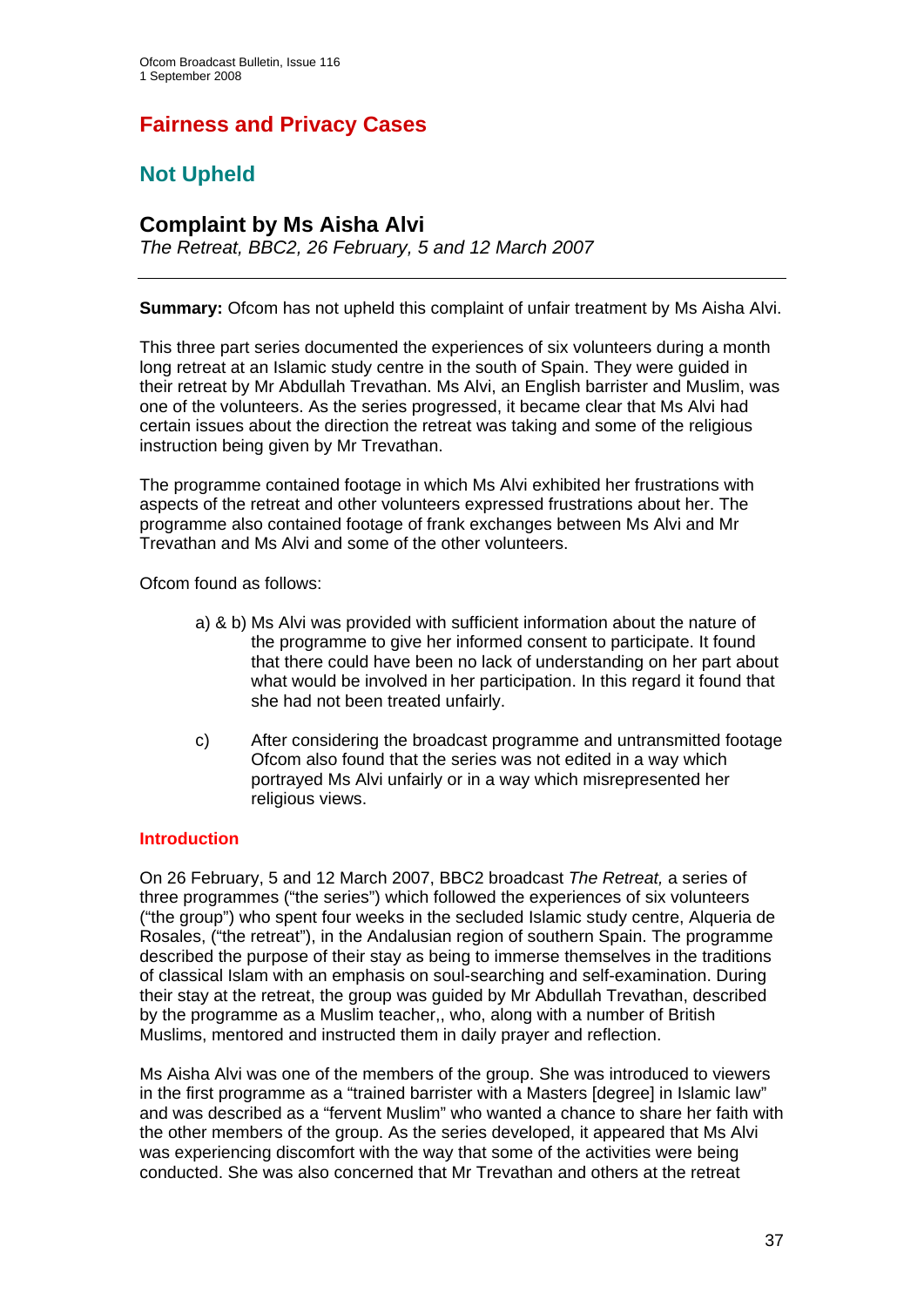# Fairness and Privacy Cases

## Not Upheld

### Complaint by Ms Aisha Alvi

*The Retreat, BBC2, 26 February, 5 and 12 March 2007*

---

**Summary:** Ofcom has not upheld this complaint of unfair treatment by Ms Aisha Alvi.

This three part series documented the experiences of six volunteers during a month long retreat at an Islamic study centre in the south of Spain. They were guided in their retreat by Mr Abdullah Trevathan. Ms Alvi, an English barrister and Muslim, was one of the volunteers. As the series progressed, it became clear that Ms Alvi had certain issues about the direction the retreat was taking and some of the religious instruction being given by Mr Trevathan.

The programme contained footage in which Ms Alvi exhibited her frustrations with aspects of the retreat and other volunteers expressed frustrations about her. The programme also contained footage of frank exchanges between Ms Alvi and Mr Trevathan and Ms Alvi and some of the other volunteers.

Ofcom found as follows:

- a) & b) Ms Alvi was provided with sufficient information about the nature of the programme to give her informed consent to participate. It found that there could have been no lack of understanding on her part about what would be involved in her participation. In this regard it found that she had not been treated unfairly.

- c) After considering the broadcast programme and untransmitted footage Ofcom also found that the series was not edited in a way which portrayed Ms Alvi unfairly or in a way which misrepresented her religious views.

#### Introduction

On 26 February, 5 and 12 March 2007, BBC2 broadcast *The Retreat,* a series of three programmes ("the series") which followed the experiences of six volunteers ("the group") who spent four weeks in the secluded Islamic study centre, Alqueria de Rosales, ("the retreat"), in the Andalusian region of southern Spain. The programme described the purpose of their stay as being to immerse themselves in the traditions of classical Islam with an emphasis on soul-searching and self-examination. During their stay at the retreat, the group was guided by Mr Abdullah Trevathan, described by the programme as a Muslim teacher,, who, along with a number of British Muslims, mentored and instructed them in daily prayer and reflection.

Ms Aisha Alvi was one of the members of the group. She was introduced to viewers in the first programme as a "trained barrister with a Masters [degree] in Islamic law" and was described as a "fervent Muslim" who wanted a chance to share her faith with the other members of the group. As the series developed, it appeared that Ms Alvi was experiencing discomfort with the way that some of the activities were being conducted. She was also concerned that Mr Trevathan and others at the retreat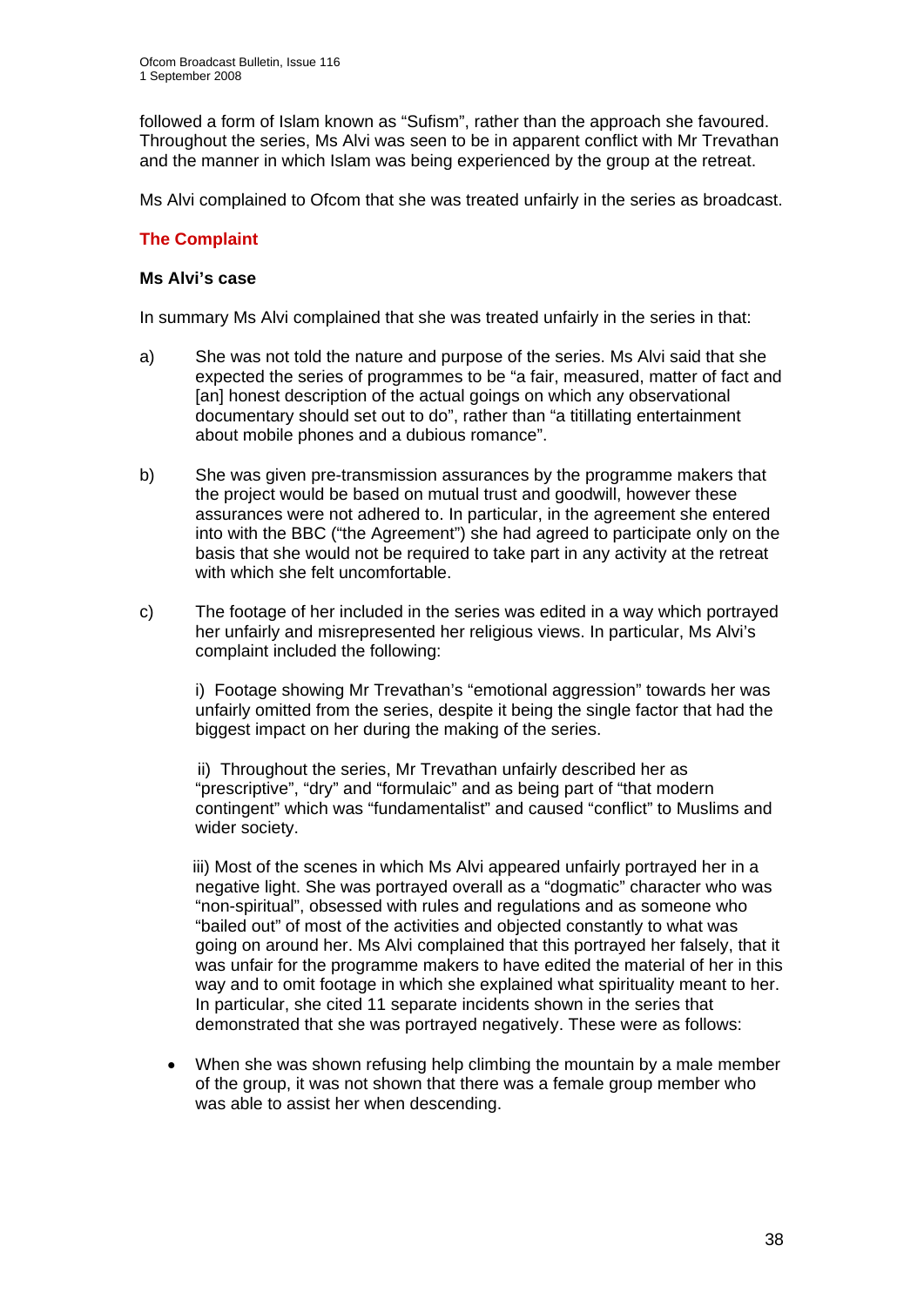followed a form of Islam known as "Sufism", rather than the approach she favoured. Throughout the series, Ms Alvi was seen to be in apparent conflict with Mr Trevathan and the manner in which Islam was being experienced by the group at the retreat.

Ms Alvi complained to Ofcom that she was treated unfairly in the series as broadcast.

## The Complaint

### Ms Alvi's case

In summary Ms Alvi complained that she was treated unfairly in the series in that:

a) She was not told the nature and purpose of the series. Ms Alvi said that she expected the series of programmes to be "a fair, measured, matter of fact and [an] honest description of the actual goings on which any observational documentary should set out to do", rather than "a titillating entertainment about mobile phones and a dubious romance".

b) She was given pre-transmission assurances by the programme makers that the project would be based on mutual trust and goodwill, however these assurances were not adhered to. In particular, in the agreement she entered into with the BBC ("the Agreement") she had agreed to participate only on the basis that she would not be required to take part in any activity at the retreat with which she felt uncomfortable.

c) The footage of her included in the series was edited in a way which portrayed her unfairly and misrepresented her religious views. In particular, Ms Alvi's complaint included the following:

   i) Footage showing Mr Trevathan's "emotional aggression" towards her was unfairly omitted from the series, despite it being the single factor that had the biggest impact on her during the making of the series.

   ii) Throughout the series, Mr Trevathan unfairly described her as "prescriptive", "dry" and "formulaic" and as being part of "that modern contingent" which was "fundamentalist" and caused "conflict" to Muslims and wider society.

   iii) Most of the scenes in which Ms Alvi appeared unfairly portrayed her in a negative light. She was portrayed overall as a "dogmatic" character who was "non-spiritual", obsessed with rules and regulations and as someone who "bailed out" of most of the activities and objected constantly to what was going on around her. Ms Alvi complained that this portrayed her falsely, that it was unfair for the programme makers to have edited the material of her in this way and to omit footage in which she explained what spirituality meant to her. In particular, she cited 11 separate incidents shown in the series that demonstrated that she was portrayed negatively. These were as follows:

- When she was shown refusing help climbing the mountain by a male member of the group, it was not shown that there was a female group member who was able to assist her when descending.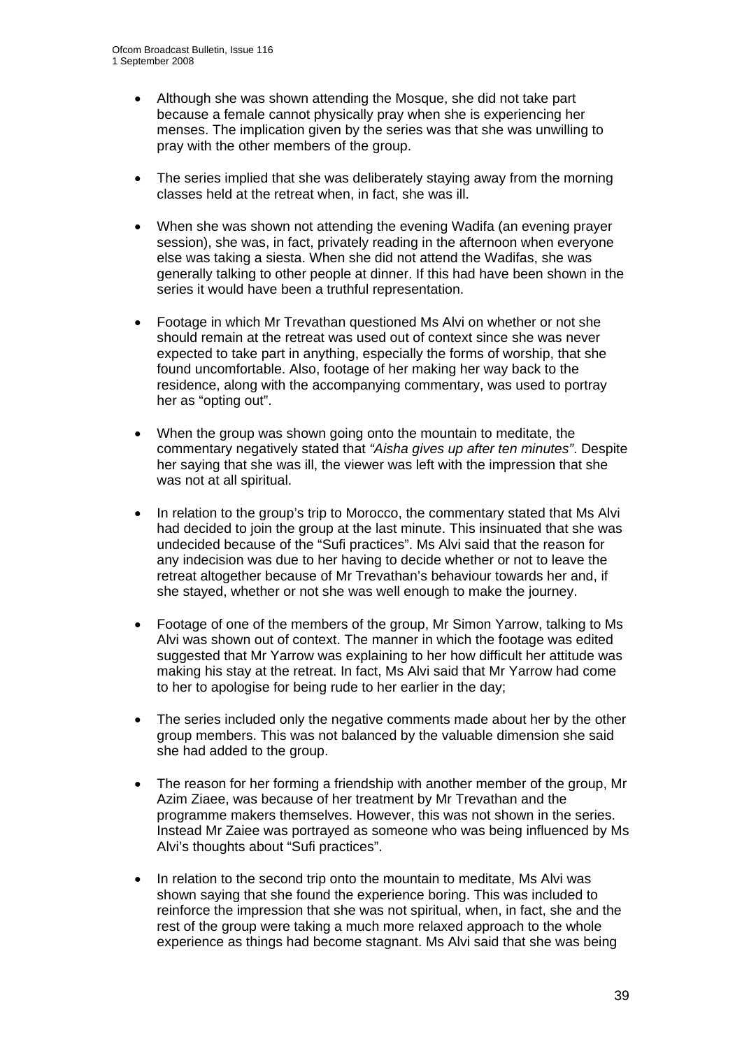- Although she was shown attending the Mosque, she did not take part because a female cannot physically pray when she is experiencing her menses. The implication given by the series was that she was unwilling to pray with the other members of the group.

- The series implied that she was deliberately staying away from the morning classes held at the retreat when, in fact, she was ill.

- When she was shown not attending the evening Wadifa (an evening prayer session), she was, in fact, privately reading in the afternoon when everyone else was taking a siesta. When she did not attend the Wadifas, she was generally talking to other people at dinner. If this had have been shown in the series it would have been a truthful representation.

- Footage in which Mr Trevathan questioned Ms Alvi on whether or not she should remain at the retreat was used out of context since she was never expected to take part in anything, especially the forms of worship, that she found uncomfortable. Also, footage of her making her way back to the residence, along with the accompanying commentary, was used to portray her as "opting out".

- When the group was shown going onto the mountain to meditate, the commentary negatively stated that *"Aisha gives up after ten minutes"*. Despite her saying that she was ill, the viewer was left with the impression that she was not at all spiritual.

- In relation to the group's trip to Morocco, the commentary stated that Ms Alvi had decided to join the group at the last minute. This insinuated that she was undecided because of the "Sufi practices". Ms Alvi said that the reason for any indecision was due to her having to decide whether or not to leave the retreat altogether because of Mr Trevathan's behaviour towards her and, if she stayed, whether or not she was well enough to make the journey.

- Footage of one of the members of the group, Mr Simon Yarrow, talking to Ms Alvi was shown out of context. The manner in which the footage was edited suggested that Mr Yarrow was explaining to her how difficult her attitude was making his stay at the retreat. In fact, Ms Alvi said that Mr Yarrow had come to her to apologise for being rude to her earlier in the day;

- The series included only the negative comments made about her by the other group members. This was not balanced by the valuable dimension she said she had added to the group.

- The reason for her forming a friendship with another member of the group, Mr Azim Ziaee, was because of her treatment by Mr Trevathan and the programme makers themselves. However, this was not shown in the series. Instead Mr Zaiee was portrayed as someone who was being influenced by Ms Alvi's thoughts about "Sufi practices".

- In relation to the second trip onto the mountain to meditate, Ms Alvi was shown saying that she found the experience boring. This was included to reinforce the impression that she was not spiritual, when, in fact, she and the rest of the group were taking a much more relaxed approach to the whole experience as things had become stagnant. Ms Alvi said that she was being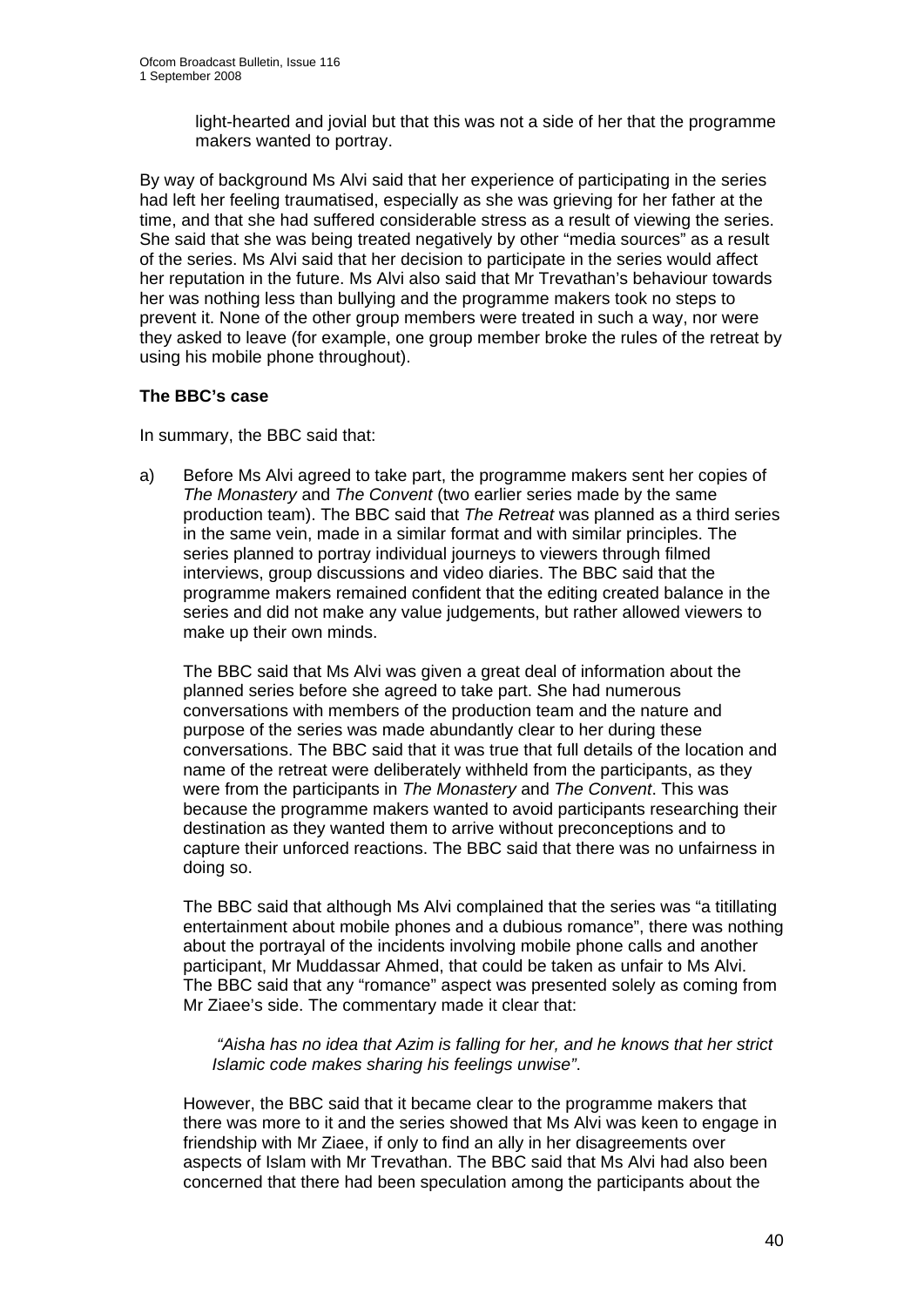light-hearted and jovial but that this was not a side of her that the programme makers wanted to portray.

By way of background Ms Alvi said that her experience of participating in the series had left her feeling traumatised, especially as she was grieving for her father at the time, and that she had suffered considerable stress as a result of viewing the series. She said that she was being treated negatively by other "media sources" as a result of the series. Ms Alvi said that her decision to participate in the series would affect her reputation in the future. Ms Alvi also said that Mr Trevathan's behaviour towards her was nothing less than bullying and the programme makers took no steps to prevent it. None of the other group members were treated in such a way, nor were they asked to leave (for example, one group member broke the rules of the retreat by using his mobile phone throughout).

**The BBC's case**

In summary, the BBC said that:

a) Before Ms Alvi agreed to take part, the programme makers sent her copies of *The Monastery* and *The Convent* (two earlier series made by the same production team). The BBC said that *The Retreat* was planned as a third series in the same vein, made in a similar format and with similar principles. The series planned to portray individual journeys to viewers through filmed interviews, group discussions and video diaries. The BBC said that the programme makers remained confident that the editing created balance in the series and did not make any value judgements, but rather allowed viewers to make up their own minds.

   The BBC said that Ms Alvi was given a great deal of information about the planned series before she agreed to take part. She had numerous conversations with members of the production team and the nature and purpose of the series was made abundantly clear to her during these conversations. The BBC said that it was true that full details of the location and name of the retreat were deliberately withheld from the participants, as they were from the participants in *The Monastery* and *The Convent*. This was because the programme makers wanted to avoid participants researching their destination as they wanted them to arrive without preconceptions and to capture their unforced reactions. The BBC said that there was no unfairness in doing so.

   The BBC said that although Ms Alvi complained that the series was "a titillating entertainment about mobile phones and a dubious romance", there was nothing about the portrayal of the incidents involving mobile phone calls and another participant, Mr Muddassar Ahmed, that could be taken as unfair to Ms Alvi. The BBC said that any "romance" aspect was presented solely as coming from Mr Ziaee's side. The commentary made it clear that:

   > *"Aisha has no idea that Azim is falling for her, and he knows that her strict Islamic code makes sharing his feelings unwise"*.

   However, the BBC said that it became clear to the programme makers that there was more to it and the series showed that Ms Alvi was keen to engage in friendship with Mr Ziaee, if only to find an ally in her disagreements over aspects of Islam with Mr Trevathan. The BBC said that Ms Alvi had also been concerned that there had been speculation among the participants about the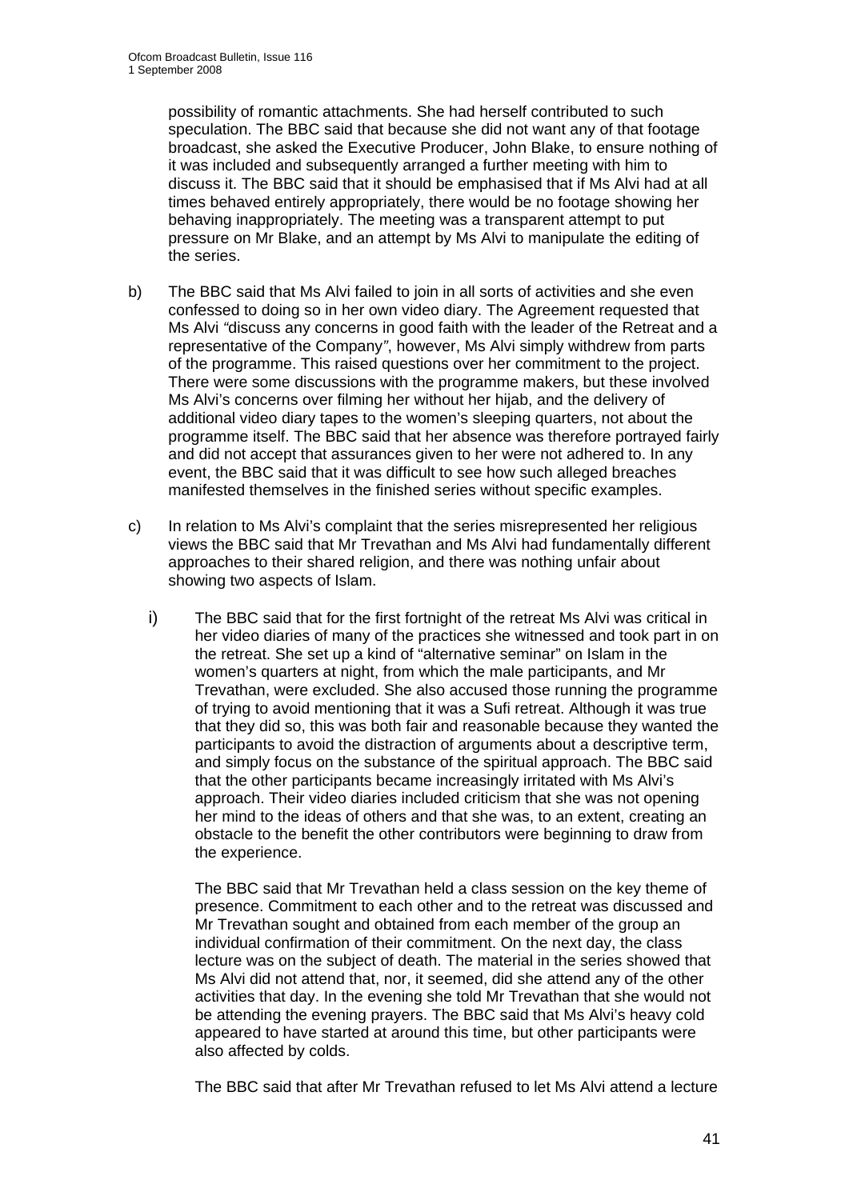possibility of romantic attachments. She had herself contributed to such speculation. The BBC said that because she did not want any of that footage broadcast, she asked the Executive Producer, John Blake, to ensure nothing of it was included and subsequently arranged a further meeting with him to discuss it. The BBC said that it should be emphasised that if Ms Alvi had at all times behaved entirely appropriately, there would be no footage showing her behaving inappropriately. The meeting was a transparent attempt to put pressure on Mr Blake, and an attempt by Ms Alvi to manipulate the editing of the series.

b) The BBC said that Ms Alvi failed to join in all sorts of activities and she even confessed to doing so in her own video diary. The Agreement requested that Ms Alvi *"*discuss any concerns in good faith with the leader of the Retreat and a representative of the Company*"*, however, Ms Alvi simply withdrew from parts of the programme. This raised questions over her commitment to the project. There were some discussions with the programme makers, but these involved Ms Alvi's concerns over filming her without her hijab, and the delivery of additional video diary tapes to the women's sleeping quarters, not about the programme itself. The BBC said that her absence was therefore portrayed fairly and did not accept that assurances given to her were not adhered to. In any event, the BBC said that it was difficult to see how such alleged breaches manifested themselves in the finished series without specific examples.

c) In relation to Ms Alvi's complaint that the series misrepresented her religious views the BBC said that Mr Trevathan and Ms Alvi had fundamentally different approaches to their shared religion, and there was nothing unfair about showing two aspects of Islam.

   i) The BBC said that for the first fortnight of the retreat Ms Alvi was critical in her video diaries of many of the practices she witnessed and took part in on the retreat. She set up a kind of "alternative seminar" on Islam in the women's quarters at night, from which the male participants, and Mr Trevathan, were excluded. She also accused those running the programme of trying to avoid mentioning that it was a Sufi retreat. Although it was true that they did so, this was both fair and reasonable because they wanted the participants to avoid the distraction of arguments about a descriptive term, and simply focus on the substance of the spiritual approach. The BBC said that the other participants became increasingly irritated with Ms Alvi's approach. Their video diaries included criticism that she was not opening her mind to the ideas of others and that she was, to an extent, creating an obstacle to the benefit the other contributors were beginning to draw from the experience.

   The BBC said that Mr Trevathan held a class session on the key theme of presence. Commitment to each other and to the retreat was discussed and Mr Trevathan sought and obtained from each member of the group an individual confirmation of their commitment. On the next day, the class lecture was on the subject of death. The material in the series showed that Ms Alvi did not attend that, nor, it seemed, did she attend any of the other activities that day. In the evening she told Mr Trevathan that she would not be attending the evening prayers. The BBC said that Ms Alvi's heavy cold appeared to have started at around this time, but other participants were also affected by colds.

   The BBC said that after Mr Trevathan refused to let Ms Alvi attend a lecture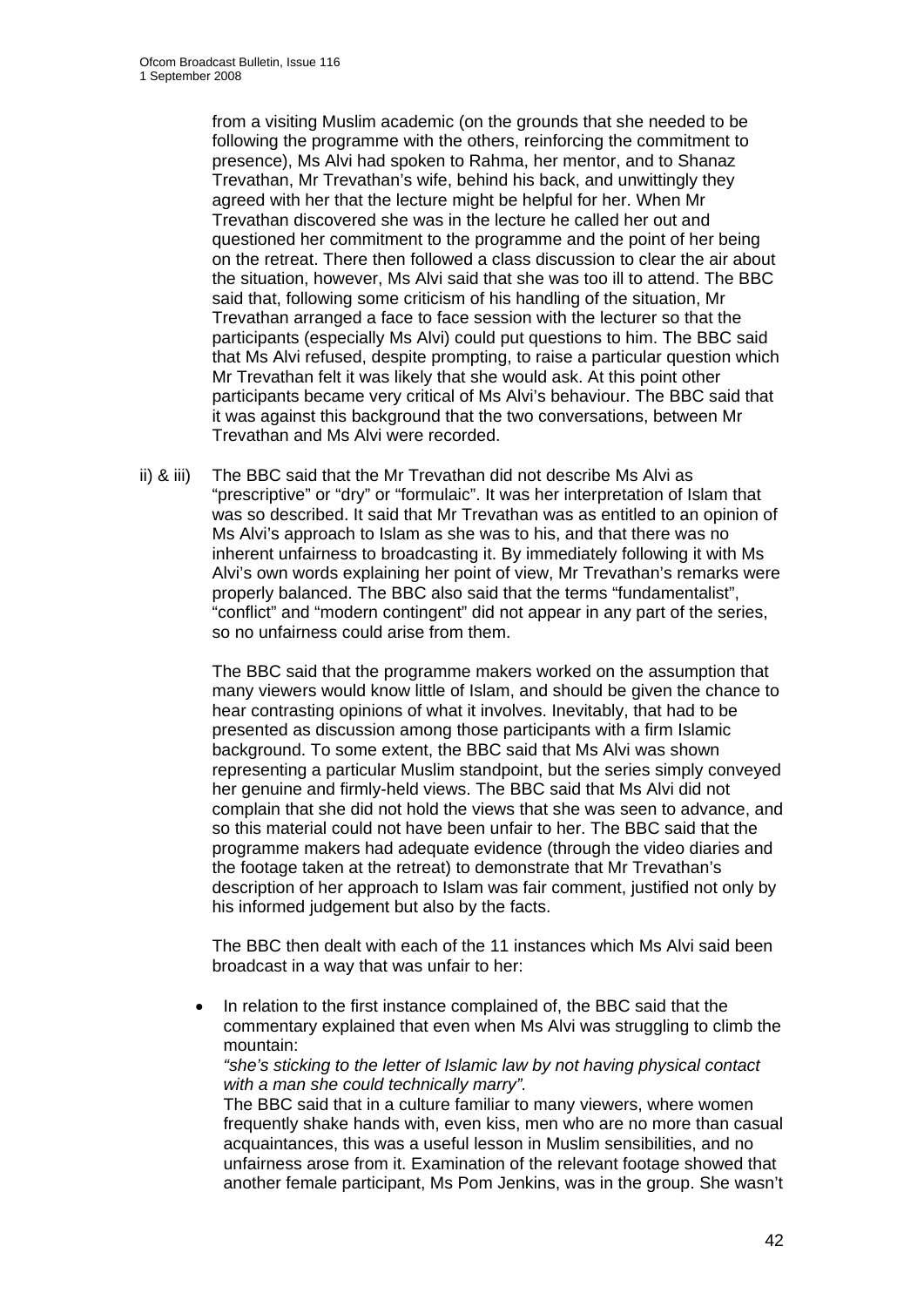from a visiting Muslim academic (on the grounds that she needed to be following the programme with the others, reinforcing the commitment to presence), Ms Alvi had spoken to Rahma, her mentor, and to Shanaz Trevathan, Mr Trevathan's wife, behind his back, and unwittingly they agreed with her that the lecture might be helpful for her. When Mr Trevathan discovered she was in the lecture he called her out and questioned her commitment to the programme and the point of her being on the retreat. There then followed a class discussion to clear the air about the situation, however, Ms Alvi said that she was too ill to attend. The BBC said that, following some criticism of his handling of the situation, Mr Trevathan arranged a face to face session with the lecturer so that the participants (especially Ms Alvi) could put questions to him. The BBC said that Ms Alvi refused, despite prompting, to raise a particular question which Mr Trevathan felt it was likely that she would ask. At this point other participants became very critical of Ms Alvi's behaviour. The BBC said that it was against this background that the two conversations, between Mr Trevathan and Ms Alvi were recorded.

ii) & iii) The BBC said that the Mr Trevathan did not describe Ms Alvi as "prescriptive" or "dry" or "formulaic". It was her interpretation of Islam that was so described. It said that Mr Trevathan was as entitled to an opinion of Ms Alvi's approach to Islam as she was to his, and that there was no inherent unfairness to broadcasting it. By immediately following it with Ms Alvi's own words explaining her point of view, Mr Trevathan's remarks were properly balanced. The BBC also said that the terms "fundamentalist", "conflict" and "modern contingent" did not appear in any part of the series, so no unfairness could arise from them.

The BBC said that the programme makers worked on the assumption that many viewers would know little of Islam, and should be given the chance to hear contrasting opinions of what it involves. Inevitably, that had to be presented as discussion among those participants with a firm Islamic background. To some extent, the BBC said that Ms Alvi was shown representing a particular Muslim standpoint, but the series simply conveyed her genuine and firmly-held views. The BBC said that Ms Alvi did not complain that she did not hold the views that she was seen to advance, and so this material could not have been unfair to her. The BBC said that the programme makers had adequate evidence (through the video diaries and the footage taken at the retreat) to demonstrate that Mr Trevathan's description of her approach to Islam was fair comment, justified not only by his informed judgement but also by the facts.

The BBC then dealt with each of the 11 instances which Ms Alvi said been broadcast in a way that was unfair to her:

- In relation to the first instance complained of, the BBC said that the commentary explained that even when Ms Alvi was struggling to climb the mountain:
  *"she's sticking to the letter of Islamic law by not having physical contact with a man she could technically marry".*
  The BBC said that in a culture familiar to many viewers, where women frequently shake hands with, even kiss, men who are no more than casual acquaintances, this was a useful lesson in Muslim sensibilities, and no unfairness arose from it. Examination of the relevant footage showed that another female participant, Ms Pom Jenkins, was in the group. She wasn't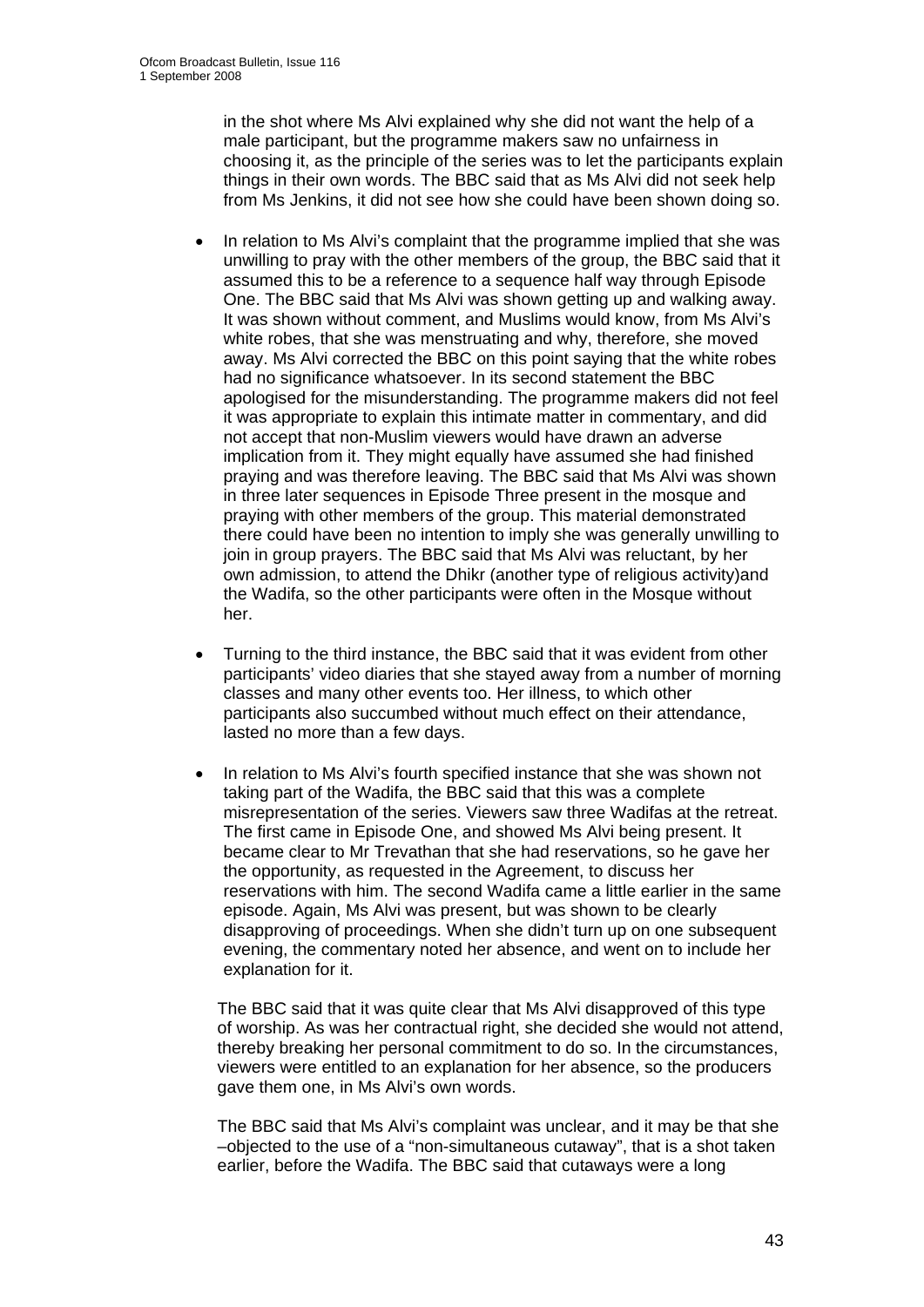in the shot where Ms Alvi explained why she did not want the help of a male participant, but the programme makers saw no unfairness in choosing it, as the principle of the series was to let the participants explain things in their own words. The BBC said that as Ms Alvi did not seek help from Ms Jenkins, it did not see how she could have been shown doing so.

- In relation to Ms Alvi's complaint that the programme implied that she was unwilling to pray with the other members of the group, the BBC said that it assumed this to be a reference to a sequence half way through Episode One. The BBC said that Ms Alvi was shown getting up and walking away. It was shown without comment, and Muslims would know, from Ms Alvi's white robes, that she was menstruating and why, therefore, she moved away. Ms Alvi corrected the BBC on this point saying that the white robes had no significance whatsoever. In its second statement the BBC apologised for the misunderstanding. The programme makers did not feel it was appropriate to explain this intimate matter in commentary, and did not accept that non-Muslim viewers would have drawn an adverse implication from it. They might equally have assumed she had finished praying and was therefore leaving. The BBC said that Ms Alvi was shown in three later sequences in Episode Three present in the mosque and praying with other members of the group. This material demonstrated there could have been no intention to imply she was generally unwilling to join in group prayers. The BBC said that Ms Alvi was reluctant, by her own admission, to attend the Dhikr (another type of religious activity)and the Wadifa, so the other participants were often in the Mosque without her.

- Turning to the third instance, the BBC said that it was evident from other participants' video diaries that she stayed away from a number of morning classes and many other events too. Her illness, to which other participants also succumbed without much effect on their attendance, lasted no more than a few days.

- In relation to Ms Alvi's fourth specified instance that she was shown not taking part of the Wadifa, the BBC said that this was a complete misrepresentation of the series. Viewers saw three Wadifas at the retreat. The first came in Episode One, and showed Ms Alvi being present. It became clear to Mr Trevathan that she had reservations, so he gave her the opportunity, as requested in the Agreement, to discuss her reservations with him. The second Wadifa came a little earlier in the same episode. Again, Ms Alvi was present, but was shown to be clearly disapproving of proceedings. When she didn't turn up on one subsequent evening, the commentary noted her absence, and went on to include her explanation for it.

  The BBC said that it was quite clear that Ms Alvi disapproved of this type of worship. As was her contractual right, she decided she would not attend, thereby breaking her personal commitment to do so. In the circumstances, viewers were entitled to an explanation for her absence, so the producers gave them one, in Ms Alvi's own words.

  The BBC said that Ms Alvi's complaint was unclear, and it may be that she –objected to the use of a "non-simultaneous cutaway", that is a shot taken earlier, before the Wadifa. The BBC said that cutaways were a long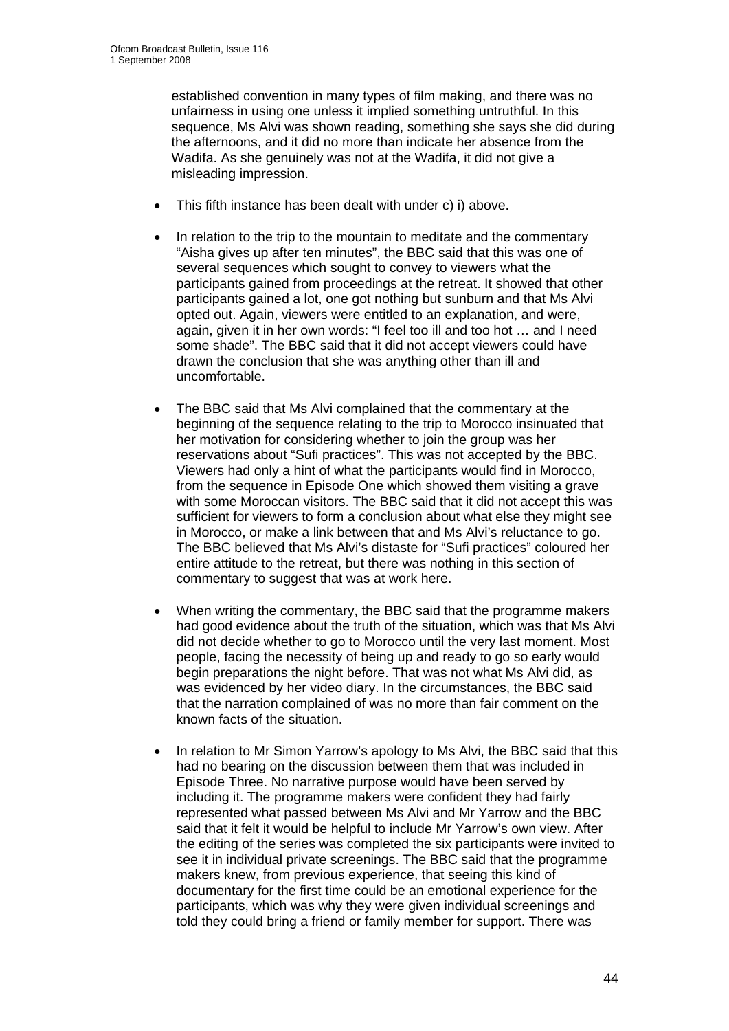established convention in many types of film making, and there was no unfairness in using one unless it implied something untruthful. In this sequence, Ms Alvi was shown reading, something she says she did during the afternoons, and it did no more than indicate her absence from the Wadifa. As she genuinely was not at the Wadifa, it did not give a misleading impression.

- This fifth instance has been dealt with under c) i) above.
- In relation to the trip to the mountain to meditate and the commentary "Aisha gives up after ten minutes", the BBC said that this was one of several sequences which sought to convey to viewers what the participants gained from proceedings at the retreat. It showed that other participants gained a lot, one got nothing but sunburn and that Ms Alvi opted out. Again, viewers were entitled to an explanation, and were, again, given it in her own words: "I feel too ill and too hot … and I need some shade". The BBC said that it did not accept viewers could have drawn the conclusion that she was anything other than ill and uncomfortable.
- The BBC said that Ms Alvi complained that the commentary at the beginning of the sequence relating to the trip to Morocco insinuated that her motivation for considering whether to join the group was her reservations about "Sufi practices". This was not accepted by the BBC. Viewers had only a hint of what the participants would find in Morocco, from the sequence in Episode One which showed them visiting a grave with some Moroccan visitors. The BBC said that it did not accept this was sufficient for viewers to form a conclusion about what else they might see in Morocco, or make a link between that and Ms Alvi's reluctance to go. The BBC believed that Ms Alvi's distaste for "Sufi practices" coloured her entire attitude to the retreat, but there was nothing in this section of commentary to suggest that was at work here.
- When writing the commentary, the BBC said that the programme makers had good evidence about the truth of the situation, which was that Ms Alvi did not decide whether to go to Morocco until the very last moment. Most people, facing the necessity of being up and ready to go so early would begin preparations the night before. That was not what Ms Alvi did, as was evidenced by her video diary. In the circumstances, the BBC said that the narration complained of was no more than fair comment on the known facts of the situation.
- In relation to Mr Simon Yarrow's apology to Ms Alvi, the BBC said that this had no bearing on the discussion between them that was included in Episode Three. No narrative purpose would have been served by including it. The programme makers were confident they had fairly represented what passed between Ms Alvi and Mr Yarrow and the BBC said that it felt it would be helpful to include Mr Yarrow's own view. After the editing of the series was completed the six participants were invited to see it in individual private screenings. The BBC said that the programme makers knew, from previous experience, that seeing this kind of documentary for the first time could be an emotional experience for the participants, which was why they were given individual screenings and told they could bring a friend or family member for support. There was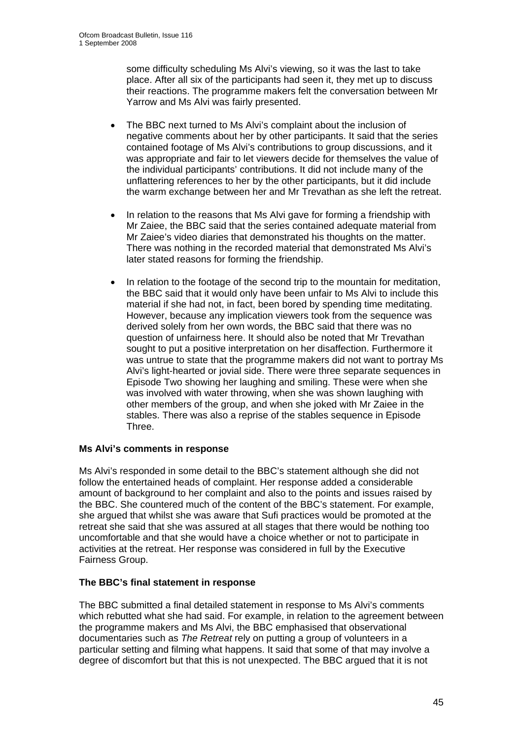some difficulty scheduling Ms Alvi's viewing, so it was the last to take place. After all six of the participants had seen it, they met up to discuss their reactions. The programme makers felt the conversation between Mr Yarrow and Ms Alvi was fairly presented.

- The BBC next turned to Ms Alvi's complaint about the inclusion of negative comments about her by other participants. It said that the series contained footage of Ms Alvi's contributions to group discussions, and it was appropriate and fair to let viewers decide for themselves the value of the individual participants' contributions. It did not include many of the unflattering references to her by the other participants, but it did include the warm exchange between her and Mr Trevathan as she left the retreat.

- In relation to the reasons that Ms Alvi gave for forming a friendship with Mr Zaiee, the BBC said that the series contained adequate material from Mr Zaiee's video diaries that demonstrated his thoughts on the matter. There was nothing in the recorded material that demonstrated Ms Alvi's later stated reasons for forming the friendship.

- In relation to the footage of the second trip to the mountain for meditation, the BBC said that it would only have been unfair to Ms Alvi to include this material if she had not, in fact, been bored by spending time meditating. However, because any implication viewers took from the sequence was derived solely from her own words, the BBC said that there was no question of unfairness here. It should also be noted that Mr Trevathan sought to put a positive interpretation on her disaffection. Furthermore it was untrue to state that the programme makers did not want to portray Ms Alvi's light-hearted or jovial side. There were three separate sequences in Episode Two showing her laughing and smiling. These were when she was involved with water throwing, when she was shown laughing with other members of the group, and when she joked with Mr Zaiee in the stables. There was also a reprise of the stables sequence in Episode Three.

### Ms Alvi's comments in response

Ms Alvi's responded in some detail to the BBC's statement although she did not follow the entertained heads of complaint. Her response added a considerable amount of background to her complaint and also to the points and issues raised by the BBC. She countered much of the content of the BBC's statement. For example, she argued that whilst she was aware that Sufi practices would be promoted at the retreat she said that she was assured at all stages that there would be nothing too uncomfortable and that she would have a choice whether or not to participate in activities at the retreat. Her response was considered in full by the Executive Fairness Group.

### The BBC's final statement in response

The BBC submitted a final detailed statement in response to Ms Alvi's comments which rebutted what she had said. For example, in relation to the agreement between the programme makers and Ms Alvi, the BBC emphasised that observational documentaries such as *The Retreat* rely on putting a group of volunteers in a particular setting and filming what happens. It said that some of that may involve a degree of discomfort but that this is not unexpected. The BBC argued that it is not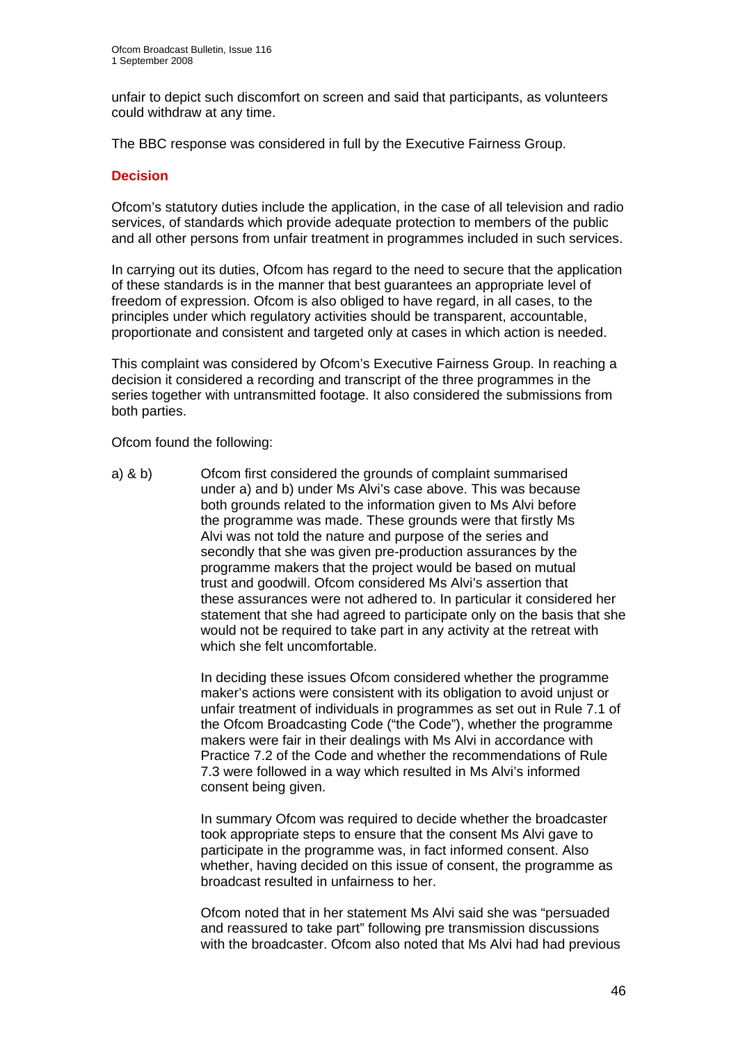unfair to depict such discomfort on screen and said that participants, as volunteers could withdraw at any time.

The BBC response was considered in full by the Executive Fairness Group.

## Decision

Ofcom's statutory duties include the application, in the case of all television and radio services, of standards which provide adequate protection to members of the public and all other persons from unfair treatment in programmes included in such services.

In carrying out its duties, Ofcom has regard to the need to secure that the application of these standards is in the manner that best guarantees an appropriate level of freedom of expression. Ofcom is also obliged to have regard, in all cases, to the principles under which regulatory activities should be transparent, accountable, proportionate and consistent and targeted only at cases in which action is needed.

This complaint was considered by Ofcom's Executive Fairness Group. In reaching a decision it considered a recording and transcript of the three programmes in the series together with untransmitted footage. It also considered the submissions from both parties.

Ofcom found the following:

a) & b) Ofcom first considered the grounds of complaint summarised under a) and b) under Ms Alvi's case above. This was because both grounds related to the information given to Ms Alvi before the programme was made. These grounds were that firstly Ms Alvi was not told the nature and purpose of the series and secondly that she was given pre-production assurances by the programme makers that the project would be based on mutual trust and goodwill. Ofcom considered Ms Alvi's assertion that these assurances were not adhered to. In particular it considered her statement that she had agreed to participate only on the basis that she would not be required to take part in any activity at the retreat with which she felt uncomfortable.

In deciding these issues Ofcom considered whether the programme maker's actions were consistent with its obligation to avoid unjust or unfair treatment of individuals in programmes as set out in Rule 7.1 of the Ofcom Broadcasting Code ("the Code"), whether the programme makers were fair in their dealings with Ms Alvi in accordance with Practice 7.2 of the Code and whether the recommendations of Rule 7.3 were followed in a way which resulted in Ms Alvi's informed consent being given.

In summary Ofcom was required to decide whether the broadcaster took appropriate steps to ensure that the consent Ms Alvi gave to participate in the programme was, in fact informed consent. Also whether, having decided on this issue of consent, the programme as broadcast resulted in unfairness to her.

Ofcom noted that in her statement Ms Alvi said she was "persuaded and reassured to take part" following pre transmission discussions with the broadcaster. Ofcom also noted that Ms Alvi had had previous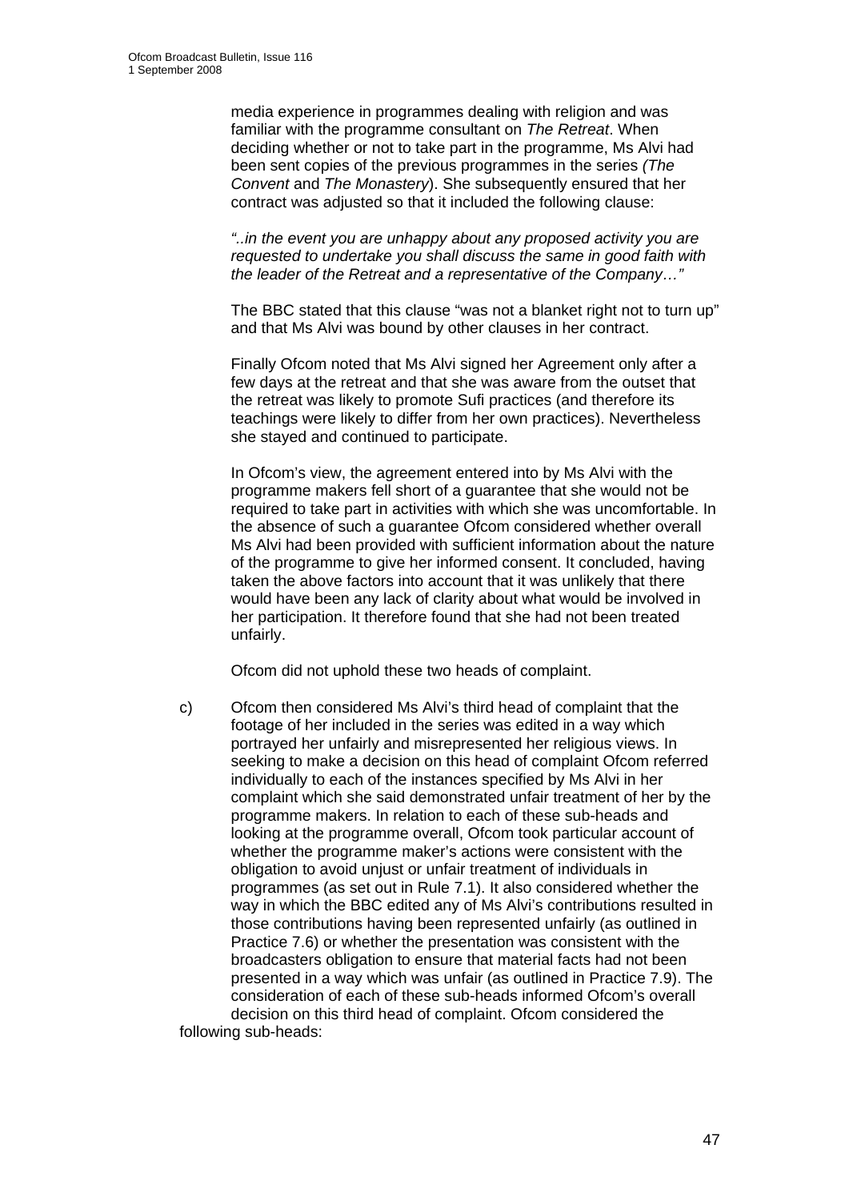media experience in programmes dealing with religion and was familiar with the programme consultant on *The Retreat*. When deciding whether or not to take part in the programme, Ms Alvi had been sent copies of the previous programmes in the series *(The Convent* and *The Monastery*). She subsequently ensured that her contract was adjusted so that it included the following clause:

*"..in the event you are unhappy about any proposed activity you are requested to undertake you shall discuss the same in good faith with the leader of the Retreat and a representative of the Company…"*

The BBC stated that this clause "was not a blanket right not to turn up" and that Ms Alvi was bound by other clauses in her contract.

Finally Ofcom noted that Ms Alvi signed her Agreement only after a few days at the retreat and that she was aware from the outset that the retreat was likely to promote Sufi practices (and therefore its teachings were likely to differ from her own practices). Nevertheless she stayed and continued to participate.

In Ofcom's view, the agreement entered into by Ms Alvi with the programme makers fell short of a guarantee that she would not be required to take part in activities with which she was uncomfortable. In the absence of such a guarantee Ofcom considered whether overall Ms Alvi had been provided with sufficient information about the nature of the programme to give her informed consent. It concluded, having taken the above factors into account that it was unlikely that there would have been any lack of clarity about what would be involved in her participation. It therefore found that she had not been treated unfairly.

Ofcom did not uphold these two heads of complaint.

c) Ofcom then considered Ms Alvi's third head of complaint that the footage of her included in the series was edited in a way which portrayed her unfairly and misrepresented her religious views. In seeking to make a decision on this head of complaint Ofcom referred individually to each of the instances specified by Ms Alvi in her complaint which she said demonstrated unfair treatment of her by the programme makers. In relation to each of these sub-heads and looking at the programme overall, Ofcom took particular account of whether the programme maker's actions were consistent with the obligation to avoid unjust or unfair treatment of individuals in programmes (as set out in Rule 7.1). It also considered whether the way in which the BBC edited any of Ms Alvi's contributions resulted in those contributions having been represented unfairly (as outlined in Practice 7.6) or whether the presentation was consistent with the broadcasters obligation to ensure that material facts had not been presented in a way which was unfair (as outlined in Practice 7.9). The consideration of each of these sub-heads informed Ofcom's overall decision on this third head of complaint. Ofcom considered the following sub-heads: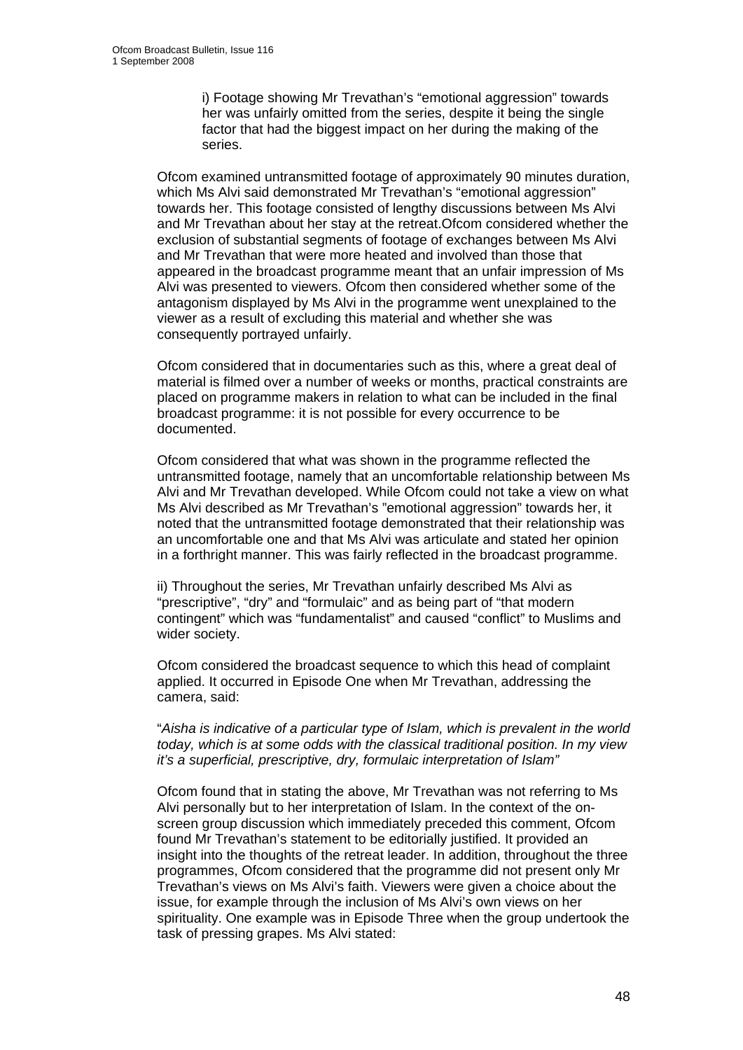i) Footage showing Mr Trevathan's "emotional aggression" towards her was unfairly omitted from the series, despite it being the single factor that had the biggest impact on her during the making of the series.

Ofcom examined untransmitted footage of approximately 90 minutes duration, which Ms Alvi said demonstrated Mr Trevathan's "emotional aggression" towards her. This footage consisted of lengthy discussions between Ms Alvi and Mr Trevathan about her stay at the retreat.Ofcom considered whether the exclusion of substantial segments of footage of exchanges between Ms Alvi and Mr Trevathan that were more heated and involved than those that appeared in the broadcast programme meant that an unfair impression of Ms Alvi was presented to viewers. Ofcom then considered whether some of the antagonism displayed by Ms Alvi in the programme went unexplained to the viewer as a result of excluding this material and whether she was consequently portrayed unfairly.

Ofcom considered that in documentaries such as this, where a great deal of material is filmed over a number of weeks or months, practical constraints are placed on programme makers in relation to what can be included in the final broadcast programme: it is not possible for every occurrence to be documented.

Ofcom considered that what was shown in the programme reflected the untransmitted footage, namely that an uncomfortable relationship between Ms Alvi and Mr Trevathan developed. While Ofcom could not take a view on what Ms Alvi described as Mr Trevathan's "emotional aggression" towards her, it noted that the untransmitted footage demonstrated that their relationship was an uncomfortable one and that Ms Alvi was articulate and stated her opinion in a forthright manner. This was fairly reflected in the broadcast programme.

ii) Throughout the series, Mr Trevathan unfairly described Ms Alvi as "prescriptive", "dry" and "formulaic" and as being part of "that modern contingent" which was "fundamentalist" and caused "conflict" to Muslims and wider society.

Ofcom considered the broadcast sequence to which this head of complaint applied. It occurred in Episode One when Mr Trevathan, addressing the camera, said:

"*Aisha is indicative of a particular type of Islam, which is prevalent in the world today, which is at some odds with the classical traditional position. In my view it's a superficial, prescriptive, dry, formulaic interpretation of Islam"*

Ofcom found that in stating the above, Mr Trevathan was not referring to Ms Alvi personally but to her interpretation of Islam. In the context of the on-screen group discussion which immediately preceded this comment, Ofcom found Mr Trevathan's statement to be editorially justified. It provided an insight into the thoughts of the retreat leader. In addition, throughout the three programmes, Ofcom considered that the programme did not present only Mr Trevathan's views on Ms Alvi's faith. Viewers were given a choice about the issue, for example through the inclusion of Ms Alvi's own views on her spirituality. One example was in Episode Three when the group undertook the task of pressing grapes. Ms Alvi stated: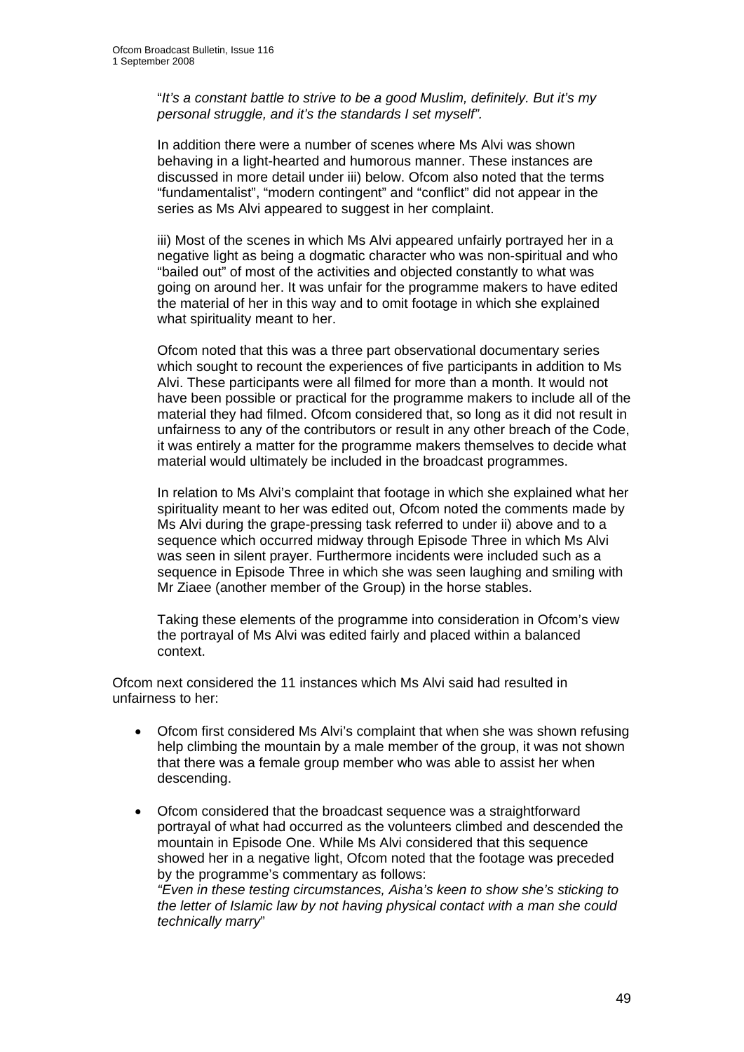"*It's a constant battle to strive to be a good Muslim, definitely. But it's my personal struggle, and it's the standards I set myself".*

In addition there were a number of scenes where Ms Alvi was shown behaving in a light-hearted and humorous manner. These instances are discussed in more detail under iii) below. Ofcom also noted that the terms "fundamentalist", "modern contingent" and "conflict" did not appear in the series as Ms Alvi appeared to suggest in her complaint.

iii) Most of the scenes in which Ms Alvi appeared unfairly portrayed her in a negative light as being a dogmatic character who was non-spiritual and who "bailed out" of most of the activities and objected constantly to what was going on around her. It was unfair for the programme makers to have edited the material of her in this way and to omit footage in which she explained what spirituality meant to her.

Ofcom noted that this was a three part observational documentary series which sought to recount the experiences of five participants in addition to Ms Alvi. These participants were all filmed for more than a month. It would not have been possible or practical for the programme makers to include all of the material they had filmed. Ofcom considered that, so long as it did not result in unfairness to any of the contributors or result in any other breach of the Code, it was entirely a matter for the programme makers themselves to decide what material would ultimately be included in the broadcast programmes.

In relation to Ms Alvi's complaint that footage in which she explained what her spirituality meant to her was edited out, Ofcom noted the comments made by Ms Alvi during the grape-pressing task referred to under ii) above and to a sequence which occurred midway through Episode Three in which Ms Alvi was seen in silent prayer. Furthermore incidents were included such as a sequence in Episode Three in which she was seen laughing and smiling with Mr Ziaee (another member of the Group) in the horse stables.

Taking these elements of the programme into consideration in Ofcom's view the portrayal of Ms Alvi was edited fairly and placed within a balanced context.

Ofcom next considered the 11 instances which Ms Alvi said had resulted in unfairness to her:

- Ofcom first considered Ms Alvi's complaint that when she was shown refusing help climbing the mountain by a male member of the group, it was not shown that there was a female group member who was able to assist her when descending.

- Ofcom considered that the broadcast sequence was a straightforward portrayal of what had occurred as the volunteers climbed and descended the mountain in Episode One. While Ms Alvi considered that this sequence showed her in a negative light, Ofcom noted that the footage was preceded by the programme's commentary as follows:
  *"Even in these testing circumstances, Aisha's keen to show she's sticking to the letter of Islamic law by not having physical contact with a man she could technically marry*"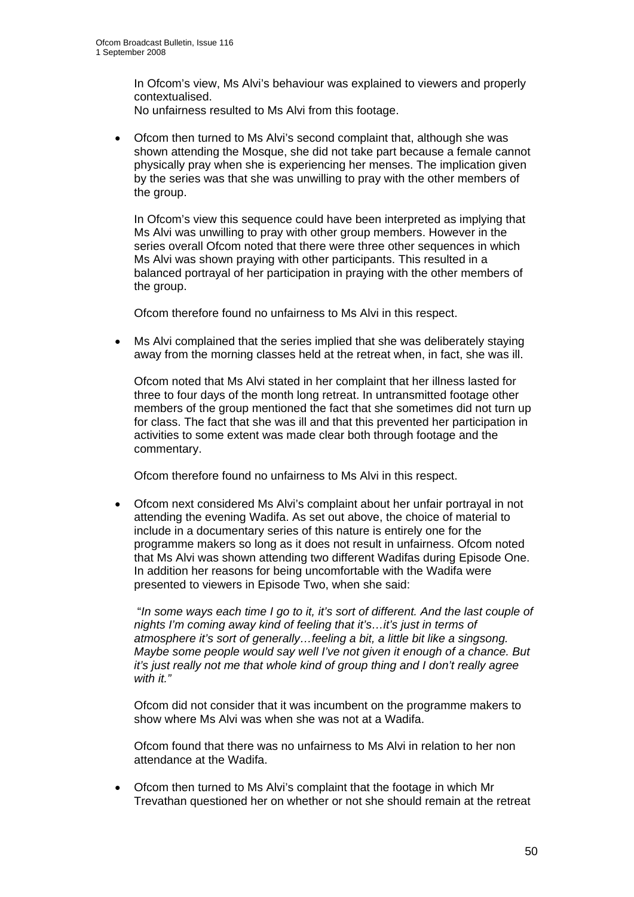In Ofcom's view, Ms Alvi's behaviour was explained to viewers and properly contextualised.
No unfairness resulted to Ms Alvi from this footage.

- Ofcom then turned to Ms Alvi's second complaint that, although she was shown attending the Mosque, she did not take part because a female cannot physically pray when she is experiencing her menses. The implication given by the series was that she was unwilling to pray with the other members of the group.

  In Ofcom's view this sequence could have been interpreted as implying that Ms Alvi was unwilling to pray with other group members. However in the series overall Ofcom noted that there were three other sequences in which Ms Alvi was shown praying with other participants. This resulted in a balanced portrayal of her participation in praying with the other members of the group.

  Ofcom therefore found no unfairness to Ms Alvi in this respect.

- Ms Alvi complained that the series implied that she was deliberately staying away from the morning classes held at the retreat when, in fact, she was ill.

  Ofcom noted that Ms Alvi stated in her complaint that her illness lasted for three to four days of the month long retreat. In untransmitted footage other members of the group mentioned the fact that she sometimes did not turn up for class. The fact that she was ill and that this prevented her participation in activities to some extent was made clear both through footage and the commentary.

  Ofcom therefore found no unfairness to Ms Alvi in this respect.

- Ofcom next considered Ms Alvi's complaint about her unfair portrayal in not attending the evening Wadifa. As set out above, the choice of material to include in a documentary series of this nature is entirely one for the programme makers so long as it does not result in unfairness. Ofcom noted that Ms Alvi was shown attending two different Wadifas during Episode One. In addition her reasons for being uncomfortable with the Wadifa were presented to viewers in Episode Two, when she said:

  "*In some ways each time I go to it, it's sort of different. And the last couple of nights I'm coming away kind of feeling that it's…it's just in terms of atmosphere it's sort of generally…feeling a bit, a little bit like a singsong. Maybe some people would say well I've not given it enough of a chance. But it's just really not me that whole kind of group thing and I don't really agree with it."*

  Ofcom did not consider that it was incumbent on the programme makers to show where Ms Alvi was when she was not at a Wadifa.

  Ofcom found that there was no unfairness to Ms Alvi in relation to her non attendance at the Wadifa.

- Ofcom then turned to Ms Alvi's complaint that the footage in which Mr Trevathan questioned her on whether or not she should remain at the retreat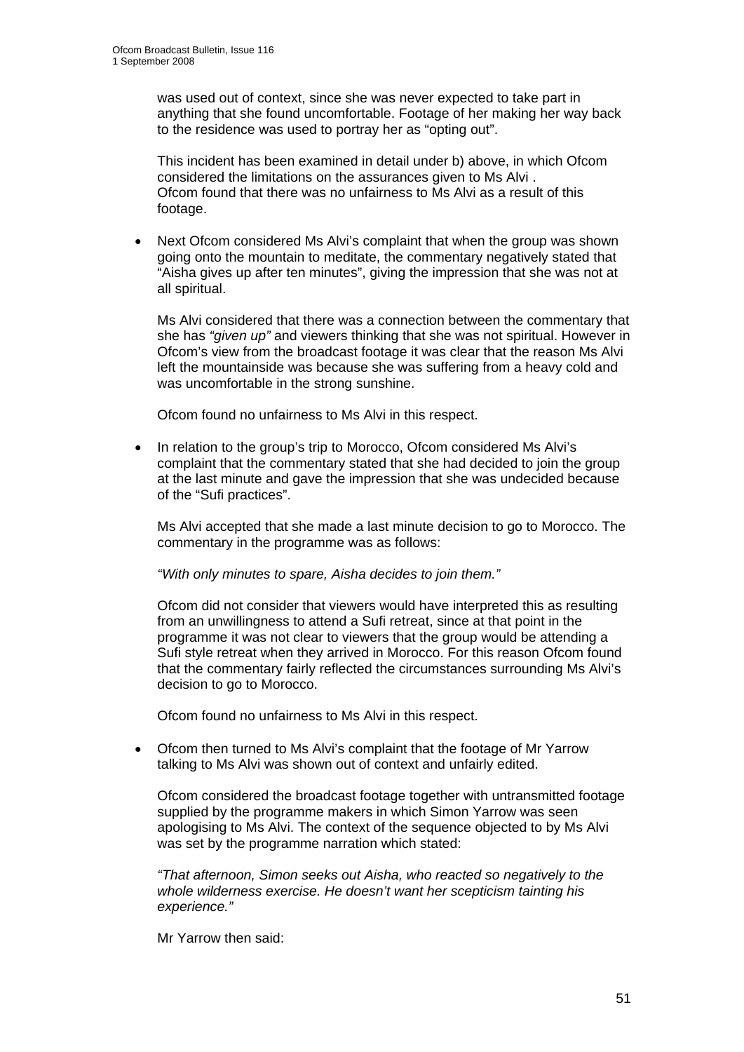was used out of context, since she was never expected to take part in anything that she found uncomfortable. Footage of her making her way back to the residence was used to portray her as "opting out".

This incident has been examined in detail under b) above, in which Ofcom considered the limitations on the assurances given to Ms Alvi . Ofcom found that there was no unfairness to Ms Alvi as a result of this footage.

- Next Ofcom considered Ms Alvi's complaint that when the group was shown going onto the mountain to meditate, the commentary negatively stated that "Aisha gives up after ten minutes", giving the impression that she was not at all spiritual.

  Ms Alvi considered that there was a connection between the commentary that she has *"given up"* and viewers thinking that she was not spiritual. However in Ofcom's view from the broadcast footage it was clear that the reason Ms Alvi left the mountainside was because she was suffering from a heavy cold and was uncomfortable in the strong sunshine.

  Ofcom found no unfairness to Ms Alvi in this respect.

- In relation to the group's trip to Morocco, Ofcom considered Ms Alvi's complaint that the commentary stated that she had decided to join the group at the last minute and gave the impression that she was undecided because of the "Sufi practices".

  Ms Alvi accepted that she made a last minute decision to go to Morocco. The commentary in the programme was as follows:

  *"With only minutes to spare, Aisha decides to join them."*

  Ofcom did not consider that viewers would have interpreted this as resulting from an unwillingness to attend a Sufi retreat, since at that point in the programme it was not clear to viewers that the group would be attending a Sufi style retreat when they arrived in Morocco. For this reason Ofcom found that the commentary fairly reflected the circumstances surrounding Ms Alvi's decision to go to Morocco.

  Ofcom found no unfairness to Ms Alvi in this respect.

- Ofcom then turned to Ms Alvi's complaint that the footage of Mr Yarrow talking to Ms Alvi was shown out of context and unfairly edited.

  Ofcom considered the broadcast footage together with untransmitted footage supplied by the programme makers in which Simon Yarrow was seen apologising to Ms Alvi. The context of the sequence objected to by Ms Alvi was set by the programme narration which stated:

  *"That afternoon, Simon seeks out Aisha, who reacted so negatively to the whole wilderness exercise. He doesn't want her scepticism tainting his experience."*

  Mr Yarrow then said: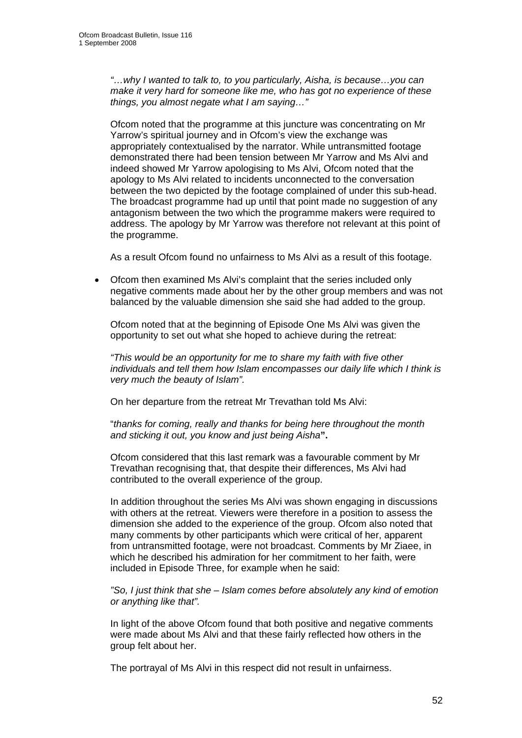*"…why I wanted to talk to, to you particularly, Aisha, is because…you can make it very hard for someone like me, who has got no experience of these things, you almost negate what I am saying…"*

Ofcom noted that the programme at this juncture was concentrating on Mr Yarrow's spiritual journey and in Ofcom's view the exchange was appropriately contextualised by the narrator. While untransmitted footage demonstrated there had been tension between Mr Yarrow and Ms Alvi and indeed showed Mr Yarrow apologising to Ms Alvi, Ofcom noted that the apology to Ms Alvi related to incidents unconnected to the conversation between the two depicted by the footage complained of under this sub-head. The broadcast programme had up until that point made no suggestion of any antagonism between the two which the programme makers were required to address. The apology by Mr Yarrow was therefore not relevant at this point of the programme.

As a result Ofcom found no unfairness to Ms Alvi as a result of this footage.

- Ofcom then examined Ms Alvi's complaint that the series included only negative comments made about her by the other group members and was not balanced by the valuable dimension she said she had added to the group.

  Ofcom noted that at the beginning of Episode One Ms Alvi was given the opportunity to set out what she hoped to achieve during the retreat:

  *"This would be an opportunity for me to share my faith with five other individuals and tell them how Islam encompasses our daily life which I think is very much the beauty of Islam".*

  On her departure from the retreat Mr Trevathan told Ms Alvi:

  "*thanks for coming, really and thanks for being here throughout the month and sticking it out, you know and just being Aisha***".**

  Ofcom considered that this last remark was a favourable comment by Mr Trevathan recognising that, that despite their differences, Ms Alvi had contributed to the overall experience of the group.

  In addition throughout the series Ms Alvi was shown engaging in discussions with others at the retreat. Viewers were therefore in a position to assess the dimension she added to the experience of the group. Ofcom also noted that many comments by other participants which were critical of her, apparent from untransmitted footage, were not broadcast. Comments by Mr Ziaee, in which he described his admiration for her commitment to her faith, were included in Episode Three, for example when he said:

  *"So, I just think that she – Islam comes before absolutely any kind of emotion or anything like that".*

  In light of the above Ofcom found that both positive and negative comments were made about Ms Alvi and that these fairly reflected how others in the group felt about her.

  The portrayal of Ms Alvi in this respect did not result in unfairness.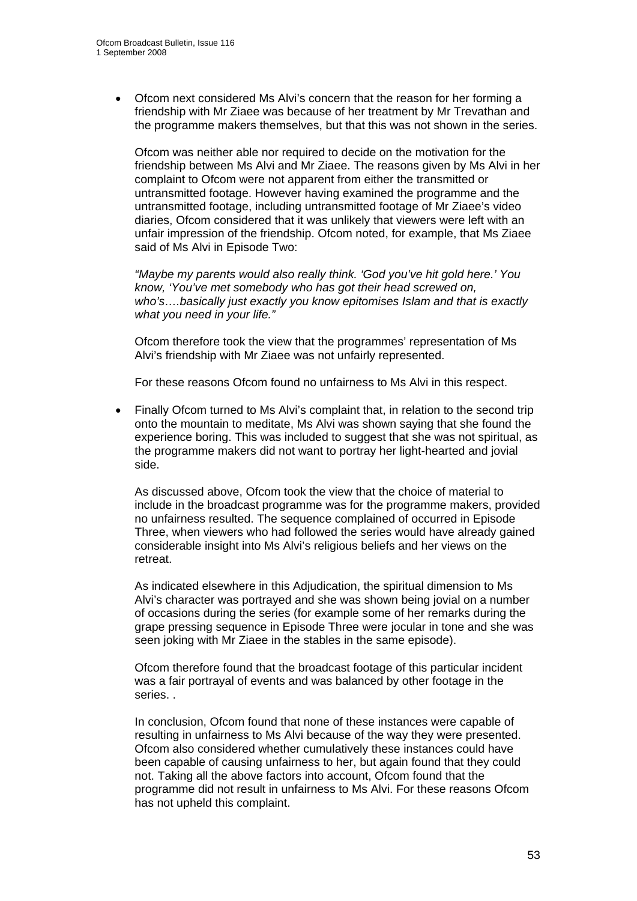- Ofcom next considered Ms Alvi's concern that the reason for her forming a friendship with Mr Ziaee was because of her treatment by Mr Trevathan and the programme makers themselves, but that this was not shown in the series.

  Ofcom was neither able nor required to decide on the motivation for the friendship between Ms Alvi and Mr Ziaee. The reasons given by Ms Alvi in her complaint to Ofcom were not apparent from either the transmitted or untransmitted footage. However having examined the programme and the untransmitted footage, including untransmitted footage of Mr Ziaee's video diaries, Ofcom considered that it was unlikely that viewers were left with an unfair impression of the friendship. Ofcom noted, for example, that Ms Ziaee said of Ms Alvi in Episode Two:

  *"Maybe my parents would also really think. 'God you've hit gold here.' You know, 'You've met somebody who has got their head screwed on, who's….basically just exactly you know epitomises Islam and that is exactly what you need in your life."*

  Ofcom therefore took the view that the programmes' representation of Ms Alvi's friendship with Mr Ziaee was not unfairly represented.

  For these reasons Ofcom found no unfairness to Ms Alvi in this respect.

- Finally Ofcom turned to Ms Alvi's complaint that, in relation to the second trip onto the mountain to meditate, Ms Alvi was shown saying that she found the experience boring. This was included to suggest that she was not spiritual, as the programme makers did not want to portray her light-hearted and jovial side.

  As discussed above, Ofcom took the view that the choice of material to include in the broadcast programme was for the programme makers, provided no unfairness resulted. The sequence complained of occurred in Episode Three, when viewers who had followed the series would have already gained considerable insight into Ms Alvi's religious beliefs and her views on the retreat.

  As indicated elsewhere in this Adjudication, the spiritual dimension to Ms Alvi's character was portrayed and she was shown being jovial on a number of occasions during the series (for example some of her remarks during the grape pressing sequence in Episode Three were jocular in tone and she was seen joking with Mr Ziaee in the stables in the same episode).

  Ofcom therefore found that the broadcast footage of this particular incident was a fair portrayal of events and was balanced by other footage in the series. .

  In conclusion, Ofcom found that none of these instances were capable of resulting in unfairness to Ms Alvi because of the way they were presented. Ofcom also considered whether cumulatively these instances could have been capable of causing unfairness to her, but again found that they could not. Taking all the above factors into account, Ofcom found that the programme did not result in unfairness to Ms Alvi. For these reasons Ofcom has not upheld this complaint.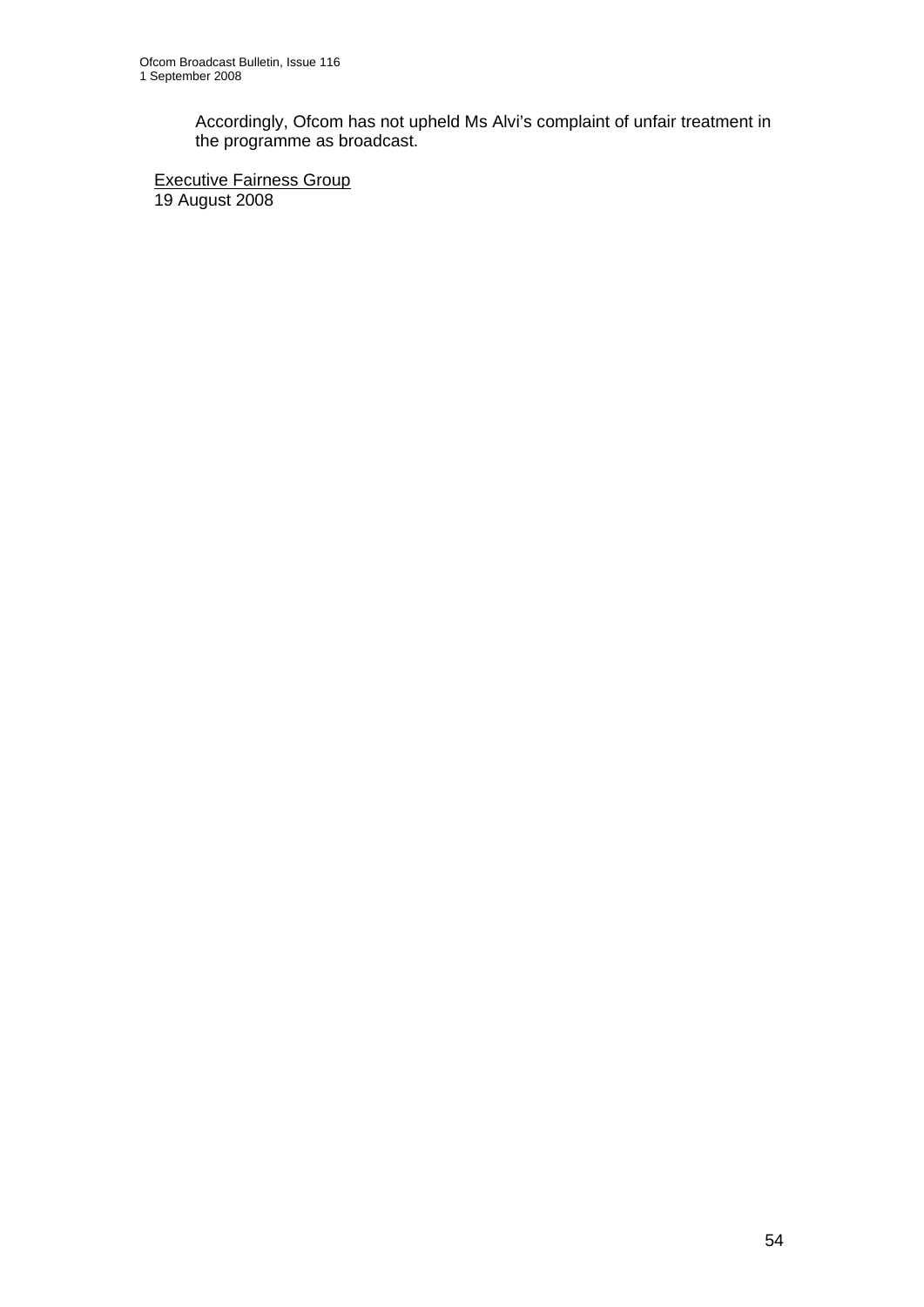Accordingly, Ofcom has not upheld Ms Alvi's complaint of unfair treatment in the programme as broadcast.

Executive Fairness Group
19 August 2008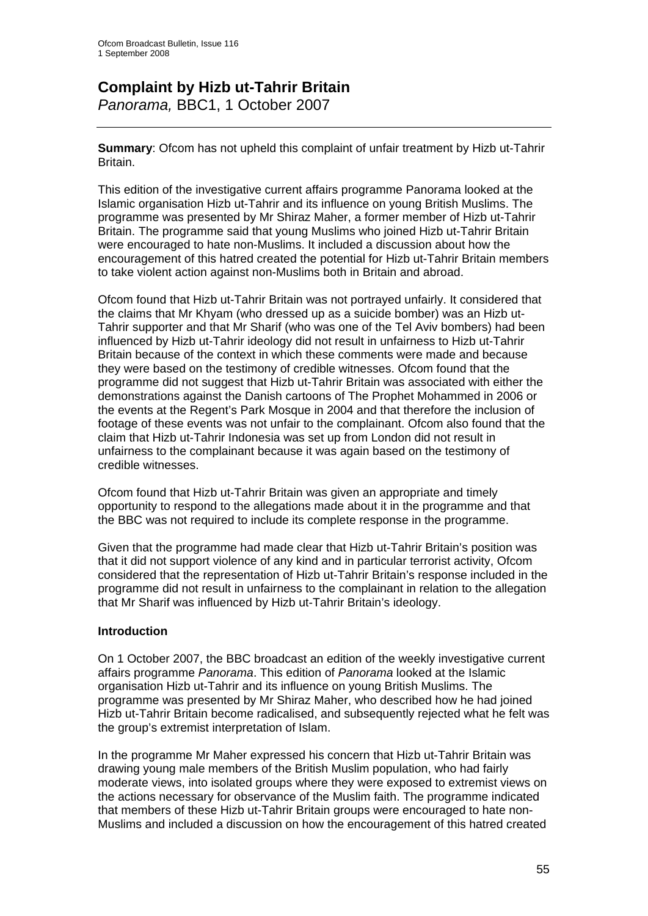# Complaint by Hizb ut-Tahrir Britain

*Panorama,* BBC1, 1 October 2007

---

**Summary**: Ofcom has not upheld this complaint of unfair treatment by Hizb ut-Tahrir Britain.

This edition of the investigative current affairs programme Panorama looked at the Islamic organisation Hizb ut-Tahrir and its influence on young British Muslims. The programme was presented by Mr Shiraz Maher, a former member of Hizb ut-Tahrir Britain. The programme said that young Muslims who joined Hizb ut-Tahrir Britain were encouraged to hate non-Muslims. It included a discussion about how the encouragement of this hatred created the potential for Hizb ut-Tahrir Britain members to take violent action against non-Muslims both in Britain and abroad.

Ofcom found that Hizb ut-Tahrir Britain was not portrayed unfairly. It considered that the claims that Mr Khyam (who dressed up as a suicide bomber) was an Hizb ut-Tahrir supporter and that Mr Sharif (who was one of the Tel Aviv bombers) had been influenced by Hizb ut-Tahrir ideology did not result in unfairness to Hizb ut-Tahrir Britain because of the context in which these comments were made and because they were based on the testimony of credible witnesses. Ofcom found that the programme did not suggest that Hizb ut-Tahrir Britain was associated with either the demonstrations against the Danish cartoons of The Prophet Mohammed in 2006 or the events at the Regent's Park Mosque in 2004 and that therefore the inclusion of footage of these events was not unfair to the complainant. Ofcom also found that the claim that Hizb ut-Tahrir Indonesia was set up from London did not result in unfairness to the complainant because it was again based on the testimony of credible witnesses.

Ofcom found that Hizb ut-Tahrir Britain was given an appropriate and timely opportunity to respond to the allegations made about it in the programme and that the BBC was not required to include its complete response in the programme.

Given that the programme had made clear that Hizb ut-Tahrir Britain's position was that it did not support violence of any kind and in particular terrorist activity, Ofcom considered that the representation of Hizb ut-Tahrir Britain's response included in the programme did not result in unfairness to the complainant in relation to the allegation that Mr Sharif was influenced by Hizb ut-Tahrir Britain's ideology.

**Introduction**

On 1 October 2007, the BBC broadcast an edition of the weekly investigative current affairs programme *Panorama*. This edition of *Panorama* looked at the Islamic organisation Hizb ut-Tahrir and its influence on young British Muslims. The programme was presented by Mr Shiraz Maher, who described how he had joined Hizb ut-Tahrir Britain become radicalised, and subsequently rejected what he felt was the group's extremist interpretation of Islam.

In the programme Mr Maher expressed his concern that Hizb ut-Tahrir Britain was drawing young male members of the British Muslim population, who had fairly moderate views, into isolated groups where they were exposed to extremist views on the actions necessary for observance of the Muslim faith. The programme indicated that members of these Hizb ut-Tahrir Britain groups were encouraged to hate non-Muslims and included a discussion on how the encouragement of this hatred created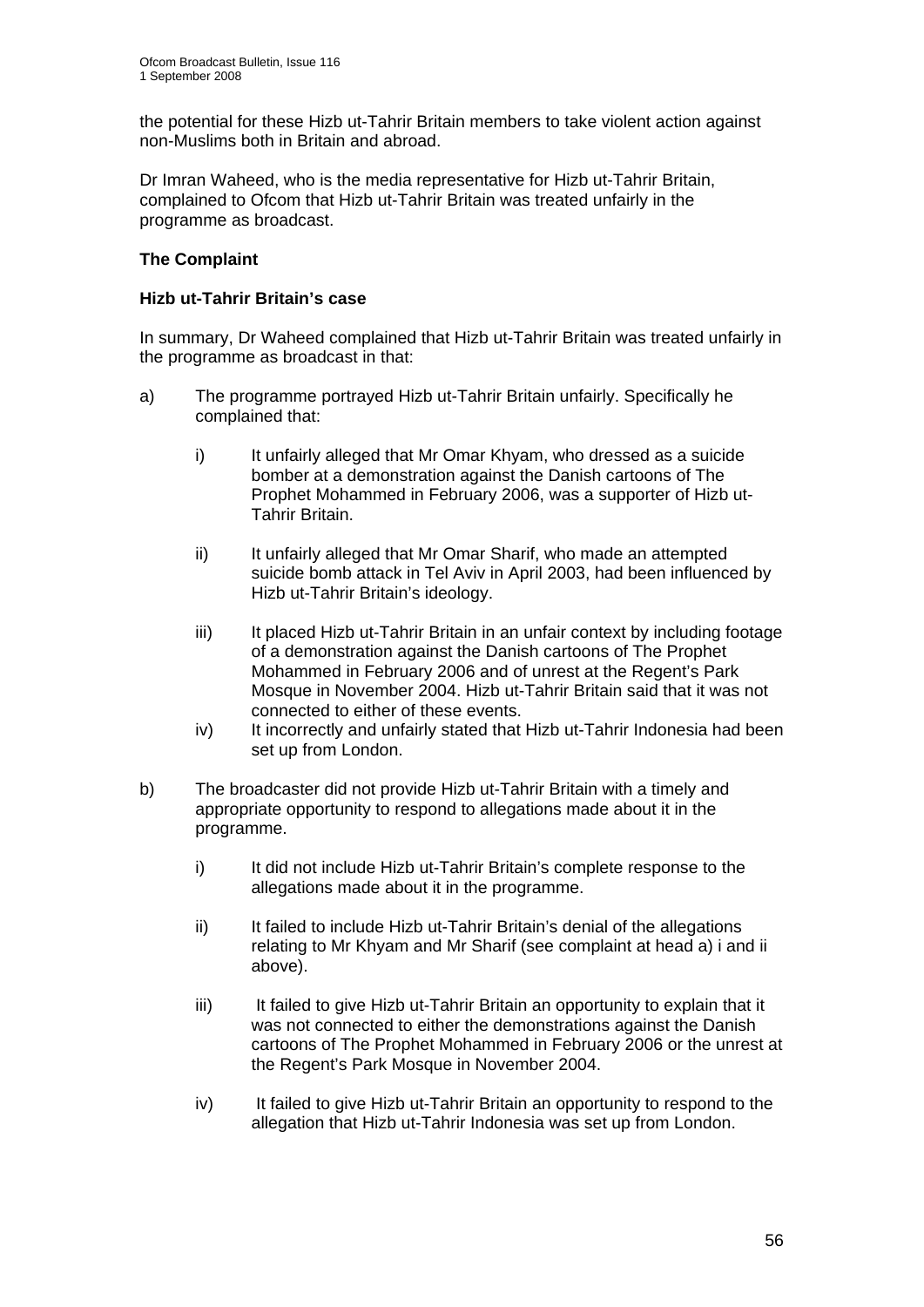the potential for these Hizb ut-Tahrir Britain members to take violent action against non-Muslims both in Britain and abroad.

Dr Imran Waheed, who is the media representative for Hizb ut-Tahrir Britain, complained to Ofcom that Hizb ut-Tahrir Britain was treated unfairly in the programme as broadcast.

**The Complaint**

**Hizb ut-Tahrir Britain's case**

In summary, Dr Waheed complained that Hizb ut-Tahrir Britain was treated unfairly in the programme as broadcast in that:

a) The programme portrayed Hizb ut-Tahrir Britain unfairly. Specifically he complained that:

   i) It unfairly alleged that Mr Omar Khyam, who dressed as a suicide bomber at a demonstration against the Danish cartoons of The Prophet Mohammed in February 2006, was a supporter of Hizb ut-Tahrir Britain.

   ii) It unfairly alleged that Mr Omar Sharif, who made an attempted suicide bomb attack in Tel Aviv in April 2003, had been influenced by Hizb ut-Tahrir Britain's ideology.

   iii) It placed Hizb ut-Tahrir Britain in an unfair context by including footage of a demonstration against the Danish cartoons of The Prophet Mohammed in February 2006 and of unrest at the Regent's Park Mosque in November 2004. Hizb ut-Tahrir Britain said that it was not connected to either of these events.

   iv) It incorrectly and unfairly stated that Hizb ut-Tahrir Indonesia had been set up from London.

b) The broadcaster did not provide Hizb ut-Tahrir Britain with a timely and appropriate opportunity to respond to allegations made about it in the programme.

   i) It did not include Hizb ut-Tahrir Britain's complete response to the allegations made about it in the programme.

   ii) It failed to include Hizb ut-Tahrir Britain's denial of the allegations relating to Mr Khyam and Mr Sharif (see complaint at head a) i and ii above).

   iii) It failed to give Hizb ut-Tahrir Britain an opportunity to explain that it was not connected to either the demonstrations against the Danish cartoons of The Prophet Mohammed in February 2006 or the unrest at the Regent's Park Mosque in November 2004.

   iv) It failed to give Hizb ut-Tahrir Britain an opportunity to respond to the allegation that Hizb ut-Tahrir Indonesia was set up from London.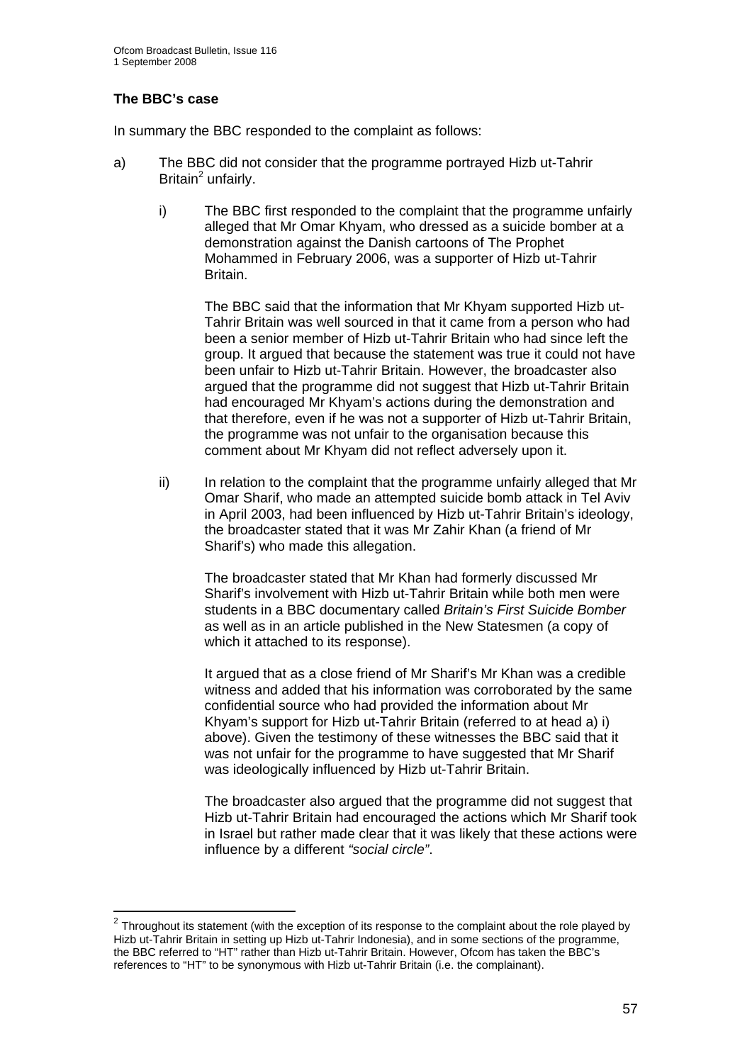**The BBC's case**

In summary the BBC responded to the complaint as follows:

a) The BBC did not consider that the programme portrayed Hizb ut-Tahrir Britain[2] unfairly.

  i) The BBC first responded to the complaint that the programme unfairly alleged that Mr Omar Khyam, who dressed as a suicide bomber at a demonstration against the Danish cartoons of The Prophet Mohammed in February 2006, was a supporter of Hizb ut-Tahrir Britain.

  The BBC said that the information that Mr Khyam supported Hizb ut-Tahrir Britain was well sourced in that it came from a person who had been a senior member of Hizb ut-Tahrir Britain who had since left the group. It argued that because the statement was true it could not have been unfair to Hizb ut-Tahrir Britain. However, the broadcaster also argued that the programme did not suggest that Hizb ut-Tahrir Britain had encouraged Mr Khyam's actions during the demonstration and that therefore, even if he was not a supporter of Hizb ut-Tahrir Britain, the programme was not unfair to the organisation because this comment about Mr Khyam did not reflect adversely upon it.

  ii) In relation to the complaint that the programme unfairly alleged that Mr Omar Sharif, who made an attempted suicide bomb attack in Tel Aviv in April 2003, had been influenced by Hizb ut-Tahrir Britain's ideology, the broadcaster stated that it was Mr Zahir Khan (a friend of Mr Sharif's) who made this allegation.

  The broadcaster stated that Mr Khan had formerly discussed Mr Sharif's involvement with Hizb ut-Tahrir Britain while both men were students in a BBC documentary called *Britain's First Suicide Bomber* as well as in an article published in the New Statesmen (a copy of which it attached to its response).

  It argued that as a close friend of Mr Sharif's Mr Khan was a credible witness and added that his information was corroborated by the same confidential source who had provided the information about Mr Khyam's support for Hizb ut-Tahrir Britain (referred to at head a) i) above). Given the testimony of these witnesses the BBC said that it was not unfair for the programme to have suggested that Mr Sharif was ideologically influenced by Hizb ut-Tahrir Britain.

  The broadcaster also argued that the programme did not suggest that Hizb ut-Tahrir Britain had encouraged the actions which Mr Sharif took in Israel but rather made clear that it was likely that these actions were influence by a different *"social circle"*.

---

[2] Throughout its statement (with the exception of its response to the complaint about the role played by Hizb ut-Tahrir Britain in setting up Hizb ut-Tahrir Indonesia), and in some sections of the programme, the BBC referred to "HT" rather than Hizb ut-Tahrir Britain. However, Ofcom has taken the BBC's references to "HT" to be synonymous with Hizb ut-Tahrir Britain (i.e. the complainant).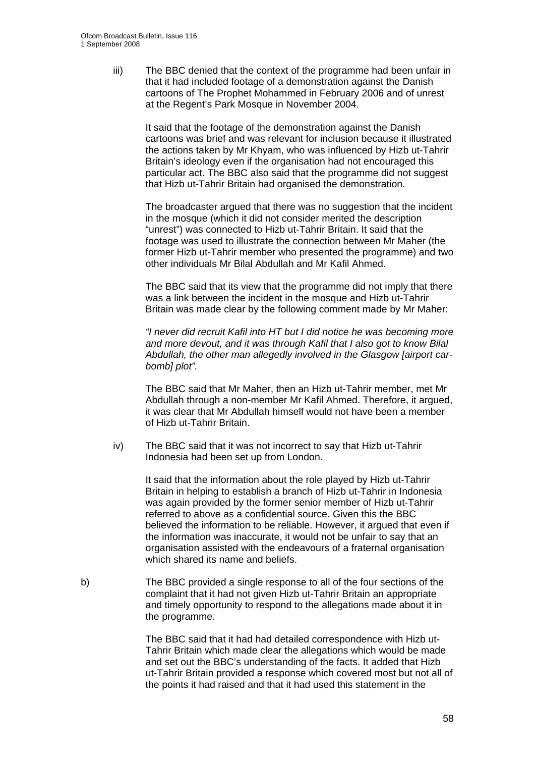iii) The BBC denied that the context of the programme had been unfair in that it had included footage of a demonstration against the Danish cartoons of The Prophet Mohammed in February 2006 and of unrest at the Regent's Park Mosque in November 2004.

It said that the footage of the demonstration against the Danish cartoons was brief and was relevant for inclusion because it illustrated the actions taken by Mr Khyam, who was influenced by Hizb ut-Tahrir Britain's ideology even if the organisation had not encouraged this particular act. The BBC also said that the programme did not suggest that Hizb ut-Tahrir Britain had organised the demonstration.

The broadcaster argued that there was no suggestion that the incident in the mosque (which it did not consider merited the description "unrest") was connected to Hizb ut-Tahrir Britain. It said that the footage was used to illustrate the connection between Mr Maher (the former Hizb ut-Tahrir member who presented the programme) and two other individuals Mr Bilal Abdullah and Mr Kafil Ahmed.

The BBC said that its view that the programme did not imply that there was a link between the incident in the mosque and Hizb ut-Tahrir Britain was made clear by the following comment made by Mr Maher:

*"I never did recruit Kafil into HT but I did notice he was becoming more and more devout, and it was through Kafil that I also got to know Bilal Abdullah, the other man allegedly involved in the Glasgow [airport car-bomb] plot".*

The BBC said that Mr Maher, then an Hizb ut-Tahrir member, met Mr Abdullah through a non-member Mr Kafil Ahmed. Therefore, it argued, it was clear that Mr Abdullah himself would not have been a member of Hizb ut-Tahrir Britain.

iv) The BBC said that it was not incorrect to say that Hizb ut-Tahrir Indonesia had been set up from London.

It said that the information about the role played by Hizb ut-Tahrir Britain in helping to establish a branch of Hizb ut-Tahrir in Indonesia was again provided by the former senior member of Hizb ut-Tahrir referred to above as a confidential source. Given this the BBC believed the information to be reliable. However, it argued that even if the information was inaccurate, it would not be unfair to say that an organisation assisted with the endeavours of a fraternal organisation which shared its name and beliefs.

b) The BBC provided a single response to all of the four sections of the complaint that it had not given Hizb ut-Tahrir Britain an appropriate and timely opportunity to respond to the allegations made about it in the programme.

The BBC said that it had had detailed correspondence with Hizb ut-Tahrir Britain which made clear the allegations which would be made and set out the BBC's understanding of the facts. It added that Hizb ut-Tahrir Britain provided a response which covered most but not all of the points it had raised and that it had used this statement in the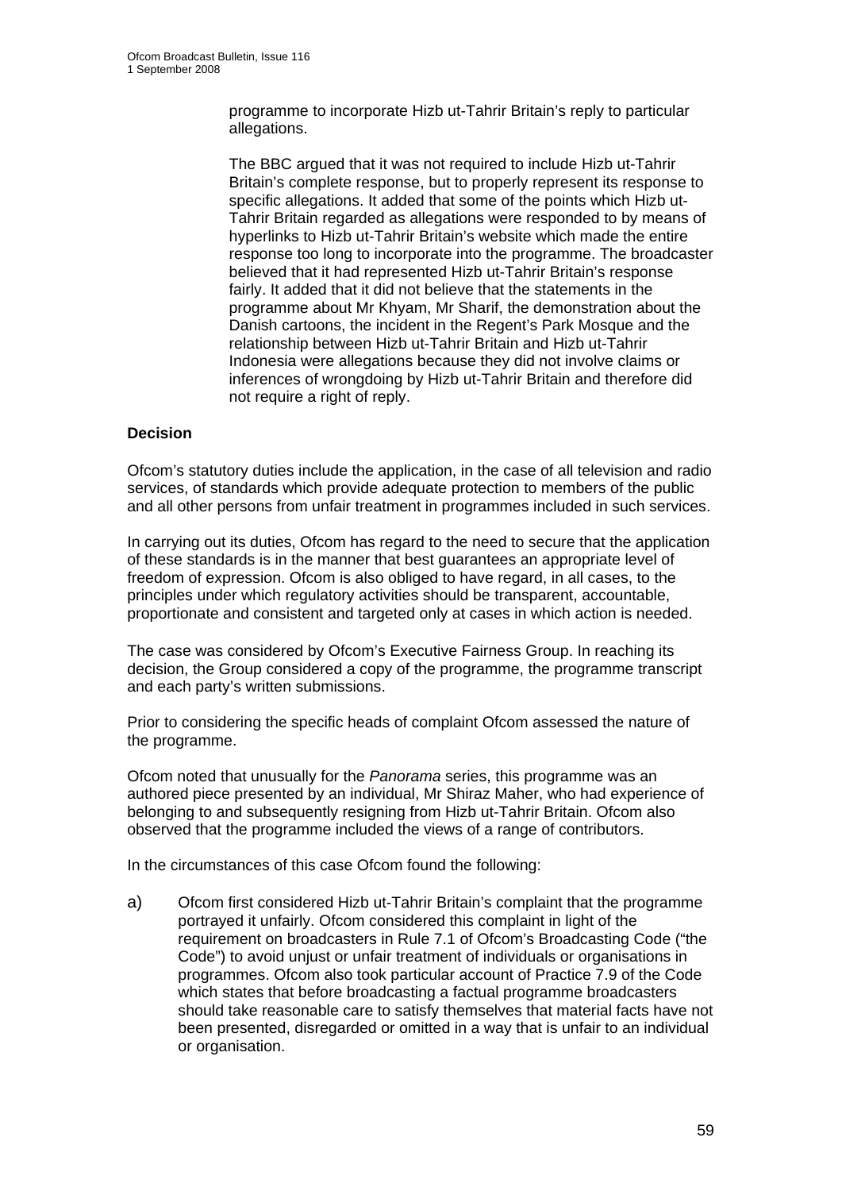programme to incorporate Hizb ut-Tahrir Britain's reply to particular allegations.

The BBC argued that it was not required to include Hizb ut-Tahrir Britain's complete response, but to properly represent its response to specific allegations. It added that some of the points which Hizb ut-Tahrir Britain regarded as allegations were responded to by means of hyperlinks to Hizb ut-Tahrir Britain's website which made the entire response too long to incorporate into the programme. The broadcaster believed that it had represented Hizb ut-Tahrir Britain's response fairly. It added that it did not believe that the statements in the programme about Mr Khyam, Mr Sharif, the demonstration about the Danish cartoons, the incident in the Regent's Park Mosque and the relationship between Hizb ut-Tahrir Britain and Hizb ut-Tahrir Indonesia were allegations because they did not involve claims or inferences of wrongdoing by Hizb ut-Tahrir Britain and therefore did not require a right of reply.

**Decision**

Ofcom's statutory duties include the application, in the case of all television and radio services, of standards which provide adequate protection to members of the public and all other persons from unfair treatment in programmes included in such services.

In carrying out its duties, Ofcom has regard to the need to secure that the application of these standards is in the manner that best guarantees an appropriate level of freedom of expression. Ofcom is also obliged to have regard, in all cases, to the principles under which regulatory activities should be transparent, accountable, proportionate and consistent and targeted only at cases in which action is needed.

The case was considered by Ofcom's Executive Fairness Group. In reaching its decision, the Group considered a copy of the programme, the programme transcript and each party's written submissions.

Prior to considering the specific heads of complaint Ofcom assessed the nature of the programme.

Ofcom noted that unusually for the *Panorama* series, this programme was an authored piece presented by an individual, Mr Shiraz Maher, who had experience of belonging to and subsequently resigning from Hizb ut-Tahrir Britain. Ofcom also observed that the programme included the views of a range of contributors.

In the circumstances of this case Ofcom found the following:

a) Ofcom first considered Hizb ut-Tahrir Britain's complaint that the programme portrayed it unfairly. Ofcom considered this complaint in light of the requirement on broadcasters in Rule 7.1 of Ofcom's Broadcasting Code ("the Code") to avoid unjust or unfair treatment of individuals or organisations in programmes. Ofcom also took particular account of Practice 7.9 of the Code which states that before broadcasting a factual programme broadcasters should take reasonable care to satisfy themselves that material facts have not been presented, disregarded or omitted in a way that is unfair to an individual or organisation.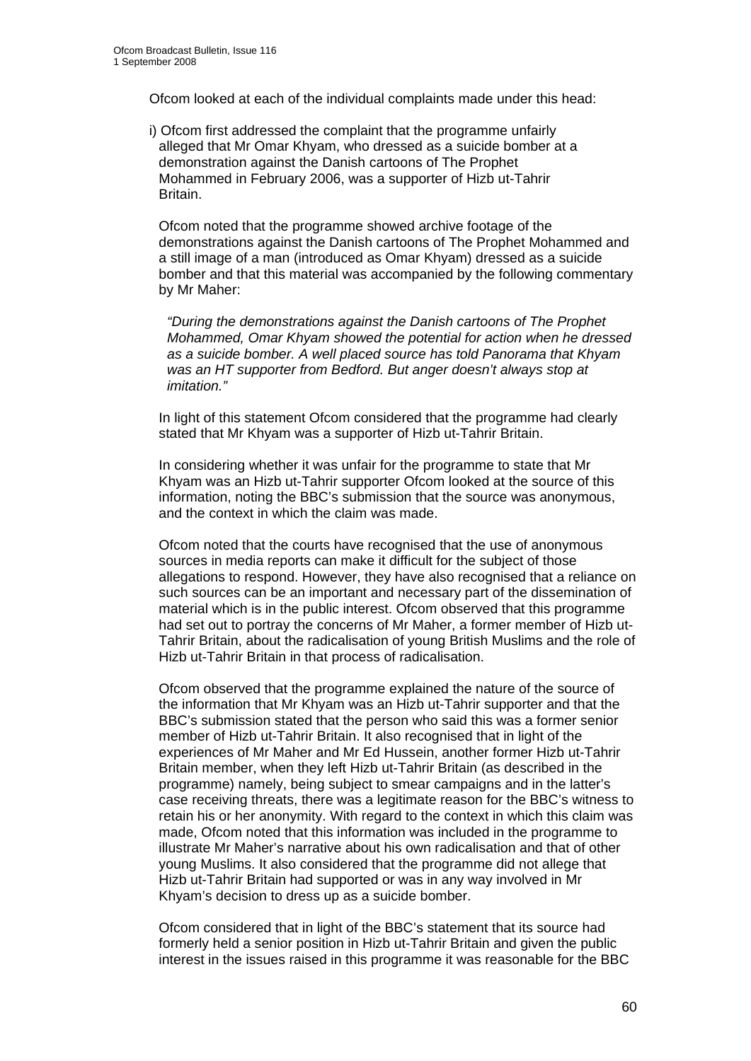Ofcom looked at each of the individual complaints made under this head:

i) Ofcom first addressed the complaint that the programme unfairly alleged that Mr Omar Khyam, who dressed as a suicide bomber at a demonstration against the Danish cartoons of The Prophet Mohammed in February 2006, was a supporter of Hizb ut-Tahrir Britain.

Ofcom noted that the programme showed archive footage of the demonstrations against the Danish cartoons of The Prophet Mohammed and a still image of a man (introduced as Omar Khyam) dressed as a suicide bomber and that this material was accompanied by the following commentary by Mr Maher:

> *"During the demonstrations against the Danish cartoons of The Prophet Mohammed, Omar Khyam showed the potential for action when he dressed as a suicide bomber. A well placed source has told Panorama that Khyam was an HT supporter from Bedford. But anger doesn't always stop at imitation."*

In light of this statement Ofcom considered that the programme had clearly stated that Mr Khyam was a supporter of Hizb ut-Tahrir Britain.

In considering whether it was unfair for the programme to state that Mr Khyam was an Hizb ut-Tahrir supporter Ofcom looked at the source of this information, noting the BBC's submission that the source was anonymous, and the context in which the claim was made.

Ofcom noted that the courts have recognised that the use of anonymous sources in media reports can make it difficult for the subject of those allegations to respond. However, they have also recognised that a reliance on such sources can be an important and necessary part of the dissemination of material which is in the public interest. Ofcom observed that this programme had set out to portray the concerns of Mr Maher, a former member of Hizb ut-Tahrir Britain, about the radicalisation of young British Muslims and the role of Hizb ut-Tahrir Britain in that process of radicalisation.

Ofcom observed that the programme explained the nature of the source of the information that Mr Khyam was an Hizb ut-Tahrir supporter and that the BBC's submission stated that the person who said this was a former senior member of Hizb ut-Tahrir Britain. It also recognised that in light of the experiences of Mr Maher and Mr Ed Hussein, another former Hizb ut-Tahrir Britain member, when they left Hizb ut-Tahrir Britain (as described in the programme) namely, being subject to smear campaigns and in the latter's case receiving threats, there was a legitimate reason for the BBC's witness to retain his or her anonymity. With regard to the context in which this claim was made, Ofcom noted that this information was included in the programme to illustrate Mr Maher's narrative about his own radicalisation and that of other young Muslims. It also considered that the programme did not allege that Hizb ut-Tahrir Britain had supported or was in any way involved in Mr Khyam's decision to dress up as a suicide bomber.

Ofcom considered that in light of the BBC's statement that its source had formerly held a senior position in Hizb ut-Tahrir Britain and given the public interest in the issues raised in this programme it was reasonable for the BBC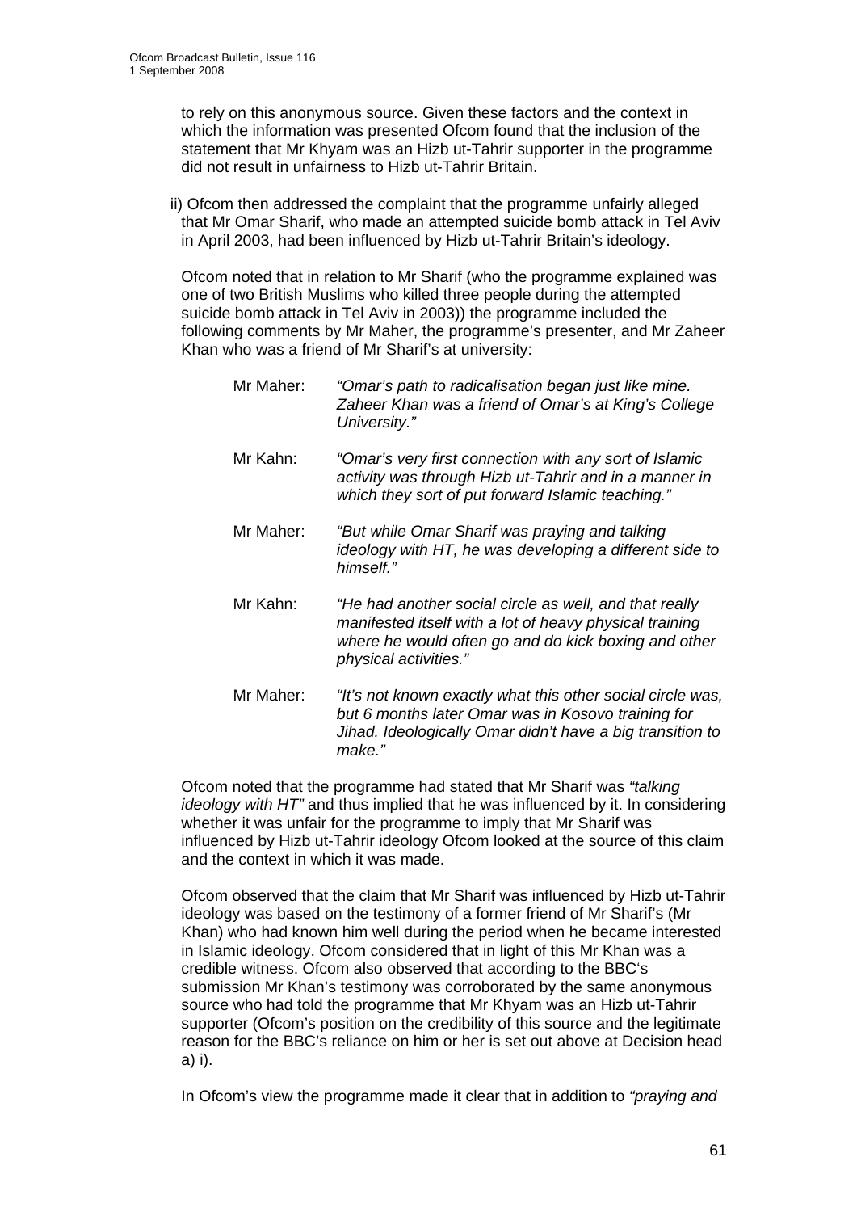to rely on this anonymous source. Given these factors and the context in which the information was presented Ofcom found that the inclusion of the statement that Mr Khyam was an Hizb ut-Tahrir supporter in the programme did not result in unfairness to Hizb ut-Tahrir Britain.

ii) Ofcom then addressed the complaint that the programme unfairly alleged that Mr Omar Sharif, who made an attempted suicide bomb attack in Tel Aviv in April 2003, had been influenced by Hizb ut-Tahrir Britain's ideology.

Ofcom noted that in relation to Mr Sharif (who the programme explained was one of two British Muslims who killed three people during the attempted suicide bomb attack in Tel Aviv in 2003)) the programme included the following comments by Mr Maher, the programme's presenter, and Mr Zaheer Khan who was a friend of Mr Sharif's at university:

Mr Maher: *"Omar's path to radicalisation began just like mine. Zaheer Khan was a friend of Omar's at King's College University."*

Mr Kahn: *"Omar's very first connection with any sort of Islamic activity was through Hizb ut-Tahrir and in a manner in which they sort of put forward Islamic teaching."*

Mr Maher: *"But while Omar Sharif was praying and talking ideology with HT, he was developing a different side to himself."*

Mr Kahn: *"He had another social circle as well, and that really manifested itself with a lot of heavy physical training where he would often go and do kick boxing and other physical activities."*

Mr Maher: *"It's not known exactly what this other social circle was, but 6 months later Omar was in Kosovo training for Jihad. Ideologically Omar didn't have a big transition to make."*

Ofcom noted that the programme had stated that Mr Sharif was *"talking ideology with HT"* and thus implied that he was influenced by it. In considering whether it was unfair for the programme to imply that Mr Sharif was influenced by Hizb ut-Tahrir ideology Ofcom looked at the source of this claim and the context in which it was made.

Ofcom observed that the claim that Mr Sharif was influenced by Hizb ut-Tahrir ideology was based on the testimony of a former friend of Mr Sharif's (Mr Khan) who had known him well during the period when he became interested in Islamic ideology. Ofcom considered that in light of this Mr Khan was a credible witness. Ofcom also observed that according to the BBC's submission Mr Khan's testimony was corroborated by the same anonymous source who had told the programme that Mr Khyam was an Hizb ut-Tahrir supporter (Ofcom's position on the credibility of this source and the legitimate reason for the BBC's reliance on him or her is set out above at Decision head a) i).

In Ofcom's view the programme made it clear that in addition to *"praying and*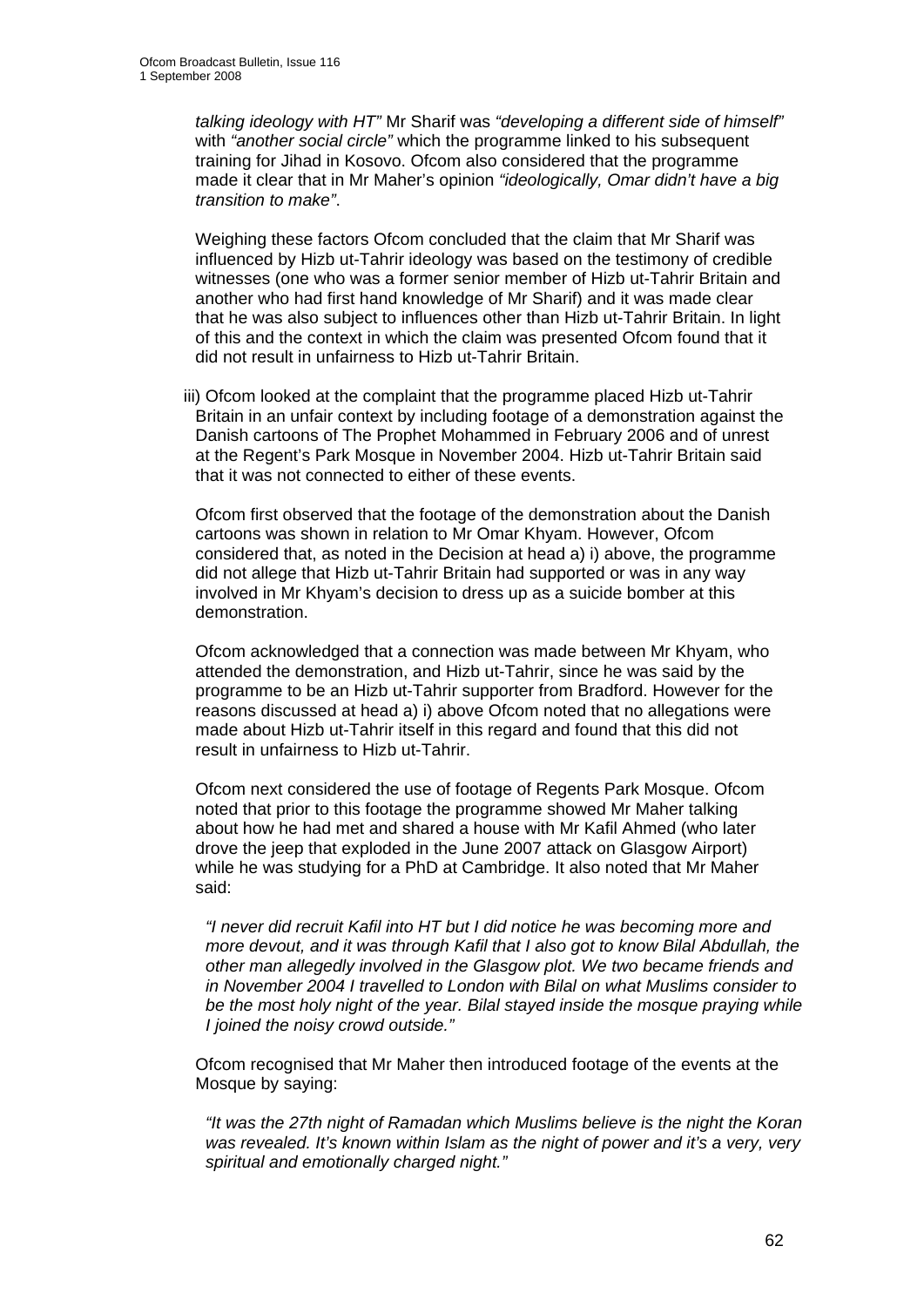*talking ideology with HT"* Mr Sharif was *"developing a different side of himself"* with *"another social circle"* which the programme linked to his subsequent training for Jihad in Kosovo. Ofcom also considered that the programme made it clear that in Mr Maher's opinion *"ideologically, Omar didn't have a big transition to make"*.

Weighing these factors Ofcom concluded that the claim that Mr Sharif was influenced by Hizb ut-Tahrir ideology was based on the testimony of credible witnesses (one who was a former senior member of Hizb ut-Tahrir Britain and another who had first hand knowledge of Mr Sharif) and it was made clear that he was also subject to influences other than Hizb ut-Tahrir Britain. In light of this and the context in which the claim was presented Ofcom found that it did not result in unfairness to Hizb ut-Tahrir Britain.

iii) Ofcom looked at the complaint that the programme placed Hizb ut-Tahrir Britain in an unfair context by including footage of a demonstration against the Danish cartoons of The Prophet Mohammed in February 2006 and of unrest at the Regent's Park Mosque in November 2004. Hizb ut-Tahrir Britain said that it was not connected to either of these events.

Ofcom first observed that the footage of the demonstration about the Danish cartoons was shown in relation to Mr Omar Khyam. However, Ofcom considered that, as noted in the Decision at head a) i) above, the programme did not allege that Hizb ut-Tahrir Britain had supported or was in any way involved in Mr Khyam's decision to dress up as a suicide bomber at this demonstration.

Ofcom acknowledged that a connection was made between Mr Khyam, who attended the demonstration, and Hizb ut-Tahrir, since he was said by the programme to be an Hizb ut-Tahrir supporter from Bradford. However for the reasons discussed at head a) i) above Ofcom noted that no allegations were made about Hizb ut-Tahrir itself in this regard and found that this did not result in unfairness to Hizb ut-Tahrir.

Ofcom next considered the use of footage of Regents Park Mosque. Ofcom noted that prior to this footage the programme showed Mr Maher talking about how he had met and shared a house with Mr Kafil Ahmed (who later drove the jeep that exploded in the June 2007 attack on Glasgow Airport) while he was studying for a PhD at Cambridge. It also noted that Mr Maher said:

*"I never did recruit Kafil into HT but I did notice he was becoming more and more devout, and it was through Kafil that I also got to know Bilal Abdullah, the other man allegedly involved in the Glasgow plot. We two became friends and in November 2004 I travelled to London with Bilal on what Muslims consider to be the most holy night of the year. Bilal stayed inside the mosque praying while I joined the noisy crowd outside."*

Ofcom recognised that Mr Maher then introduced footage of the events at the Mosque by saying:

*"It was the 27th night of Ramadan which Muslims believe is the night the Koran was revealed. It's known within Islam as the night of power and it's a very, very spiritual and emotionally charged night."*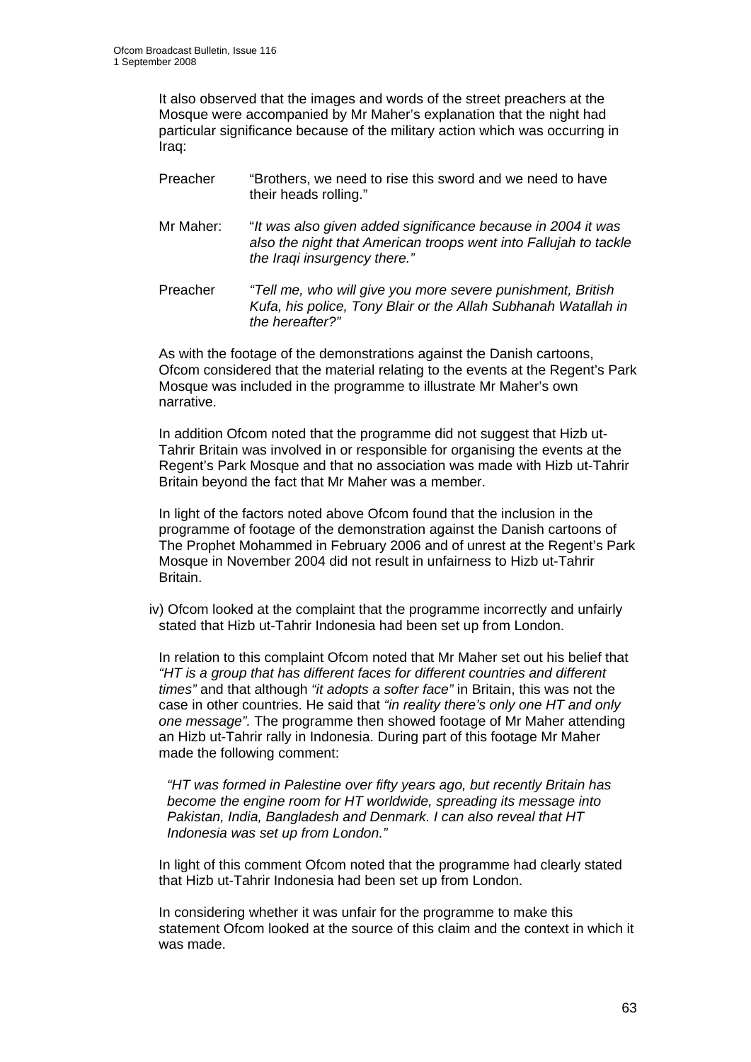It also observed that the images and words of the street preachers at the Mosque were accompanied by Mr Maher's explanation that the night had particular significance because of the military action which was occurring in Iraq:

Preacher "Brothers, we need to rise this sword and we need to have their heads rolling."

Mr Maher: "*It was also given added significance because in 2004 it was also the night that American troops went into Fallujah to tackle the Iraqi insurgency there."*

Preacher *"Tell me, who will give you more severe punishment, British Kufa, his police, Tony Blair or the Allah Subhanah Watallah in the hereafter?"*

As with the footage of the demonstrations against the Danish cartoons, Ofcom considered that the material relating to the events at the Regent's Park Mosque was included in the programme to illustrate Mr Maher's own narrative.

In addition Ofcom noted that the programme did not suggest that Hizb ut-Tahrir Britain was involved in or responsible for organising the events at the Regent's Park Mosque and that no association was made with Hizb ut-Tahrir Britain beyond the fact that Mr Maher was a member.

In light of the factors noted above Ofcom found that the inclusion in the programme of footage of the demonstration against the Danish cartoons of The Prophet Mohammed in February 2006 and of unrest at the Regent's Park Mosque in November 2004 did not result in unfairness to Hizb ut-Tahrir Britain.

iv) Ofcom looked at the complaint that the programme incorrectly and unfairly stated that Hizb ut-Tahrir Indonesia had been set up from London.

In relation to this complaint Ofcom noted that Mr Maher set out his belief that *"HT is a group that has different faces for different countries and different times"* and that although *"it adopts a softer face"* in Britain, this was not the case in other countries. He said that *"in reality there's only one HT and only one message".* The programme then showed footage of Mr Maher attending an Hizb ut-Tahrir rally in Indonesia. During part of this footage Mr Maher made the following comment:

*"HT was formed in Palestine over fifty years ago, but recently Britain has become the engine room for HT worldwide, spreading its message into Pakistan, India, Bangladesh and Denmark. I can also reveal that HT Indonesia was set up from London."*

In light of this comment Ofcom noted that the programme had clearly stated that Hizb ut-Tahrir Indonesia had been set up from London.

In considering whether it was unfair for the programme to make this statement Ofcom looked at the source of this claim and the context in which it was made.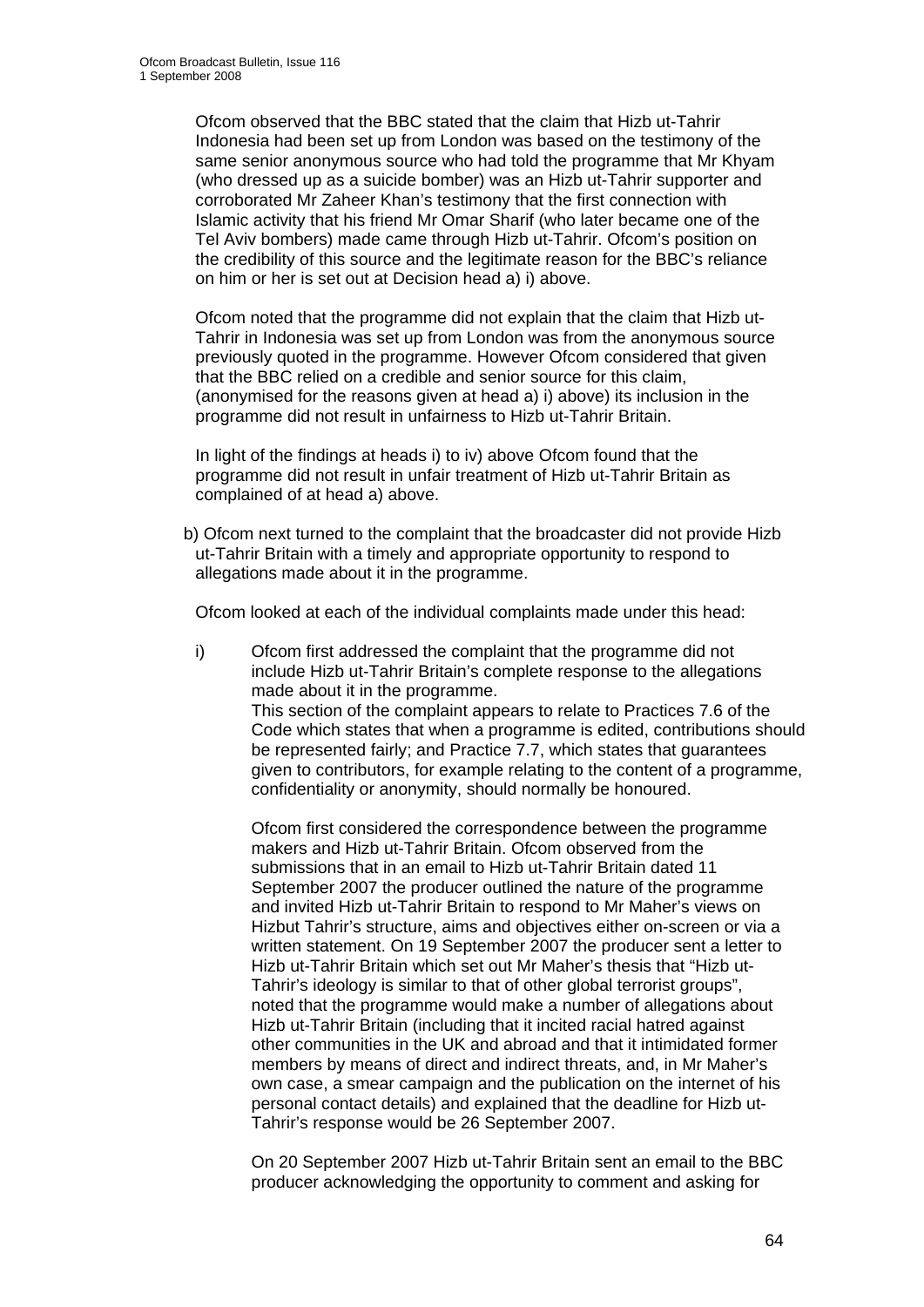Ofcom observed that the BBC stated that the claim that Hizb ut-Tahrir Indonesia had been set up from London was based on the testimony of the same senior anonymous source who had told the programme that Mr Khyam (who dressed up as a suicide bomber) was an Hizb ut-Tahrir supporter and corroborated Mr Zaheer Khan's testimony that the first connection with Islamic activity that his friend Mr Omar Sharif (who later became one of the Tel Aviv bombers) made came through Hizb ut-Tahrir. Ofcom's position on the credibility of this source and the legitimate reason for the BBC's reliance on him or her is set out at Decision head a) i) above.

Ofcom noted that the programme did not explain that the claim that Hizb ut-Tahrir in Indonesia was set up from London was from the anonymous source previously quoted in the programme. However Ofcom considered that given that the BBC relied on a credible and senior source for this claim, (anonymised for the reasons given at head a) i) above) its inclusion in the programme did not result in unfairness to Hizb ut-Tahrir Britain.

In light of the findings at heads i) to iv) above Ofcom found that the programme did not result in unfair treatment of Hizb ut-Tahrir Britain as complained of at head a) above.

b) Ofcom next turned to the complaint that the broadcaster did not provide Hizb ut-Tahrir Britain with a timely and appropriate opportunity to respond to allegations made about it in the programme.

   Ofcom looked at each of the individual complaints made under this head:

   i) Ofcom first addressed the complaint that the programme did not include Hizb ut-Tahrir Britain's complete response to the allegations made about it in the programme.
      This section of the complaint appears to relate to Practices 7.6 of the Code which states that when a programme is edited, contributions should be represented fairly; and Practice 7.7, which states that guarantees given to contributors, for example relating to the content of a programme, confidentiality or anonymity, should normally be honoured.

      Ofcom first considered the correspondence between the programme makers and Hizb ut-Tahrir Britain. Ofcom observed from the submissions that in an email to Hizb ut-Tahrir Britain dated 11 September 2007 the producer outlined the nature of the programme and invited Hizb ut-Tahrir Britain to respond to Mr Maher's views on Hizbut Tahrir's structure, aims and objectives either on-screen or via a written statement. On 19 September 2007 the producer sent a letter to Hizb ut-Tahrir Britain which set out Mr Maher's thesis that "Hizb ut-Tahrir's ideology is similar to that of other global terrorist groups", noted that the programme would make a number of allegations about Hizb ut-Tahrir Britain (including that it incited racial hatred against other communities in the UK and abroad and that it intimidated former members by means of direct and indirect threats, and, in Mr Maher's own case, a smear campaign and the publication on the internet of his personal contact details) and explained that the deadline for Hizb ut-Tahrir's response would be 26 September 2007.

      On 20 September 2007 Hizb ut-Tahrir Britain sent an email to the BBC producer acknowledging the opportunity to comment and asking for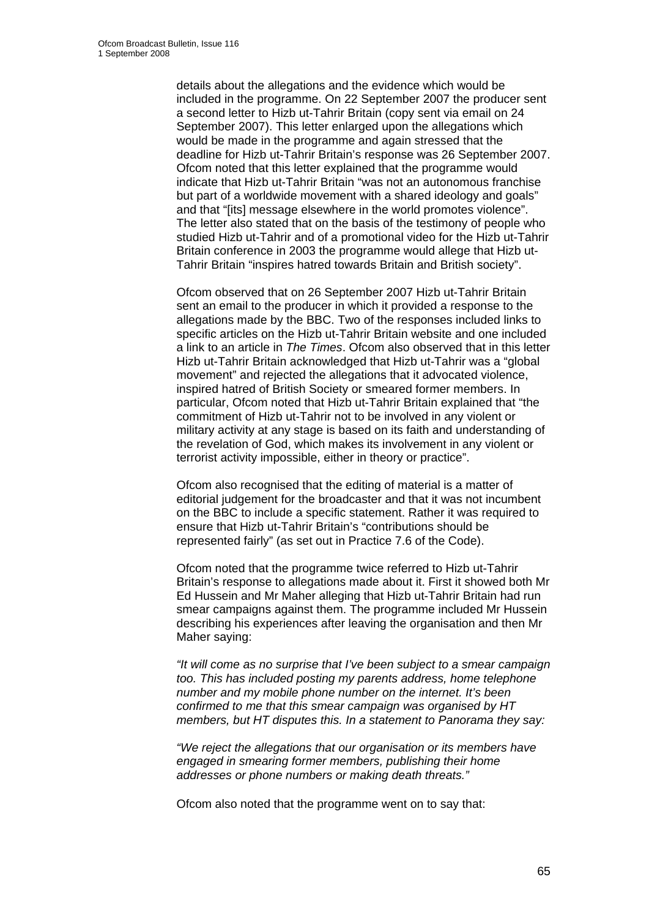details about the allegations and the evidence which would be included in the programme. On 22 September 2007 the producer sent a second letter to Hizb ut-Tahrir Britain (copy sent via email on 24 September 2007). This letter enlarged upon the allegations which would be made in the programme and again stressed that the deadline for Hizb ut-Tahrir Britain's response was 26 September 2007. Ofcom noted that this letter explained that the programme would indicate that Hizb ut-Tahrir Britain "was not an autonomous franchise but part of a worldwide movement with a shared ideology and goals" and that "[its] message elsewhere in the world promotes violence". The letter also stated that on the basis of the testimony of people who studied Hizb ut-Tahrir and of a promotional video for the Hizb ut-Tahrir Britain conference in 2003 the programme would allege that Hizb ut-Tahrir Britain "inspires hatred towards Britain and British society".

Ofcom observed that on 26 September 2007 Hizb ut-Tahrir Britain sent an email to the producer in which it provided a response to the allegations made by the BBC. Two of the responses included links to specific articles on the Hizb ut-Tahrir Britain website and one included a link to an article in *The Times*. Ofcom also observed that in this letter Hizb ut-Tahrir Britain acknowledged that Hizb ut-Tahrir was a "global movement" and rejected the allegations that it advocated violence, inspired hatred of British Society or smeared former members. In particular, Ofcom noted that Hizb ut-Tahrir Britain explained that "the commitment of Hizb ut-Tahrir not to be involved in any violent or military activity at any stage is based on its faith and understanding of the revelation of God, which makes its involvement in any violent or terrorist activity impossible, either in theory or practice".

Ofcom also recognised that the editing of material is a matter of editorial judgement for the broadcaster and that it was not incumbent on the BBC to include a specific statement. Rather it was required to ensure that Hizb ut-Tahrir Britain's "contributions should be represented fairly" (as set out in Practice 7.6 of the Code).

Ofcom noted that the programme twice referred to Hizb ut-Tahrir Britain's response to allegations made about it. First it showed both Mr Ed Hussein and Mr Maher alleging that Hizb ut-Tahrir Britain had run smear campaigns against them. The programme included Mr Hussein describing his experiences after leaving the organisation and then Mr Maher saying:

*"It will come as no surprise that I've been subject to a smear campaign too. This has included posting my parents address, home telephone number and my mobile phone number on the internet. It's been confirmed to me that this smear campaign was organised by HT members, but HT disputes this. In a statement to Panorama they say:*

*"We reject the allegations that our organisation or its members have engaged in smearing former members, publishing their home addresses or phone numbers or making death threats."*

Ofcom also noted that the programme went on to say that: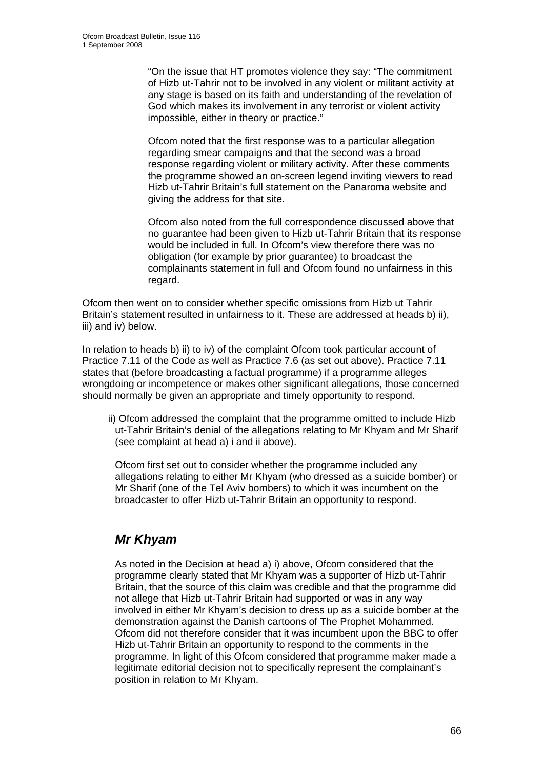"On the issue that HT promotes violence they say: "The commitment of Hizb ut-Tahrir not to be involved in any violent or militant activity at any stage is based on its faith and understanding of the revelation of God which makes its involvement in any terrorist or violent activity impossible, either in theory or practice."

Ofcom noted that the first response was to a particular allegation regarding smear campaigns and that the second was a broad response regarding violent or military activity. After these comments the programme showed an on-screen legend inviting viewers to read Hizb ut-Tahrir Britain's full statement on the Panaroma website and giving the address for that site.

Ofcom also noted from the full correspondence discussed above that no guarantee had been given to Hizb ut-Tahrir Britain that its response would be included in full. In Ofcom's view therefore there was no obligation (for example by prior guarantee) to broadcast the complainants statement in full and Ofcom found no unfairness in this regard.

Ofcom then went on to consider whether specific omissions from Hizb ut Tahrir Britain's statement resulted in unfairness to it. These are addressed at heads b) ii), iii) and iv) below.

In relation to heads b) ii) to iv) of the complaint Ofcom took particular account of Practice 7.11 of the Code as well as Practice 7.6 (as set out above). Practice 7.11 states that (before broadcasting a factual programme) if a programme alleges wrongdoing or incompetence or makes other significant allegations, those concerned should normally be given an appropriate and timely opportunity to respond.

ii) Ofcom addressed the complaint that the programme omitted to include Hizb ut-Tahrir Britain's denial of the allegations relating to Mr Khyam and Mr Sharif (see complaint at head a) i and ii above).

Ofcom first set out to consider whether the programme included any allegations relating to either Mr Khyam (who dressed as a suicide bomber) or Mr Sharif (one of the Tel Aviv bombers) to which it was incumbent on the broadcaster to offer Hizb ut-Tahrir Britain an opportunity to respond.

## *Mr Khyam*

As noted in the Decision at head a) i) above, Ofcom considered that the programme clearly stated that Mr Khyam was a supporter of Hizb ut-Tahrir Britain, that the source of this claim was credible and that the programme did not allege that Hizb ut-Tahrir Britain had supported or was in any way involved in either Mr Khyam's decision to dress up as a suicide bomber at the demonstration against the Danish cartoons of The Prophet Mohammed. Ofcom did not therefore consider that it was incumbent upon the BBC to offer Hizb ut-Tahrir Britain an opportunity to respond to the comments in the programme. In light of this Ofcom considered that programme maker made a legitimate editorial decision not to specifically represent the complainant's position in relation to Mr Khyam.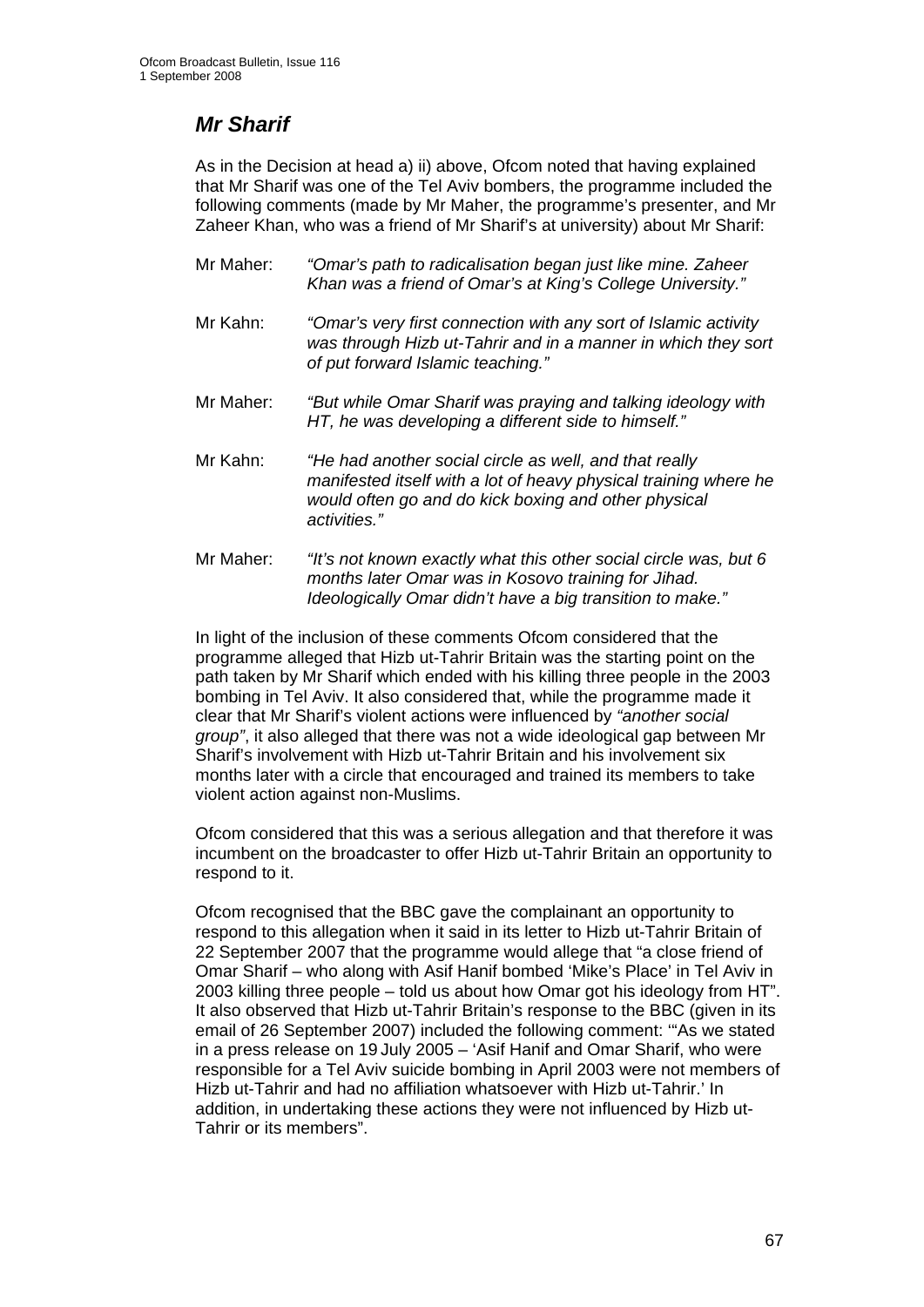## *Mr Sharif*

As in the Decision at head a) ii) above, Ofcom noted that having explained that Mr Sharif was one of the Tel Aviv bombers, the programme included the following comments (made by Mr Maher, the programme's presenter, and Mr Zaheer Khan, who was a friend of Mr Sharif's at university) about Mr Sharif:

Mr Maher: *"Omar's path to radicalisation began just like mine. Zaheer Khan was a friend of Omar's at King's College University."*

Mr Kahn: *"Omar's very first connection with any sort of Islamic activity was through Hizb ut-Tahrir and in a manner in which they sort of put forward Islamic teaching."*

Mr Maher: *"But while Omar Sharif was praying and talking ideology with HT, he was developing a different side to himself."*

Mr Kahn: *"He had another social circle as well, and that really manifested itself with a lot of heavy physical training where he would often go and do kick boxing and other physical activities."*

Mr Maher: *"It's not known exactly what this other social circle was, but 6 months later Omar was in Kosovo training for Jihad. Ideologically Omar didn't have a big transition to make."*

In light of the inclusion of these comments Ofcom considered that the programme alleged that Hizb ut-Tahrir Britain was the starting point on the path taken by Mr Sharif which ended with his killing three people in the 2003 bombing in Tel Aviv. It also considered that, while the programme made it clear that Mr Sharif's violent actions were influenced by *"another social group"*, it also alleged that there was not a wide ideological gap between Mr Sharif's involvement with Hizb ut-Tahrir Britain and his involvement six months later with a circle that encouraged and trained its members to take violent action against non-Muslims.

Ofcom considered that this was a serious allegation and that therefore it was incumbent on the broadcaster to offer Hizb ut-Tahrir Britain an opportunity to respond to it.

Ofcom recognised that the BBC gave the complainant an opportunity to respond to this allegation when it said in its letter to Hizb ut-Tahrir Britain of 22 September 2007 that the programme would allege that "a close friend of Omar Sharif – who along with Asif Hanif bombed 'Mike's Place' in Tel Aviv in 2003 killing three people – told us about how Omar got his ideology from HT". It also observed that Hizb ut-Tahrir Britain's response to the BBC (given in its email of 26 September 2007) included the following comment: '"As we stated in a press release on 19 July 2005 – 'Asif Hanif and Omar Sharif, who were responsible for a Tel Aviv suicide bombing in April 2003 were not members of Hizb ut-Tahrir and had no affiliation whatsoever with Hizb ut-Tahrir.' In addition, in undertaking these actions they were not influenced by Hizb ut-Tahrir or its members".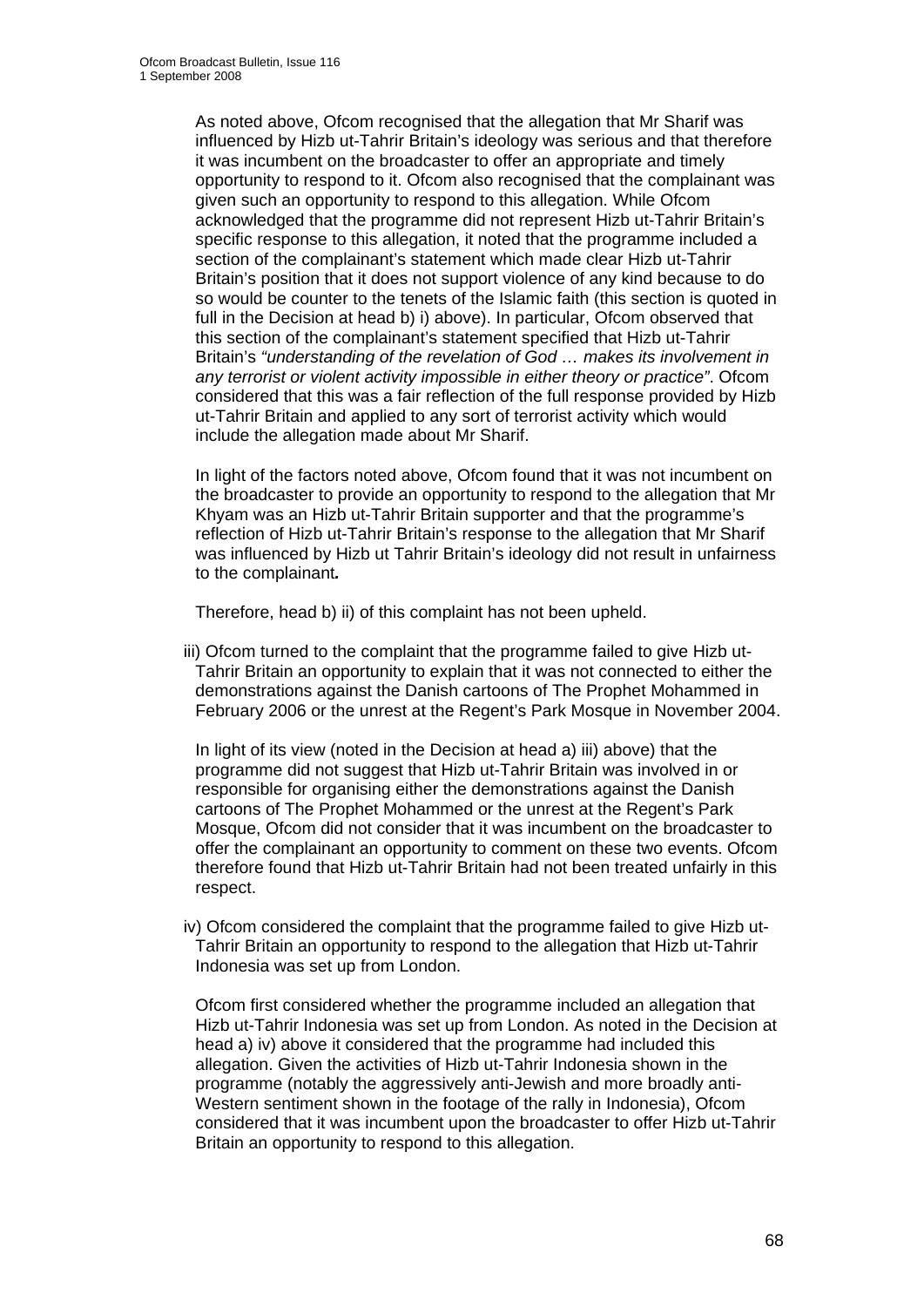As noted above, Ofcom recognised that the allegation that Mr Sharif was influenced by Hizb ut-Tahrir Britain's ideology was serious and that therefore it was incumbent on the broadcaster to offer an appropriate and timely opportunity to respond to it. Ofcom also recognised that the complainant was given such an opportunity to respond to this allegation. While Ofcom acknowledged that the programme did not represent Hizb ut-Tahrir Britain's specific response to this allegation, it noted that the programme included a section of the complainant's statement which made clear Hizb ut-Tahrir Britain's position that it does not support violence of any kind because to do so would be counter to the tenets of the Islamic faith (this section is quoted in full in the Decision at head b) i) above). In particular, Ofcom observed that this section of the complainant's statement specified that Hizb ut-Tahrir Britain's *"understanding of the revelation of God … makes its involvement in any terrorist or violent activity impossible in either theory or practice"*. Ofcom considered that this was a fair reflection of the full response provided by Hizb ut-Tahrir Britain and applied to any sort of terrorist activity which would include the allegation made about Mr Sharif.

In light of the factors noted above, Ofcom found that it was not incumbent on the broadcaster to provide an opportunity to respond to the allegation that Mr Khyam was an Hizb ut-Tahrir Britain supporter and that the programme's reflection of Hizb ut-Tahrir Britain's response to the allegation that Mr Sharif was influenced by Hizb ut Tahrir Britain's ideology did not result in unfairness to the complainant**.**

Therefore, head b) ii) of this complaint has not been upheld.

iii) Ofcom turned to the complaint that the programme failed to give Hizb ut-Tahrir Britain an opportunity to explain that it was not connected to either the demonstrations against the Danish cartoons of The Prophet Mohammed in February 2006 or the unrest at the Regent's Park Mosque in November 2004.

In light of its view (noted in the Decision at head a) iii) above) that the programme did not suggest that Hizb ut-Tahrir Britain was involved in or responsible for organising either the demonstrations against the Danish cartoons of The Prophet Mohammed or the unrest at the Regent's Park Mosque, Ofcom did not consider that it was incumbent on the broadcaster to offer the complainant an opportunity to comment on these two events. Ofcom therefore found that Hizb ut-Tahrir Britain had not been treated unfairly in this respect.

iv) Ofcom considered the complaint that the programme failed to give Hizb ut-Tahrir Britain an opportunity to respond to the allegation that Hizb ut-Tahrir Indonesia was set up from London.

Ofcom first considered whether the programme included an allegation that Hizb ut-Tahrir Indonesia was set up from London. As noted in the Decision at head a) iv) above it considered that the programme had included this allegation. Given the activities of Hizb ut-Tahrir Indonesia shown in the programme (notably the aggressively anti-Jewish and more broadly anti-Western sentiment shown in the footage of the rally in Indonesia), Ofcom considered that it was incumbent upon the broadcaster to offer Hizb ut-Tahrir Britain an opportunity to respond to this allegation.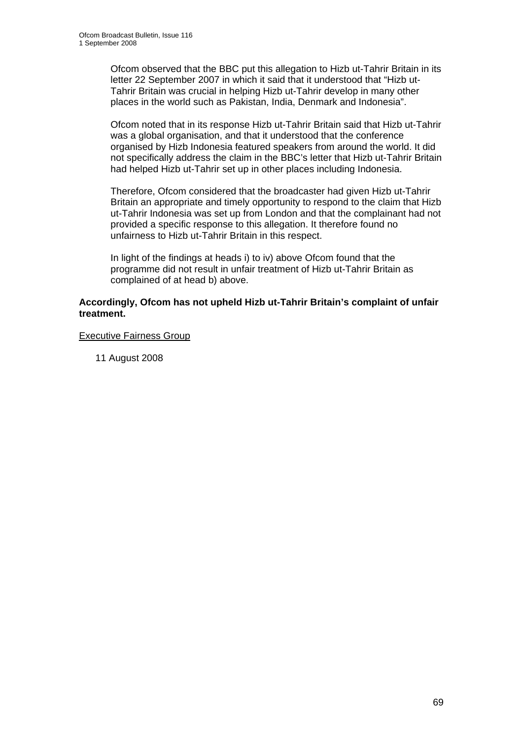Ofcom observed that the BBC put this allegation to Hizb ut-Tahrir Britain in its letter 22 September 2007 in which it said that it understood that "Hizb ut-Tahrir Britain was crucial in helping Hizb ut-Tahrir develop in many other places in the world such as Pakistan, India, Denmark and Indonesia".

Ofcom noted that in its response Hizb ut-Tahrir Britain said that Hizb ut-Tahrir was a global organisation, and that it understood that the conference organised by Hizb Indonesia featured speakers from around the world. It did not specifically address the claim in the BBC's letter that Hizb ut-Tahrir Britain had helped Hizb ut-Tahrir set up in other places including Indonesia.

Therefore, Ofcom considered that the broadcaster had given Hizb ut-Tahrir Britain an appropriate and timely opportunity to respond to the claim that Hizb ut-Tahrir Indonesia was set up from London and that the complainant had not provided a specific response to this allegation. It therefore found no unfairness to Hizb ut-Tahrir Britain in this respect.

In light of the findings at heads i) to iv) above Ofcom found that the programme did not result in unfair treatment of Hizb ut-Tahrir Britain as complained of at head b) above.

**Accordingly, Ofcom has not upheld Hizb ut-Tahrir Britain's complaint of unfair treatment.**

Executive Fairness Group

11 August 2008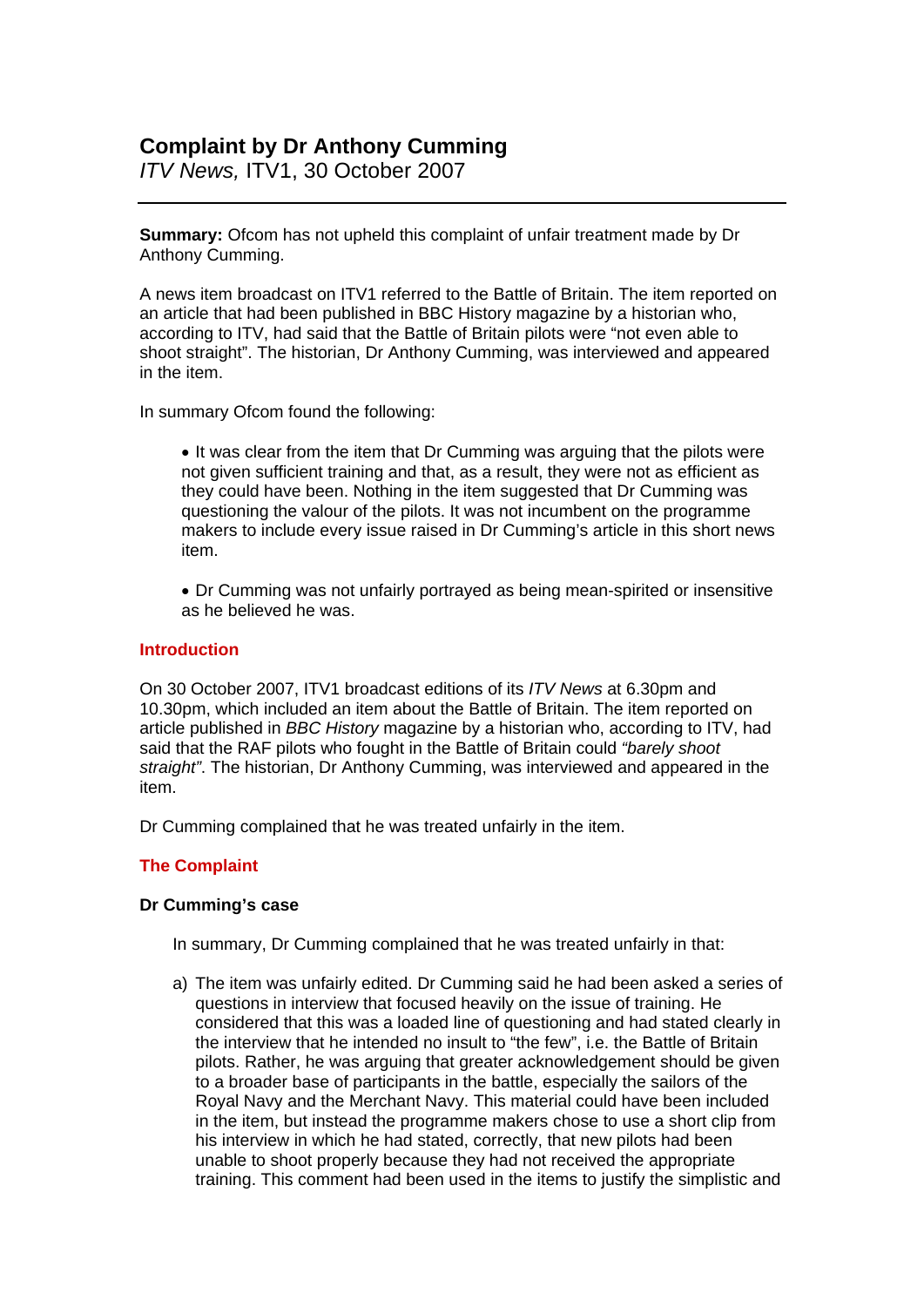## Complaint by Dr Anthony Cumming

*ITV News,* ITV1, 30 October 2007

---

**Summary:** Ofcom has not upheld this complaint of unfair treatment made by Dr Anthony Cumming.

A news item broadcast on ITV1 referred to the Battle of Britain. The item reported on an article that had been published in BBC History magazine by a historian who, according to ITV, had said that the Battle of Britain pilots were "not even able to shoot straight". The historian, Dr Anthony Cumming, was interviewed and appeared in the item.

In summary Ofcom found the following:

- It was clear from the item that Dr Cumming was arguing that the pilots were not given sufficient training and that, as a result, they were not as efficient as they could have been. Nothing in the item suggested that Dr Cumming was questioning the valour of the pilots. It was not incumbent on the programme makers to include every issue raised in Dr Cumming's article in this short news item.

- Dr Cumming was not unfairly portrayed as being mean-spirited or insensitive as he believed he was.

### Introduction

On 30 October 2007, ITV1 broadcast editions of its *ITV News* at 6.30pm and 10.30pm, which included an item about the Battle of Britain. The item reported on article published in *BBC History* magazine by a historian who, according to ITV, had said that the RAF pilots who fought in the Battle of Britain could *"barely shoot straight"*. The historian, Dr Anthony Cumming, was interviewed and appeared in the item.

Dr Cumming complained that he was treated unfairly in the item.

### The Complaint

**Dr Cumming's case**

In summary, Dr Cumming complained that he was treated unfairly in that:

a) The item was unfairly edited. Dr Cumming said he had been asked a series of questions in interview that focused heavily on the issue of training. He considered that this was a loaded line of questioning and had stated clearly in the interview that he intended no insult to "the few", i.e. the Battle of Britain pilots. Rather, he was arguing that greater acknowledgement should be given to a broader base of participants in the battle, especially the sailors of the Royal Navy and the Merchant Navy. This material could have been included in the item, but instead the programme makers chose to use a short clip from his interview in which he had stated, correctly, that new pilots had been unable to shoot properly because they had not received the appropriate training. This comment had been used in the items to justify the simplistic and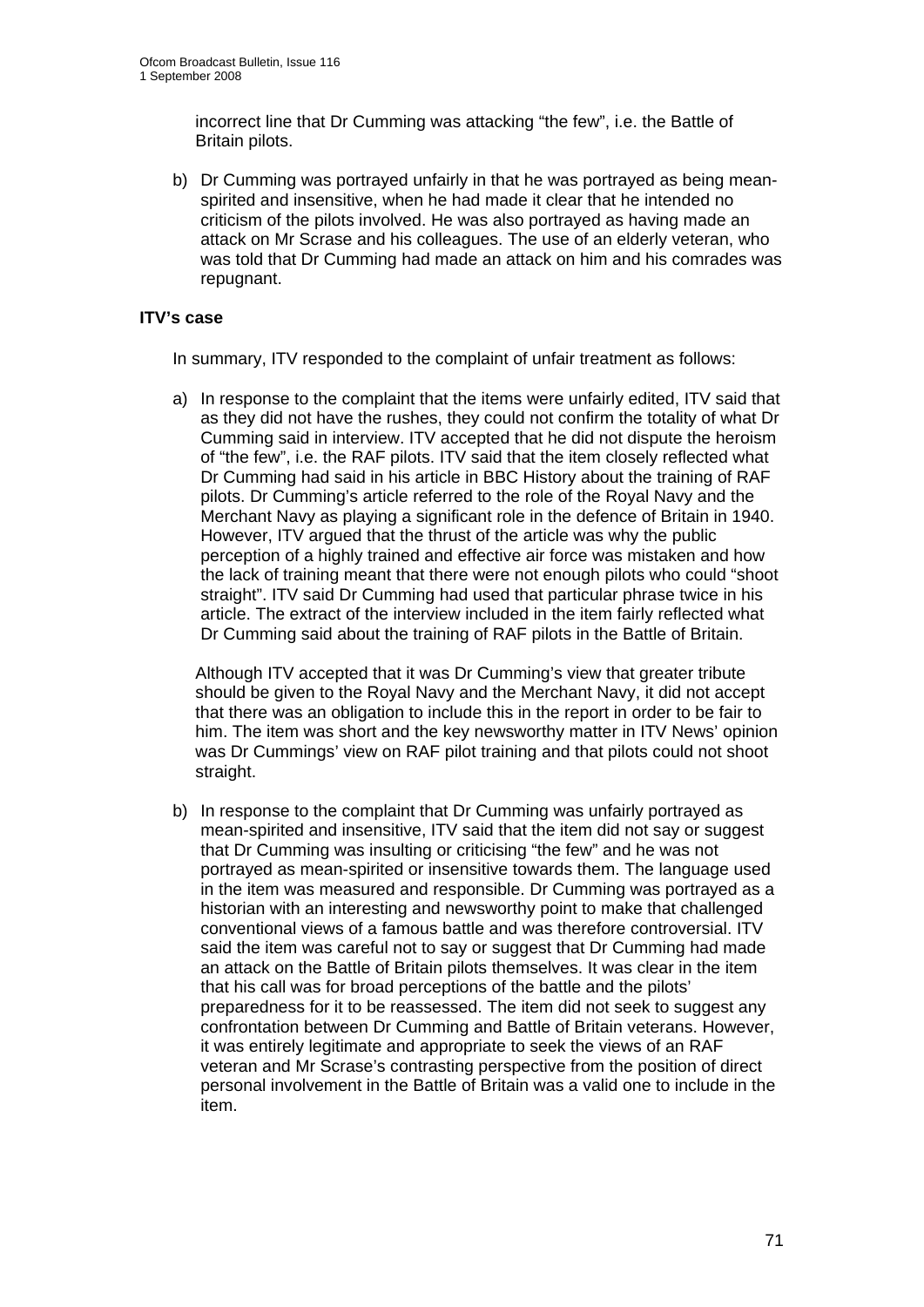incorrect line that Dr Cumming was attacking “the few”, i.e. the Battle of Britain pilots.

b) Dr Cumming was portrayed unfairly in that he was portrayed as being mean-spirited and insensitive, when he had made it clear that he intended no criticism of the pilots involved. He was also portrayed as having made an attack on Mr Scrase and his colleagues. The use of an elderly veteran, who was told that Dr Cumming had made an attack on him and his comrades was repugnant.

**ITV’s case**

In summary, ITV responded to the complaint of unfair treatment as follows:

a) In response to the complaint that the items were unfairly edited, ITV said that as they did not have the rushes, they could not confirm the totality of what Dr Cumming said in interview. ITV accepted that he did not dispute the heroism of “the few”, i.e. the RAF pilots. ITV said that the item closely reflected what Dr Cumming had said in his article in BBC History about the training of RAF pilots. Dr Cumming’s article referred to the role of the Royal Navy and the Merchant Navy as playing a significant role in the defence of Britain in 1940. However, ITV argued that the thrust of the article was why the public perception of a highly trained and effective air force was mistaken and how the lack of training meant that there were not enough pilots who could “shoot straight”. ITV said Dr Cumming had used that particular phrase twice in his article. The extract of the interview included in the item fairly reflected what Dr Cumming said about the training of RAF pilots in the Battle of Britain.

   Although ITV accepted that it was Dr Cumming’s view that greater tribute should be given to the Royal Navy and the Merchant Navy, it did not accept that there was an obligation to include this in the report in order to be fair to him. The item was short and the key newsworthy matter in ITV News’ opinion was Dr Cummings’ view on RAF pilot training and that pilots could not shoot straight.

b) In response to the complaint that Dr Cumming was unfairly portrayed as mean-spirited and insensitive, ITV said that the item did not say or suggest that Dr Cumming was insulting or criticising “the few” and he was not portrayed as mean-spirited or insensitive towards them. The language used in the item was measured and responsible. Dr Cumming was portrayed as a historian with an interesting and newsworthy point to make that challenged conventional views of a famous battle and was therefore controversial. ITV said the item was careful not to say or suggest that Dr Cumming had made an attack on the Battle of Britain pilots themselves. It was clear in the item that his call was for broad perceptions of the battle and the pilots’ preparedness for it to be reassessed. The item did not seek to suggest any confrontation between Dr Cumming and Battle of Britain veterans. However, it was entirely legitimate and appropriate to seek the views of an RAF veteran and Mr Scrase’s contrasting perspective from the position of direct personal involvement in the Battle of Britain was a valid one to include in the item.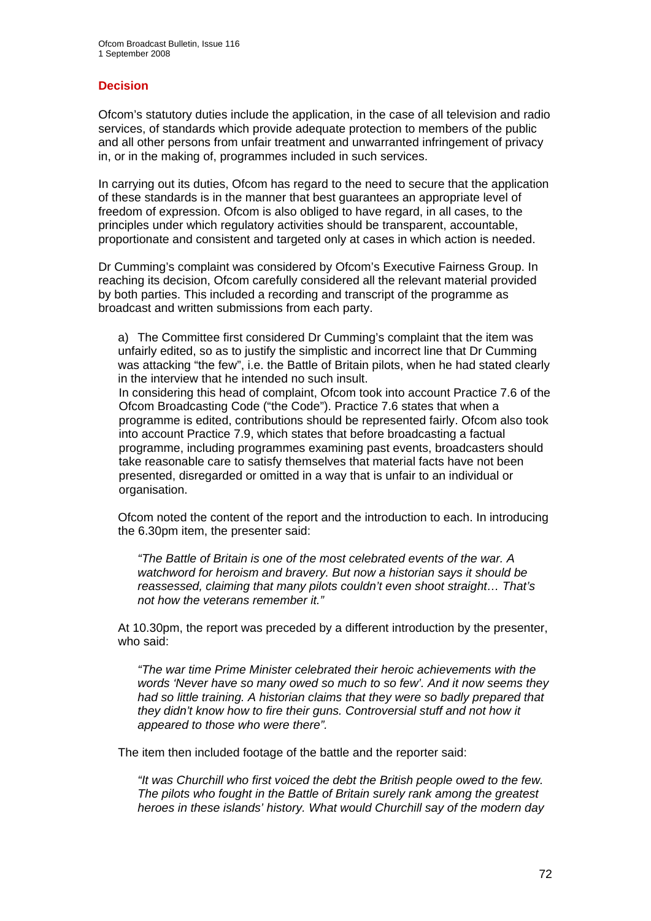## Decision

Ofcom's statutory duties include the application, in the case of all television and radio services, of standards which provide adequate protection to members of the public and all other persons from unfair treatment and unwarranted infringement of privacy in, or in the making of, programmes included in such services.

In carrying out its duties, Ofcom has regard to the need to secure that the application of these standards is in the manner that best guarantees an appropriate level of freedom of expression. Ofcom is also obliged to have regard, in all cases, to the principles under which regulatory activities should be transparent, accountable, proportionate and consistent and targeted only at cases in which action is needed.

Dr Cumming's complaint was considered by Ofcom's Executive Fairness Group. In reaching its decision, Ofcom carefully considered all the relevant material provided by both parties. This included a recording and transcript of the programme as broadcast and written submissions from each party.

a) The Committee first considered Dr Cumming's complaint that the item was unfairly edited, so as to justify the simplistic and incorrect line that Dr Cumming was attacking "the few", i.e. the Battle of Britain pilots, when he had stated clearly in the interview that he intended no such insult.
In considering this head of complaint, Ofcom took into account Practice 7.6 of the Ofcom Broadcasting Code ("the Code"). Practice 7.6 states that when a programme is edited, contributions should be represented fairly. Ofcom also took into account Practice 7.9, which states that before broadcasting a factual programme, including programmes examining past events, broadcasters should take reasonable care to satisfy themselves that material facts have not been presented, disregarded or omitted in a way that is unfair to an individual or organisation.

Ofcom noted the content of the report and the introduction to each. In introducing the 6.30pm item, the presenter said:

> *"The Battle of Britain is one of the most celebrated events of the war. A watchword for heroism and bravery. But now a historian says it should be reassessed, claiming that many pilots couldn't even shoot straight… That's not how the veterans remember it."*

At 10.30pm, the report was preceded by a different introduction by the presenter, who said:

> *"The war time Prime Minister celebrated their heroic achievements with the words 'Never have so many owed so much to so few'. And it now seems they had so little training. A historian claims that they were so badly prepared that they didn't know how to fire their guns. Controversial stuff and not how it appeared to those who were there".*

The item then included footage of the battle and the reporter said:

> *"It was Churchill who first voiced the debt the British people owed to the few. The pilots who fought in the Battle of Britain surely rank among the greatest heroes in these islands' history. What would Churchill say of the modern day*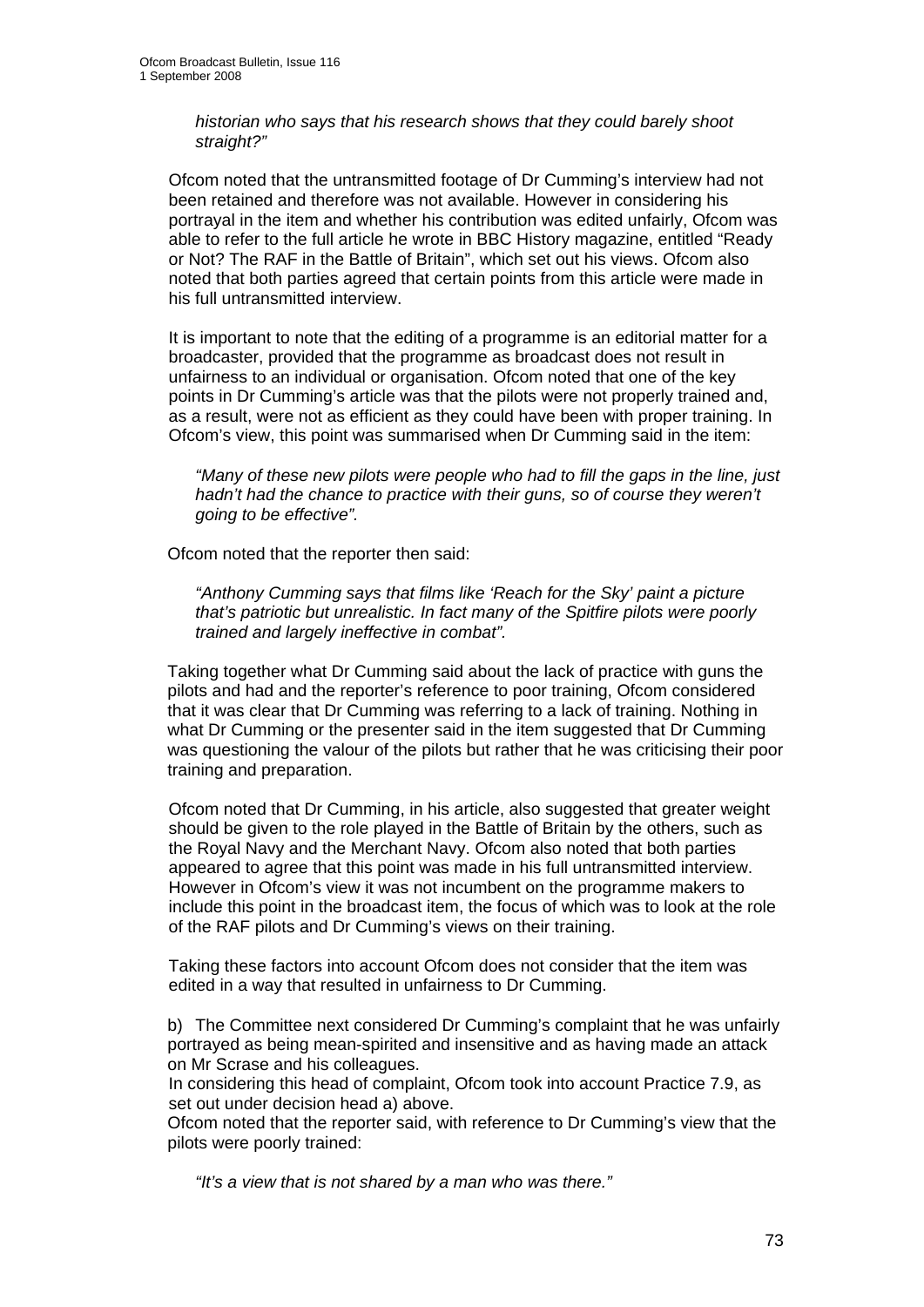*historian who says that his research shows that they could barely shoot straight?"*

Ofcom noted that the untransmitted footage of Dr Cumming's interview had not been retained and therefore was not available. However in considering his portrayal in the item and whether his contribution was edited unfairly, Ofcom was able to refer to the full article he wrote in BBC History magazine, entitled "Ready or Not? The RAF in the Battle of Britain", which set out his views. Ofcom also noted that both parties agreed that certain points from this article were made in his full untransmitted interview.

It is important to note that the editing of a programme is an editorial matter for a broadcaster, provided that the programme as broadcast does not result in unfairness to an individual or organisation. Ofcom noted that one of the key points in Dr Cumming's article was that the pilots were not properly trained and, as a result, were not as efficient as they could have been with proper training. In Ofcom's view, this point was summarised when Dr Cumming said in the item:

> *"Many of these new pilots were people who had to fill the gaps in the line, just hadn't had the chance to practice with their guns, so of course they weren't going to be effective".*

Ofcom noted that the reporter then said:

> *"Anthony Cumming says that films like 'Reach for the Sky' paint a picture that's patriotic but unrealistic. In fact many of the Spitfire pilots were poorly trained and largely ineffective in combat".*

Taking together what Dr Cumming said about the lack of practice with guns the pilots and had and the reporter's reference to poor training, Ofcom considered that it was clear that Dr Cumming was referring to a lack of training. Nothing in what Dr Cumming or the presenter said in the item suggested that Dr Cumming was questioning the valour of the pilots but rather that he was criticising their poor training and preparation.

Ofcom noted that Dr Cumming, in his article, also suggested that greater weight should be given to the role played in the Battle of Britain by the others, such as the Royal Navy and the Merchant Navy. Ofcom also noted that both parties appeared to agree that this point was made in his full untransmitted interview. However in Ofcom's view it was not incumbent on the programme makers to include this point in the broadcast item, the focus of which was to look at the role of the RAF pilots and Dr Cumming's views on their training.

Taking these factors into account Ofcom does not consider that the item was edited in a way that resulted in unfairness to Dr Cumming.

b) The Committee next considered Dr Cumming's complaint that he was unfairly portrayed as being mean-spirited and insensitive and as having made an attack on Mr Scrase and his colleagues.

In considering this head of complaint, Ofcom took into account Practice 7.9, as set out under decision head a) above.

Ofcom noted that the reporter said, with reference to Dr Cumming's view that the pilots were poorly trained:

> *"It's a view that is not shared by a man who was there."*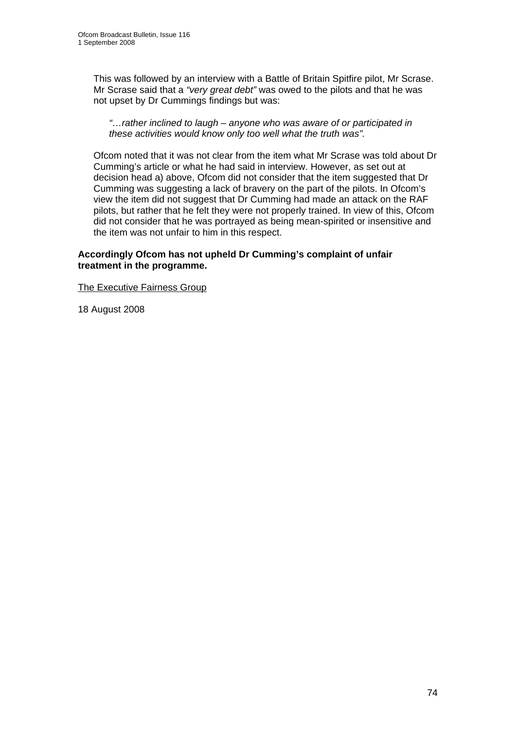This was followed by an interview with a Battle of Britain Spitfire pilot, Mr Scrase. Mr Scrase said that a *"very great debt"* was owed to the pilots and that he was not upset by Dr Cummings findings but was:

> *"…rather inclined to laugh – anyone who was aware of or participated in these activities would know only too well what the truth was".*

Ofcom noted that it was not clear from the item what Mr Scrase was told about Dr Cumming's article or what he had said in interview. However, as set out at decision head a) above, Ofcom did not consider that the item suggested that Dr Cumming was suggesting a lack of bravery on the part of the pilots. In Ofcom's view the item did not suggest that Dr Cumming had made an attack on the RAF pilots, but rather that he felt they were not properly trained. In view of this, Ofcom did not consider that he was portrayed as being mean-spirited or insensitive and the item was not unfair to him in this respect.

**Accordingly Ofcom has not upheld Dr Cumming's complaint of unfair treatment in the programme.**

The Executive Fairness Group

18 August 2008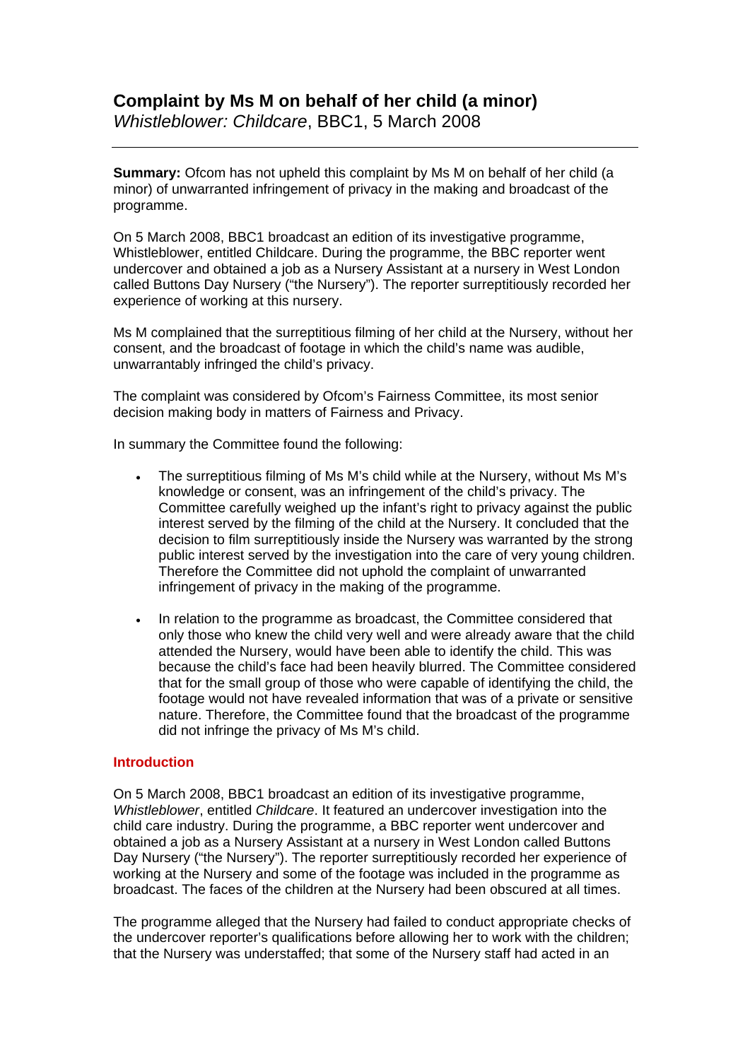# Complaint by Ms M on behalf of her child (a minor)

*Whistleblower: Childcare*, BBC1, 5 March 2008

---

**Summary:** Ofcom has not upheld this complaint by Ms M on behalf of her child (a minor) of unwarranted infringement of privacy in the making and broadcast of the programme.

On 5 March 2008, BBC1 broadcast an edition of its investigative programme, Whistleblower, entitled Childcare. During the programme, the BBC reporter went undercover and obtained a job as a Nursery Assistant at a nursery in West London called Buttons Day Nursery ("the Nursery"). The reporter surreptitiously recorded her experience of working at this nursery.

Ms M complained that the surreptitious filming of her child at the Nursery, without her consent, and the broadcast of footage in which the child's name was audible, unwarrantably infringed the child's privacy.

The complaint was considered by Ofcom's Fairness Committee, its most senior decision making body in matters of Fairness and Privacy.

In summary the Committee found the following:

- The surreptitious filming of Ms M's child while at the Nursery, without Ms M's knowledge or consent, was an infringement of the child's privacy. The Committee carefully weighed up the infant's right to privacy against the public interest served by the filming of the child at the Nursery. It concluded that the decision to film surreptitiously inside the Nursery was warranted by the strong public interest served by the investigation into the care of very young children. Therefore the Committee did not uphold the complaint of unwarranted infringement of privacy in the making of the programme.
- In relation to the programme as broadcast, the Committee considered that only those who knew the child very well and were already aware that the child attended the Nursery, would have been able to identify the child. This was because the child's face had been heavily blurred. The Committee considered that for the small group of those who were capable of identifying the child, the footage would not have revealed information that was of a private or sensitive nature. Therefore, the Committee found that the broadcast of the programme did not infringe the privacy of Ms M's child.

## Introduction

On 5 March 2008, BBC1 broadcast an edition of its investigative programme, *Whistleblower*, entitled *Childcare*. It featured an undercover investigation into the child care industry. During the programme, a BBC reporter went undercover and obtained a job as a Nursery Assistant at a nursery in West London called Buttons Day Nursery ("the Nursery"). The reporter surreptitiously recorded her experience of working at the Nursery and some of the footage was included in the programme as broadcast. The faces of the children at the Nursery had been obscured at all times.

The programme alleged that the Nursery had failed to conduct appropriate checks of the undercover reporter's qualifications before allowing her to work with the children; that the Nursery was understaffed; that some of the Nursery staff had acted in an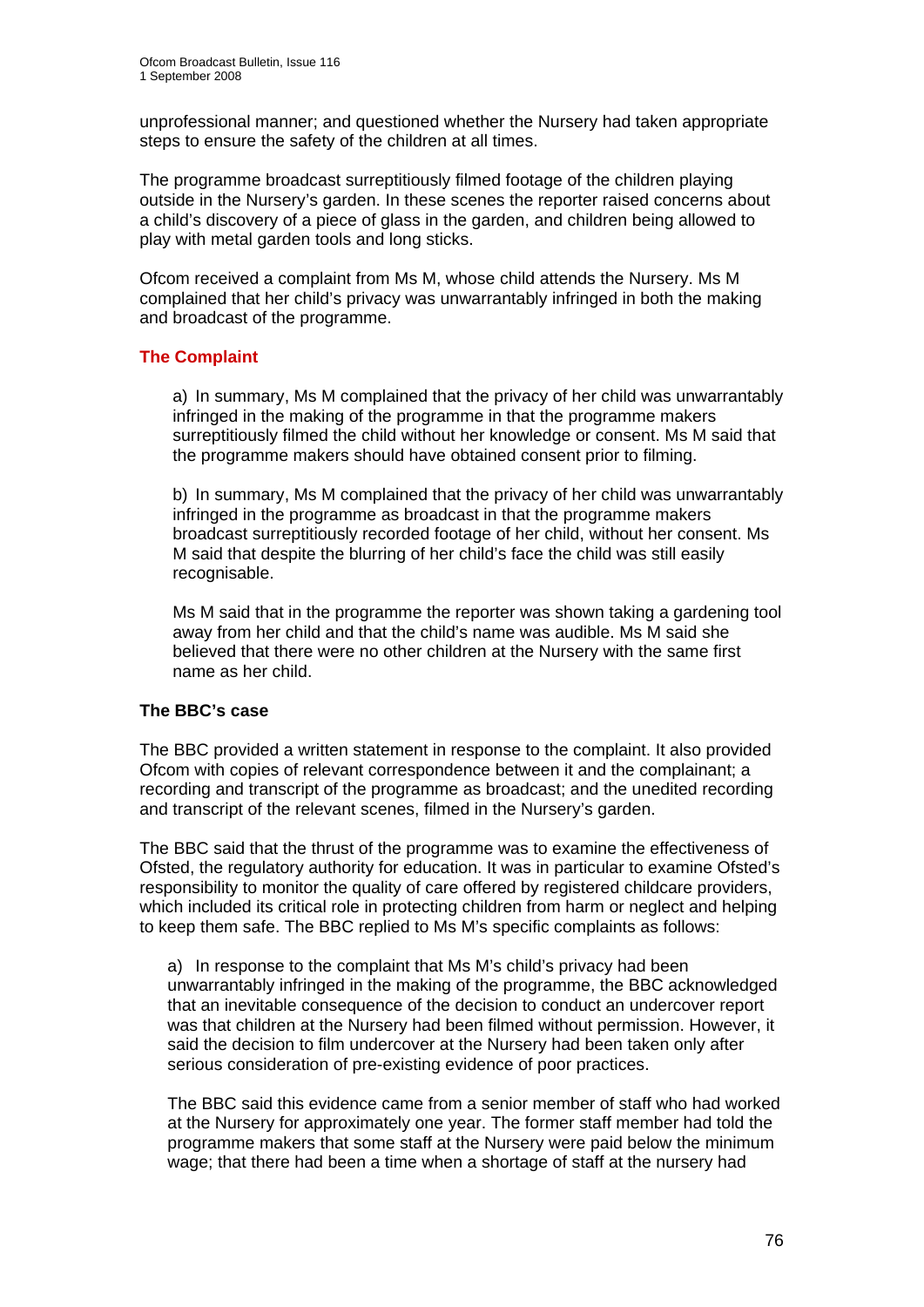unprofessional manner; and questioned whether the Nursery had taken appropriate steps to ensure the safety of the children at all times.

The programme broadcast surreptitiously filmed footage of the children playing outside in the Nursery's garden. In these scenes the reporter raised concerns about a child's discovery of a piece of glass in the garden, and children being allowed to play with metal garden tools and long sticks.

Ofcom received a complaint from Ms M, whose child attends the Nursery. Ms M complained that her child's privacy was unwarrantably infringed in both the making and broadcast of the programme.

## The Complaint

a) In summary, Ms M complained that the privacy of her child was unwarrantably infringed in the making of the programme in that the programme makers surreptitiously filmed the child without her knowledge or consent. Ms M said that the programme makers should have obtained consent prior to filming.

b) In summary, Ms M complained that the privacy of her child was unwarrantably infringed in the programme as broadcast in that the programme makers broadcast surreptitiously recorded footage of her child, without her consent. Ms M said that despite the blurring of her child's face the child was still easily recognisable.

Ms M said that in the programme the reporter was shown taking a gardening tool away from her child and that the child's name was audible. Ms M said she believed that there were no other children at the Nursery with the same first name as her child.

### The BBC's case

The BBC provided a written statement in response to the complaint. It also provided Ofcom with copies of relevant correspondence between it and the complainant; a recording and transcript of the programme as broadcast; and the unedited recording and transcript of the relevant scenes, filmed in the Nursery's garden.

The BBC said that the thrust of the programme was to examine the effectiveness of Ofsted, the regulatory authority for education. It was in particular to examine Ofsted's responsibility to monitor the quality of care offered by registered childcare providers, which included its critical role in protecting children from harm or neglect and helping to keep them safe. The BBC replied to Ms M's specific complaints as follows:

a) In response to the complaint that Ms M's child's privacy had been unwarrantably infringed in the making of the programme, the BBC acknowledged that an inevitable consequence of the decision to conduct an undercover report was that children at the Nursery had been filmed without permission. However, it said the decision to film undercover at the Nursery had been taken only after serious consideration of pre-existing evidence of poor practices.

The BBC said this evidence came from a senior member of staff who had worked at the Nursery for approximately one year. The former staff member had told the programme makers that some staff at the Nursery were paid below the minimum wage; that there had been a time when a shortage of staff at the nursery had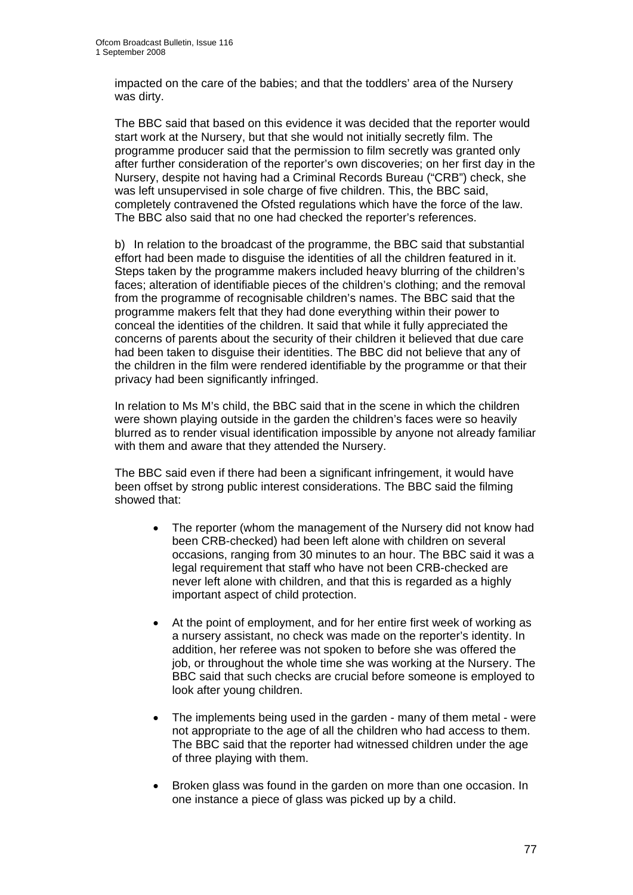impacted on the care of the babies; and that the toddlers' area of the Nursery was dirty.

The BBC said that based on this evidence it was decided that the reporter would start work at the Nursery, but that she would not initially secretly film. The programme producer said that the permission to film secretly was granted only after further consideration of the reporter's own discoveries; on her first day in the Nursery, despite not having had a Criminal Records Bureau ("CRB") check, she was left unsupervised in sole charge of five children. This, the BBC said, completely contravened the Ofsted regulations which have the force of the law. The BBC also said that no one had checked the reporter's references.

b) In relation to the broadcast of the programme, the BBC said that substantial effort had been made to disguise the identities of all the children featured in it. Steps taken by the programme makers included heavy blurring of the children's faces; alteration of identifiable pieces of the children's clothing; and the removal from the programme of recognisable children's names. The BBC said that the programme makers felt that they had done everything within their power to conceal the identities of the children. It said that while it fully appreciated the concerns of parents about the security of their children it believed that due care had been taken to disguise their identities. The BBC did not believe that any of the children in the film were rendered identifiable by the programme or that their privacy had been significantly infringed.

In relation to Ms M's child, the BBC said that in the scene in which the children were shown playing outside in the garden the children's faces were so heavily blurred as to render visual identification impossible by anyone not already familiar with them and aware that they attended the Nursery.

The BBC said even if there had been a significant infringement, it would have been offset by strong public interest considerations. The BBC said the filming showed that:

- The reporter (whom the management of the Nursery did not know had been CRB-checked) had been left alone with children on several occasions, ranging from 30 minutes to an hour. The BBC said it was a legal requirement that staff who have not been CRB-checked are never left alone with children, and that this is regarded as a highly important aspect of child protection.
- At the point of employment, and for her entire first week of working as a nursery assistant, no check was made on the reporter's identity. In addition, her referee was not spoken to before she was offered the job, or throughout the whole time she was working at the Nursery. The BBC said that such checks are crucial before someone is employed to look after young children.
- The implements being used in the garden - many of them metal - were not appropriate to the age of all the children who had access to them. The BBC said that the reporter had witnessed children under the age of three playing with them.
- Broken glass was found in the garden on more than one occasion. In one instance a piece of glass was picked up by a child.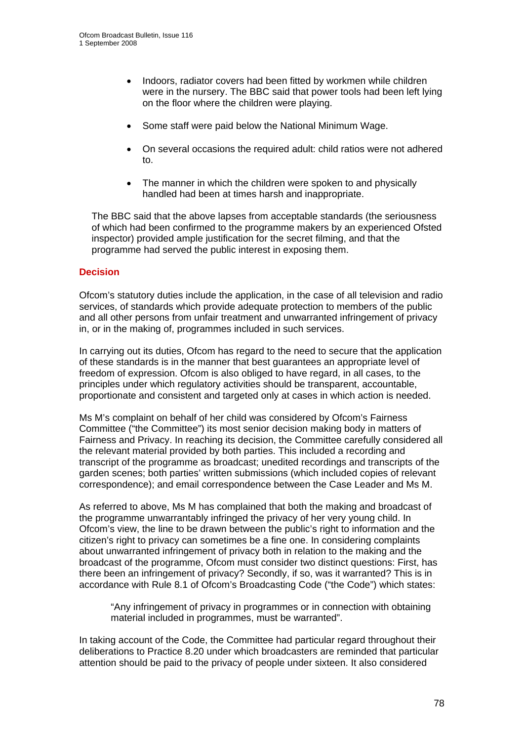- Indoors, radiator covers had been fitted by workmen while children were in the nursery. The BBC said that power tools had been left lying on the floor where the children were playing.

- Some staff were paid below the National Minimum Wage.

- On several occasions the required adult: child ratios were not adhered to.

- The manner in which the children were spoken to and physically handled had been at times harsh and inappropriate.

The BBC said that the above lapses from acceptable standards (the seriousness of which had been confirmed to the programme makers by an experienced Ofsted inspector) provided ample justification for the secret filming, and that the programme had served the public interest in exposing them.

## Decision

Ofcom's statutory duties include the application, in the case of all television and radio services, of standards which provide adequate protection to members of the public and all other persons from unfair treatment and unwarranted infringement of privacy in, or in the making of, programmes included in such services.

In carrying out its duties, Ofcom has regard to the need to secure that the application of these standards is in the manner that best guarantees an appropriate level of freedom of expression. Ofcom is also obliged to have regard, in all cases, to the principles under which regulatory activities should be transparent, accountable, proportionate and consistent and targeted only at cases in which action is needed.

Ms M's complaint on behalf of her child was considered by Ofcom's Fairness Committee ("the Committee") its most senior decision making body in matters of Fairness and Privacy. In reaching its decision, the Committee carefully considered all the relevant material provided by both parties. This included a recording and transcript of the programme as broadcast; unedited recordings and transcripts of the garden scenes; both parties' written submissions (which included copies of relevant correspondence); and email correspondence between the Case Leader and Ms M.

As referred to above, Ms M has complained that both the making and broadcast of the programme unwarrantably infringed the privacy of her very young child. In Ofcom's view, the line to be drawn between the public's right to information and the citizen's right to privacy can sometimes be a fine one. In considering complaints about unwarranted infringement of privacy both in relation to the making and the broadcast of the programme, Ofcom must consider two distinct questions: First, has there been an infringement of privacy? Secondly, if so, was it warranted? This is in accordance with Rule 8.1 of Ofcom's Broadcasting Code ("the Code") which states:

> "Any infringement of privacy in programmes or in connection with obtaining material included in programmes, must be warranted".

In taking account of the Code, the Committee had particular regard throughout their deliberations to Practice 8.20 under which broadcasters are reminded that particular attention should be paid to the privacy of people under sixteen. It also considered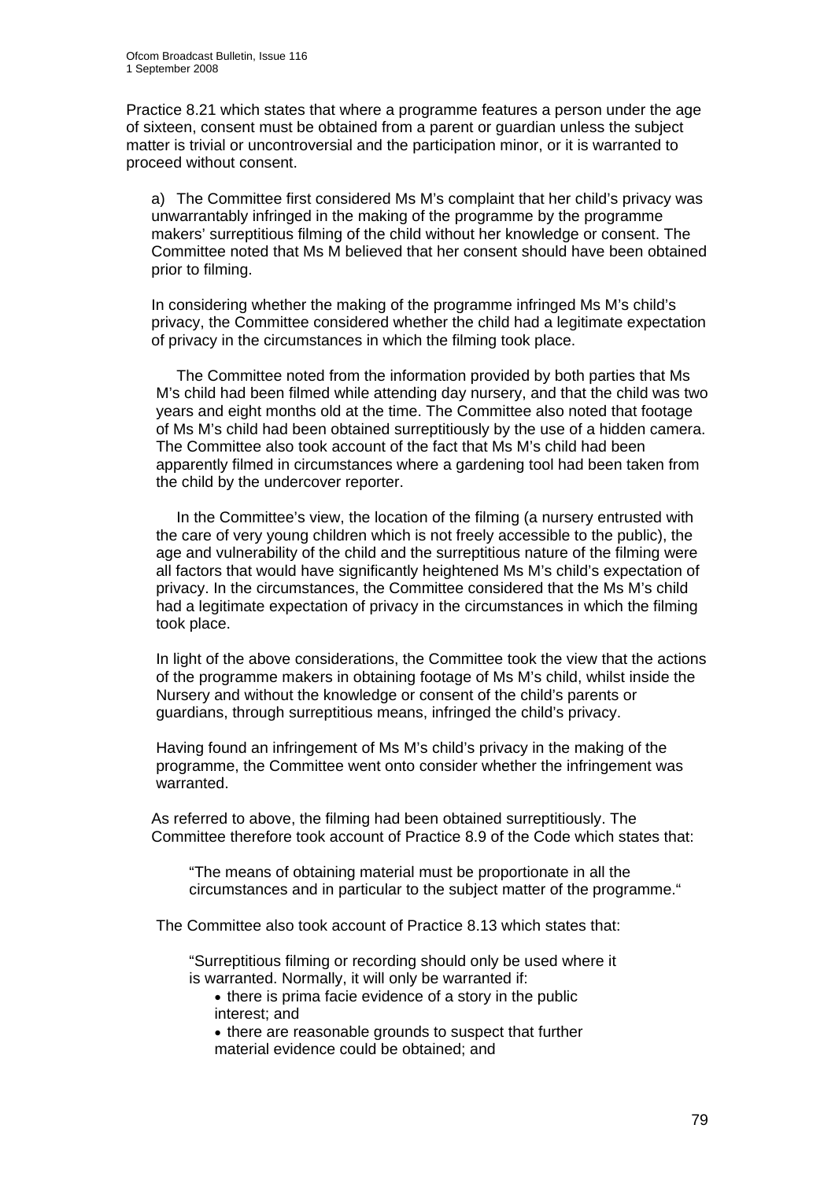Practice 8.21 which states that where a programme features a person under the age of sixteen, consent must be obtained from a parent or guardian unless the subject matter is trivial or uncontroversial and the participation minor, or it is warranted to proceed without consent.

a) The Committee first considered Ms M's complaint that her child's privacy was unwarrantably infringed in the making of the programme by the programme makers' surreptitious filming of the child without her knowledge or consent. The Committee noted that Ms M believed that her consent should have been obtained prior to filming.

In considering whether the making of the programme infringed Ms M's child's privacy, the Committee considered whether the child had a legitimate expectation of privacy in the circumstances in which the filming took place.

The Committee noted from the information provided by both parties that Ms M's child had been filmed while attending day nursery, and that the child was two years and eight months old at the time. The Committee also noted that footage of Ms M's child had been obtained surreptitiously by the use of a hidden camera. The Committee also took account of the fact that Ms M's child had been apparently filmed in circumstances where a gardening tool had been taken from the child by the undercover reporter.

In the Committee's view, the location of the filming (a nursery entrusted with the care of very young children which is not freely accessible to the public), the age and vulnerability of the child and the surreptitious nature of the filming were all factors that would have significantly heightened Ms M's child's expectation of privacy. In the circumstances, the Committee considered that the Ms M's child had a legitimate expectation of privacy in the circumstances in which the filming took place.

In light of the above considerations, the Committee took the view that the actions of the programme makers in obtaining footage of Ms M's child, whilst inside the Nursery and without the knowledge or consent of the child's parents or guardians, through surreptitious means, infringed the child's privacy.

Having found an infringement of Ms M's child's privacy in the making of the programme, the Committee went onto consider whether the infringement was warranted.

As referred to above, the filming had been obtained surreptitiously. The Committee therefore took account of Practice 8.9 of the Code which states that:

> "The means of obtaining material must be proportionate in all the circumstances and in particular to the subject matter of the programme."

The Committee also took account of Practice 8.13 which states that:

> "Surreptitious filming or recording should only be used where it is warranted. Normally, it will only be warranted if:
>
> - there is prima facie evidence of a story in the public interest; and
> - there are reasonable grounds to suspect that further material evidence could be obtained; and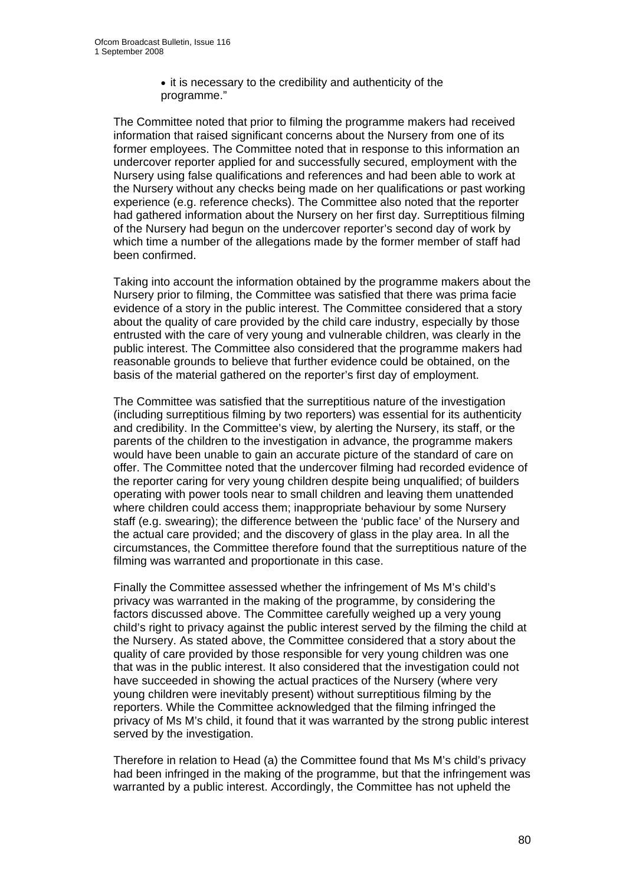- it is necessary to the credibility and authenticity of the programme."

The Committee noted that prior to filming the programme makers had received information that raised significant concerns about the Nursery from one of its former employees. The Committee noted that in response to this information an undercover reporter applied for and successfully secured, employment with the Nursery using false qualifications and references and had been able to work at the Nursery without any checks being made on her qualifications or past working experience (e.g. reference checks). The Committee also noted that the reporter had gathered information about the Nursery on her first day. Surreptitious filming of the Nursery had begun on the undercover reporter's second day of work by which time a number of the allegations made by the former member of staff had been confirmed.

Taking into account the information obtained by the programme makers about the Nursery prior to filming, the Committee was satisfied that there was prima facie evidence of a story in the public interest. The Committee considered that a story about the quality of care provided by the child care industry, especially by those entrusted with the care of very young and vulnerable children, was clearly in the public interest. The Committee also considered that the programme makers had reasonable grounds to believe that further evidence could be obtained, on the basis of the material gathered on the reporter's first day of employment.

The Committee was satisfied that the surreptitious nature of the investigation (including surreptitious filming by two reporters) was essential for its authenticity and credibility. In the Committee's view, by alerting the Nursery, its staff, or the parents of the children to the investigation in advance, the programme makers would have been unable to gain an accurate picture of the standard of care on offer. The Committee noted that the undercover filming had recorded evidence of the reporter caring for very young children despite being unqualified; of builders operating with power tools near to small children and leaving them unattended where children could access them; inappropriate behaviour by some Nursery staff (e.g. swearing); the difference between the 'public face' of the Nursery and the actual care provided; and the discovery of glass in the play area. In all the circumstances, the Committee therefore found that the surreptitious nature of the filming was warranted and proportionate in this case.

Finally the Committee assessed whether the infringement of Ms M's child's privacy was warranted in the making of the programme, by considering the factors discussed above. The Committee carefully weighed up a very young child's right to privacy against the public interest served by the filming the child at the Nursery. As stated above, the Committee considered that a story about the quality of care provided by those responsible for very young children was one that was in the public interest. It also considered that the investigation could not have succeeded in showing the actual practices of the Nursery (where very young children were inevitably present) without surreptitious filming by the reporters. While the Committee acknowledged that the filming infringed the privacy of Ms M's child, it found that it was warranted by the strong public interest served by the investigation.

Therefore in relation to Head (a) the Committee found that Ms M's child's privacy had been infringed in the making of the programme, but that the infringement was warranted by a public interest. Accordingly, the Committee has not upheld the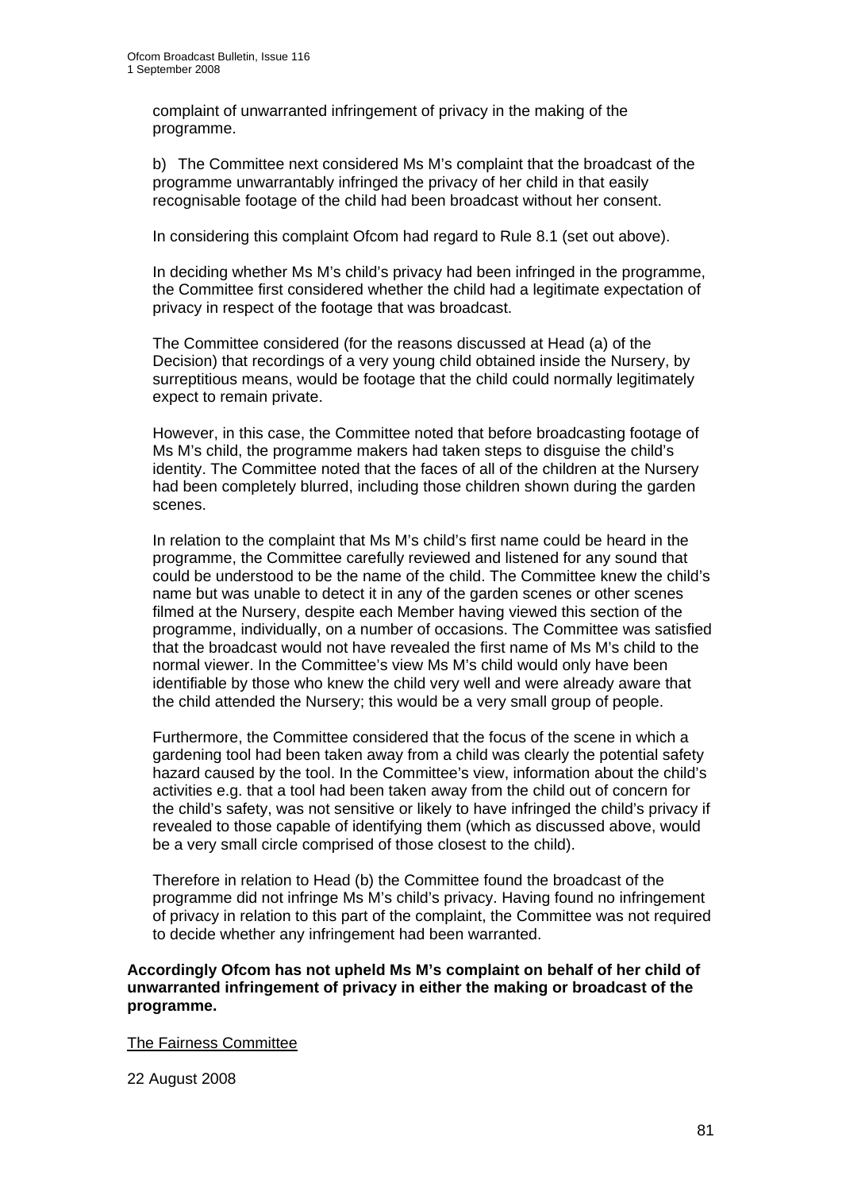complaint of unwarranted infringement of privacy in the making of the programme.

b) The Committee next considered Ms M's complaint that the broadcast of the programme unwarrantably infringed the privacy of her child in that easily recognisable footage of the child had been broadcast without her consent.

In considering this complaint Ofcom had regard to Rule 8.1 (set out above).

In deciding whether Ms M's child's privacy had been infringed in the programme, the Committee first considered whether the child had a legitimate expectation of privacy in respect of the footage that was broadcast.

The Committee considered (for the reasons discussed at Head (a) of the Decision) that recordings of a very young child obtained inside the Nursery, by surreptitious means, would be footage that the child could normally legitimately expect to remain private.

However, in this case, the Committee noted that before broadcasting footage of Ms M's child, the programme makers had taken steps to disguise the child's identity. The Committee noted that the faces of all of the children at the Nursery had been completely blurred, including those children shown during the garden scenes.

In relation to the complaint that Ms M's child's first name could be heard in the programme, the Committee carefully reviewed and listened for any sound that could be understood to be the name of the child. The Committee knew the child's name but was unable to detect it in any of the garden scenes or other scenes filmed at the Nursery, despite each Member having viewed this section of the programme, individually, on a number of occasions. The Committee was satisfied that the broadcast would not have revealed the first name of Ms M's child to the normal viewer. In the Committee's view Ms M's child would only have been identifiable by those who knew the child very well and were already aware that the child attended the Nursery; this would be a very small group of people.

Furthermore, the Committee considered that the focus of the scene in which a gardening tool had been taken away from a child was clearly the potential safety hazard caused by the tool. In the Committee's view, information about the child's activities e.g. that a tool had been taken away from the child out of concern for the child's safety, was not sensitive or likely to have infringed the child's privacy if revealed to those capable of identifying them (which as discussed above, would be a very small circle comprised of those closest to the child).

Therefore in relation to Head (b) the Committee found the broadcast of the programme did not infringe Ms M's child's privacy. Having found no infringement of privacy in relation to this part of the complaint, the Committee was not required to decide whether any infringement had been warranted.

**Accordingly Ofcom has not upheld Ms M's complaint on behalf of her child of unwarranted infringement of privacy in either the making or broadcast of the programme.**

The Fairness Committee

22 August 2008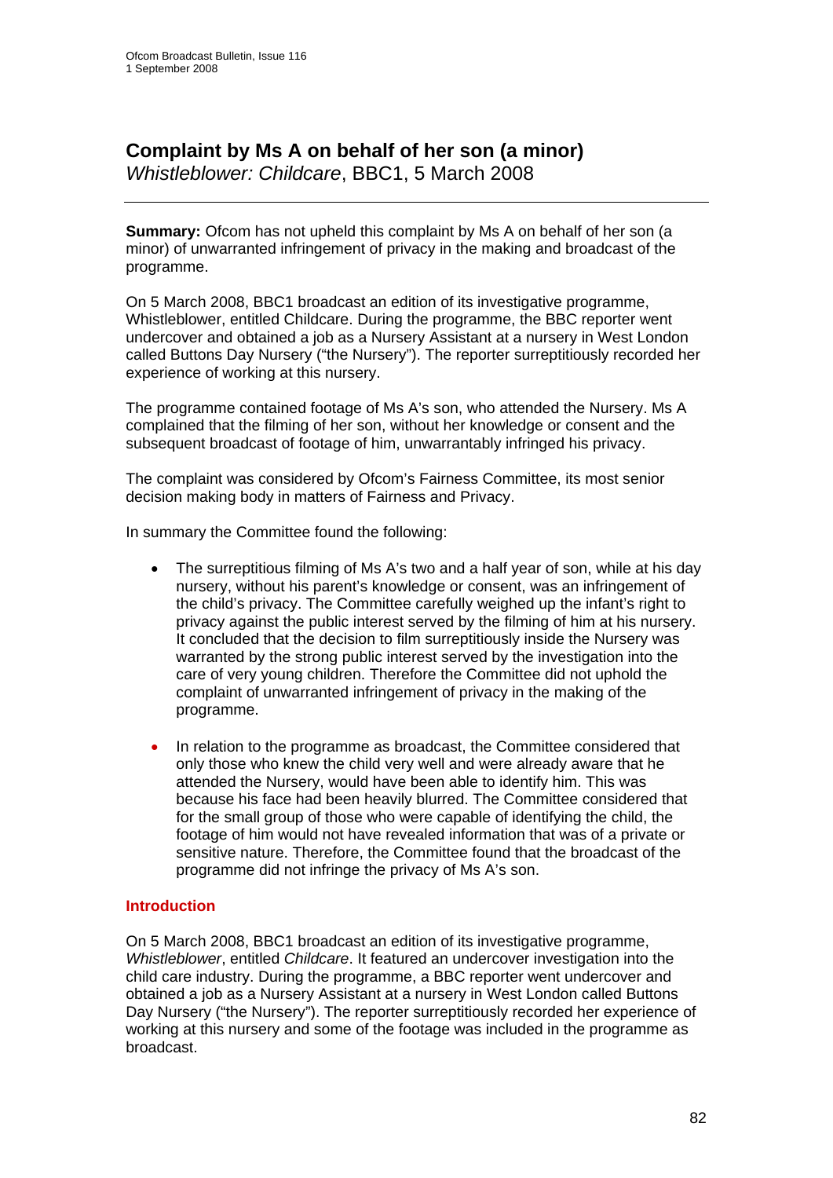# Complaint by Ms A on behalf of her son (a minor)

*Whistleblower: Childcare*, BBC1, 5 March 2008

**Summary:** Ofcom has not upheld this complaint by Ms A on behalf of her son (a minor) of unwarranted infringement of privacy in the making and broadcast of the programme.

On 5 March 2008, BBC1 broadcast an edition of its investigative programme, Whistleblower, entitled Childcare. During the programme, the BBC reporter went undercover and obtained a job as a Nursery Assistant at a nursery in West London called Buttons Day Nursery ("the Nursery"). The reporter surreptitiously recorded her experience of working at this nursery.

The programme contained footage of Ms A's son, who attended the Nursery. Ms A complained that the filming of her son, without her knowledge or consent and the subsequent broadcast of footage of him, unwarrantably infringed his privacy.

The complaint was considered by Ofcom's Fairness Committee, its most senior decision making body in matters of Fairness and Privacy.

In summary the Committee found the following:

- The surreptitious filming of Ms A's two and a half year of son, while at his day nursery, without his parent's knowledge or consent, was an infringement of the child's privacy. The Committee carefully weighed up the infant's right to privacy against the public interest served by the filming of him at his nursery. It concluded that the decision to film surreptitiously inside the Nursery was warranted by the strong public interest served by the investigation into the care of very young children. Therefore the Committee did not uphold the complaint of unwarranted infringement of privacy in the making of the programme.

- In relation to the programme as broadcast, the Committee considered that only those who knew the child very well and were already aware that he attended the Nursery, would have been able to identify him. This was because his face had been heavily blurred. The Committee considered that for the small group of those who were capable of identifying the child, the footage of him would not have revealed information that was of a private or sensitive nature. Therefore, the Committee found that the broadcast of the programme did not infringe the privacy of Ms A's son.

## Introduction

On 5 March 2008, BBC1 broadcast an edition of its investigative programme, *Whistleblower*, entitled *Childcare*. It featured an undercover investigation into the child care industry. During the programme, a BBC reporter went undercover and obtained a job as a Nursery Assistant at a nursery in West London called Buttons Day Nursery ("the Nursery"). The reporter surreptitiously recorded her experience of working at this nursery and some of the footage was included in the programme as broadcast.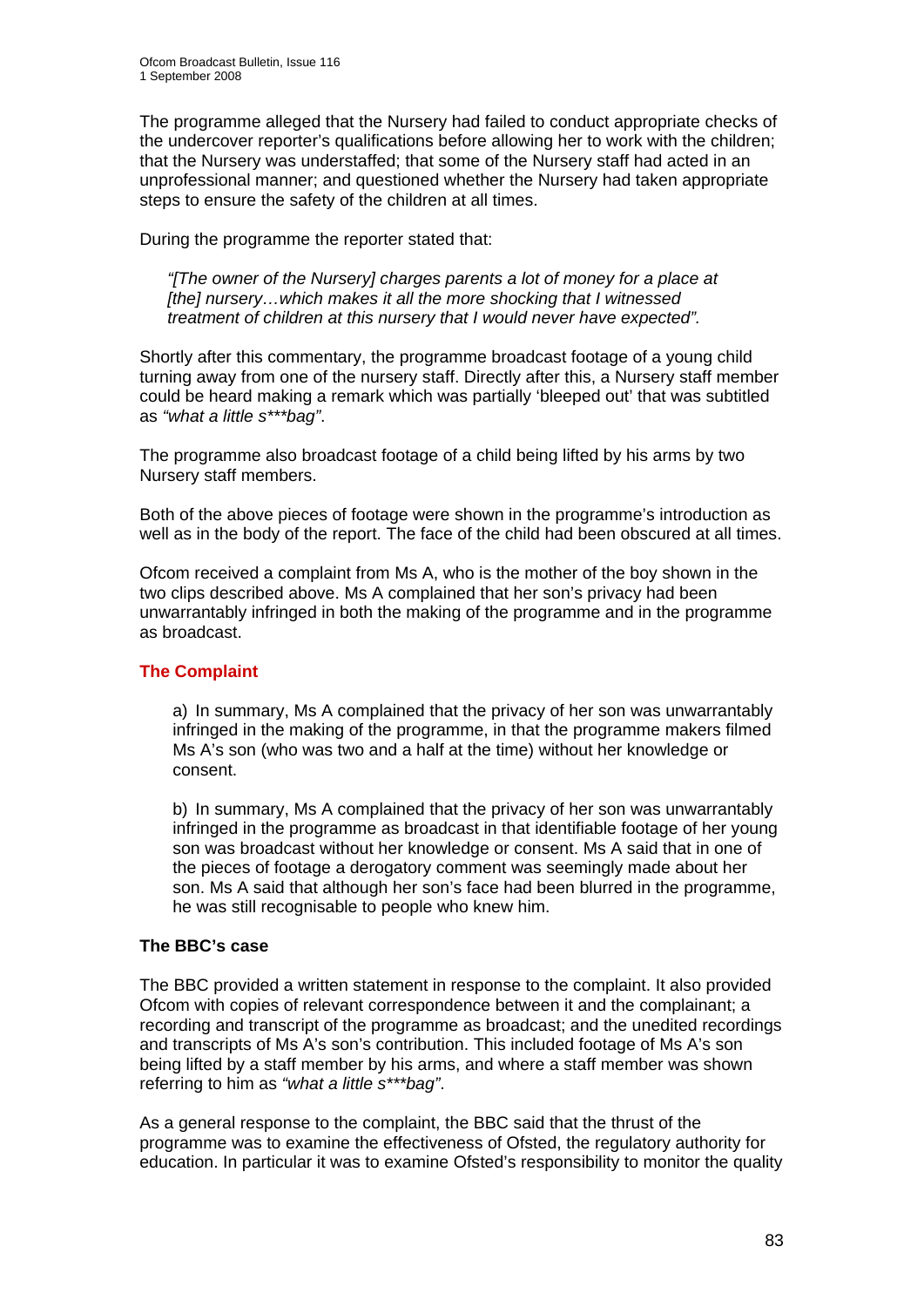The programme alleged that the Nursery had failed to conduct appropriate checks of the undercover reporter's qualifications before allowing her to work with the children; that the Nursery was understaffed; that some of the Nursery staff had acted in an unprofessional manner; and questioned whether the Nursery had taken appropriate steps to ensure the safety of the children at all times.

During the programme the reporter stated that:

> *"[The owner of the Nursery] charges parents a lot of money for a place at [the] nursery…which makes it all the more shocking that I witnessed treatment of children at this nursery that I would never have expected".*

Shortly after this commentary, the programme broadcast footage of a young child turning away from one of the nursery staff. Directly after this, a Nursery staff member could be heard making a remark which was partially 'bleeped out' that was subtitled as *"what a little s***bag"*.

The programme also broadcast footage of a child being lifted by his arms by two Nursery staff members.

Both of the above pieces of footage were shown in the programme's introduction as well as in the body of the report. The face of the child had been obscured at all times.

Ofcom received a complaint from Ms A, who is the mother of the boy shown in the two clips described above. Ms A complained that her son's privacy had been unwarrantably infringed in both the making of the programme and in the programme as broadcast.

## The Complaint

> a) In summary, Ms A complained that the privacy of her son was unwarrantably infringed in the making of the programme, in that the programme makers filmed Ms A's son (who was two and a half at the time) without her knowledge or consent.
>
> b) In summary, Ms A complained that the privacy of her son was unwarrantably infringed in the programme as broadcast in that identifiable footage of her young son was broadcast without her knowledge or consent. Ms A said that in one of the pieces of footage a derogatory comment was seemingly made about her son. Ms A said that although her son's face had been blurred in the programme, he was still recognisable to people who knew him.

### The BBC's case

The BBC provided a written statement in response to the complaint. It also provided Ofcom with copies of relevant correspondence between it and the complainant; a recording and transcript of the programme as broadcast; and the unedited recordings and transcripts of Ms A's son's contribution. This included footage of Ms A's son being lifted by a staff member by his arms, and where a staff member was shown referring to him as *"what a little s***bag"*.

As a general response to the complaint, the BBC said that the thrust of the programme was to examine the effectiveness of Ofsted, the regulatory authority for education. In particular it was to examine Ofsted's responsibility to monitor the quality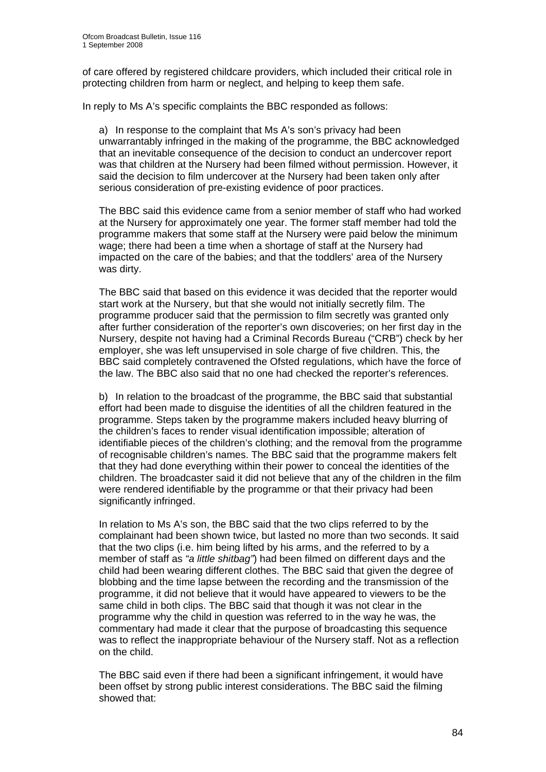of care offered by registered childcare providers, which included their critical role in protecting children from harm or neglect, and helping to keep them safe.

In reply to Ms A's specific complaints the BBC responded as follows:

a) In response to the complaint that Ms A's son's privacy had been unwarrantably infringed in the making of the programme, the BBC acknowledged that an inevitable consequence of the decision to conduct an undercover report was that children at the Nursery had been filmed without permission. However, it said the decision to film undercover at the Nursery had been taken only after serious consideration of pre-existing evidence of poor practices.

The BBC said this evidence came from a senior member of staff who had worked at the Nursery for approximately one year. The former staff member had told the programme makers that some staff at the Nursery were paid below the minimum wage; there had been a time when a shortage of staff at the Nursery had impacted on the care of the babies; and that the toddlers' area of the Nursery was dirty.

The BBC said that based on this evidence it was decided that the reporter would start work at the Nursery, but that she would not initially secretly film. The programme producer said that the permission to film secretly was granted only after further consideration of the reporter's own discoveries; on her first day in the Nursery, despite not having had a Criminal Records Bureau ("CRB") check by her employer, she was left unsupervised in sole charge of five children. This, the BBC said completely contravened the Ofsted regulations, which have the force of the law. The BBC also said that no one had checked the reporter's references.

b) In relation to the broadcast of the programme, the BBC said that substantial effort had been made to disguise the identities of all the children featured in the programme. Steps taken by the programme makers included heavy blurring of the children's faces to render visual identification impossible; alteration of identifiable pieces of the children's clothing; and the removal from the programme of recognisable children's names. The BBC said that the programme makers felt that they had done everything within their power to conceal the identities of the children. The broadcaster said it did not believe that any of the children in the film were rendered identifiable by the programme or that their privacy had been significantly infringed.

In relation to Ms A's son, the BBC said that the two clips referred to by the complainant had been shown twice, but lasted no more than two seconds. It said that the two clips (i.e. him being lifted by his arms, and the referred to by a member of staff as *"a little shitbag"*) had been filmed on different days and the child had been wearing different clothes. The BBC said that given the degree of blobbing and the time lapse between the recording and the transmission of the programme, it did not believe that it would have appeared to viewers to be the same child in both clips. The BBC said that though it was not clear in the programme why the child in question was referred to in the way he was, the commentary had made it clear that the purpose of broadcasting this sequence was to reflect the inappropriate behaviour of the Nursery staff. Not as a reflection on the child.

The BBC said even if there had been a significant infringement, it would have been offset by strong public interest considerations. The BBC said the filming showed that: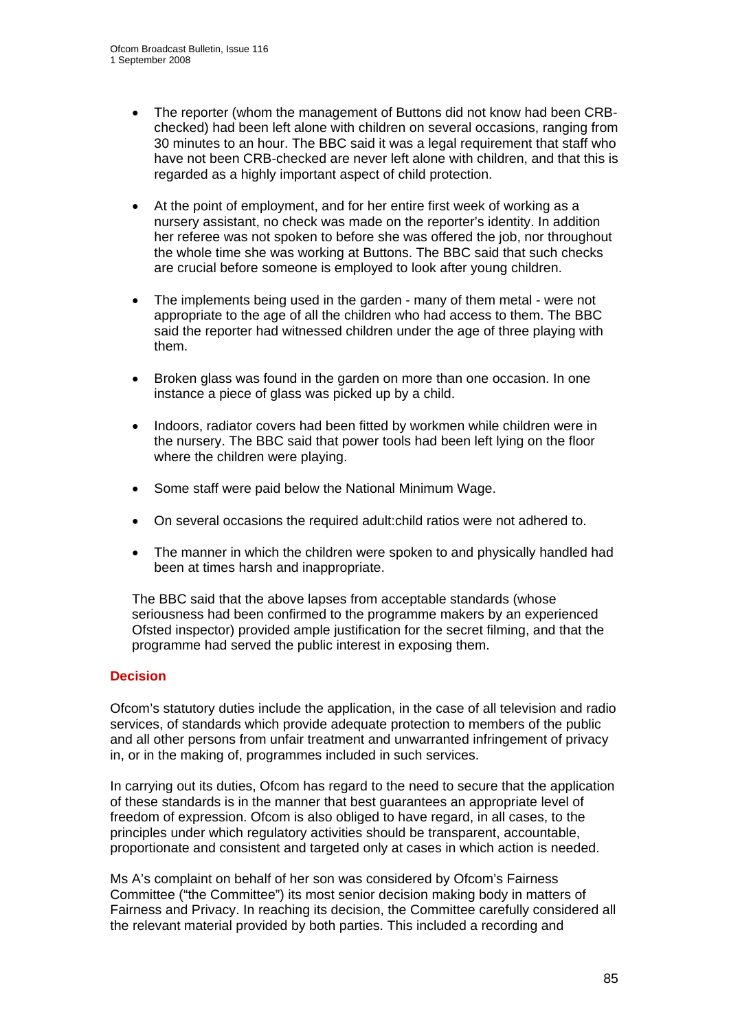- The reporter (whom the management of Buttons did not know had been CRB-checked) had been left alone with children on several occasions, ranging from 30 minutes to an hour. The BBC said it was a legal requirement that staff who have not been CRB-checked are never left alone with children, and that this is regarded as a highly important aspect of child protection.

- At the point of employment, and for her entire first week of working as a nursery assistant, no check was made on the reporter's identity. In addition her referee was not spoken to before she was offered the job, nor throughout the whole time she was working at Buttons. The BBC said that such checks are crucial before someone is employed to look after young children.

- The implements being used in the garden - many of them metal - were not appropriate to the age of all the children who had access to them. The BBC said the reporter had witnessed children under the age of three playing with them.

- Broken glass was found in the garden on more than one occasion. In one instance a piece of glass was picked up by a child.

- Indoors, radiator covers had been fitted by workmen while children were in the nursery. The BBC said that power tools had been left lying on the floor where the children were playing.

- Some staff were paid below the National Minimum Wage.

- On several occasions the required adult:child ratios were not adhered to.

- The manner in which the children were spoken to and physically handled had been at times harsh and inappropriate.

The BBC said that the above lapses from acceptable standards (whose seriousness had been confirmed to the programme makers by an experienced Ofsted inspector) provided ample justification for the secret filming, and that the programme had served the public interest in exposing them.

## Decision

Ofcom's statutory duties include the application, in the case of all television and radio services, of standards which provide adequate protection to members of the public and all other persons from unfair treatment and unwarranted infringement of privacy in, or in the making of, programmes included in such services.

In carrying out its duties, Ofcom has regard to the need to secure that the application of these standards is in the manner that best guarantees an appropriate level of freedom of expression. Ofcom is also obliged to have regard, in all cases, to the principles under which regulatory activities should be transparent, accountable, proportionate and consistent and targeted only at cases in which action is needed.

Ms A's complaint on behalf of her son was considered by Ofcom's Fairness Committee ("the Committee") its most senior decision making body in matters of Fairness and Privacy. In reaching its decision, the Committee carefully considered all the relevant material provided by both parties. This included a recording and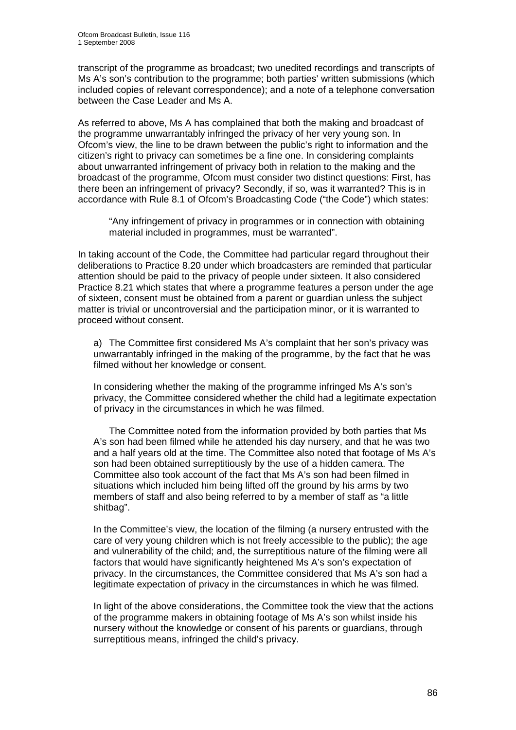transcript of the programme as broadcast; two unedited recordings and transcripts of Ms A's son's contribution to the programme; both parties' written submissions (which included copies of relevant correspondence); and a note of a telephone conversation between the Case Leader and Ms A.

As referred to above, Ms A has complained that both the making and broadcast of the programme unwarrantably infringed the privacy of her very young son. In Ofcom's view, the line to be drawn between the public's right to information and the citizen's right to privacy can sometimes be a fine one. In considering complaints about unwarranted infringement of privacy both in relation to the making and the broadcast of the programme, Ofcom must consider two distinct questions: First, has there been an infringement of privacy? Secondly, if so, was it warranted? This is in accordance with Rule 8.1 of Ofcom's Broadcasting Code ("the Code") which states:

> "Any infringement of privacy in programmes or in connection with obtaining material included in programmes, must be warranted".

In taking account of the Code, the Committee had particular regard throughout their deliberations to Practice 8.20 under which broadcasters are reminded that particular attention should be paid to the privacy of people under sixteen. It also considered Practice 8.21 which states that where a programme features a person under the age of sixteen, consent must be obtained from a parent or guardian unless the subject matter is trivial or uncontroversial and the participation minor, or it is warranted to proceed without consent.

a) The Committee first considered Ms A's complaint that her son's privacy was unwarrantably infringed in the making of the programme, by the fact that he was filmed without her knowledge or consent.

In considering whether the making of the programme infringed Ms A's son's privacy, the Committee considered whether the child had a legitimate expectation of privacy in the circumstances in which he was filmed.

The Committee noted from the information provided by both parties that Ms A's son had been filmed while he attended his day nursery, and that he was two and a half years old at the time. The Committee also noted that footage of Ms A's son had been obtained surreptitiously by the use of a hidden camera. The Committee also took account of the fact that Ms A's son had been filmed in situations which included him being lifted off the ground by his arms by two members of staff and also being referred to by a member of staff as "a little shitbag".

In the Committee's view, the location of the filming (a nursery entrusted with the care of very young children which is not freely accessible to the public); the age and vulnerability of the child; and, the surreptitious nature of the filming were all factors that would have significantly heightened Ms A's son's expectation of privacy. In the circumstances, the Committee considered that Ms A's son had a legitimate expectation of privacy in the circumstances in which he was filmed.

In light of the above considerations, the Committee took the view that the actions of the programme makers in obtaining footage of Ms A's son whilst inside his nursery without the knowledge or consent of his parents or guardians, through surreptitious means, infringed the child's privacy.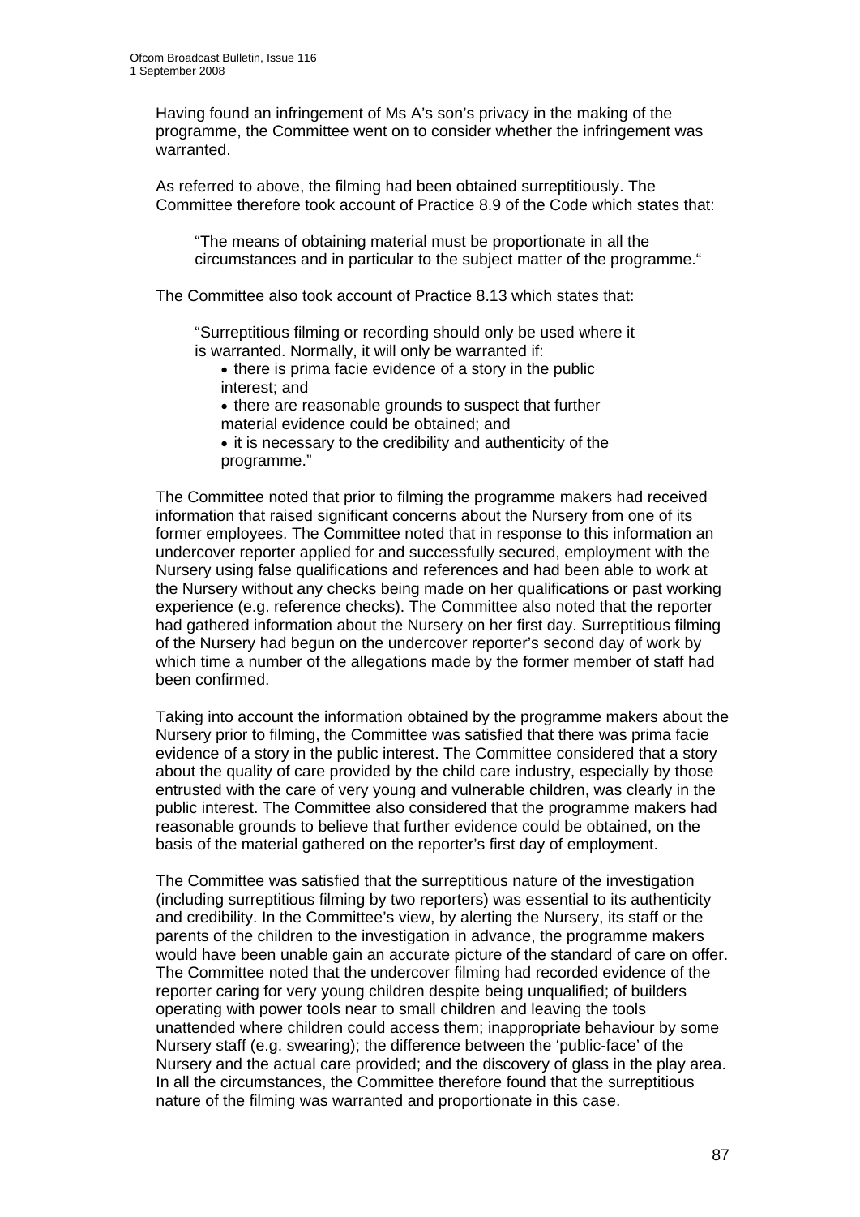Having found an infringement of Ms A's son's privacy in the making of the programme, the Committee went on to consider whether the infringement was warranted.

As referred to above, the filming had been obtained surreptitiously. The Committee therefore took account of Practice 8.9 of the Code which states that:

> "The means of obtaining material must be proportionate in all the circumstances and in particular to the subject matter of the programme."

The Committee also took account of Practice 8.13 which states that:

> "Surreptitious filming or recording should only be used where it is warranted. Normally, it will only be warranted if:
> - there is prima facie evidence of a story in the public interest; and
> - there are reasonable grounds to suspect that further material evidence could be obtained; and
> - it is necessary to the credibility and authenticity of the programme."

The Committee noted that prior to filming the programme makers had received information that raised significant concerns about the Nursery from one of its former employees. The Committee noted that in response to this information an undercover reporter applied for and successfully secured, employment with the Nursery using false qualifications and references and had been able to work at the Nursery without any checks being made on her qualifications or past working experience (e.g. reference checks). The Committee also noted that the reporter had gathered information about the Nursery on her first day. Surreptitious filming of the Nursery had begun on the undercover reporter's second day of work by which time a number of the allegations made by the former member of staff had been confirmed.

Taking into account the information obtained by the programme makers about the Nursery prior to filming, the Committee was satisfied that there was prima facie evidence of a story in the public interest. The Committee considered that a story about the quality of care provided by the child care industry, especially by those entrusted with the care of very young and vulnerable children, was clearly in the public interest. The Committee also considered that the programme makers had reasonable grounds to believe that further evidence could be obtained, on the basis of the material gathered on the reporter's first day of employment.

The Committee was satisfied that the surreptitious nature of the investigation (including surreptitious filming by two reporters) was essential to its authenticity and credibility. In the Committee's view, by alerting the Nursery, its staff or the parents of the children to the investigation in advance, the programme makers would have been unable gain an accurate picture of the standard of care on offer. The Committee noted that the undercover filming had recorded evidence of the reporter caring for very young children despite being unqualified; of builders operating with power tools near to small children and leaving the tools unattended where children could access them; inappropriate behaviour by some Nursery staff (e.g. swearing); the difference between the 'public-face' of the Nursery and the actual care provided; and the discovery of glass in the play area. In all the circumstances, the Committee therefore found that the surreptitious nature of the filming was warranted and proportionate in this case.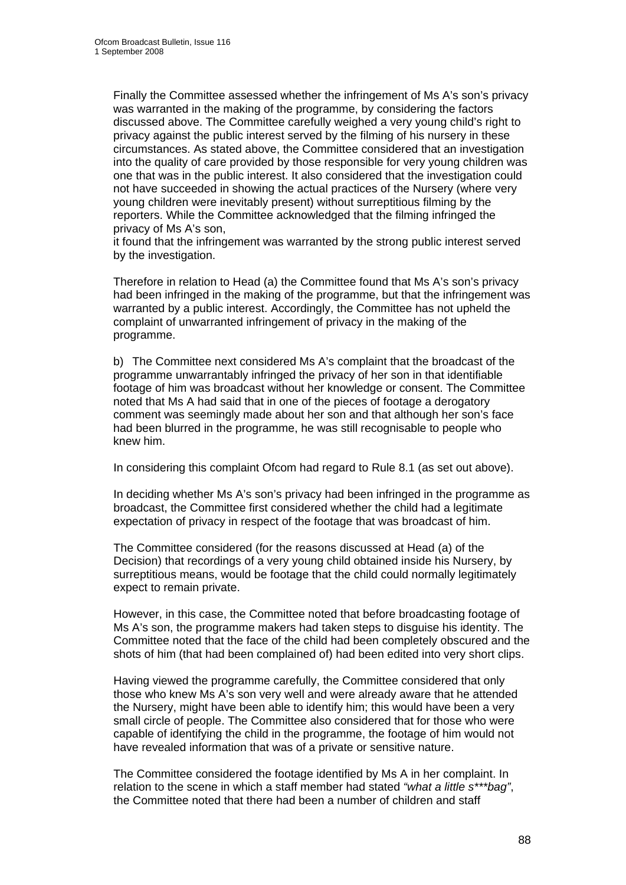Finally the Committee assessed whether the infringement of Ms A's son's privacy was warranted in the making of the programme, by considering the factors discussed above. The Committee carefully weighed a very young child's right to privacy against the public interest served by the filming of his nursery in these circumstances. As stated above, the Committee considered that an investigation into the quality of care provided by those responsible for very young children was one that was in the public interest. It also considered that the investigation could not have succeeded in showing the actual practices of the Nursery (where very young children were inevitably present) without surreptitious filming by the reporters. While the Committee acknowledged that the filming infringed the privacy of Ms A's son, it found that the infringement was warranted by the strong public interest served by the investigation.

Therefore in relation to Head (a) the Committee found that Ms A's son's privacy had been infringed in the making of the programme, but that the infringement was warranted by a public interest. Accordingly, the Committee has not upheld the complaint of unwarranted infringement of privacy in the making of the programme.

b) The Committee next considered Ms A's complaint that the broadcast of the programme unwarrantably infringed the privacy of her son in that identifiable footage of him was broadcast without her knowledge or consent. The Committee noted that Ms A had said that in one of the pieces of footage a derogatory comment was seemingly made about her son and that although her son's face had been blurred in the programme, he was still recognisable to people who knew him.

In considering this complaint Ofcom had regard to Rule 8.1 (as set out above).

In deciding whether Ms A's son's privacy had been infringed in the programme as broadcast, the Committee first considered whether the child had a legitimate expectation of privacy in respect of the footage that was broadcast of him.

The Committee considered (for the reasons discussed at Head (a) of the Decision) that recordings of a very young child obtained inside his Nursery, by surreptitious means, would be footage that the child could normally legitimately expect to remain private.

However, in this case, the Committee noted that before broadcasting footage of Ms A's son, the programme makers had taken steps to disguise his identity. The Committee noted that the face of the child had been completely obscured and the shots of him (that had been complained of) had been edited into very short clips.

Having viewed the programme carefully, the Committee considered that only those who knew Ms A's son very well and were already aware that he attended the Nursery, might have been able to identify him; this would have been a very small circle of people. The Committee also considered that for those who were capable of identifying the child in the programme, the footage of him would not have revealed information that was of a private or sensitive nature.

The Committee considered the footage identified by Ms A in her complaint. In relation to the scene in which a staff member had stated *"what a little s***bag"*, the Committee noted that there had been a number of children and staff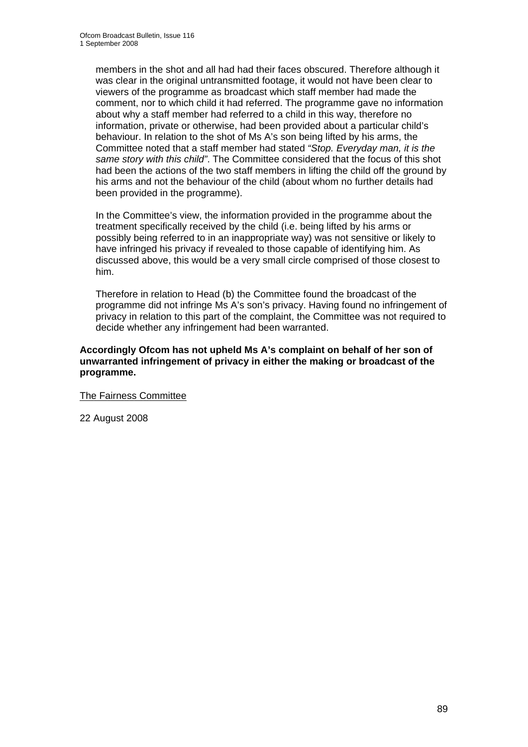members in the shot and all had had their faces obscured. Therefore although it was clear in the original untransmitted footage, it would not have been clear to viewers of the programme as broadcast which staff member had made the comment, nor to which child it had referred. The programme gave no information about why a staff member had referred to a child in this way, therefore no information, private or otherwise, had been provided about a particular child's behaviour. In relation to the shot of Ms A's son being lifted by his arms, the Committee noted that a staff member had stated *"Stop. Everyday man, it is the same story with this child"*. The Committee considered that the focus of this shot had been the actions of the two staff members in lifting the child off the ground by his arms and not the behaviour of the child (about whom no further details had been provided in the programme).

In the Committee's view, the information provided in the programme about the treatment specifically received by the child (i.e. being lifted by his arms or possibly being referred to in an inappropriate way) was not sensitive or likely to have infringed his privacy if revealed to those capable of identifying him. As discussed above, this would be a very small circle comprised of those closest to him.

Therefore in relation to Head (b) the Committee found the broadcast of the programme did not infringe Ms A's son's privacy. Having found no infringement of privacy in relation to this part of the complaint, the Committee was not required to decide whether any infringement had been warranted.

**Accordingly Ofcom has not upheld Ms A's complaint on behalf of her son of unwarranted infringement of privacy in either the making or broadcast of the programme.**

The Fairness Committee

22 August 2008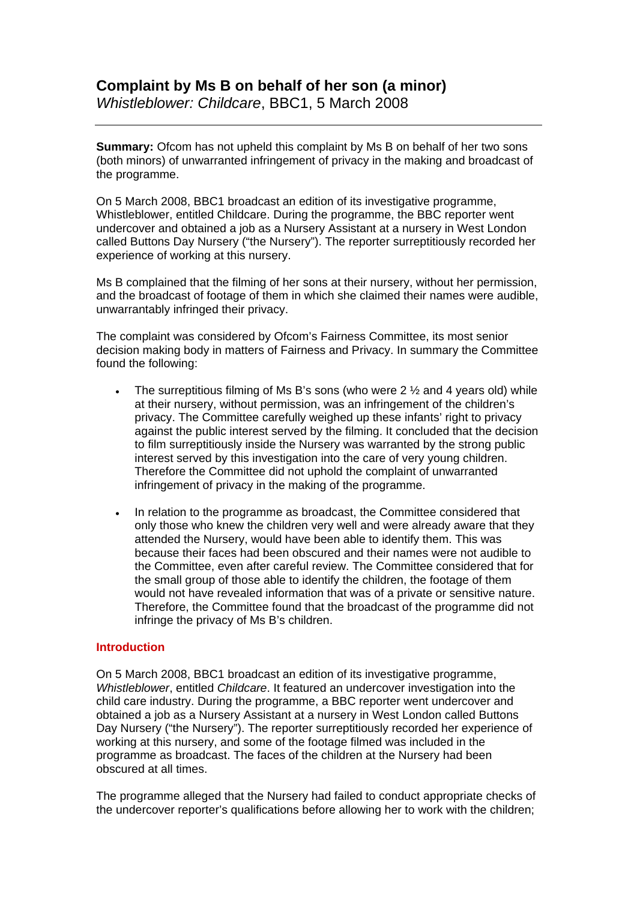# Complaint by Ms B on behalf of her son (a minor)

*Whistleblower: Childcare*, BBC1, 5 March 2008

---

**Summary:** Ofcom has not upheld this complaint by Ms B on behalf of her two sons (both minors) of unwarranted infringement of privacy in the making and broadcast of the programme.

On 5 March 2008, BBC1 broadcast an edition of its investigative programme, Whistleblower, entitled Childcare. During the programme, the BBC reporter went undercover and obtained a job as a Nursery Assistant at a nursery in West London called Buttons Day Nursery ("the Nursery"). The reporter surreptitiously recorded her experience of working at this nursery.

Ms B complained that the filming of her sons at their nursery, without her permission, and the broadcast of footage of them in which she claimed their names were audible, unwarrantably infringed their privacy.

The complaint was considered by Ofcom's Fairness Committee, its most senior decision making body in matters of Fairness and Privacy. In summary the Committee found the following:

- The surreptitious filming of Ms B's sons (who were 2 ½ and 4 years old) while at their nursery, without permission, was an infringement of the children's privacy. The Committee carefully weighed up these infants' right to privacy against the public interest served by the filming. It concluded that the decision to film surreptitiously inside the Nursery was warranted by the strong public interest served by this investigation into the care of very young children. Therefore the Committee did not uphold the complaint of unwarranted infringement of privacy in the making of the programme.

- In relation to the programme as broadcast, the Committee considered that only those who knew the children very well and were already aware that they attended the Nursery, would have been able to identify them. This was because their faces had been obscured and their names were not audible to the Committee, even after careful review. The Committee considered that for the small group of those able to identify the children, the footage of them would not have revealed information that was of a private or sensitive nature. Therefore, the Committee found that the broadcast of the programme did not infringe the privacy of Ms B's children.

## Introduction

On 5 March 2008, BBC1 broadcast an edition of its investigative programme, *Whistleblower*, entitled *Childcare*. It featured an undercover investigation into the child care industry. During the programme, a BBC reporter went undercover and obtained a job as a Nursery Assistant at a nursery in West London called Buttons Day Nursery ("the Nursery"). The reporter surreptitiously recorded her experience of working at this nursery, and some of the footage filmed was included in the programme as broadcast. The faces of the children at the Nursery had been obscured at all times.

The programme alleged that the Nursery had failed to conduct appropriate checks of the undercover reporter's qualifications before allowing her to work with the children;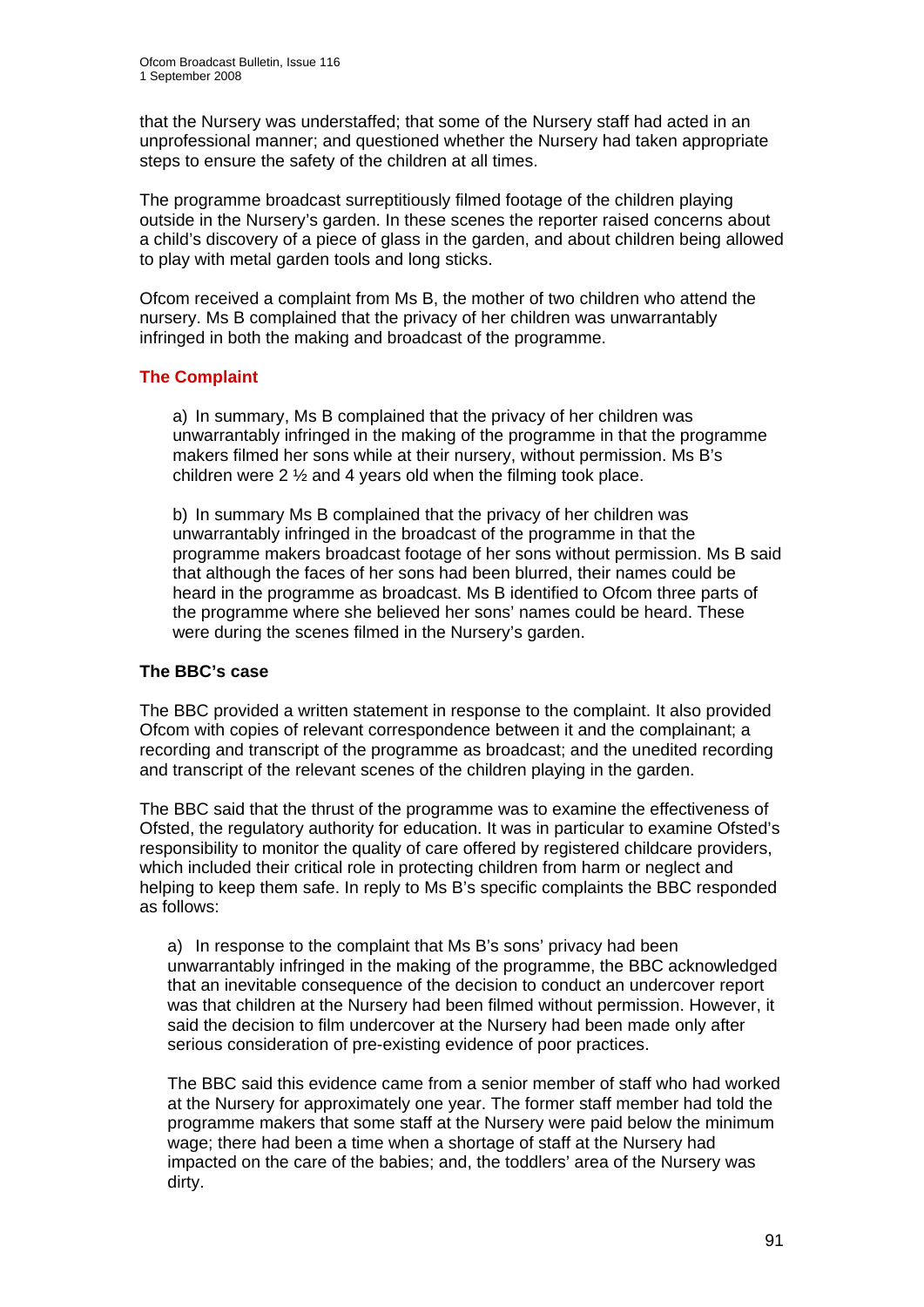that the Nursery was understaffed; that some of the Nursery staff had acted in an unprofessional manner; and questioned whether the Nursery had taken appropriate steps to ensure the safety of the children at all times.

The programme broadcast surreptitiously filmed footage of the children playing outside in the Nursery's garden. In these scenes the reporter raised concerns about a child's discovery of a piece of glass in the garden, and about children being allowed to play with metal garden tools and long sticks.

Ofcom received a complaint from Ms B, the mother of two children who attend the nursery. Ms B complained that the privacy of her children was unwarrantably infringed in both the making and broadcast of the programme.

## The Complaint

a) In summary, Ms B complained that the privacy of her children was unwarrantably infringed in the making of the programme in that the programme makers filmed her sons while at their nursery, without permission. Ms B's children were 2 ½ and 4 years old when the filming took place.

b) In summary Ms B complained that the privacy of her children was unwarrantably infringed in the broadcast of the programme in that the programme makers broadcast footage of her sons without permission. Ms B said that although the faces of her sons had been blurred, their names could be heard in the programme as broadcast. Ms B identified to Ofcom three parts of the programme where she believed her sons' names could be heard. These were during the scenes filmed in the Nursery's garden.

### The BBC's case

The BBC provided a written statement in response to the complaint. It also provided Ofcom with copies of relevant correspondence between it and the complainant; a recording and transcript of the programme as broadcast; and the unedited recording and transcript of the relevant scenes of the children playing in the garden.

The BBC said that the thrust of the programme was to examine the effectiveness of Ofsted, the regulatory authority for education. It was in particular to examine Ofsted's responsibility to monitor the quality of care offered by registered childcare providers, which included their critical role in protecting children from harm or neglect and helping to keep them safe. In reply to Ms B's specific complaints the BBC responded as follows:

a) In response to the complaint that Ms B's sons' privacy had been unwarrantably infringed in the making of the programme, the BBC acknowledged that an inevitable consequence of the decision to conduct an undercover report was that children at the Nursery had been filmed without permission. However, it said the decision to film undercover at the Nursery had been made only after serious consideration of pre-existing evidence of poor practices.

The BBC said this evidence came from a senior member of staff who had worked at the Nursery for approximately one year. The former staff member had told the programme makers that some staff at the Nursery were paid below the minimum wage; there had been a time when a shortage of staff at the Nursery had impacted on the care of the babies; and, the toddlers' area of the Nursery was dirty.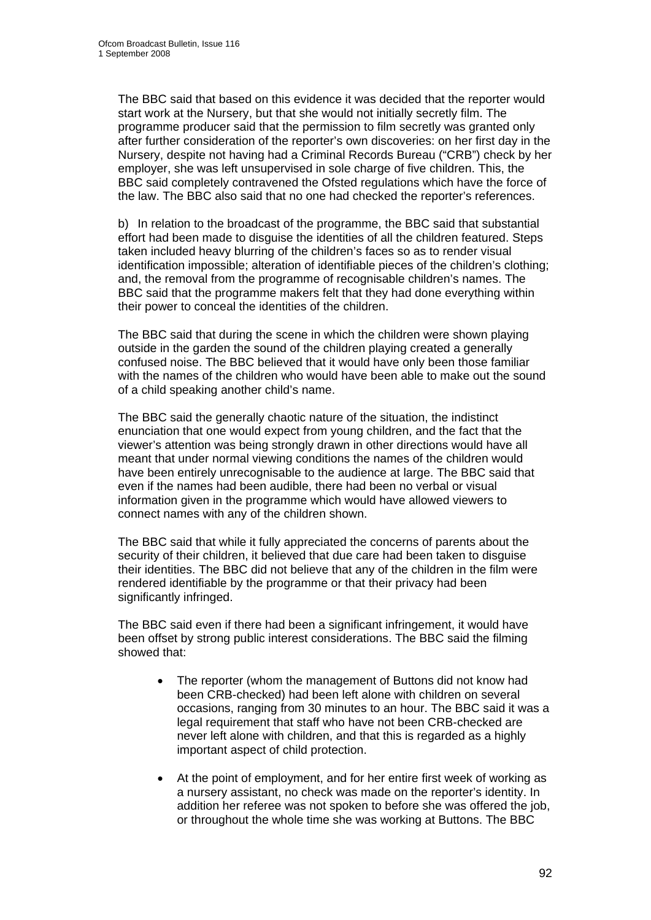The BBC said that based on this evidence it was decided that the reporter would start work at the Nursery, but that she would not initially secretly film. The programme producer said that the permission to film secretly was granted only after further consideration of the reporter's own discoveries: on her first day in the Nursery, despite not having had a Criminal Records Bureau ("CRB") check by her employer, she was left unsupervised in sole charge of five children. This, the BBC said completely contravened the Ofsted regulations which have the force of the law. The BBC also said that no one had checked the reporter's references.

b) In relation to the broadcast of the programme, the BBC said that substantial effort had been made to disguise the identities of all the children featured. Steps taken included heavy blurring of the children's faces so as to render visual identification impossible; alteration of identifiable pieces of the children's clothing; and, the removal from the programme of recognisable children's names. The BBC said that the programme makers felt that they had done everything within their power to conceal the identities of the children.

The BBC said that during the scene in which the children were shown playing outside in the garden the sound of the children playing created a generally confused noise. The BBC believed that it would have only been those familiar with the names of the children who would have been able to make out the sound of a child speaking another child's name.

The BBC said the generally chaotic nature of the situation, the indistinct enunciation that one would expect from young children, and the fact that the viewer's attention was being strongly drawn in other directions would have all meant that under normal viewing conditions the names of the children would have been entirely unrecognisable to the audience at large. The BBC said that even if the names had been audible, there had been no verbal or visual information given in the programme which would have allowed viewers to connect names with any of the children shown.

The BBC said that while it fully appreciated the concerns of parents about the security of their children, it believed that due care had been taken to disguise their identities. The BBC did not believe that any of the children in the film were rendered identifiable by the programme or that their privacy had been significantly infringed.

The BBC said even if there had been a significant infringement, it would have been offset by strong public interest considerations. The BBC said the filming showed that:

- The reporter (whom the management of Buttons did not know had been CRB-checked) had been left alone with children on several occasions, ranging from 30 minutes to an hour. The BBC said it was a legal requirement that staff who have not been CRB-checked are never left alone with children, and that this is regarded as a highly important aspect of child protection.

- At the point of employment, and for her entire first week of working as a nursery assistant, no check was made on the reporter's identity. In addition her referee was not spoken to before she was offered the job, or throughout the whole time she was working at Buttons. The BBC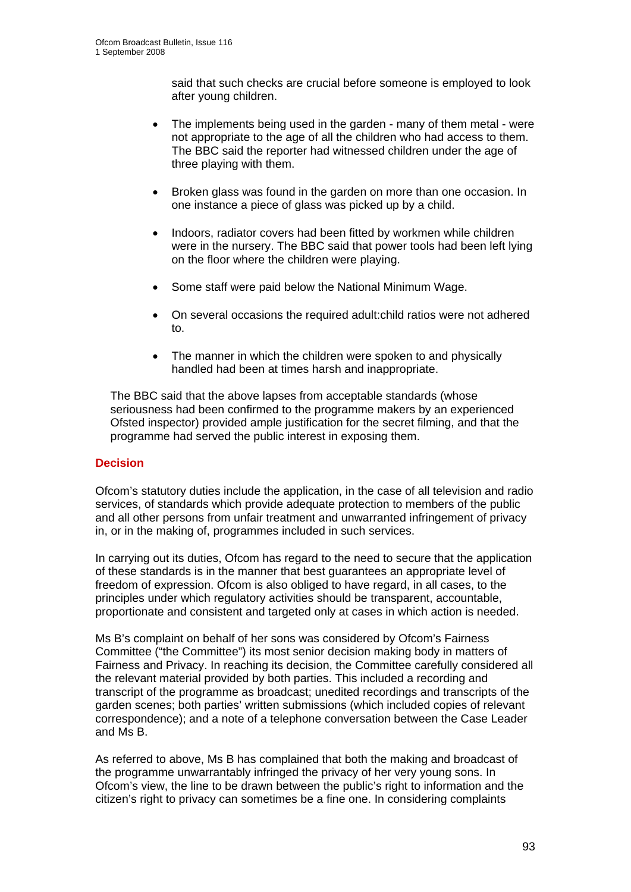said that such checks are crucial before someone is employed to look after young children.

- The implements being used in the garden - many of them metal - were not appropriate to the age of all the children who had access to them. The BBC said the reporter had witnessed children under the age of three playing with them.
- Broken glass was found in the garden on more than one occasion. In one instance a piece of glass was picked up by a child.
- Indoors, radiator covers had been fitted by workmen while children were in the nursery. The BBC said that power tools had been left lying on the floor where the children were playing.
- Some staff were paid below the National Minimum Wage.
- On several occasions the required adult:child ratios were not adhered to.
- The manner in which the children were spoken to and physically handled had been at times harsh and inappropriate.

The BBC said that the above lapses from acceptable standards (whose seriousness had been confirmed to the programme makers by an experienced Ofsted inspector) provided ample justification for the secret filming, and that the programme had served the public interest in exposing them.

## Decision

Ofcom's statutory duties include the application, in the case of all television and radio services, of standards which provide adequate protection to members of the public and all other persons from unfair treatment and unwarranted infringement of privacy in, or in the making of, programmes included in such services.

In carrying out its duties, Ofcom has regard to the need to secure that the application of these standards is in the manner that best guarantees an appropriate level of freedom of expression. Ofcom is also obliged to have regard, in all cases, to the principles under which regulatory activities should be transparent, accountable, proportionate and consistent and targeted only at cases in which action is needed.

Ms B's complaint on behalf of her sons was considered by Ofcom's Fairness Committee ("the Committee") its most senior decision making body in matters of Fairness and Privacy. In reaching its decision, the Committee carefully considered all the relevant material provided by both parties. This included a recording and transcript of the programme as broadcast; unedited recordings and transcripts of the garden scenes; both parties' written submissions (which included copies of relevant correspondence); and a note of a telephone conversation between the Case Leader and Ms B.

As referred to above, Ms B has complained that both the making and broadcast of the programme unwarrantably infringed the privacy of her very young sons. In Ofcom's view, the line to be drawn between the public's right to information and the citizen's right to privacy can sometimes be a fine one. In considering complaints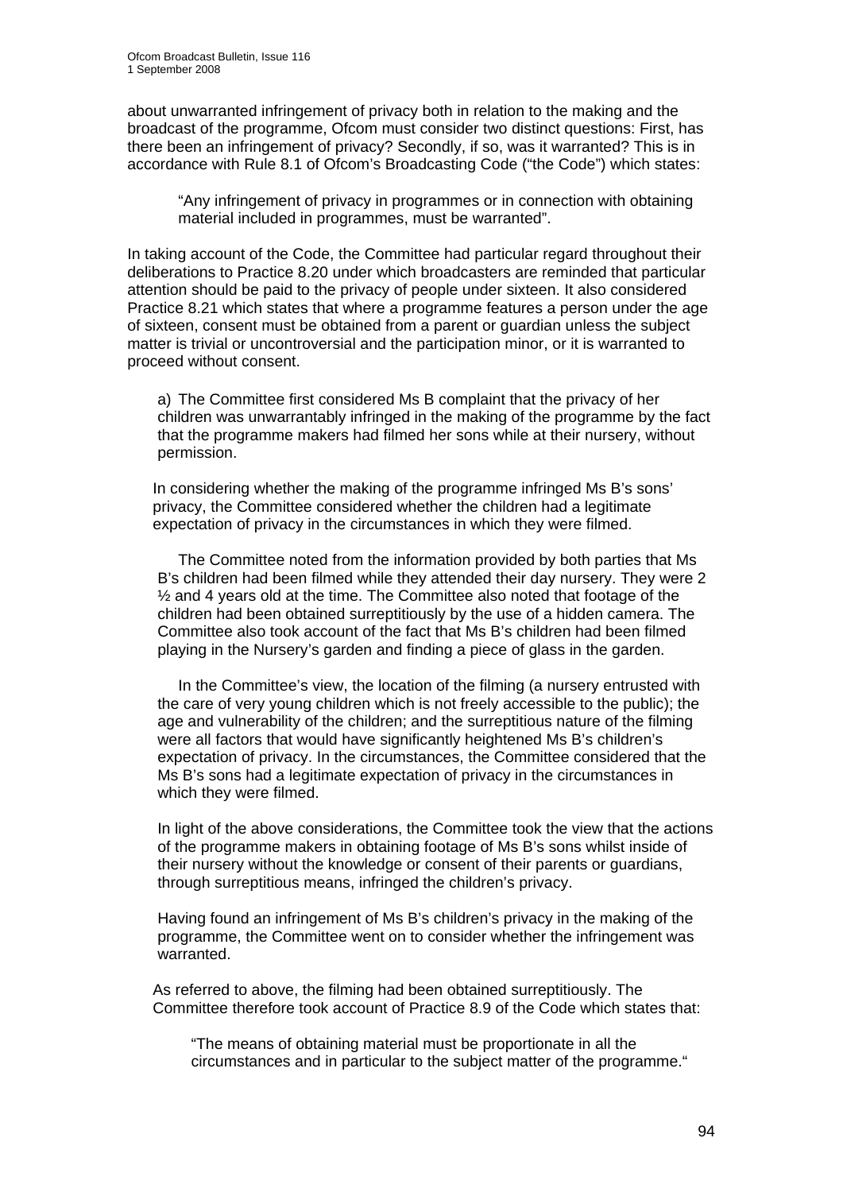about unwarranted infringement of privacy both in relation to the making and the broadcast of the programme, Ofcom must consider two distinct questions: First, has there been an infringement of privacy? Secondly, if so, was it warranted? This is in accordance with Rule 8.1 of Ofcom's Broadcasting Code ("the Code") which states:

> "Any infringement of privacy in programmes or in connection with obtaining material included in programmes, must be warranted".

In taking account of the Code, the Committee had particular regard throughout their deliberations to Practice 8.20 under which broadcasters are reminded that particular attention should be paid to the privacy of people under sixteen. It also considered Practice 8.21 which states that where a programme features a person under the age of sixteen, consent must be obtained from a parent or guardian unless the subject matter is trivial or uncontroversial and the participation minor, or it is warranted to proceed without consent.

a) The Committee first considered Ms B complaint that the privacy of her children was unwarrantably infringed in the making of the programme by the fact that the programme makers had filmed her sons while at their nursery, without permission.

In considering whether the making of the programme infringed Ms B's sons' privacy, the Committee considered whether the children had a legitimate expectation of privacy in the circumstances in which they were filmed.

The Committee noted from the information provided by both parties that Ms B's children had been filmed while they attended their day nursery. They were 2 ½ and 4 years old at the time. The Committee also noted that footage of the children had been obtained surreptitiously by the use of a hidden camera. The Committee also took account of the fact that Ms B's children had been filmed playing in the Nursery's garden and finding a piece of glass in the garden.

In the Committee's view, the location of the filming (a nursery entrusted with the care of very young children which is not freely accessible to the public); the age and vulnerability of the children; and the surreptitious nature of the filming were all factors that would have significantly heightened Ms B's children's expectation of privacy. In the circumstances, the Committee considered that the Ms B's sons had a legitimate expectation of privacy in the circumstances in which they were filmed.

In light of the above considerations, the Committee took the view that the actions of the programme makers in obtaining footage of Ms B's sons whilst inside of their nursery without the knowledge or consent of their parents or guardians, through surreptitious means, infringed the children's privacy.

Having found an infringement of Ms B's children's privacy in the making of the programme, the Committee went on to consider whether the infringement was warranted.

As referred to above, the filming had been obtained surreptitiously. The Committee therefore took account of Practice 8.9 of the Code which states that:

> "The means of obtaining material must be proportionate in all the circumstances and in particular to the subject matter of the programme."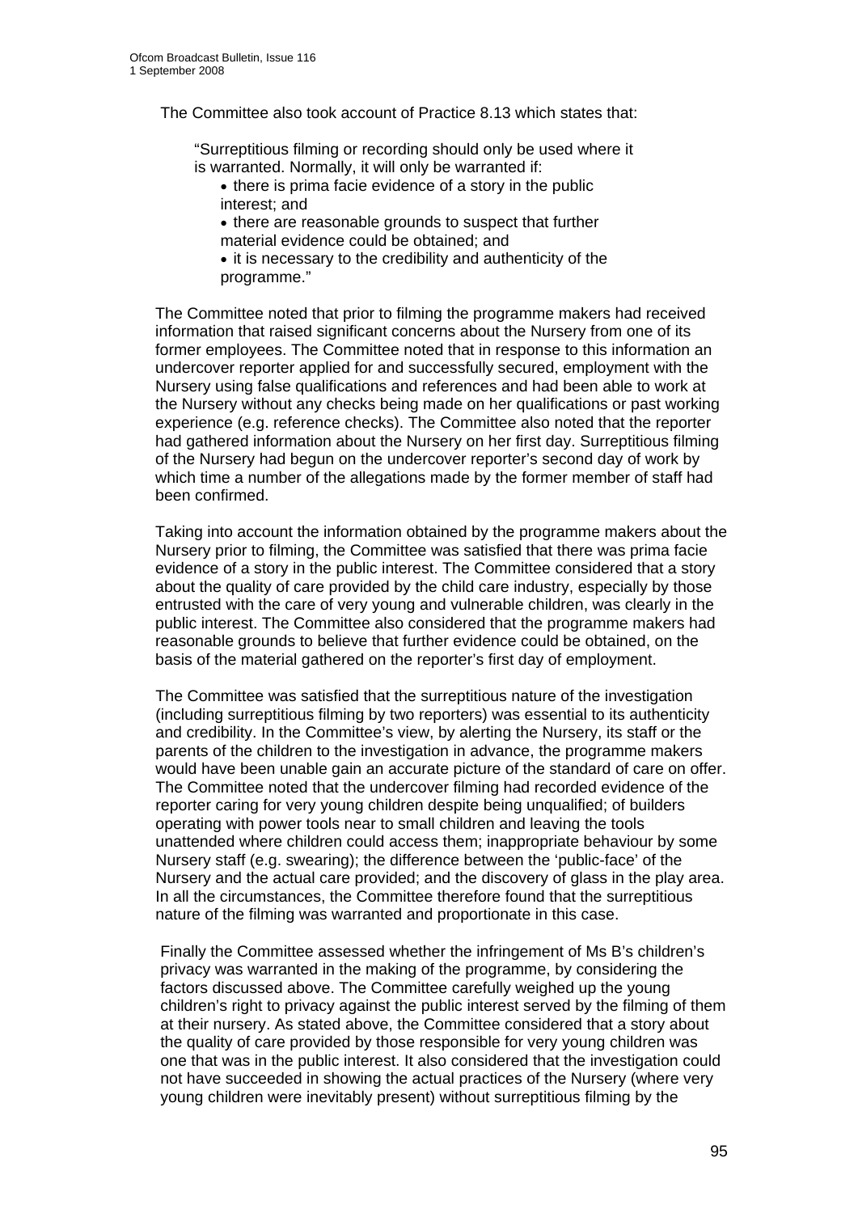The Committee also took account of Practice 8.13 which states that:

> "Surreptitious filming or recording should only be used where it is warranted. Normally, it will only be warranted if:
>
> - there is prima facie evidence of a story in the public interest; and
> - there are reasonable grounds to suspect that further material evidence could be obtained; and
> - it is necessary to the credibility and authenticity of the programme."

The Committee noted that prior to filming the programme makers had received information that raised significant concerns about the Nursery from one of its former employees. The Committee noted that in response to this information an undercover reporter applied for and successfully secured, employment with the Nursery using false qualifications and references and had been able to work at the Nursery without any checks being made on her qualifications or past working experience (e.g. reference checks). The Committee also noted that the reporter had gathered information about the Nursery on her first day. Surreptitious filming of the Nursery had begun on the undercover reporter's second day of work by which time a number of the allegations made by the former member of staff had been confirmed.

Taking into account the information obtained by the programme makers about the Nursery prior to filming, the Committee was satisfied that there was prima facie evidence of a story in the public interest. The Committee considered that a story about the quality of care provided by the child care industry, especially by those entrusted with the care of very young and vulnerable children, was clearly in the public interest. The Committee also considered that the programme makers had reasonable grounds to believe that further evidence could be obtained, on the basis of the material gathered on the reporter's first day of employment.

The Committee was satisfied that the surreptitious nature of the investigation (including surreptitious filming by two reporters) was essential to its authenticity and credibility. In the Committee's view, by alerting the Nursery, its staff or the parents of the children to the investigation in advance, the programme makers would have been unable gain an accurate picture of the standard of care on offer. The Committee noted that the undercover filming had recorded evidence of the reporter caring for very young children despite being unqualified; of builders operating with power tools near to small children and leaving the tools unattended where children could access them; inappropriate behaviour by some Nursery staff (e.g. swearing); the difference between the 'public-face' of the Nursery and the actual care provided; and the discovery of glass in the play area. In all the circumstances, the Committee therefore found that the surreptitious nature of the filming was warranted and proportionate in this case.

Finally the Committee assessed whether the infringement of Ms B's children's privacy was warranted in the making of the programme, by considering the factors discussed above. The Committee carefully weighed up the young children's right to privacy against the public interest served by the filming of them at their nursery. As stated above, the Committee considered that a story about the quality of care provided by those responsible for very young children was one that was in the public interest. It also considered that the investigation could not have succeeded in showing the actual practices of the Nursery (where very young children were inevitably present) without surreptitious filming by the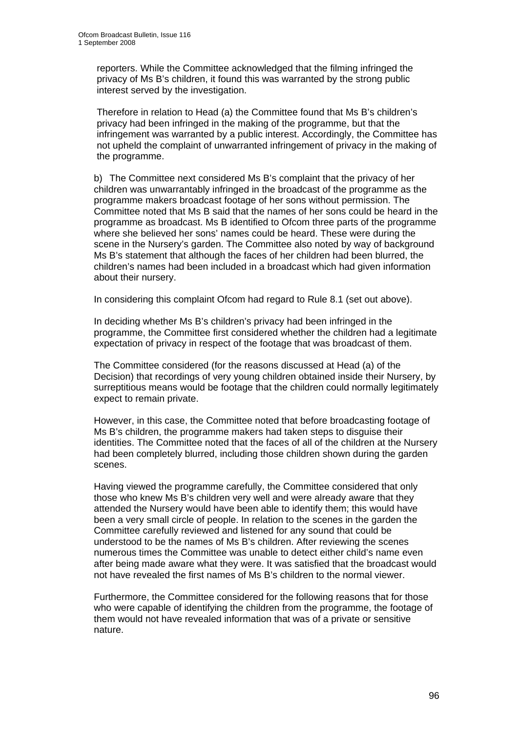reporters. While the Committee acknowledged that the filming infringed the privacy of Ms B's children, it found this was warranted by the strong public interest served by the investigation.

Therefore in relation to Head (a) the Committee found that Ms B's children's privacy had been infringed in the making of the programme, but that the infringement was warranted by a public interest. Accordingly, the Committee has not upheld the complaint of unwarranted infringement of privacy in the making of the programme.

b) The Committee next considered Ms B's complaint that the privacy of her children was unwarrantably infringed in the broadcast of the programme as the programme makers broadcast footage of her sons without permission. The Committee noted that Ms B said that the names of her sons could be heard in the programme as broadcast. Ms B identified to Ofcom three parts of the programme where she believed her sons' names could be heard. These were during the scene in the Nursery's garden. The Committee also noted by way of background Ms B's statement that although the faces of her children had been blurred, the children's names had been included in a broadcast which had given information about their nursery.

In considering this complaint Ofcom had regard to Rule 8.1 (set out above).

In deciding whether Ms B's children's privacy had been infringed in the programme, the Committee first considered whether the children had a legitimate expectation of privacy in respect of the footage that was broadcast of them.

The Committee considered (for the reasons discussed at Head (a) of the Decision) that recordings of very young children obtained inside their Nursery, by surreptitious means would be footage that the children could normally legitimately expect to remain private.

However, in this case, the Committee noted that before broadcasting footage of Ms B's children, the programme makers had taken steps to disguise their identities. The Committee noted that the faces of all of the children at the Nursery had been completely blurred, including those children shown during the garden scenes.

Having viewed the programme carefully, the Committee considered that only those who knew Ms B's children very well and were already aware that they attended the Nursery would have been able to identify them; this would have been a very small circle of people. In relation to the scenes in the garden the Committee carefully reviewed and listened for any sound that could be understood to be the names of Ms B's children. After reviewing the scenes numerous times the Committee was unable to detect either child's name even after being made aware what they were. It was satisfied that the broadcast would not have revealed the first names of Ms B's children to the normal viewer.

Furthermore, the Committee considered for the following reasons that for those who were capable of identifying the children from the programme, the footage of them would not have revealed information that was of a private or sensitive nature.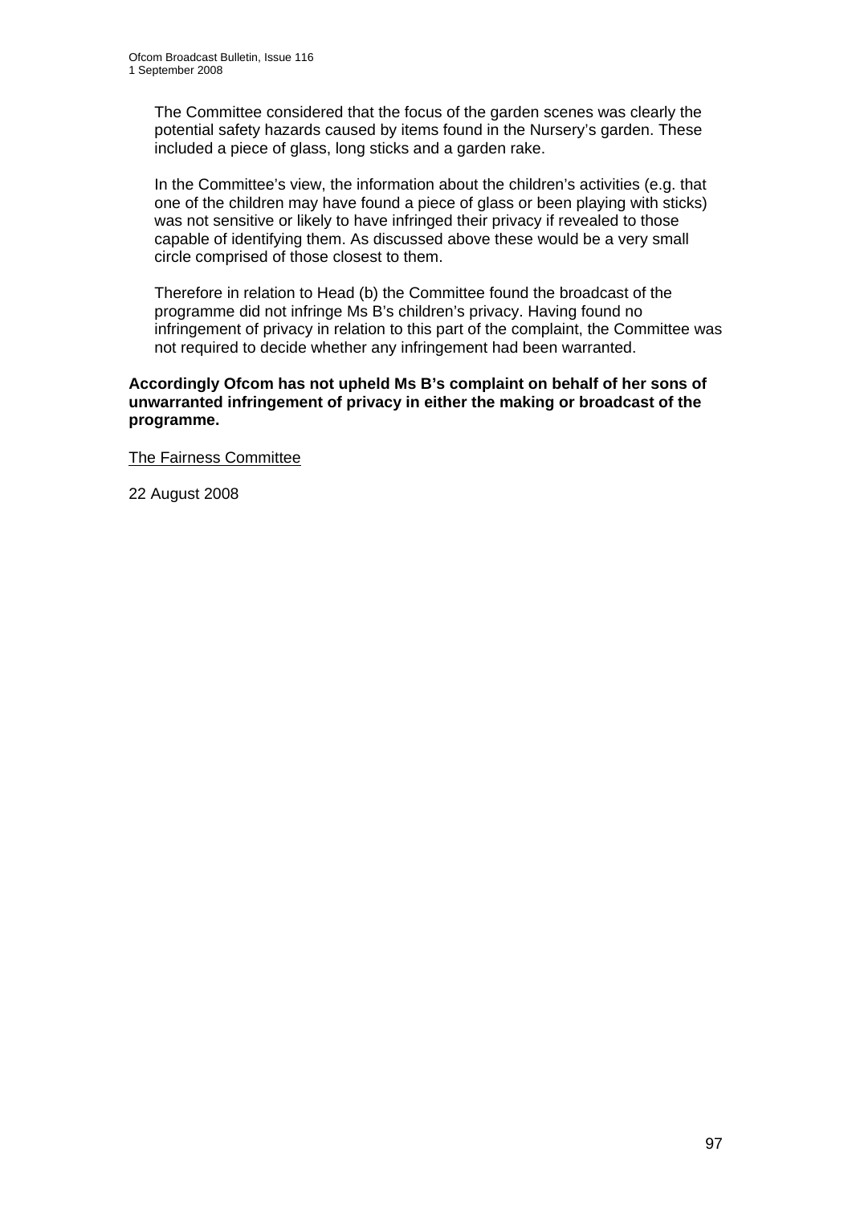The Committee considered that the focus of the garden scenes was clearly the potential safety hazards caused by items found in the Nursery's garden. These included a piece of glass, long sticks and a garden rake.

In the Committee's view, the information about the children's activities (e.g. that one of the children may have found a piece of glass or been playing with sticks) was not sensitive or likely to have infringed their privacy if revealed to those capable of identifying them. As discussed above these would be a very small circle comprised of those closest to them.

Therefore in relation to Head (b) the Committee found the broadcast of the programme did not infringe Ms B's children's privacy. Having found no infringement of privacy in relation to this part of the complaint, the Committee was not required to decide whether any infringement had been warranted.

**Accordingly Ofcom has not upheld Ms B's complaint on behalf of her sons of unwarranted infringement of privacy in either the making or broadcast of the programme.**

The Fairness Committee

22 August 2008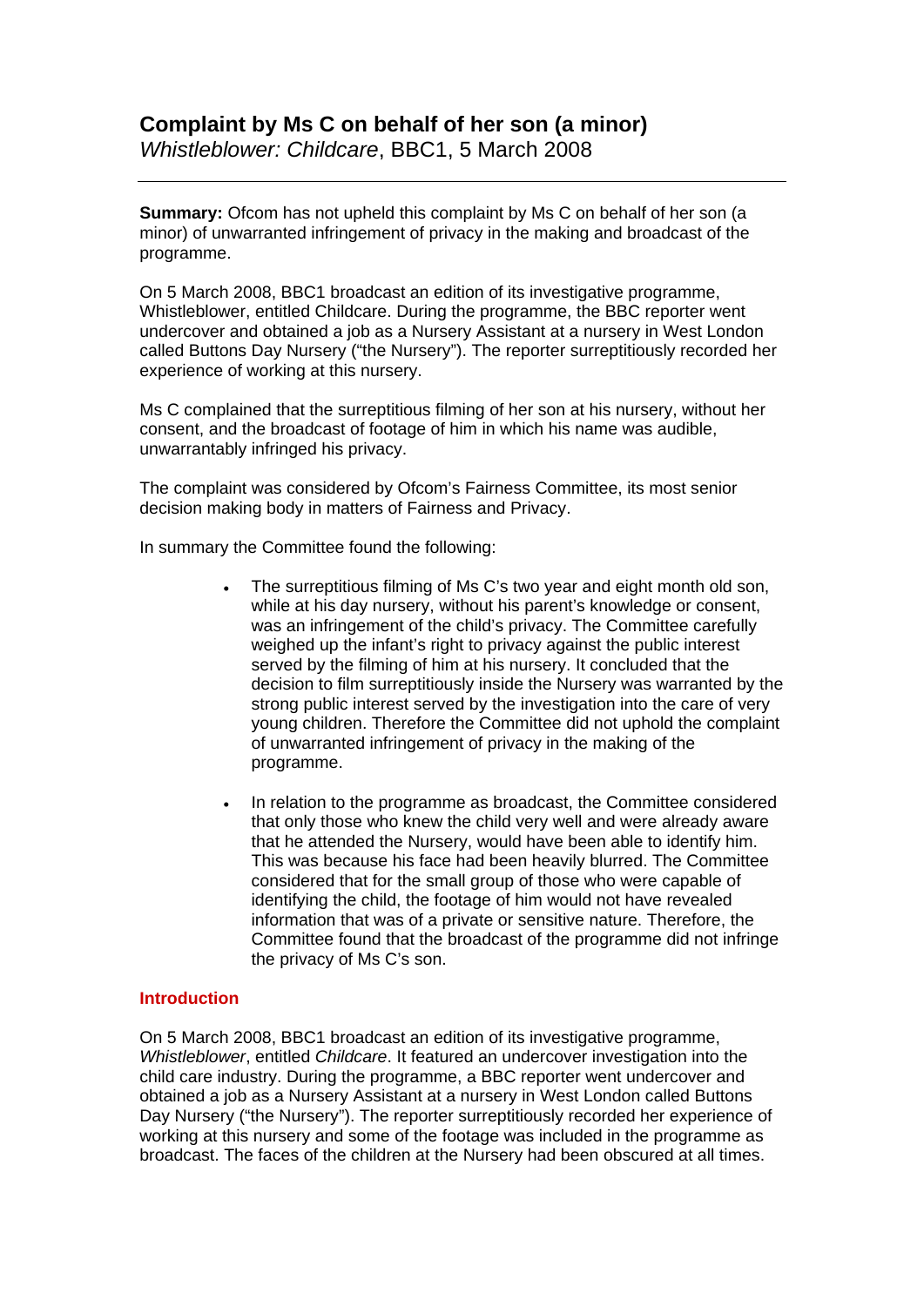# Complaint by Ms C on behalf of her son (a minor)

*Whistleblower: Childcare*, BBC1, 5 March 2008

---

**Summary:** Ofcom has not upheld this complaint by Ms C on behalf of her son (a minor) of unwarranted infringement of privacy in the making and broadcast of the programme.

On 5 March 2008, BBC1 broadcast an edition of its investigative programme, Whistleblower, entitled Childcare. During the programme, the BBC reporter went undercover and obtained a job as a Nursery Assistant at a nursery in West London called Buttons Day Nursery ("the Nursery"). The reporter surreptitiously recorded her experience of working at this nursery.

Ms C complained that the surreptitious filming of her son at his nursery, without her consent, and the broadcast of footage of him in which his name was audible, unwarrantably infringed his privacy.

The complaint was considered by Ofcom's Fairness Committee, its most senior decision making body in matters of Fairness and Privacy.

In summary the Committee found the following:

- The surreptitious filming of Ms C's two year and eight month old son, while at his day nursery, without his parent's knowledge or consent, was an infringement of the child's privacy. The Committee carefully weighed up the infant's right to privacy against the public interest served by the filming of him at his nursery. It concluded that the decision to film surreptitiously inside the Nursery was warranted by the strong public interest served by the investigation into the care of very young children. Therefore the Committee did not uphold the complaint of unwarranted infringement of privacy in the making of the programme.

- In relation to the programme as broadcast, the Committee considered that only those who knew the child very well and were already aware that he attended the Nursery, would have been able to identify him. This was because his face had been heavily blurred. The Committee considered that for the small group of those who were capable of identifying the child, the footage of him would not have revealed information that was of a private or sensitive nature. Therefore, the Committee found that the broadcast of the programme did not infringe the privacy of Ms C's son.

## Introduction

On 5 March 2008, BBC1 broadcast an edition of its investigative programme, *Whistleblower*, entitled *Childcare*. It featured an undercover investigation into the child care industry. During the programme, a BBC reporter went undercover and obtained a job as a Nursery Assistant at a nursery in West London called Buttons Day Nursery ("the Nursery"). The reporter surreptitiously recorded her experience of working at this nursery and some of the footage was included in the programme as broadcast. The faces of the children at the Nursery had been obscured at all times.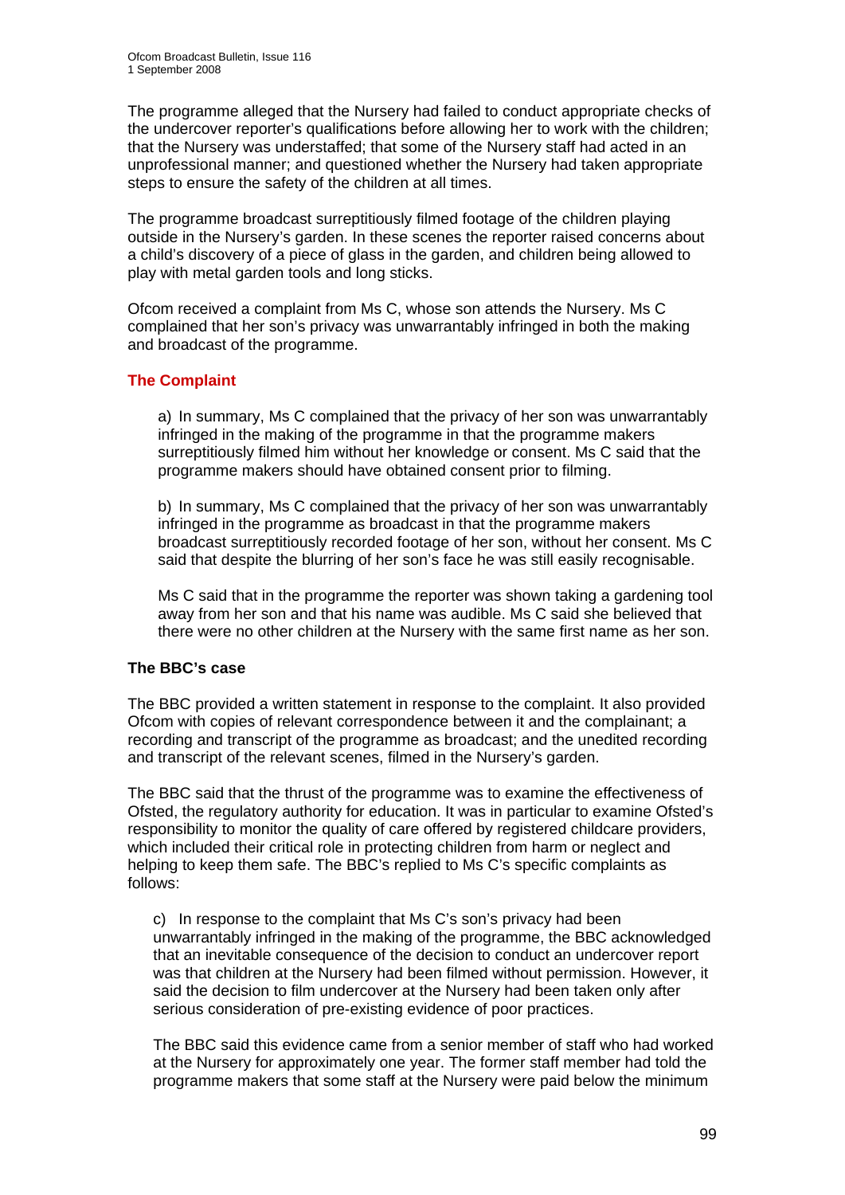The programme alleged that the Nursery had failed to conduct appropriate checks of the undercover reporter's qualifications before allowing her to work with the children; that the Nursery was understaffed; that some of the Nursery staff had acted in an unprofessional manner; and questioned whether the Nursery had taken appropriate steps to ensure the safety of the children at all times.

The programme broadcast surreptitiously filmed footage of the children playing outside in the Nursery's garden. In these scenes the reporter raised concerns about a child's discovery of a piece of glass in the garden, and children being allowed to play with metal garden tools and long sticks.

Ofcom received a complaint from Ms C, whose son attends the Nursery. Ms C complained that her son's privacy was unwarrantably infringed in both the making and broadcast of the programme.

## The Complaint

a) In summary, Ms C complained that the privacy of her son was unwarrantably infringed in the making of the programme in that the programme makers surreptitiously filmed him without her knowledge or consent. Ms C said that the programme makers should have obtained consent prior to filming.

b) In summary, Ms C complained that the privacy of her son was unwarrantably infringed in the programme as broadcast in that the programme makers broadcast surreptitiously recorded footage of her son, without her consent. Ms C said that despite the blurring of her son's face he was still easily recognisable.

Ms C said that in the programme the reporter was shown taking a gardening tool away from her son and that his name was audible. Ms C said she believed that there were no other children at the Nursery with the same first name as her son.

### The BBC's case

The BBC provided a written statement in response to the complaint. It also provided Ofcom with copies of relevant correspondence between it and the complainant; a recording and transcript of the programme as broadcast; and the unedited recording and transcript of the relevant scenes, filmed in the Nursery's garden.

The BBC said that the thrust of the programme was to examine the effectiveness of Ofsted, the regulatory authority for education. It was in particular to examine Ofsted's responsibility to monitor the quality of care offered by registered childcare providers, which included their critical role in protecting children from harm or neglect and helping to keep them safe. The BBC's replied to Ms C's specific complaints as follows:

c) In response to the complaint that Ms C's son's privacy had been unwarrantably infringed in the making of the programme, the BBC acknowledged that an inevitable consequence of the decision to conduct an undercover report was that children at the Nursery had been filmed without permission. However, it said the decision to film undercover at the Nursery had been taken only after serious consideration of pre-existing evidence of poor practices.

The BBC said this evidence came from a senior member of staff who had worked at the Nursery for approximately one year. The former staff member had told the programme makers that some staff at the Nursery were paid below the minimum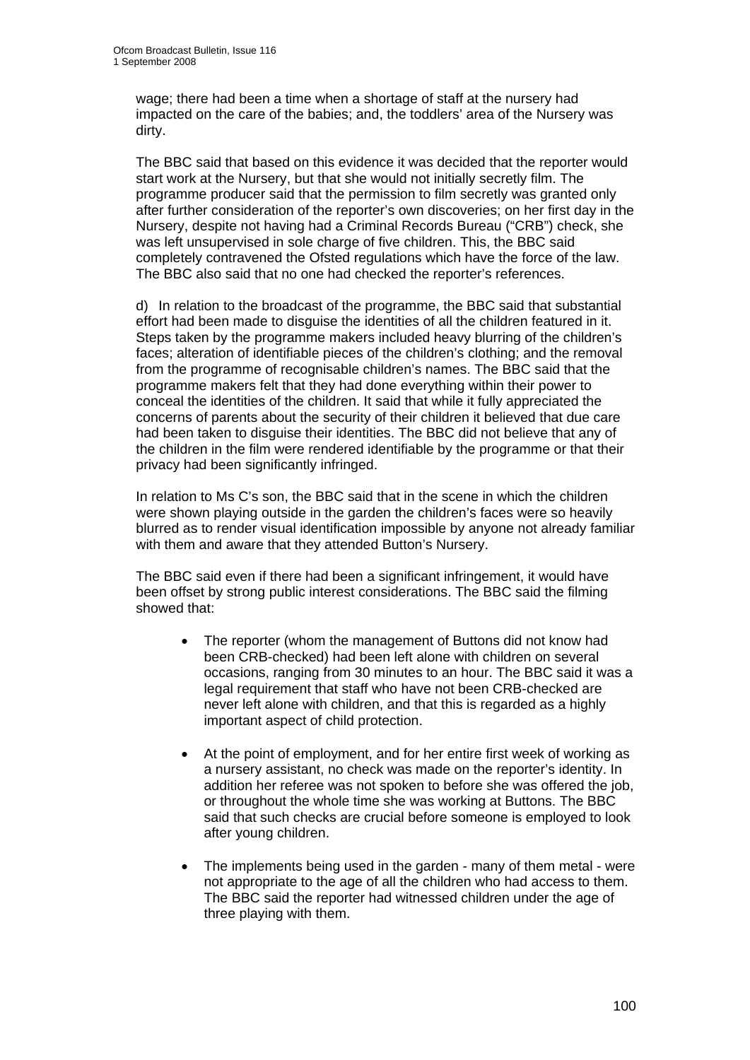wage; there had been a time when a shortage of staff at the nursery had impacted on the care of the babies; and, the toddlers' area of the Nursery was dirty.

The BBC said that based on this evidence it was decided that the reporter would start work at the Nursery, but that she would not initially secretly film. The programme producer said that the permission to film secretly was granted only after further consideration of the reporter's own discoveries; on her first day in the Nursery, despite not having had a Criminal Records Bureau ("CRB") check, she was left unsupervised in sole charge of five children. This, the BBC said completely contravened the Ofsted regulations which have the force of the law. The BBC also said that no one had checked the reporter's references.

d) In relation to the broadcast of the programme, the BBC said that substantial effort had been made to disguise the identities of all the children featured in it. Steps taken by the programme makers included heavy blurring of the children's faces; alteration of identifiable pieces of the children's clothing; and the removal from the programme of recognisable children's names. The BBC said that the programme makers felt that they had done everything within their power to conceal the identities of the children. It said that while it fully appreciated the concerns of parents about the security of their children it believed that due care had been taken to disguise their identities. The BBC did not believe that any of the children in the film were rendered identifiable by the programme or that their privacy had been significantly infringed.

In relation to Ms C's son, the BBC said that in the scene in which the children were shown playing outside in the garden the children's faces were so heavily blurred as to render visual identification impossible by anyone not already familiar with them and aware that they attended Button's Nursery.

The BBC said even if there had been a significant infringement, it would have been offset by strong public interest considerations. The BBC said the filming showed that:

- The reporter (whom the management of Buttons did not know had been CRB-checked) had been left alone with children on several occasions, ranging from 30 minutes to an hour. The BBC said it was a legal requirement that staff who have not been CRB-checked are never left alone with children, and that this is regarded as a highly important aspect of child protection.

- At the point of employment, and for her entire first week of working as a nursery assistant, no check was made on the reporter's identity. In addition her referee was not spoken to before she was offered the job, or throughout the whole time she was working at Buttons. The BBC said that such checks are crucial before someone is employed to look after young children.

- The implements being used in the garden - many of them metal - were not appropriate to the age of all the children who had access to them. The BBC said the reporter had witnessed children under the age of three playing with them.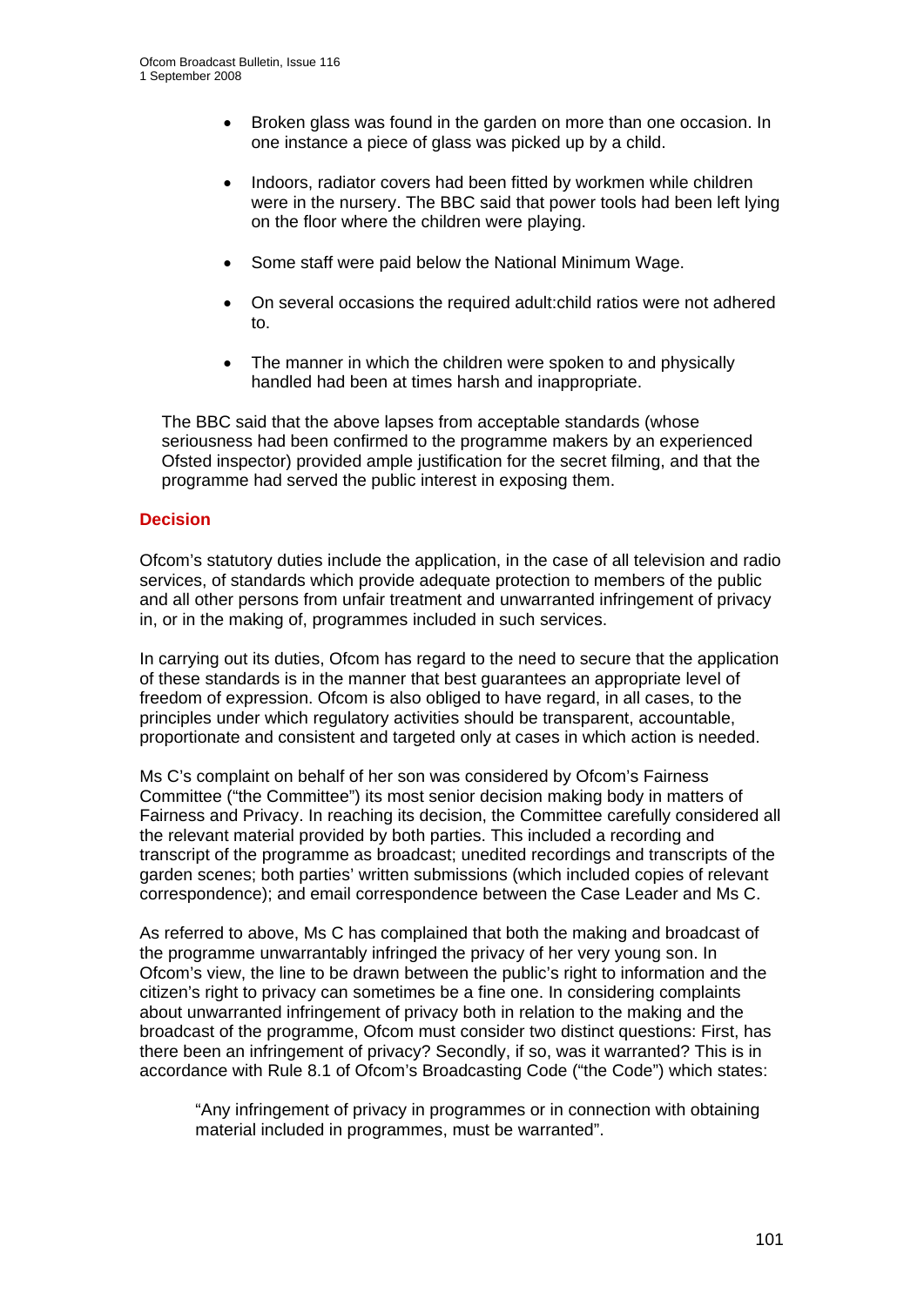- Broken glass was found in the garden on more than one occasion. In one instance a piece of glass was picked up by a child.

- Indoors, radiator covers had been fitted by workmen while children were in the nursery. The BBC said that power tools had been left lying on the floor where the children were playing.

- Some staff were paid below the National Minimum Wage.

- On several occasions the required adult:child ratios were not adhered to.

- The manner in which the children were spoken to and physically handled had been at times harsh and inappropriate.

The BBC said that the above lapses from acceptable standards (whose seriousness had been confirmed to the programme makers by an experienced Ofsted inspector) provided ample justification for the secret filming, and that the programme had served the public interest in exposing them.

## Decision

Ofcom's statutory duties include the application, in the case of all television and radio services, of standards which provide adequate protection to members of the public and all other persons from unfair treatment and unwarranted infringement of privacy in, or in the making of, programmes included in such services.

In carrying out its duties, Ofcom has regard to the need to secure that the application of these standards is in the manner that best guarantees an appropriate level of freedom of expression. Ofcom is also obliged to have regard, in all cases, to the principles under which regulatory activities should be transparent, accountable, proportionate and consistent and targeted only at cases in which action is needed.

Ms C's complaint on behalf of her son was considered by Ofcom's Fairness Committee ("the Committee") its most senior decision making body in matters of Fairness and Privacy. In reaching its decision, the Committee carefully considered all the relevant material provided by both parties. This included a recording and transcript of the programme as broadcast; unedited recordings and transcripts of the garden scenes; both parties' written submissions (which included copies of relevant correspondence); and email correspondence between the Case Leader and Ms C.

As referred to above, Ms C has complained that both the making and broadcast of the programme unwarrantably infringed the privacy of her very young son. In Ofcom's view, the line to be drawn between the public's right to information and the citizen's right to privacy can sometimes be a fine one. In considering complaints about unwarranted infringement of privacy both in relation to the making and the broadcast of the programme, Ofcom must consider two distinct questions: First, has there been an infringement of privacy? Secondly, if so, was it warranted? This is in accordance with Rule 8.1 of Ofcom's Broadcasting Code ("the Code") which states:

> "Any infringement of privacy in programmes or in connection with obtaining material included in programmes, must be warranted".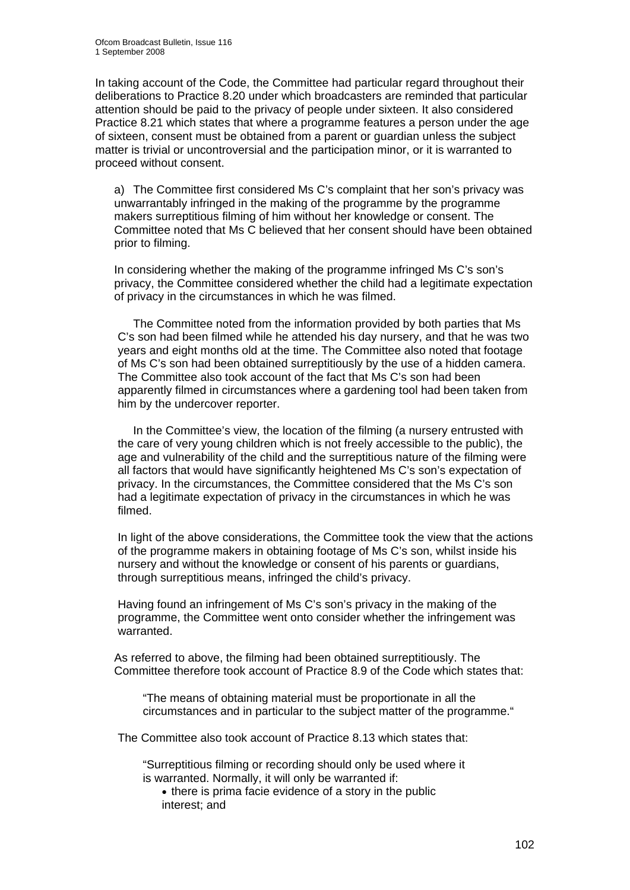In taking account of the Code, the Committee had particular regard throughout their deliberations to Practice 8.20 under which broadcasters are reminded that particular attention should be paid to the privacy of people under sixteen. It also considered Practice 8.21 which states that where a programme features a person under the age of sixteen, consent must be obtained from a parent or guardian unless the subject matter is trivial or uncontroversial and the participation minor, or it is warranted to proceed without consent.

a) The Committee first considered Ms C's complaint that her son's privacy was unwarrantably infringed in the making of the programme by the programme makers surreptitious filming of him without her knowledge or consent. The Committee noted that Ms C believed that her consent should have been obtained prior to filming.

In considering whether the making of the programme infringed Ms C's son's privacy, the Committee considered whether the child had a legitimate expectation of privacy in the circumstances in which he was filmed.

The Committee noted from the information provided by both parties that Ms C's son had been filmed while he attended his day nursery, and that he was two years and eight months old at the time. The Committee also noted that footage of Ms C's son had been obtained surreptitiously by the use of a hidden camera. The Committee also took account of the fact that Ms C's son had been apparently filmed in circumstances where a gardening tool had been taken from him by the undercover reporter.

In the Committee's view, the location of the filming (a nursery entrusted with the care of very young children which is not freely accessible to the public), the age and vulnerability of the child and the surreptitious nature of the filming were all factors that would have significantly heightened Ms C's son's expectation of privacy. In the circumstances, the Committee considered that the Ms C's son had a legitimate expectation of privacy in the circumstances in which he was filmed.

In light of the above considerations, the Committee took the view that the actions of the programme makers in obtaining footage of Ms C's son, whilst inside his nursery and without the knowledge or consent of his parents or guardians, through surreptitious means, infringed the child's privacy.

Having found an infringement of Ms C's son's privacy in the making of the programme, the Committee went onto consider whether the infringement was warranted.

As referred to above, the filming had been obtained surreptitiously. The Committee therefore took account of Practice 8.9 of the Code which states that:

> "The means of obtaining material must be proportionate in all the circumstances and in particular to the subject matter of the programme."

The Committee also took account of Practice 8.13 which states that:

> "Surreptitious filming or recording should only be used where it is warranted. Normally, it will only be warranted if:
>
> - there is prima facie evidence of a story in the public interest; and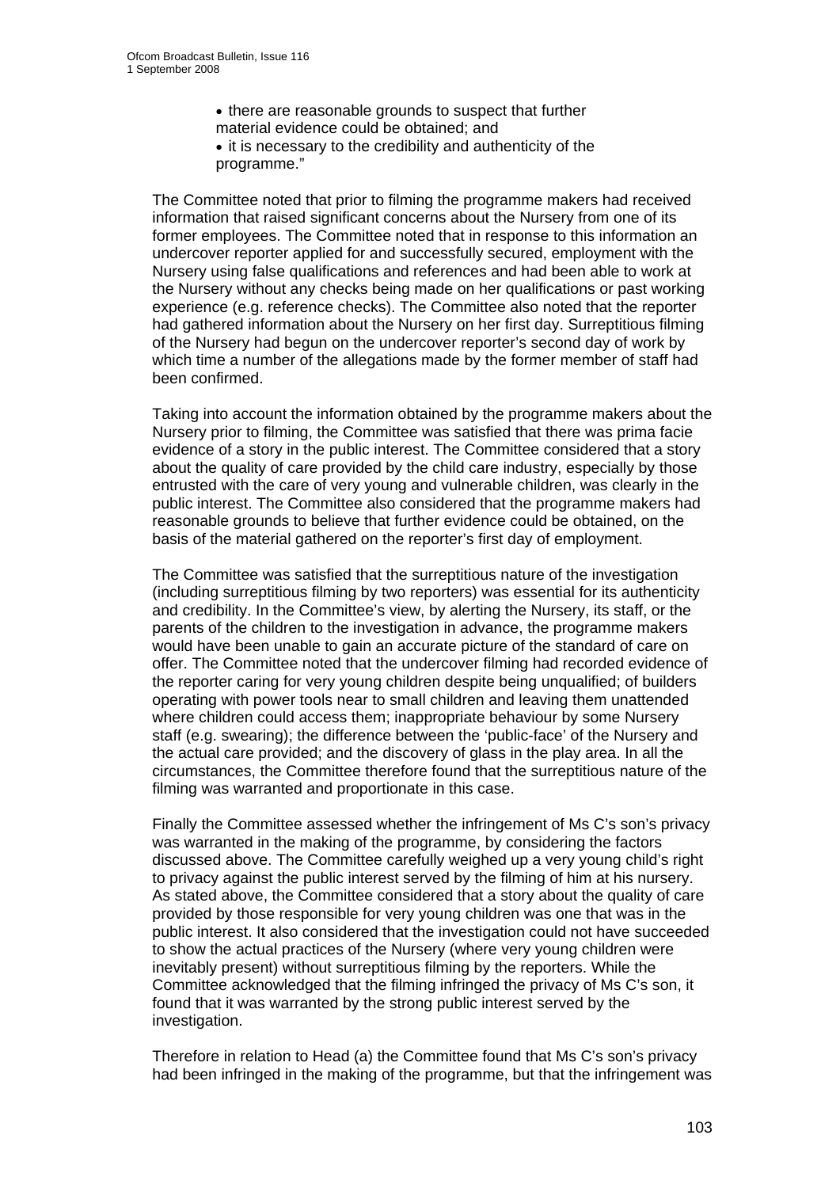- there are reasonable grounds to suspect that further material evidence could be obtained; and
- it is necessary to the credibility and authenticity of the programme."

The Committee noted that prior to filming the programme makers had received information that raised significant concerns about the Nursery from one of its former employees. The Committee noted that in response to this information an undercover reporter applied for and successfully secured, employment with the Nursery using false qualifications and references and had been able to work at the Nursery without any checks being made on her qualifications or past working experience (e.g. reference checks). The Committee also noted that the reporter had gathered information about the Nursery on her first day. Surreptitious filming of the Nursery had begun on the undercover reporter's second day of work by which time a number of the allegations made by the former member of staff had been confirmed.

Taking into account the information obtained by the programme makers about the Nursery prior to filming, the Committee was satisfied that there was prima facie evidence of a story in the public interest. The Committee considered that a story about the quality of care provided by the child care industry, especially by those entrusted with the care of very young and vulnerable children, was clearly in the public interest. The Committee also considered that the programme makers had reasonable grounds to believe that further evidence could be obtained, on the basis of the material gathered on the reporter's first day of employment.

The Committee was satisfied that the surreptitious nature of the investigation (including surreptitious filming by two reporters) was essential for its authenticity and credibility. In the Committee's view, by alerting the Nursery, its staff, or the parents of the children to the investigation in advance, the programme makers would have been unable to gain an accurate picture of the standard of care on offer. The Committee noted that the undercover filming had recorded evidence of the reporter caring for very young children despite being unqualified; of builders operating with power tools near to small children and leaving them unattended where children could access them; inappropriate behaviour by some Nursery staff (e.g. swearing); the difference between the 'public-face' of the Nursery and the actual care provided; and the discovery of glass in the play area. In all the circumstances, the Committee therefore found that the surreptitious nature of the filming was warranted and proportionate in this case.

Finally the Committee assessed whether the infringement of Ms C's son's privacy was warranted in the making of the programme, by considering the factors discussed above. The Committee carefully weighed up a very young child's right to privacy against the public interest served by the filming of him at his nursery. As stated above, the Committee considered that a story about the quality of care provided by those responsible for very young children was one that was in the public interest. It also considered that the investigation could not have succeeded to show the actual practices of the Nursery (where very young children were inevitably present) without surreptitious filming by the reporters. While the Committee acknowledged that the filming infringed the privacy of Ms C's son, it found that it was warranted by the strong public interest served by the investigation.

Therefore in relation to Head (a) the Committee found that Ms C's son's privacy had been infringed in the making of the programme, but that the infringement was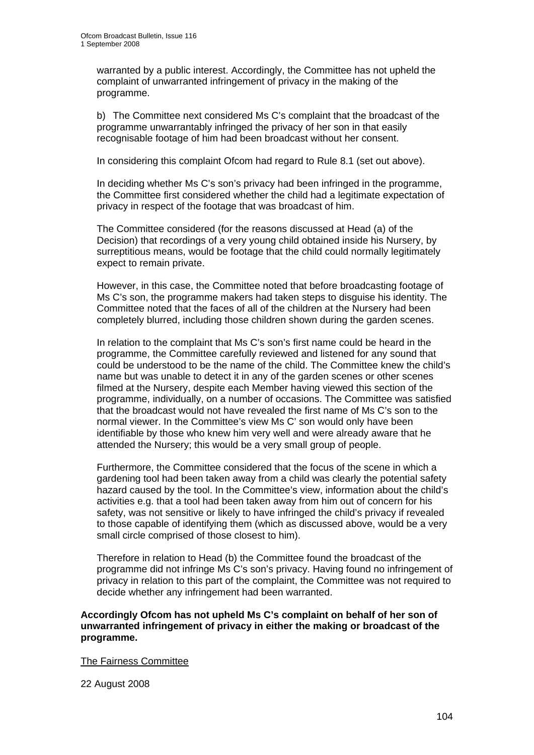warranted by a public interest. Accordingly, the Committee has not upheld the complaint of unwarranted infringement of privacy in the making of the programme.

b) The Committee next considered Ms C's complaint that the broadcast of the programme unwarrantably infringed the privacy of her son in that easily recognisable footage of him had been broadcast without her consent.

In considering this complaint Ofcom had regard to Rule 8.1 (set out above).

In deciding whether Ms C's son's privacy had been infringed in the programme, the Committee first considered whether the child had a legitimate expectation of privacy in respect of the footage that was broadcast of him.

The Committee considered (for the reasons discussed at Head (a) of the Decision) that recordings of a very young child obtained inside his Nursery, by surreptitious means, would be footage that the child could normally legitimately expect to remain private.

However, in this case, the Committee noted that before broadcasting footage of Ms C's son, the programme makers had taken steps to disguise his identity. The Committee noted that the faces of all of the children at the Nursery had been completely blurred, including those children shown during the garden scenes.

In relation to the complaint that Ms C's son's first name could be heard in the programme, the Committee carefully reviewed and listened for any sound that could be understood to be the name of the child. The Committee knew the child's name but was unable to detect it in any of the garden scenes or other scenes filmed at the Nursery, despite each Member having viewed this section of the programme, individually, on a number of occasions. The Committee was satisfied that the broadcast would not have revealed the first name of Ms C's son to the normal viewer. In the Committee's view Ms C' son would only have been identifiable by those who knew him very well and were already aware that he attended the Nursery; this would be a very small group of people.

Furthermore, the Committee considered that the focus of the scene in which a gardening tool had been taken away from a child was clearly the potential safety hazard caused by the tool. In the Committee's view, information about the child's activities e.g. that a tool had been taken away from him out of concern for his safety, was not sensitive or likely to have infringed the child's privacy if revealed to those capable of identifying them (which as discussed above, would be a very small circle comprised of those closest to him).

Therefore in relation to Head (b) the Committee found the broadcast of the programme did not infringe Ms C's son's privacy. Having found no infringement of privacy in relation to this part of the complaint, the Committee was not required to decide whether any infringement had been warranted.

**Accordingly Ofcom has not upheld Ms C's complaint on behalf of her son of unwarranted infringement of privacy in either the making or broadcast of the programme.**

<u>The Fairness Committee</u>

22 August 2008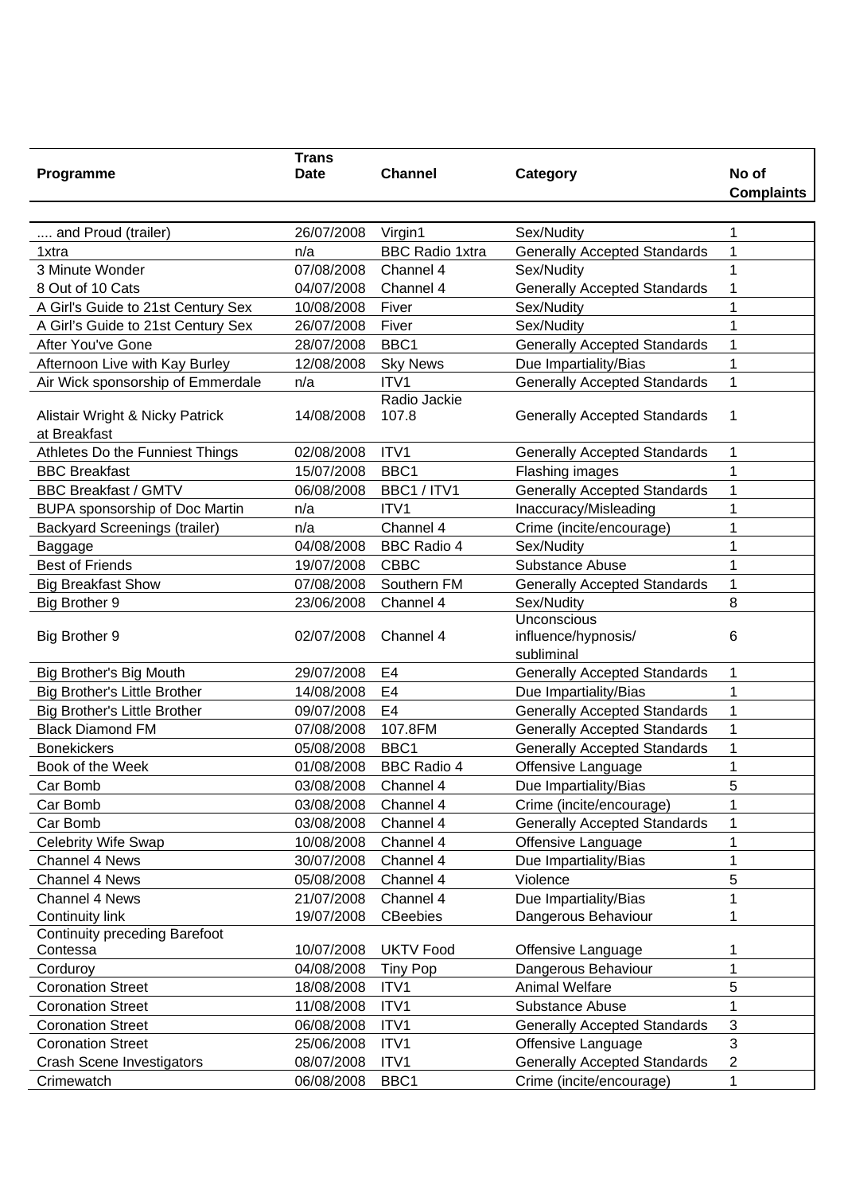| Programme | Trans Date | Channel | Category | No of Complaints |
| --- | --- | --- | --- | --- |
| .... and Proud (trailer) | 26/07/2008 | Virgin1 | Sex/Nudity | 1 |
| 1xtra | n/a | BBC Radio 1xtra | Generally Accepted Standards | 1 |
| 3 Minute Wonder | 07/08/2008 | Channel 4 | Sex/Nudity | 1 |
| 8 Out of 10 Cats | 04/07/2008 | Channel 4 | Generally Accepted Standards | 1 |
| A Girl's Guide to 21st Century Sex | 10/08/2008 | Fiver | Sex/Nudity | 1 |
| A Girl's Guide to 21st Century Sex | 26/07/2008 | Fiver | Sex/Nudity | 1 |
| After You've Gone | 28/07/2008 | BBC1 | Generally Accepted Standards | 1 |
| Afternoon Live with Kay Burley | 12/08/2008 | Sky News | Due Impartiality/Bias | 1 |
| Air Wick sponsorship of Emmerdale | n/a | ITV1 | Generally Accepted Standards | 1 |
| Alistair Wright & Nicky Patrick at Breakfast | 14/08/2008 | Radio Jackie 107.8 | Generally Accepted Standards | 1 |
| Athletes Do the Funniest Things | 02/08/2008 | ITV1 | Generally Accepted Standards | 1 |
| BBC Breakfast | 15/07/2008 | BBC1 | Flashing images | 1 |
| BBC Breakfast / GMTV | 06/08/2008 | BBC1 / ITV1 | Generally Accepted Standards | 1 |
| BUPA sponsorship of Doc Martin | n/a | ITV1 | Inaccuracy/Misleading | 1 |
| Backyard Screenings (trailer) | n/a | Channel 4 | Crime (incite/encourage) | 1 |
| Baggage | 04/08/2008 | BBC Radio 4 | Sex/Nudity | 1 |
| Best of Friends | 19/07/2008 | CBBC | Substance Abuse | 1 |
| Big Breakfast Show | 07/08/2008 | Southern FM | Generally Accepted Standards | 1 |
| Big Brother 9 | 23/06/2008 | Channel 4 | Sex/Nudity | 8 |
| Big Brother 9 | 02/07/2008 | Channel 4 | Unconscious influence/hypnosis/ subliminal | 6 |
| Big Brother's Big Mouth | 29/07/2008 | E4 | Generally Accepted Standards | 1 |
| Big Brother's Little Brother | 14/08/2008 | E4 | Due Impartiality/Bias | 1 |
| Big Brother's Little Brother | 09/07/2008 | E4 | Generally Accepted Standards | 1 |
| Black Diamond FM | 07/08/2008 | 107.8FM | Generally Accepted Standards | 1 |
| Bonekickers | 05/08/2008 | BBC1 | Generally Accepted Standards | 1 |
| Book of the Week | 01/08/2008 | BBC Radio 4 | Offensive Language | 1 |
| Car Bomb | 03/08/2008 | Channel 4 | Due Impartiality/Bias | 5 |
| Car Bomb | 03/08/2008 | Channel 4 | Crime (incite/encourage) | 1 |
| Car Bomb | 03/08/2008 | Channel 4 | Generally Accepted Standards | 1 |
| Celebrity Wife Swap | 10/08/2008 | Channel 4 | Offensive Language | 1 |
| Channel 4 News | 30/07/2008 | Channel 4 | Due Impartiality/Bias | 1 |
| Channel 4 News | 05/08/2008 | Channel 4 | Violence | 5 |
| Channel 4 News | 21/07/2008 | Channel 4 | Due Impartiality/Bias | 1 |
| Continuity link | 19/07/2008 | CBeebies | Dangerous Behaviour | 1 |
| Continuity preceding Barefoot Contessa | 10/07/2008 | UKTV Food | Offensive Language | 1 |
| Corduroy | 04/08/2008 | Tiny Pop | Dangerous Behaviour | 1 |
| Coronation Street | 18/08/2008 | ITV1 | Animal Welfare | 5 |
| Coronation Street | 11/08/2008 | ITV1 | Substance Abuse | 1 |
| Coronation Street | 06/08/2008 | ITV1 | Generally Accepted Standards | 3 |
| Coronation Street | 25/06/2008 | ITV1 | Offensive Language | 3 |
| Crash Scene Investigators | 08/07/2008 | ITV1 | Generally Accepted Standards | 2 |
| Crimewatch | 06/08/2008 | BBC1 | Crime (incite/encourage) | 1 |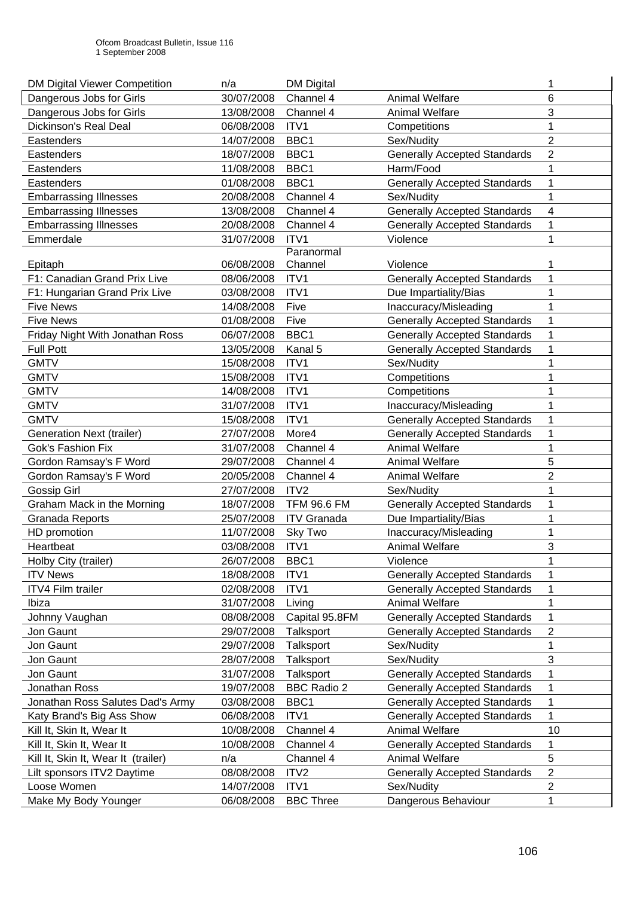| | | | | |
|---|---|---|---|---|
| DM Digital Viewer Competition | n/a | DM Digital | | 1 |
| Dangerous Jobs for Girls | 30/07/2008 | Channel 4 | Animal Welfare | 6 |
| Dangerous Jobs for Girls | 13/08/2008 | Channel 4 | Animal Welfare | 3 |
| Dickinson's Real Deal | 06/08/2008 | ITV1 | Competitions | 1 |
| Eastenders | 14/07/2008 | BBC1 | Sex/Nudity | 2 |
| Eastenders | 18/07/2008 | BBC1 | Generally Accepted Standards | 2 |
| Eastenders | 11/08/2008 | BBC1 | Harm/Food | 1 |
| Eastenders | 01/08/2008 | BBC1 | Generally Accepted Standards | 1 |
| Embarrassing Illnesses | 20/08/2008 | Channel 4 | Sex/Nudity | 1 |
| Embarrassing Illnesses | 13/08/2008 | Channel 4 | Generally Accepted Standards | 4 |
| Embarrassing Illnesses | 20/08/2008 | Channel 4 | Generally Accepted Standards | 1 |
| Emmerdale | 31/07/2008 | ITV1 | Violence | 1 |
| Epitaph | 06/08/2008 | Paranormal Channel | Violence | 1 |
| F1: Canadian Grand Prix Live | 08/06/2008 | ITV1 | Generally Accepted Standards | 1 |
| F1: Hungarian Grand Prix Live | 03/08/2008 | ITV1 | Due Impartiality/Bias | 1 |
| Five News | 14/08/2008 | Five | Inaccuracy/Misleading | 1 |
| Five News | 01/08/2008 | Five | Generally Accepted Standards | 1 |
| Friday Night With Jonathan Ross | 06/07/2008 | BBC1 | Generally Accepted Standards | 1 |
| Full Pott | 13/05/2008 | Kanal 5 | Generally Accepted Standards | 1 |
| GMTV | 15/08/2008 | ITV1 | Sex/Nudity | 1 |
| GMTV | 15/08/2008 | ITV1 | Competitions | 1 |
| GMTV | 14/08/2008 | ITV1 | Competitions | 1 |
| GMTV | 31/07/2008 | ITV1 | Inaccuracy/Misleading | 1 |
| GMTV | 15/08/2008 | ITV1 | Generally Accepted Standards | 1 |
| Generation Next (trailer) | 27/07/2008 | More4 | Generally Accepted Standards | 1 |
| Gok's Fashion Fix | 31/07/2008 | Channel 4 | Animal Welfare | 1 |
| Gordon Ramsay's F Word | 29/07/2008 | Channel 4 | Animal Welfare | 5 |
| Gordon Ramsay's F Word | 20/05/2008 | Channel 4 | Animal Welfare | 2 |
| Gossip Girl | 27/07/2008 | ITV2 | Sex/Nudity | 1 |
| Graham Mack in the Morning | 18/07/2008 | TFM 96.6 FM | Generally Accepted Standards | 1 |
| Granada Reports | 25/07/2008 | ITV Granada | Due Impartiality/Bias | 1 |
| HD promotion | 11/07/2008 | Sky Two | Inaccuracy/Misleading | 1 |
| Heartbeat | 03/08/2008 | ITV1 | Animal Welfare | 3 |
| Holby City (trailer) | 26/07/2008 | BBC1 | Violence | 1 |
| ITV News | 18/08/2008 | ITV1 | Generally Accepted Standards | 1 |
| ITV4 Film trailer | 02/08/2008 | ITV1 | Generally Accepted Standards | 1 |
| Ibiza | 31/07/2008 | Living | Animal Welfare | 1 |
| Johnny Vaughan | 08/08/2008 | Capital 95.8FM | Generally Accepted Standards | 1 |
| Jon Gaunt | 29/07/2008 | Talksport | Generally Accepted Standards | 2 |
| Jon Gaunt | 29/07/2008 | Talksport | Sex/Nudity | 1 |
| Jon Gaunt | 28/07/2008 | Talksport | Sex/Nudity | 3 |
| Jon Gaunt | 31/07/2008 | Talksport | Generally Accepted Standards | 1 |
| Jonathan Ross | 19/07/2008 | BBC Radio 2 | Generally Accepted Standards | 1 |
| Jonathan Ross Salutes Dad's Army | 03/08/2008 | BBC1 | Generally Accepted Standards | 1 |
| Katy Brand's Big Ass Show | 06/08/2008 | ITV1 | Generally Accepted Standards | 1 |
| Kill It, Skin It, Wear It | 10/08/2008 | Channel 4 | Animal Welfare | 10 |
| Kill It, Skin It, Wear It | 10/08/2008 | Channel 4 | Generally Accepted Standards | 1 |
| Kill It, Skin It, Wear It (trailer) | n/a | Channel 4 | Animal Welfare | 5 |
| Lilt sponsors ITV2 Daytime | 08/08/2008 | ITV2 | Generally Accepted Standards | 2 |
| Loose Women | 14/07/2008 | ITV1 | Sex/Nudity | 2 |
| Make My Body Younger | 06/08/2008 | BBC Three | Dangerous Behaviour | 1 |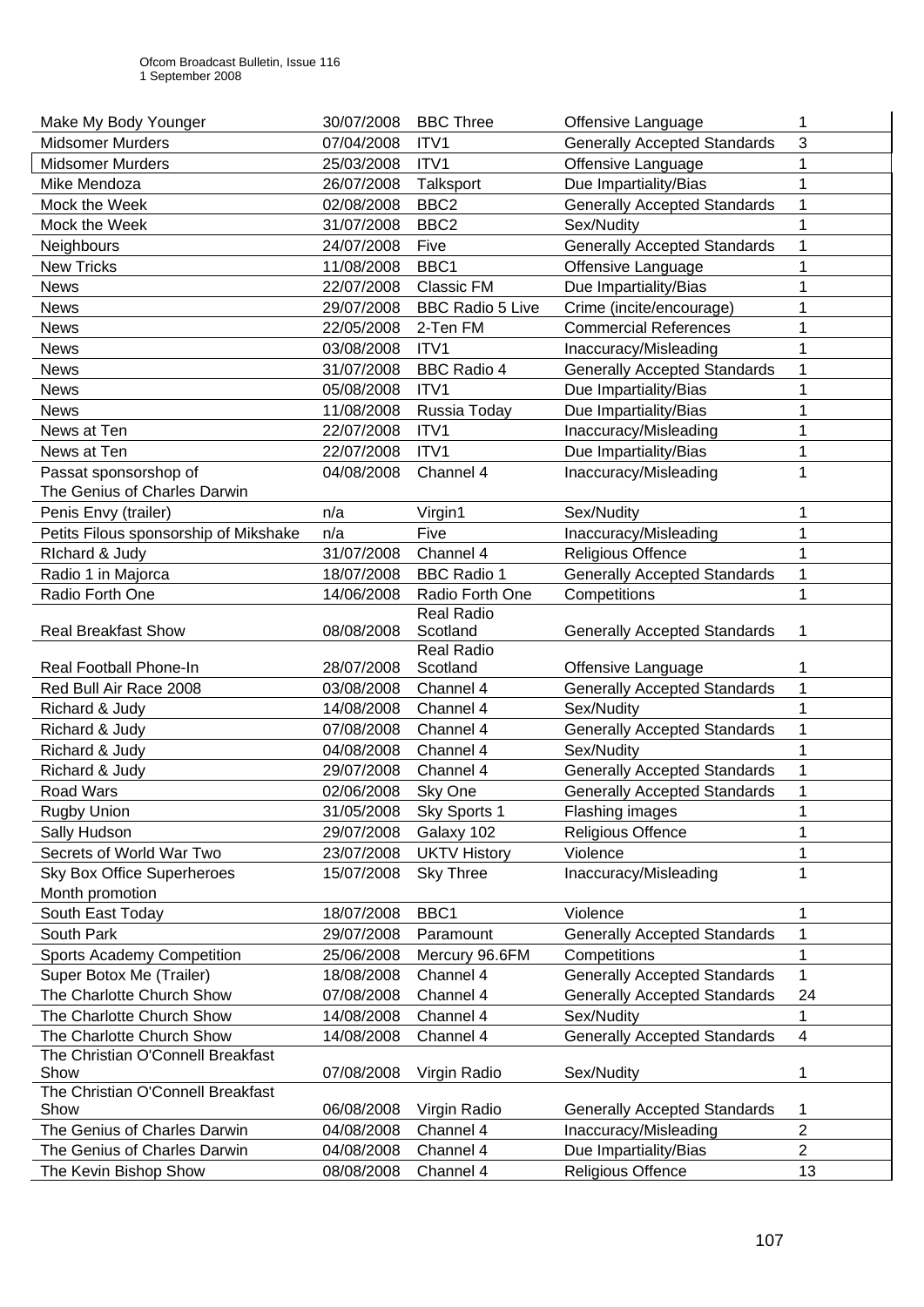| Make My Body Younger | 30/07/2008 | BBC Three | Offensive Language | 1 |
|---|---|---|---|---|
| Midsomer Murders | 07/04/2008 | ITV1 | Generally Accepted Standards | 3 |
| Midsomer Murders | 25/03/2008 | ITV1 | Offensive Language | 1 |
| Mike Mendoza | 26/07/2008 | Talksport | Due Impartiality/Bias | 1 |
| Mock the Week | 02/08/2008 | BBC2 | Generally Accepted Standards | 1 |
| Mock the Week | 31/07/2008 | BBC2 | Sex/Nudity | 1 |
| Neighbours | 24/07/2008 | Five | Generally Accepted Standards | 1 |
| New Tricks | 11/08/2008 | BBC1 | Offensive Language | 1 |
| News | 22/07/2008 | Classic FM | Due Impartiality/Bias | 1 |
| News | 29/07/2008 | BBC Radio 5 Live | Crime (incite/encourage) | 1 |
| News | 22/05/2008 | 2-Ten FM | Commercial References | 1 |
| News | 03/08/2008 | ITV1 | Inaccuracy/Misleading | 1 |
| News | 31/07/2008 | BBC Radio 4 | Generally Accepted Standards | 1 |
| News | 05/08/2008 | ITV1 | Due Impartiality/Bias | 1 |
| News | 11/08/2008 | Russia Today | Due Impartiality/Bias | 1 |
| News at Ten | 22/07/2008 | ITV1 | Inaccuracy/Misleading | 1 |
| News at Ten | 22/07/2008 | ITV1 | Due Impartiality/Bias | 1 |
| Passat sponsorshop of The Genius of Charles Darwin | 04/08/2008 | Channel 4 | Inaccuracy/Misleading | 1 |
| Penis Envy (trailer) | n/a | Virgin1 | Sex/Nudity | 1 |
| Petits Filous sponsorship of Mikshake | n/a | Five | Inaccuracy/Misleading | 1 |
| RIchard & Judy | 31/07/2008 | Channel 4 | Religious Offence | 1 |
| Radio 1 in Majorca | 18/07/2008 | BBC Radio 1 | Generally Accepted Standards | 1 |
| Radio Forth One | 14/06/2008 | Radio Forth One | Competitions | 1 |
| Real Breakfast Show | 08/08/2008 | Real Radio Scotland | Generally Accepted Standards | 1 |
| Real Football Phone-In | 28/07/2008 | Real Radio Scotland | Offensive Language | 1 |
| Red Bull Air Race 2008 | 03/08/2008 | Channel 4 | Generally Accepted Standards | 1 |
| Richard & Judy | 14/08/2008 | Channel 4 | Sex/Nudity | 1 |
| Richard & Judy | 07/08/2008 | Channel 4 | Generally Accepted Standards | 1 |
| Richard & Judy | 04/08/2008 | Channel 4 | Sex/Nudity | 1 |
| Richard & Judy | 29/07/2008 | Channel 4 | Generally Accepted Standards | 1 |
| Road Wars | 02/06/2008 | Sky One | Generally Accepted Standards | 1 |
| Rugby Union | 31/05/2008 | Sky Sports 1 | Flashing images | 1 |
| Sally Hudson | 29/07/2008 | Galaxy 102 | Religious Offence | 1 |
| Secrets of World War Two | 23/07/2008 | UKTV History | Violence | 1 |
| Sky Box Office Superheroes Month promotion | 15/07/2008 | Sky Three | Inaccuracy/Misleading | 1 |
| South East Today | 18/07/2008 | BBC1 | Violence | 1 |
| South Park | 29/07/2008 | Paramount | Generally Accepted Standards | 1 |
| Sports Academy Competition | 25/06/2008 | Mercury 96.6FM | Competitions | 1 |
| Super Botox Me (Trailer) | 18/08/2008 | Channel 4 | Generally Accepted Standards | 1 |
| The Charlotte Church Show | 07/08/2008 | Channel 4 | Generally Accepted Standards | 24 |
| The Charlotte Church Show | 14/08/2008 | Channel 4 | Sex/Nudity | 1 |
| The Charlotte Church Show | 14/08/2008 | Channel 4 | Generally Accepted Standards | 4 |
| The Christian O'Connell Breakfast Show | 07/08/2008 | Virgin Radio | Sex/Nudity | 1 |
| The Christian O'Connell Breakfast Show | 06/08/2008 | Virgin Radio | Generally Accepted Standards | 1 |
| The Genius of Charles Darwin | 04/08/2008 | Channel 4 | Inaccuracy/Misleading | 2 |
| The Genius of Charles Darwin | 04/08/2008 | Channel 4 | Due Impartiality/Bias | 2 |
| The Kevin Bishop Show | 08/08/2008 | Channel 4 | Religious Offence | 13 |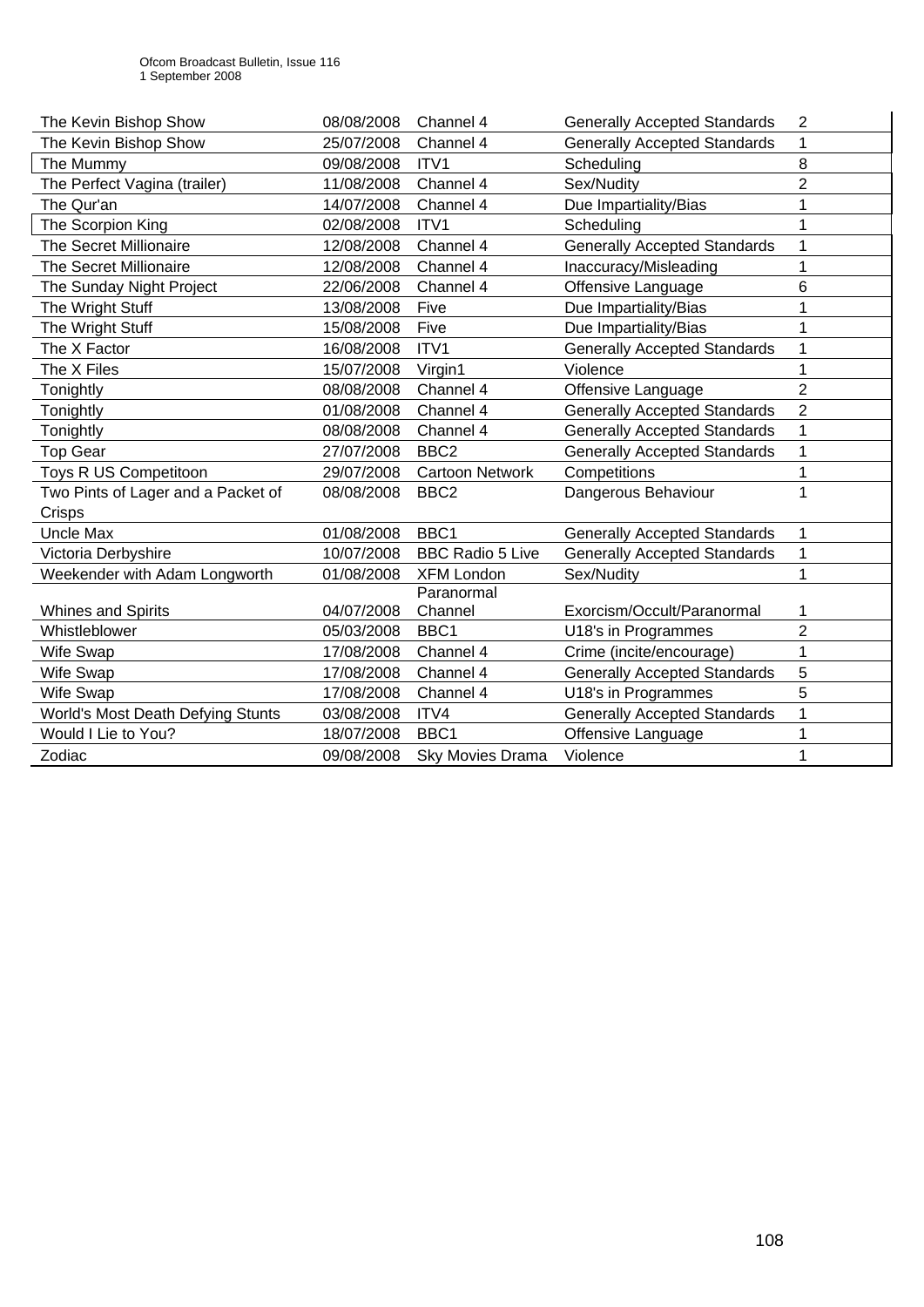| | | | | |
|---|---|---|---|---|
| The Kevin Bishop Show | 08/08/2008 | Channel 4 | Generally Accepted Standards | 2 |
| The Kevin Bishop Show | 25/07/2008 | Channel 4 | Generally Accepted Standards | 1 |
| The Mummy | 09/08/2008 | ITV1 | Scheduling | 8 |
| The Perfect Vagina (trailer) | 11/08/2008 | Channel 4 | Sex/Nudity | 2 |
| The Qur'an | 14/07/2008 | Channel 4 | Due Impartiality/Bias | 1 |
| The Scorpion King | 02/08/2008 | ITV1 | Scheduling | 1 |
| The Secret Millionaire | 12/08/2008 | Channel 4 | Generally Accepted Standards | 1 |
| The Secret Millionaire | 12/08/2008 | Channel 4 | Inaccuracy/Misleading | 1 |
| The Sunday Night Project | 22/06/2008 | Channel 4 | Offensive Language | 6 |
| The Wright Stuff | 13/08/2008 | Five | Due Impartiality/Bias | 1 |
| The Wright Stuff | 15/08/2008 | Five | Due Impartiality/Bias | 1 |
| The X Factor | 16/08/2008 | ITV1 | Generally Accepted Standards | 1 |
| The X Files | 15/07/2008 | Virgin1 | Violence | 1 |
| Tonightly | 08/08/2008 | Channel 4 | Offensive Language | 2 |
| Tonightly | 01/08/2008 | Channel 4 | Generally Accepted Standards | 2 |
| Tonightly | 08/08/2008 | Channel 4 | Generally Accepted Standards | 1 |
| Top Gear | 27/07/2008 | BBC2 | Generally Accepted Standards | 1 |
| Toys R US Competitoon | 29/07/2008 | Cartoon Network | Competitions | 1 |
| Two Pints of Lager and a Packet of Crisps | 08/08/2008 | BBC2 | Dangerous Behaviour | 1 |
| Uncle Max | 01/08/2008 | BBC1 | Generally Accepted Standards | 1 |
| Victoria Derbyshire | 10/07/2008 | BBC Radio 5 Live | Generally Accepted Standards | 1 |
| Weekender with Adam Longworth | 01/08/2008 | XFM London | Sex/Nudity | 1 |
| Whines and Spirits | 04/07/2008 | Paranormal Channel | Exorcism/Occult/Paranormal | 1 |
| Whistleblower | 05/03/2008 | BBC1 | U18's in Programmes | 2 |
| Wife Swap | 17/08/2008 | Channel 4 | Crime (incite/encourage) | 1 |
| Wife Swap | 17/08/2008 | Channel 4 | Generally Accepted Standards | 5 |
| Wife Swap | 17/08/2008 | Channel 4 | U18's in Programmes | 5 |
| World's Most Death Defying Stunts | 03/08/2008 | ITV4 | Generally Accepted Standards | 1 |
| Would I Lie to You? | 18/07/2008 | BBC1 | Offensive Language | 1 |
| Zodiac | 09/08/2008 | Sky Movies Drama | Violence | 1 |